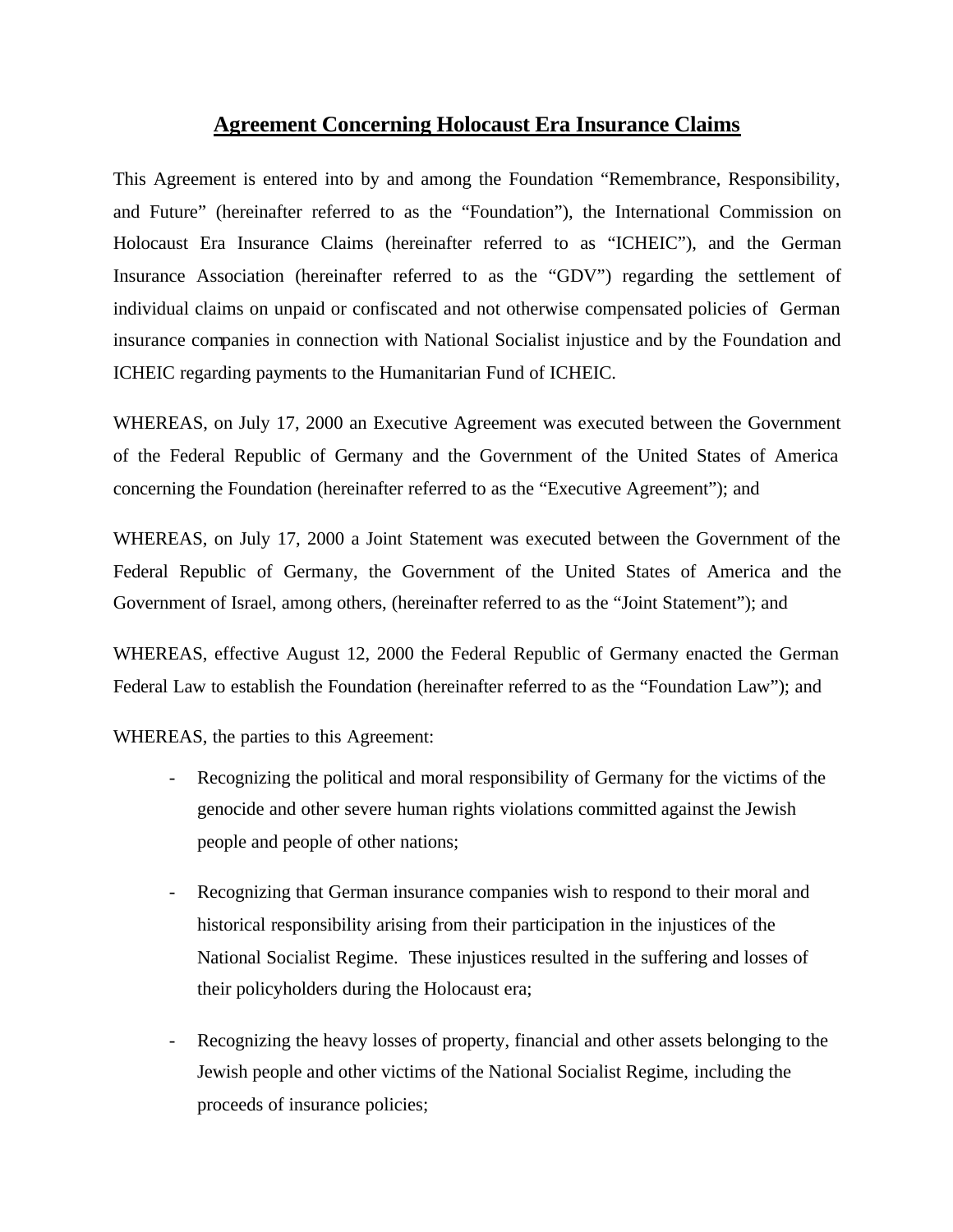# Agreement Concerning Holocaust Era Insurance Claims

This Agreement is entered into by and among the Foundation "Remembrance, Responsibility, and Future" (hereinafter referred to as the "Foundation"), the International Commission on Holocaust Era Insurance Claims (hereinafter referred to as "ICHEIC"), and the German Insurance Association (hereinafter referred to as the "GDV") regarding the settlement of individual claims on unpaid or confiscated and not otherwise compensated policies of German insurance companies in connection with National Socialist injustice and by the Foundation and ICHEIC regarding payments to the Humanitarian Fund of ICHEIC.

WHEREAS, on July 17, 2000 an Executive Agreement was executed between the Government of the Federal Republic of Germany and the Government of the United States of America concerning the Foundation (hereinafter referred to as the "Executive Agreement"); and

WHEREAS, on July 17, 2000 a Joint Statement was executed between the Government of the Federal Republic of Germany, the Government of the United States of America and the Government of Israel, among others, (hereinafter referred to as the "Joint Statement"); and

WHEREAS, effective August 12, 2000 the Federal Republic of Germany enacted the German Federal Law to establish the Foundation (hereinafter referred to as the "Foundation Law"); and

WHEREAS, the parties to this Agreement:

- Recognizing the political and moral responsibility of Germany for the victims of the genocide and other severe human rights violations committed against the Jewish people and people of other nations;

- Recognizing that German insurance companies wish to respond to their moral and historical responsibility arising from their participation in the injustices of the National Socialist Regime. These injustices resulted in the suffering and losses of their policyholders during the Holocaust era;

- Recognizing the heavy losses of property, financial and other assets belonging to the Jewish people and other victims of the National Socialist Regime, including the proceeds of insurance policies;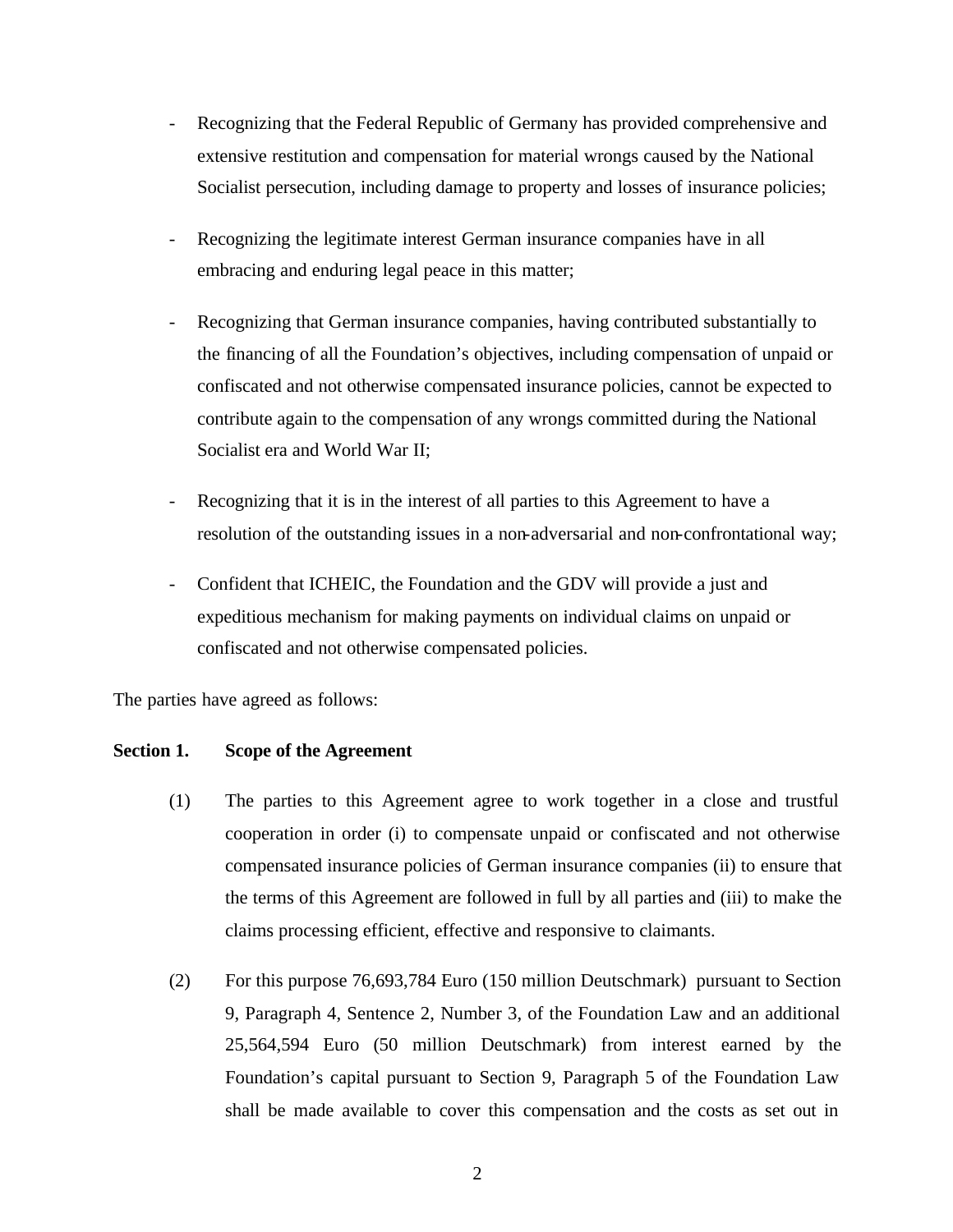- Recognizing that the Federal Republic of Germany has provided comprehensive and extensive restitution and compensation for material wrongs caused by the National Socialist persecution, including damage to property and losses of insurance policies;

- Recognizing the legitimate interest German insurance companies have in all embracing and enduring legal peace in this matter;

- Recognizing that German insurance companies, having contributed substantially to the financing of all the Foundation's objectives, including compensation of unpaid or confiscated and not otherwise compensated insurance policies, cannot be expected to contribute again to the compensation of any wrongs committed during the National Socialist era and World War II;

- Recognizing that it is in the interest of all parties to this Agreement to have a resolution of the outstanding issues in a non-adversarial and non-confrontational way;

- Confident that ICHEIC, the Foundation and the GDV will provide a just and expeditious mechanism for making payments on individual claims on unpaid or confiscated and not otherwise compensated policies.

The parties have agreed as follows:

**Section 1. Scope of the Agreement**

(1) The parties to this Agreement agree to work together in a close and trustful cooperation in order (i) to compensate unpaid or confiscated and not otherwise compensated insurance policies of German insurance companies (ii) to ensure that the terms of this Agreement are followed in full by all parties and (iii) to make the claims processing efficient, effective and responsive to claimants.

(2) For this purpose 76,693,784 Euro (150 million Deutschmark) pursuant to Section 9, Paragraph 4, Sentence 2, Number 3, of the Foundation Law and an additional 25,564,594 Euro (50 million Deutschmark) from interest earned by the Foundation's capital pursuant to Section 9, Paragraph 5 of the Foundation Law shall be made available to cover this compensation and the costs as set out in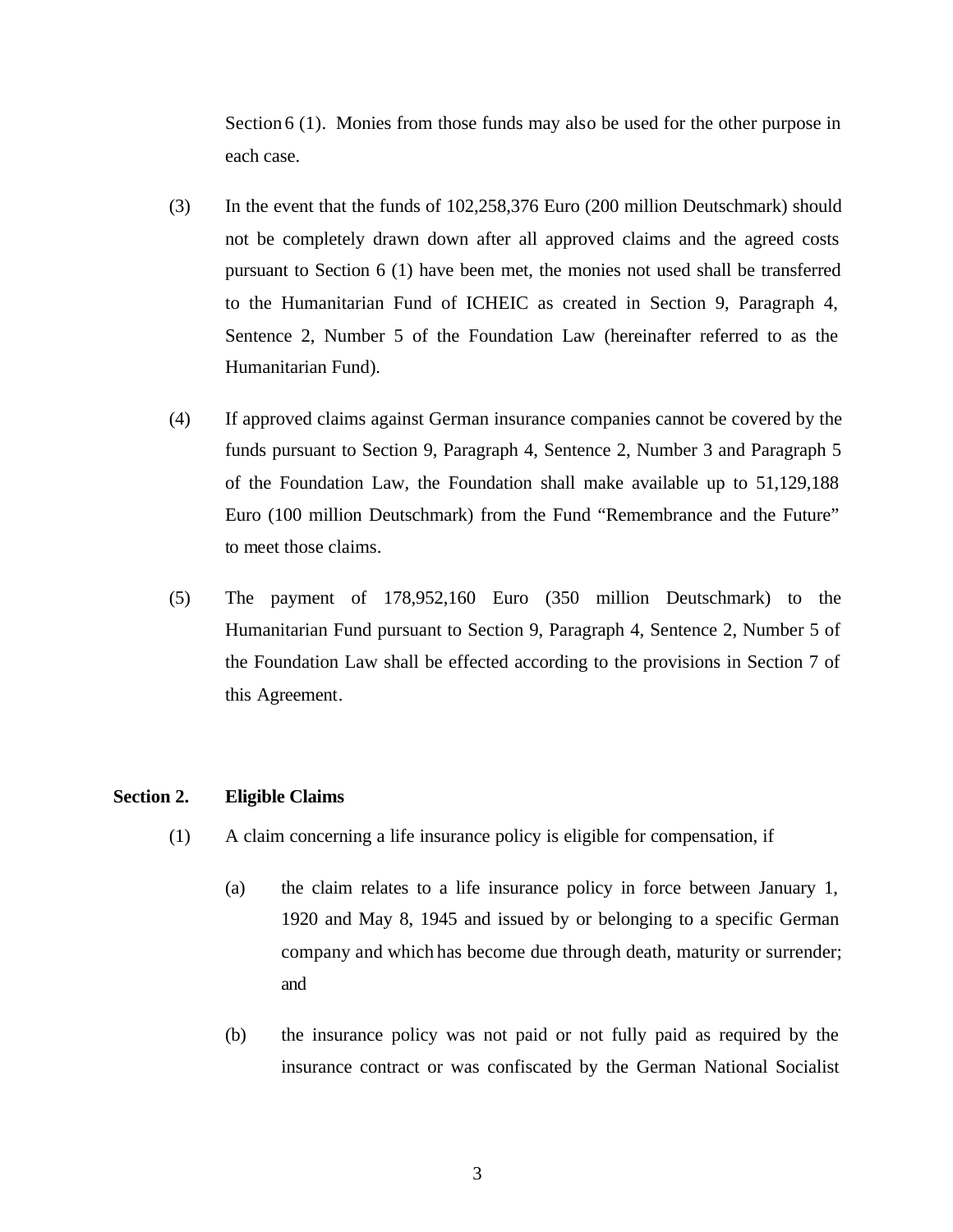Section 6 (1). Monies from those funds may also be used for the other purpose in each case.

(3) In the event that the funds of 102,258,376 Euro (200 million Deutschmark) should not be completely drawn down after all approved claims and the agreed costs pursuant to Section 6 (1) have been met, the monies not used shall be transferred to the Humanitarian Fund of ICHEIC as created in Section 9, Paragraph 4, Sentence 2, Number 5 of the Foundation Law (hereinafter referred to as the Humanitarian Fund).

(4) If approved claims against German insurance companies cannot be covered by the funds pursuant to Section 9, Paragraph 4, Sentence 2, Number 3 and Paragraph 5 of the Foundation Law, the Foundation shall make available up to 51,129,188 Euro (100 million Deutschmark) from the Fund "Remembrance and the Future" to meet those claims.

(5) The payment of 178,952,160 Euro (350 million Deutschmark) to the Humanitarian Fund pursuant to Section 9, Paragraph 4, Sentence 2, Number 5 of the Foundation Law shall be effected according to the provisions in Section 7 of this Agreement.

**Section 2. Eligible Claims**

(1) A claim concerning a life insurance policy is eligible for compensation, if

(a) the claim relates to a life insurance policy in force between January 1, 1920 and May 8, 1945 and issued by or belonging to a specific German company and which has become due through death, maturity or surrender; and

(b) the insurance policy was not paid or not fully paid as required by the insurance contract or was confiscated by the German National Socialist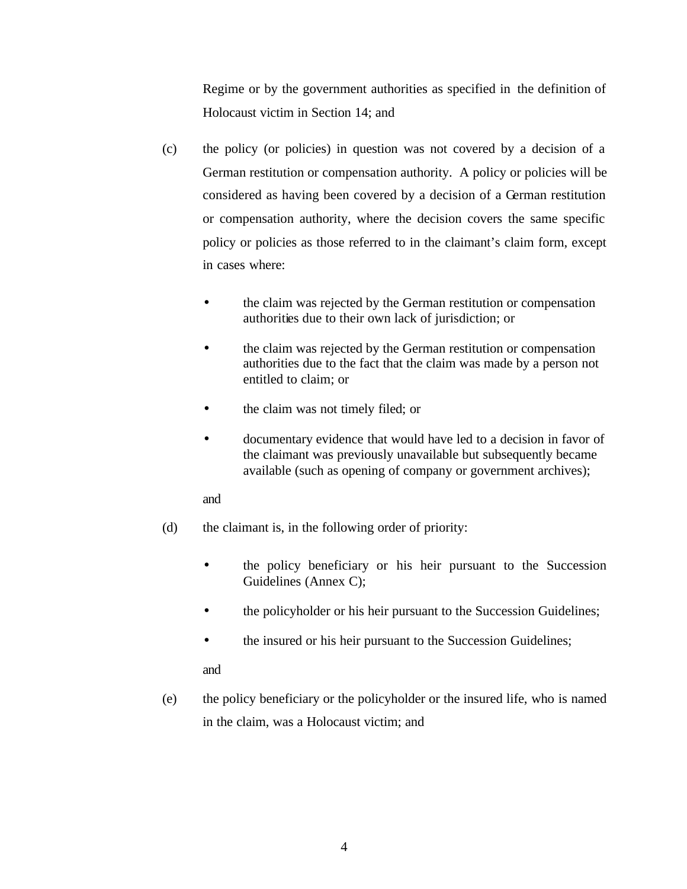Regime or by the government authorities as specified in the definition of Holocaust victim in Section 14; and

(c) the policy (or policies) in question was not covered by a decision of a German restitution or compensation authority. A policy or policies will be considered as having been covered by a decision of a German restitution or compensation authority, where the decision covers the same specific policy or policies as those referred to in the claimant's claim form, except in cases where:

- the claim was rejected by the German restitution or compensation authorities due to their own lack of jurisdiction; or
- the claim was rejected by the German restitution or compensation authorities due to the fact that the claim was made by a person not entitled to claim; or
- the claim was not timely filed; or
- documentary evidence that would have led to a decision in favor of the claimant was previously unavailable but subsequently became available (such as opening of company or government archives);

and

(d) the claimant is, in the following order of priority:

- the policy beneficiary or his heir pursuant to the Succession Guidelines (Annex C);
- the policyholder or his heir pursuant to the Succession Guidelines;
- the insured or his heir pursuant to the Succession Guidelines;

and

(e) the policy beneficiary or the policyholder or the insured life, who is named in the claim, was a Holocaust victim; and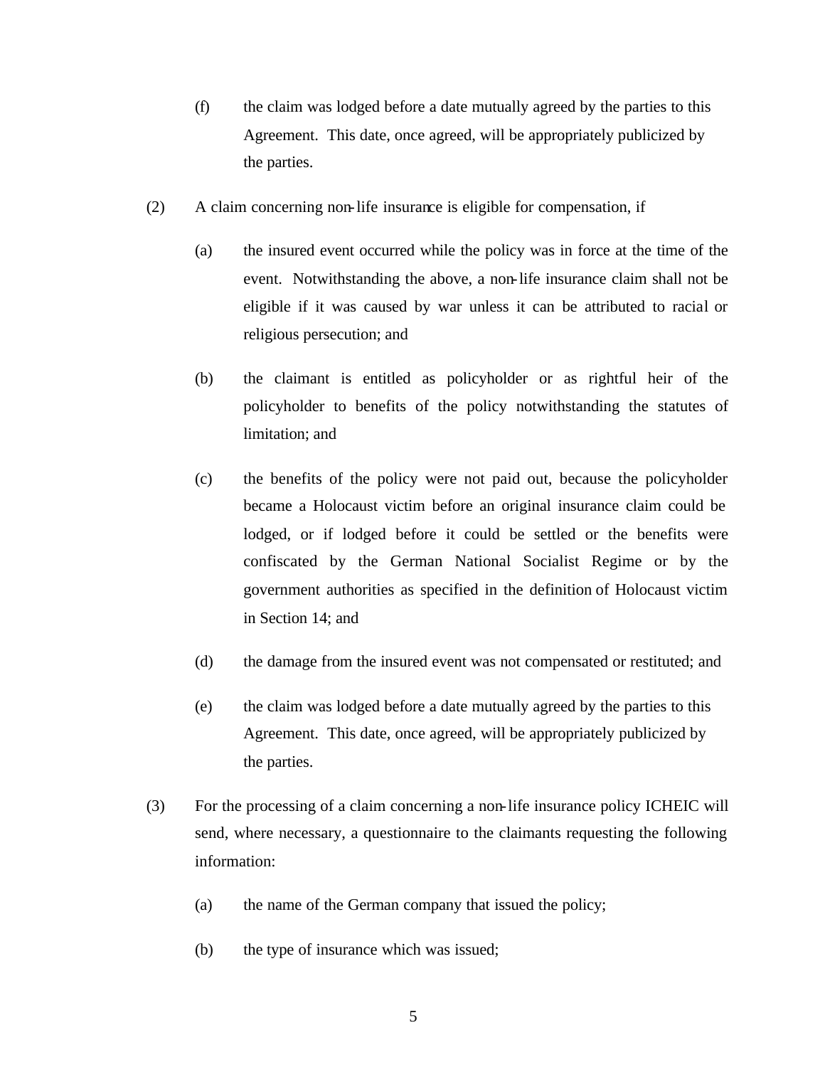(f) the claim was lodged before a date mutually agreed by the parties to this Agreement. This date, once agreed, will be appropriately publicized by the parties.

(2) A claim concerning non-life insurance is eligible for compensation, if

(a) the insured event occurred while the policy was in force at the time of the event. Notwithstanding the above, a non-life insurance claim shall not be eligible if it was caused by war unless it can be attributed to racial or religious persecution; and

(b) the claimant is entitled as policyholder or as rightful heir of the policyholder to benefits of the policy notwithstanding the statutes of limitation; and

(c) the benefits of the policy were not paid out, because the policyholder became a Holocaust victim before an original insurance claim could be lodged, or if lodged before it could be settled or the benefits were confiscated by the German National Socialist Regime or by the government authorities as specified in the definition of Holocaust victim in Section 14; and

(d) the damage from the insured event was not compensated or restituted; and

(e) the claim was lodged before a date mutually agreed by the parties to this Agreement. This date, once agreed, will be appropriately publicized by the parties.

(3) For the processing of a claim concerning a non-life insurance policy ICHEIC will send, where necessary, a questionnaire to the claimants requesting the following information:

(a) the name of the German company that issued the policy;

(b) the type of insurance which was issued;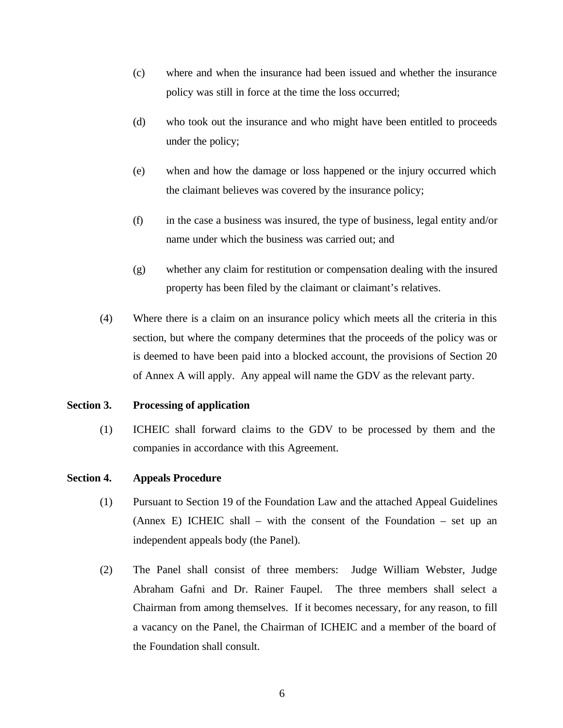(c) where and when the insurance had been issued and whether the insurance policy was still in force at the time the loss occurred;

(d) who took out the insurance and who might have been entitled to proceeds under the policy;

(e) when and how the damage or loss happened or the injury occurred which the claimant believes was covered by the insurance policy;

(f) in the case a business was insured, the type of business, legal entity and/or name under which the business was carried out; and

(g) whether any claim for restitution or compensation dealing with the insured property has been filed by the claimant or claimant's relatives.

(4) Where there is a claim on an insurance policy which meets all the criteria in this section, but where the company determines that the proceeds of the policy was or is deemed to have been paid into a blocked account, the provisions of Section 20 of Annex A will apply. Any appeal will name the GDV as the relevant party.

**Section 3. Processing of application**

(1) ICHEIC shall forward claims to the GDV to be processed by them and the companies in accordance with this Agreement.

**Section 4. Appeals Procedure**

(1) Pursuant to Section 19 of the Foundation Law and the attached Appeal Guidelines (Annex E) ICHEIC shall – with the consent of the Foundation – set up an independent appeals body (the Panel).

(2) The Panel shall consist of three members: Judge William Webster, Judge Abraham Gafni and Dr. Rainer Faupel. The three members shall select a Chairman from among themselves. If it becomes necessary, for any reason, to fill a vacancy on the Panel, the Chairman of ICHEIC and a member of the board of the Foundation shall consult.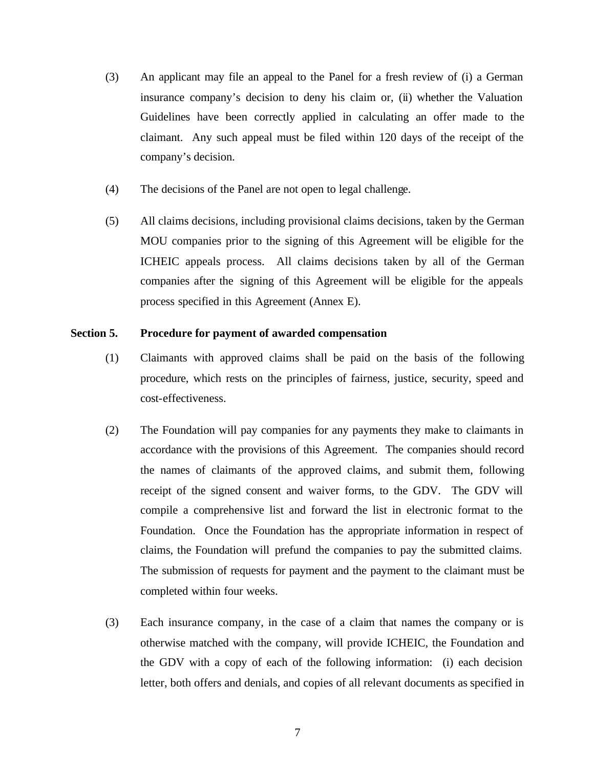(3) An applicant may file an appeal to the Panel for a fresh review of (i) a German insurance company's decision to deny his claim or, (ii) whether the Valuation Guidelines have been correctly applied in calculating an offer made to the claimant. Any such appeal must be filed within 120 days of the receipt of the company's decision.

(4) The decisions of the Panel are not open to legal challenge.

(5) All claims decisions, including provisional claims decisions, taken by the German MOU companies prior to the signing of this Agreement will be eligible for the ICHEIC appeals process. All claims decisions taken by all of the German companies after the signing of this Agreement will be eligible for the appeals process specified in this Agreement (Annex E).

**Section 5. Procedure for payment of awarded compensation**

(1) Claimants with approved claims shall be paid on the basis of the following procedure, which rests on the principles of fairness, justice, security, speed and cost-effectiveness.

(2) The Foundation will pay companies for any payments they make to claimants in accordance with the provisions of this Agreement. The companies should record the names of claimants of the approved claims, and submit them, following receipt of the signed consent and waiver forms, to the GDV. The GDV will compile a comprehensive list and forward the list in electronic format to the Foundation. Once the Foundation has the appropriate information in respect of claims, the Foundation will prefund the companies to pay the submitted claims. The submission of requests for payment and the payment to the claimant must be completed within four weeks.

(3) Each insurance company, in the case of a claim that names the company or is otherwise matched with the company, will provide ICHEIC, the Foundation and the GDV with a copy of each of the following information: (i) each decision letter, both offers and denials, and copies of all relevant documents as specified in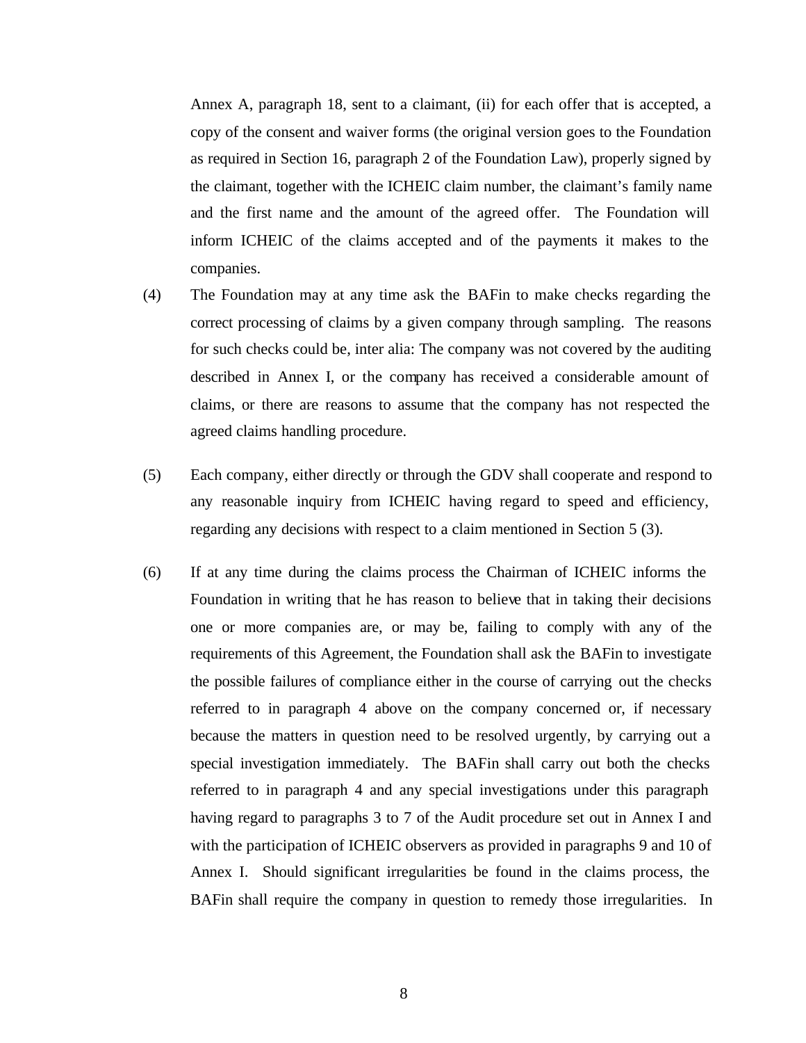Annex A, paragraph 18, sent to a claimant, (ii) for each offer that is accepted, a copy of the consent and waiver forms (the original version goes to the Foundation as required in Section 16, paragraph 2 of the Foundation Law), properly signed by the claimant, together with the ICHEIC claim number, the claimant's family name and the first name and the amount of the agreed offer. The Foundation will inform ICHEIC of the claims accepted and of the payments it makes to the companies.

(4) The Foundation may at any time ask the BAFin to make checks regarding the correct processing of claims by a given company through sampling. The reasons for such checks could be, inter alia: The company was not covered by the auditing described in Annex I, or the company has received a considerable amount of claims, or there are reasons to assume that the company has not respected the agreed claims handling procedure.

(5) Each company, either directly or through the GDV shall cooperate and respond to any reasonable inquiry from ICHEIC having regard to speed and efficiency, regarding any decisions with respect to a claim mentioned in Section 5 (3).

(6) If at any time during the claims process the Chairman of ICHEIC informs the Foundation in writing that he has reason to believe that in taking their decisions one or more companies are, or may be, failing to comply with any of the requirements of this Agreement, the Foundation shall ask the BAFin to investigate the possible failures of compliance either in the course of carrying out the checks referred to in paragraph 4 above on the company concerned or, if necessary because the matters in question need to be resolved urgently, by carrying out a special investigation immediately. The BAFin shall carry out both the checks referred to in paragraph 4 and any special investigations under this paragraph having regard to paragraphs 3 to 7 of the Audit procedure set out in Annex I and with the participation of ICHEIC observers as provided in paragraphs 9 and 10 of Annex I. Should significant irregularities be found in the claims process, the BAFin shall require the company in question to remedy those irregularities. In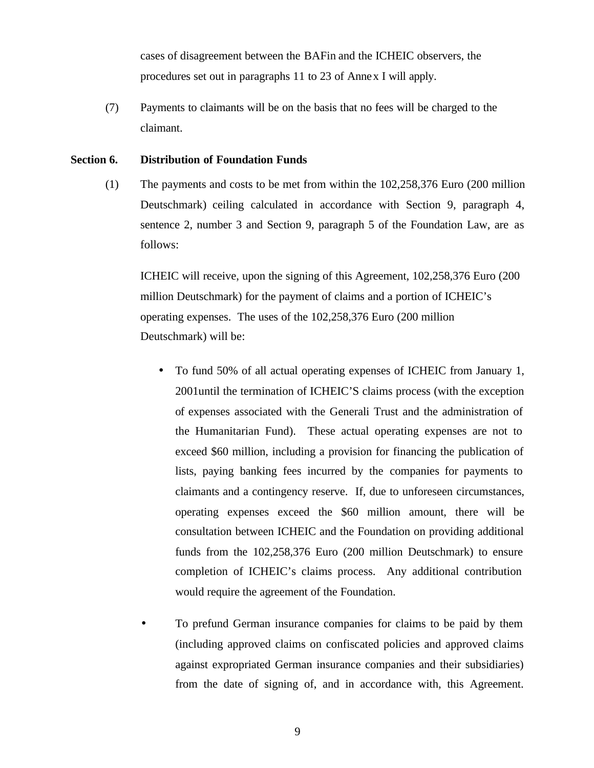cases of disagreement between the BAFin and the ICHEIC observers, the procedures set out in paragraphs 11 to 23 of Annex I will apply.

(7) Payments to claimants will be on the basis that no fees will be charged to the claimant.

**Section 6. Distribution of Foundation Funds**

(1) The payments and costs to be met from within the 102,258,376 Euro (200 million Deutschmark) ceiling calculated in accordance with Section 9, paragraph 4, sentence 2, number 3 and Section 9, paragraph 5 of the Foundation Law, are as follows:

ICHEIC will receive, upon the signing of this Agreement, 102,258,376 Euro (200 million Deutschmark) for the payment of claims and a portion of ICHEIC's operating expenses. The uses of the 102,258,376 Euro (200 million Deutschmark) will be:

- To fund 50% of all actual operating expenses of ICHEIC from January 1, 2001until the termination of ICHEIC'S claims process (with the exception of expenses associated with the Generali Trust and the administration of the Humanitarian Fund). These actual operating expenses are not to exceed $60 million, including a provision for financing the publication of lists, paying banking fees incurred by the companies for payments to claimants and a contingency reserve. If, due to unforeseen circumstances, operating expenses exceed the $60 million amount, there will be consultation between ICHEIC and the Foundation on providing additional funds from the 102,258,376 Euro (200 million Deutschmark) to ensure completion of ICHEIC's claims process. Any additional contribution would require the agreement of the Foundation.

- To prefund German insurance companies for claims to be paid by them (including approved claims on confiscated policies and approved claims against expropriated German insurance companies and their subsidiaries) from the date of signing of, and in accordance with, this Agreement.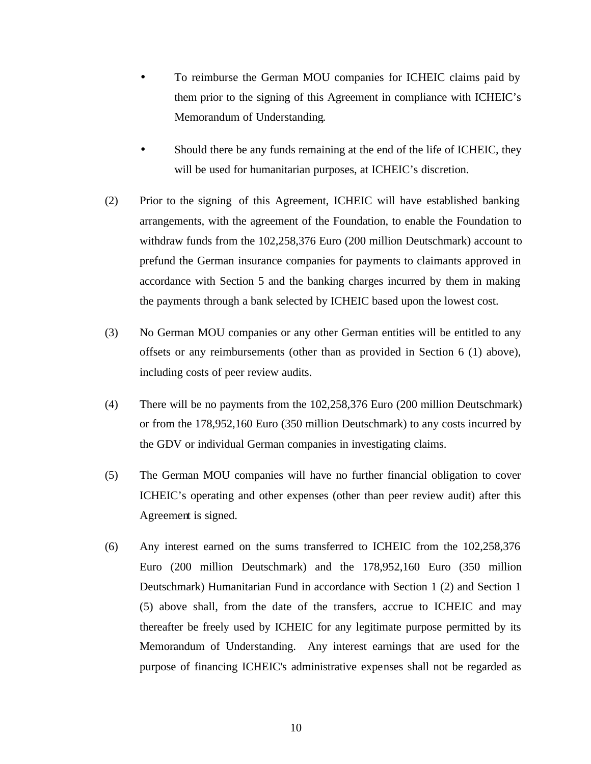- To reimburse the German MOU companies for ICHEIC claims paid by them prior to the signing of this Agreement in compliance with ICHEIC's Memorandum of Understanding.

- Should there be any funds remaining at the end of the life of ICHEIC, they will be used for humanitarian purposes, at ICHEIC's discretion.

(2) Prior to the signing of this Agreement, ICHEIC will have established banking arrangements, with the agreement of the Foundation, to enable the Foundation to withdraw funds from the 102,258,376 Euro (200 million Deutschmark) account to prefund the German insurance companies for payments to claimants approved in accordance with Section 5 and the banking charges incurred by them in making the payments through a bank selected by ICHEIC based upon the lowest cost.

(3) No German MOU companies or any other German entities will be entitled to any offsets or any reimbursements (other than as provided in Section 6 (1) above), including costs of peer review audits.

(4) There will be no payments from the 102,258,376 Euro (200 million Deutschmark) or from the 178,952,160 Euro (350 million Deutschmark) to any costs incurred by the GDV or individual German companies in investigating claims.

(5) The German MOU companies will have no further financial obligation to cover ICHEIC's operating and other expenses (other than peer review audit) after this Agreement is signed.

(6) Any interest earned on the sums transferred to ICHEIC from the 102,258,376 Euro (200 million Deutschmark) and the 178,952,160 Euro (350 million Deutschmark) Humanitarian Fund in accordance with Section 1 (2) and Section 1 (5) above shall, from the date of the transfers, accrue to ICHEIC and may thereafter be freely used by ICHEIC for any legitimate purpose permitted by its Memorandum of Understanding. Any interest earnings that are used for the purpose of financing ICHEIC's administrative expenses shall not be regarded as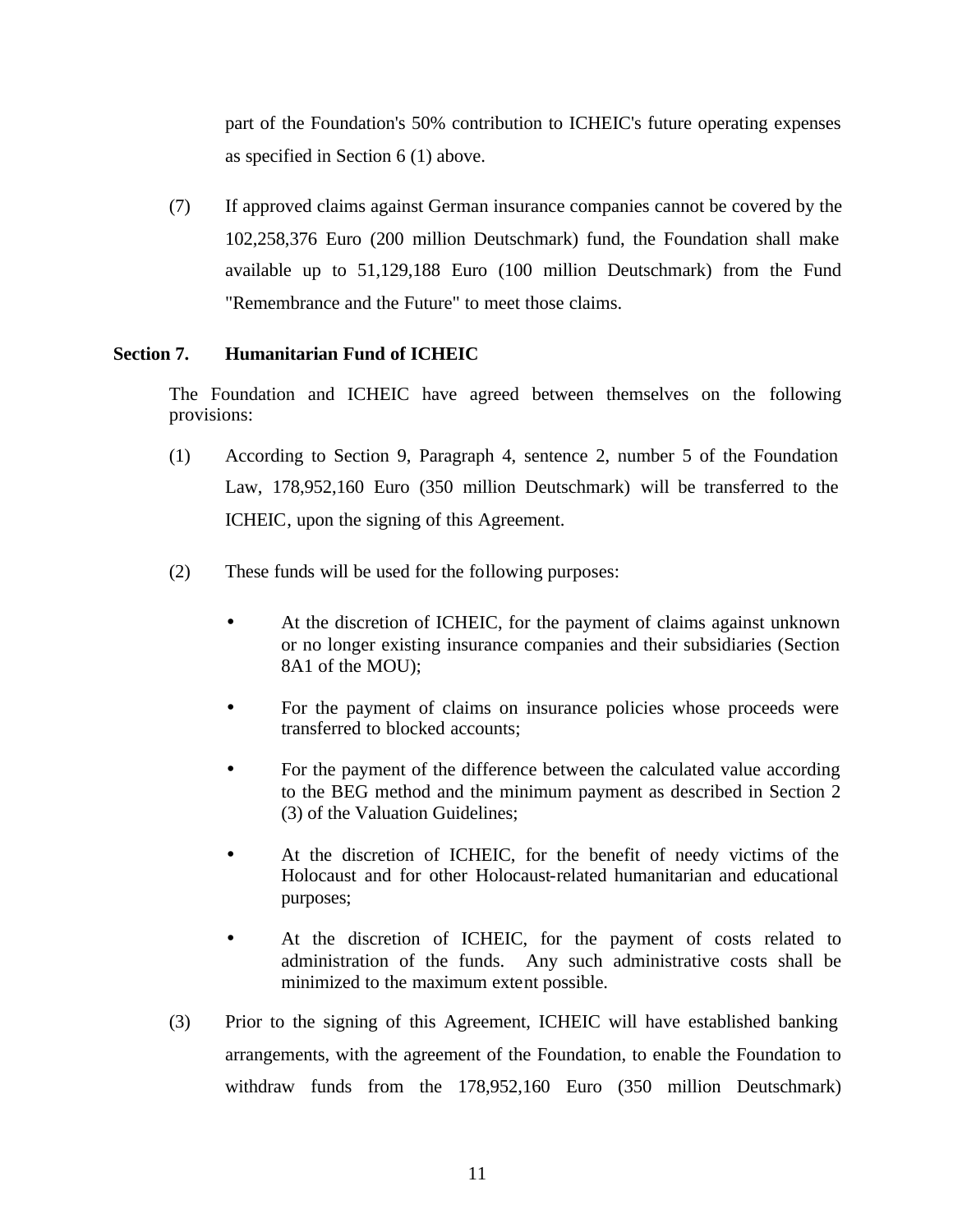part of the Foundation's 50% contribution to ICHEIC's future operating expenses as specified in Section 6 (1) above.

(7) If approved claims against German insurance companies cannot be covered by the 102,258,376 Euro (200 million Deutschmark) fund, the Foundation shall make available up to 51,129,188 Euro (100 million Deutschmark) from the Fund "Remembrance and the Future" to meet those claims.

**Section 7. Humanitarian Fund of ICHEIC**

The Foundation and ICHEIC have agreed between themselves on the following provisions:

(1) According to Section 9, Paragraph 4, sentence 2, number 5 of the Foundation Law, 178,952,160 Euro (350 million Deutschmark) will be transferred to the ICHEIC, upon the signing of this Agreement.

(2) These funds will be used for the following purposes:

- At the discretion of ICHEIC, for the payment of claims against unknown or no longer existing insurance companies and their subsidiaries (Section 8A1 of the MOU);
- For the payment of claims on insurance policies whose proceeds were transferred to blocked accounts;
- For the payment of the difference between the calculated value according to the BEG method and the minimum payment as described in Section 2 (3) of the Valuation Guidelines;
- At the discretion of ICHEIC, for the benefit of needy victims of the Holocaust and for other Holocaust-related humanitarian and educational purposes;
- At the discretion of ICHEIC, for the payment of costs related to administration of the funds. Any such administrative costs shall be minimized to the maximum extent possible.

(3) Prior to the signing of this Agreement, ICHEIC will have established banking arrangements, with the agreement of the Foundation, to enable the Foundation to withdraw funds from the 178,952,160 Euro (350 million Deutschmark)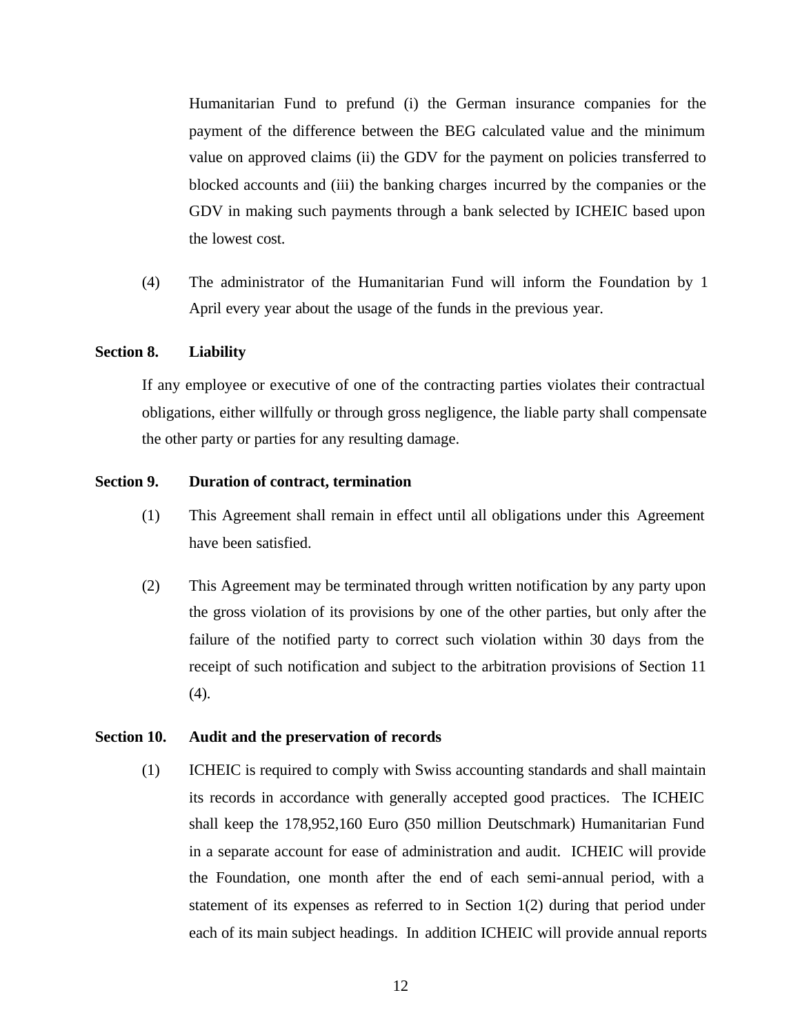Humanitarian Fund to prefund (i) the German insurance companies for the payment of the difference between the BEG calculated value and the minimum value on approved claims (ii) the GDV for the payment on policies transferred to blocked accounts and (iii) the banking charges incurred by the companies or the GDV in making such payments through a bank selected by ICHEIC based upon the lowest cost.

(4) The administrator of the Humanitarian Fund will inform the Foundation by 1 April every year about the usage of the funds in the previous year.

**Section 8. Liability**

If any employee or executive of one of the contracting parties violates their contractual obligations, either willfully or through gross negligence, the liable party shall compensate the other party or parties for any resulting damage.

**Section 9. Duration of contract, termination**

(1) This Agreement shall remain in effect until all obligations under this Agreement have been satisfied.

(2) This Agreement may be terminated through written notification by any party upon the gross violation of its provisions by one of the other parties, but only after the failure of the notified party to correct such violation within 30 days from the receipt of such notification and subject to the arbitration provisions of Section 11 (4).

**Section 10. Audit and the preservation of records**

(1) ICHEIC is required to comply with Swiss accounting standards and shall maintain its records in accordance with generally accepted good practices. The ICHEIC shall keep the 178,952,160 Euro (350 million Deutschmark) Humanitarian Fund in a separate account for ease of administration and audit. ICHEIC will provide the Foundation, one month after the end of each semi-annual period, with a statement of its expenses as referred to in Section 1(2) during that period under each of its main subject headings. In addition ICHEIC will provide annual reports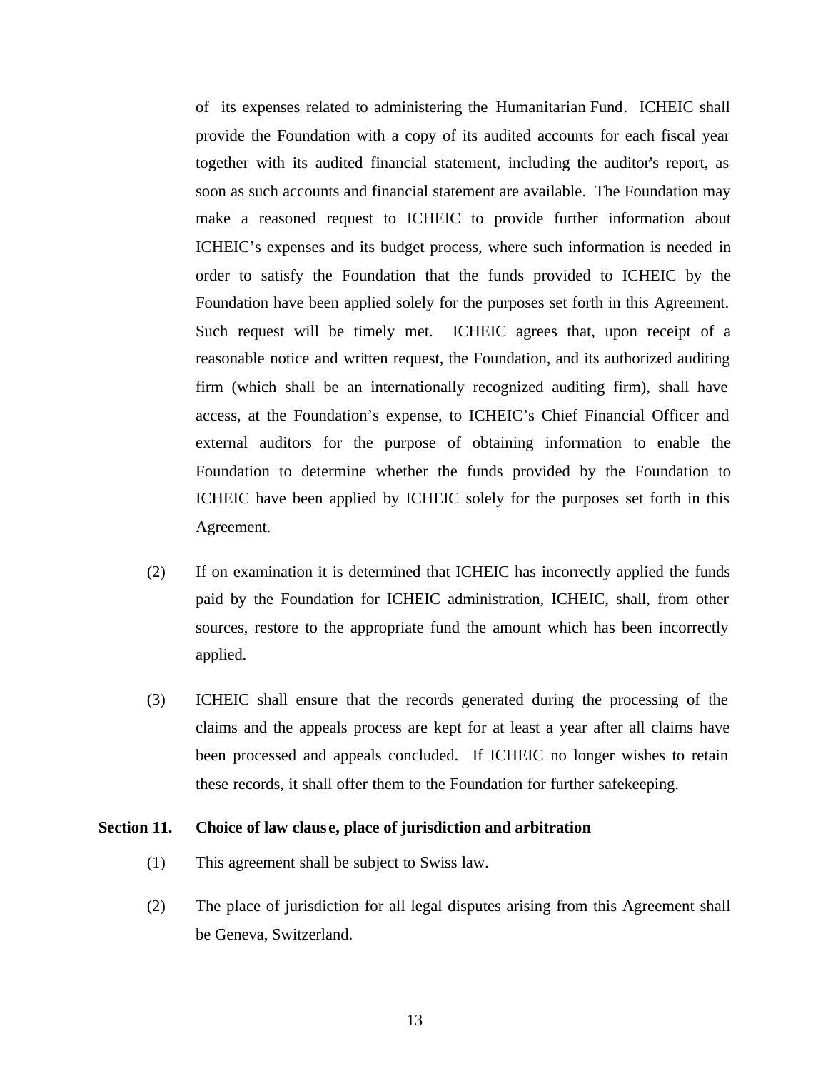of its expenses related to administering the Humanitarian Fund. ICHEIC shall provide the Foundation with a copy of its audited accounts for each fiscal year together with its audited financial statement, including the auditor's report, as soon as such accounts and financial statement are available. The Foundation may make a reasoned request to ICHEIC to provide further information about ICHEIC's expenses and its budget process, where such information is needed in order to satisfy the Foundation that the funds provided to ICHEIC by the Foundation have been applied solely for the purposes set forth in this Agreement. Such request will be timely met. ICHEIC agrees that, upon receipt of a reasonable notice and written request, the Foundation, and its authorized auditing firm (which shall be an internationally recognized auditing firm), shall have access, at the Foundation's expense, to ICHEIC's Chief Financial Officer and external auditors for the purpose of obtaining information to enable the Foundation to determine whether the funds provided by the Foundation to ICHEIC have been applied by ICHEIC solely for the purposes set forth in this Agreement.

(2) If on examination it is determined that ICHEIC has incorrectly applied the funds paid by the Foundation for ICHEIC administration, ICHEIC, shall, from other sources, restore to the appropriate fund the amount which has been incorrectly applied.

(3) ICHEIC shall ensure that the records generated during the processing of the claims and the appeals process are kept for at least a year after all claims have been processed and appeals concluded. If ICHEIC no longer wishes to retain these records, it shall offer them to the Foundation for further safekeeping.

**Section 11. Choice of law clause, place of jurisdiction and arbitration**

(1) This agreement shall be subject to Swiss law.

(2) The place of jurisdiction for all legal disputes arising from this Agreement shall be Geneva, Switzerland.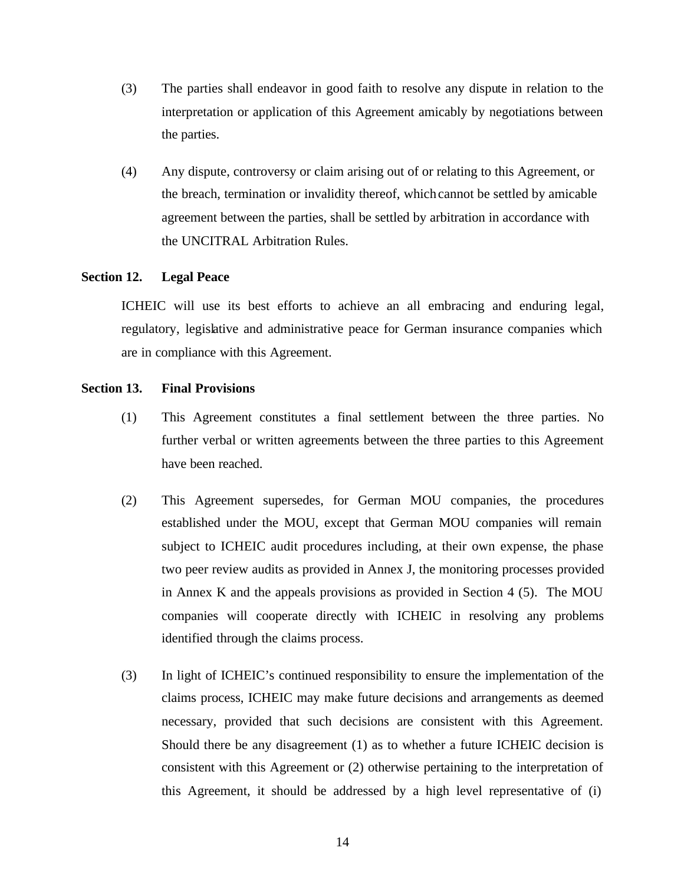(3) The parties shall endeavor in good faith to resolve any dispute in relation to the interpretation or application of this Agreement amicably by negotiations between the parties.

(4) Any dispute, controversy or claim arising out of or relating to this Agreement, or the breach, termination or invalidity thereof, which cannot be settled by amicable agreement between the parties, shall be settled by arbitration in accordance with the UNCITRAL Arbitration Rules.

### Section 12. Legal Peace

ICHEIC will use its best efforts to achieve an all embracing and enduring legal, regulatory, legislative and administrative peace for German insurance companies which are in compliance with this Agreement.

### Section 13. Final Provisions

(1) This Agreement constitutes a final settlement between the three parties. No further verbal or written agreements between the three parties to this Agreement have been reached.

(2) This Agreement supersedes, for German MOU companies, the procedures established under the MOU, except that German MOU companies will remain subject to ICHEIC audit procedures including, at their own expense, the phase two peer review audits as provided in Annex J, the monitoring processes provided in Annex K and the appeals provisions as provided in Section 4 (5). The MOU companies will cooperate directly with ICHEIC in resolving any problems identified through the claims process.

(3) In light of ICHEIC's continued responsibility to ensure the implementation of the claims process, ICHEIC may make future decisions and arrangements as deemed necessary, provided that such decisions are consistent with this Agreement. Should there be any disagreement (1) as to whether a future ICHEIC decision is consistent with this Agreement or (2) otherwise pertaining to the interpretation of this Agreement, it should be addressed by a high level representative of (i)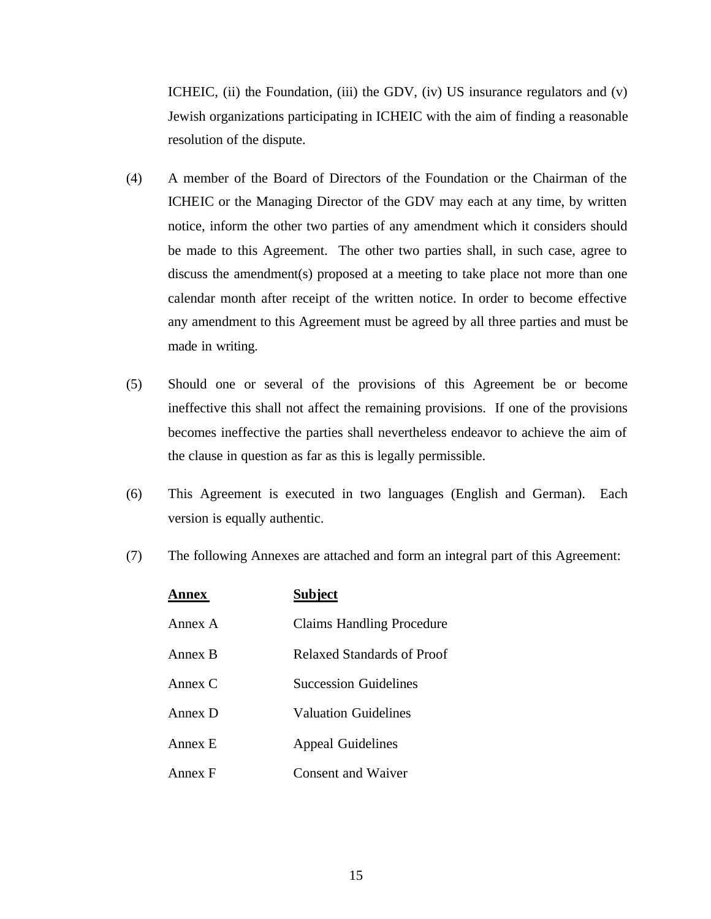ICHEIC, (ii) the Foundation, (iii) the GDV, (iv) US insurance regulators and (v) Jewish organizations participating in ICHEIC with the aim of finding a reasonable resolution of the dispute.

(4) A member of the Board of Directors of the Foundation or the Chairman of the ICHEIC or the Managing Director of the GDV may each at any time, by written notice, inform the other two parties of any amendment which it considers should be made to this Agreement. The other two parties shall, in such case, agree to discuss the amendment(s) proposed at a meeting to take place not more than one calendar month after receipt of the written notice. In order to become effective any amendment to this Agreement must be agreed by all three parties and must be made in writing.

(5) Should one or several of the provisions of this Agreement be or become ineffective this shall not affect the remaining provisions. If one of the provisions becomes ineffective the parties shall nevertheless endeavor to achieve the aim of the clause in question as far as this is legally permissible.

(6) This Agreement is executed in two languages (English and German). Each version is equally authentic.

(7) The following Annexes are attached and form an integral part of this Agreement:

| Annex | Subject |
|---|---|
| Annex A | Claims Handling Procedure |
| Annex B | Relaxed Standards of Proof |
| Annex C | Succession Guidelines |
| Annex D | Valuation Guidelines |
| Annex E | Appeal Guidelines |
| Annex F | Consent and Waiver |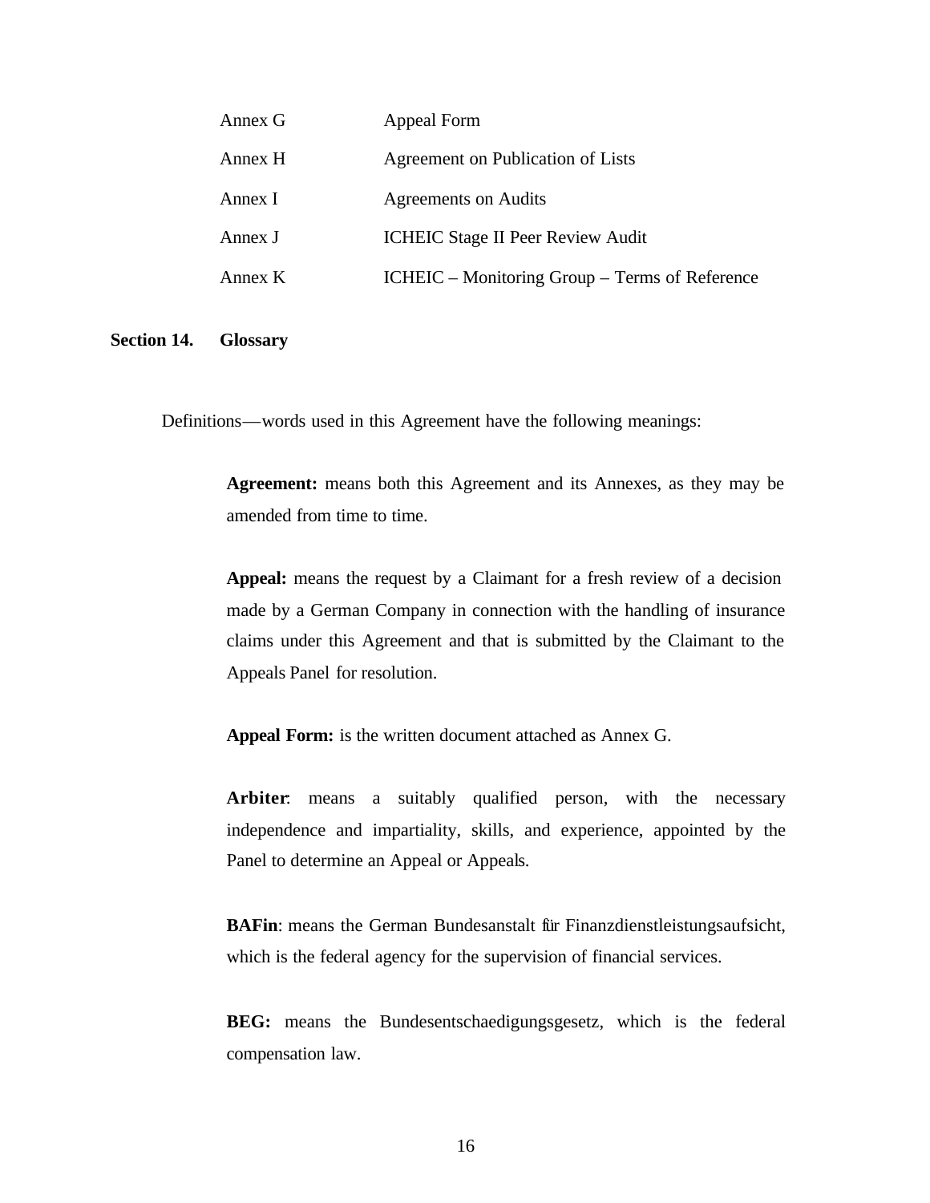| | |
|---|---|
| Annex G | Appeal Form |
| Annex H | Agreement on Publication of Lists |
| Annex I | Agreements on Audits |
| Annex J | ICHEIC Stage II Peer Review Audit |
| Annex K | ICHEIC – Monitoring Group – Terms of Reference |

## Section 14. Glossary

Definitions—words used in this Agreement have the following meanings:

**Agreement:** means both this Agreement and its Annexes, as they may be amended from time to time.

**Appeal:** means the request by a Claimant for a fresh review of a decision made by a German Company in connection with the handling of insurance claims under this Agreement and that is submitted by the Claimant to the Appeals Panel for resolution.

**Appeal Form:** is the written document attached as Annex G.

**Arbiter**: means a suitably qualified person, with the necessary independence and impartiality, skills, and experience, appointed by the Panel to determine an Appeal or Appeals.

**BAFin**: means the German Bundesanstalt für Finanzdienstleistungsaufsicht, which is the federal agency for the supervision of financial services.

**BEG:** means the Bundesentschaedigungsgesetz, which is the federal compensation law.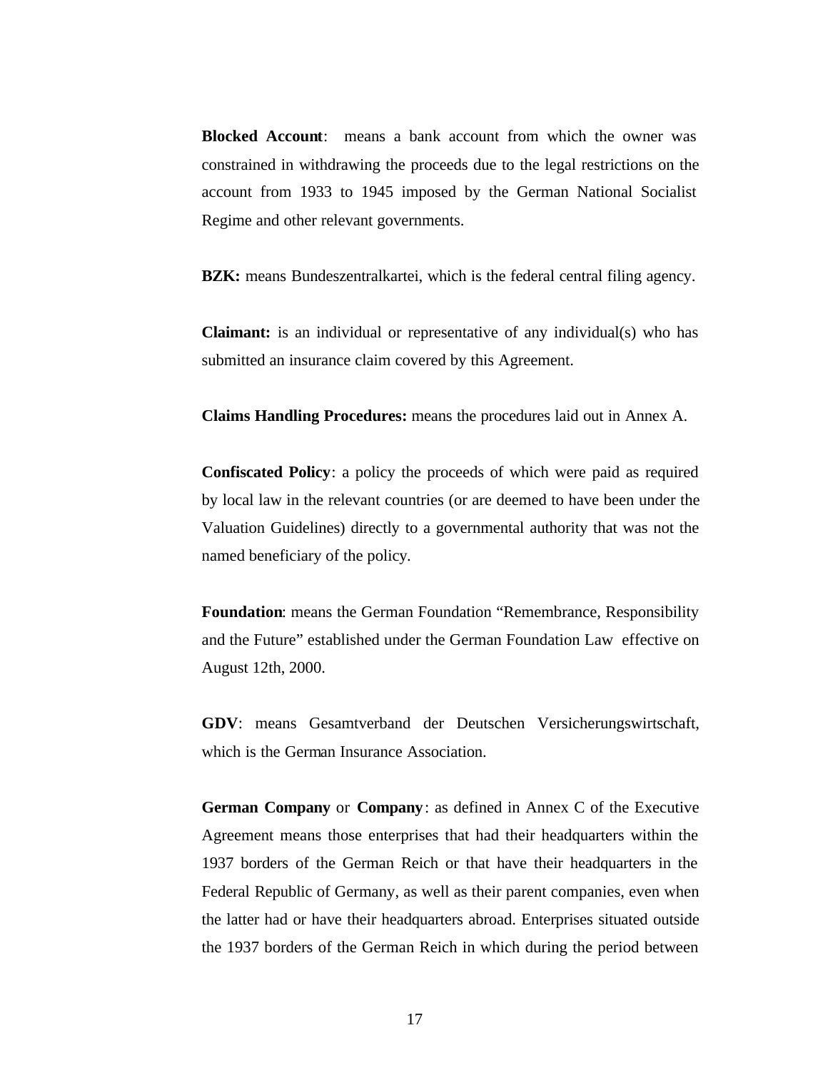**Blocked Account**: means a bank account from which the owner was constrained in withdrawing the proceeds due to the legal restrictions on the account from 1933 to 1945 imposed by the German National Socialist Regime and other relevant governments.

**BZK:** means Bundeszentralkartei, which is the federal central filing agency.

**Claimant:** is an individual or representative of any individual(s) who has submitted an insurance claim covered by this Agreement.

**Claims Handling Procedures:** means the procedures laid out in Annex A.

**Confiscated Policy**: a policy the proceeds of which were paid as required by local law in the relevant countries (or are deemed to have been under the Valuation Guidelines) directly to a governmental authority that was not the named beneficiary of the policy.

**Foundation**: means the German Foundation "Remembrance, Responsibility and the Future" established under the German Foundation Law effective on August 12th, 2000.

**GDV**: means Gesamtverband der Deutschen Versicherungswirtschaft, which is the German Insurance Association.

**German Company** or **Company**: as defined in Annex C of the Executive Agreement means those enterprises that had their headquarters within the 1937 borders of the German Reich or that have their headquarters in the Federal Republic of Germany, as well as their parent companies, even when the latter had or have their headquarters abroad. Enterprises situated outside the 1937 borders of the German Reich in which during the period between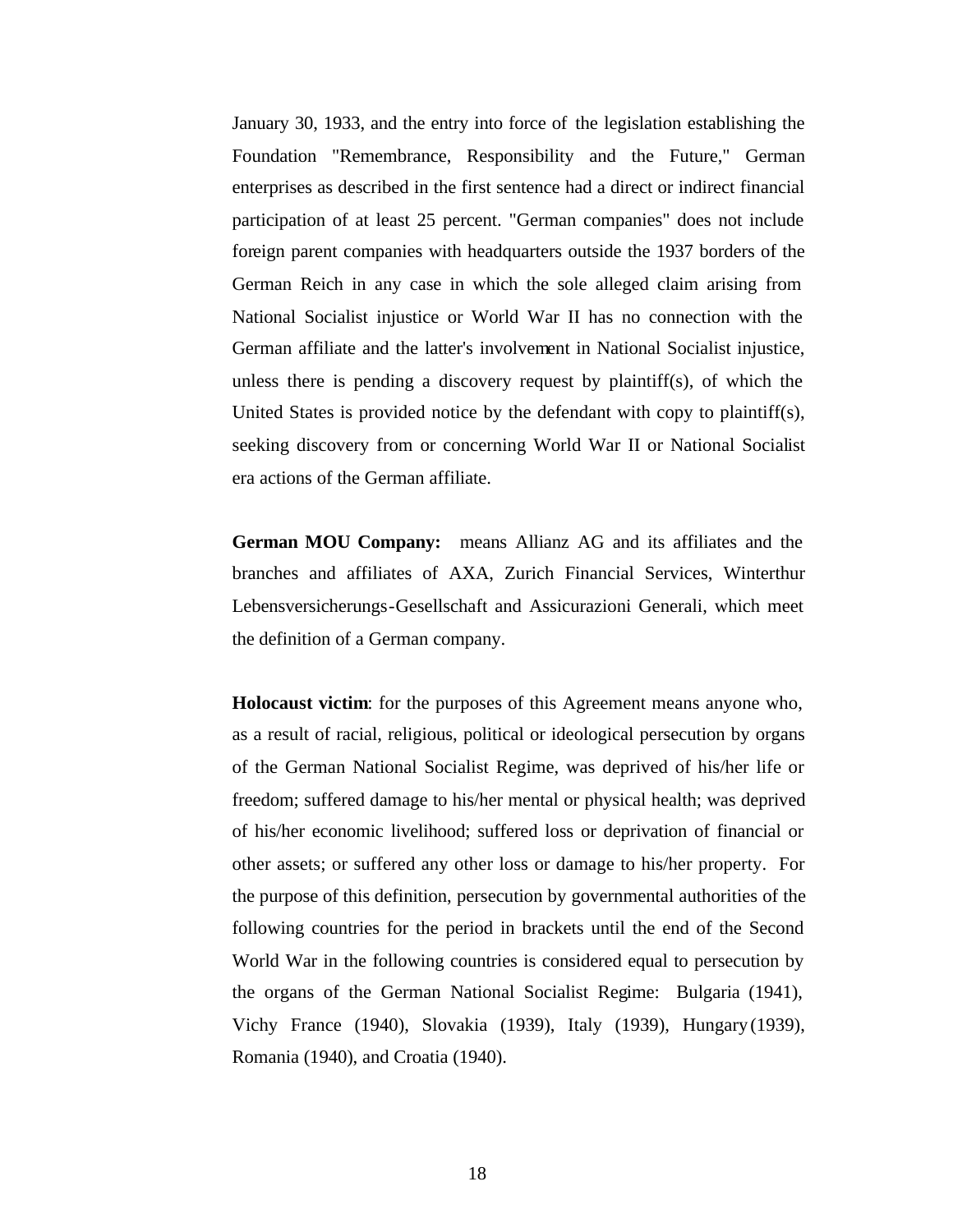January 30, 1933, and the entry into force of the legislation establishing the Foundation "Remembrance, Responsibility and the Future," German enterprises as described in the first sentence had a direct or indirect financial participation of at least 25 percent. "German companies" does not include foreign parent companies with headquarters outside the 1937 borders of the German Reich in any case in which the sole alleged claim arising from National Socialist injustice or World War II has no connection with the German affiliate and the latter's involvement in National Socialist injustice, unless there is pending a discovery request by plaintiff(s), of which the United States is provided notice by the defendant with copy to plaintiff(s), seeking discovery from or concerning World War II or National Socialist era actions of the German affiliate.

**German MOU Company:** means Allianz AG and its affiliates and the branches and affiliates of AXA, Zurich Financial Services, Winterthur Lebensversicherungs-Gesellschaft and Assicurazioni Generali, which meet the definition of a German company.

**Holocaust victim**: for the purposes of this Agreement means anyone who, as a result of racial, religious, political or ideological persecution by organs of the German National Socialist Regime, was deprived of his/her life or freedom; suffered damage to his/her mental or physical health; was deprived of his/her economic livelihood; suffered loss or deprivation of financial or other assets; or suffered any other loss or damage to his/her property. For the purpose of this definition, persecution by governmental authorities of the following countries for the period in brackets until the end of the Second World War in the following countries is considered equal to persecution by the organs of the German National Socialist Regime: Bulgaria (1941), Vichy France (1940), Slovakia (1939), Italy (1939), Hungary (1939), Romania (1940), and Croatia (1940).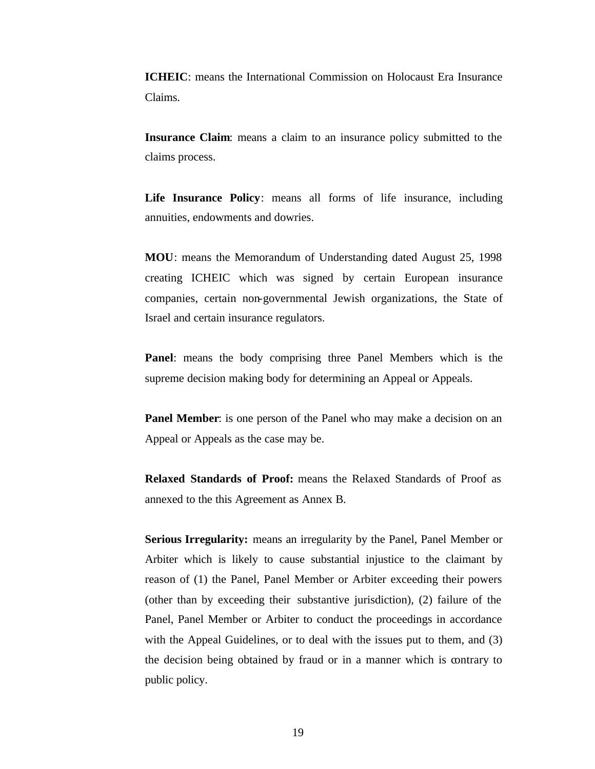**ICHEIC**: means the International Commission on Holocaust Era Insurance Claims.

**Insurance Claim**: means a claim to an insurance policy submitted to the claims process.

**Life Insurance Policy**: means all forms of life insurance, including annuities, endowments and dowries.

**MOU**: means the Memorandum of Understanding dated August 25, 1998 creating ICHEIC which was signed by certain European insurance companies, certain non-governmental Jewish organizations, the State of Israel and certain insurance regulators.

**Panel**: means the body comprising three Panel Members which is the supreme decision making body for determining an Appeal or Appeals.

**Panel Member**: is one person of the Panel who may make a decision on an Appeal or Appeals as the case may be.

**Relaxed Standards of Proof:** means the Relaxed Standards of Proof as annexed to the this Agreement as Annex B.

**Serious Irregularity:** means an irregularity by the Panel, Panel Member or Arbiter which is likely to cause substantial injustice to the claimant by reason of (1) the Panel, Panel Member or Arbiter exceeding their powers (other than by exceeding their substantive jurisdiction), (2) failure of the Panel, Panel Member or Arbiter to conduct the proceedings in accordance with the Appeal Guidelines, or to deal with the issues put to them, and (3) the decision being obtained by fraud or in a manner which is contrary to public policy.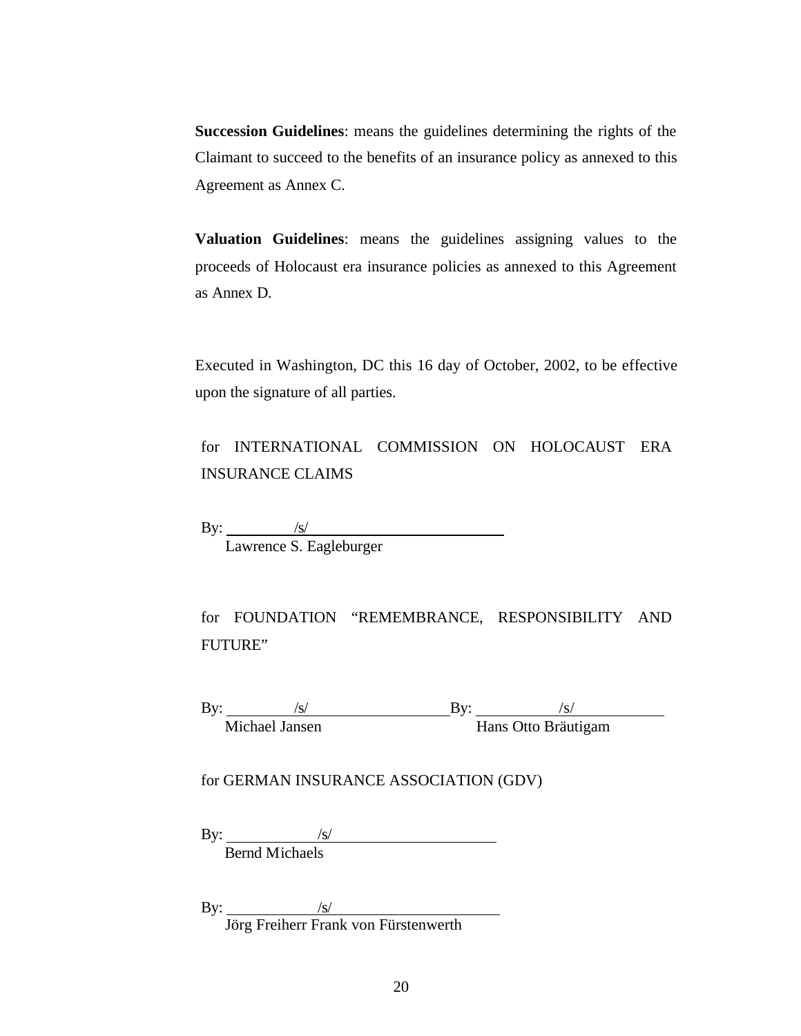**Succession Guidelines**: means the guidelines determining the rights of the Claimant to succeed to the benefits of an insurance policy as annexed to this Agreement as Annex C.

**Valuation Guidelines**: means the guidelines assigning values to the proceeds of Holocaust era insurance policies as annexed to this Agreement as Annex D.

Executed in Washington, DC this 16 day of October, 2002, to be effective upon the signature of all parties.

for INTERNATIONAL COMMISSION ON HOLOCAUST ERA INSURANCE CLAIMS

By: /s/
Lawrence S. Eagleburger

for FOUNDATION "REMEMBRANCE, RESPONSIBILITY AND FUTURE"

By: /s/
Michael Jansen

By: /s/
Hans Otto Bräutigam

for GERMAN INSURANCE ASSOCIATION (GDV)

By: /s/
Bernd Michaels

By: /s/
Jörg Freiherr Frank von Fürstenwerth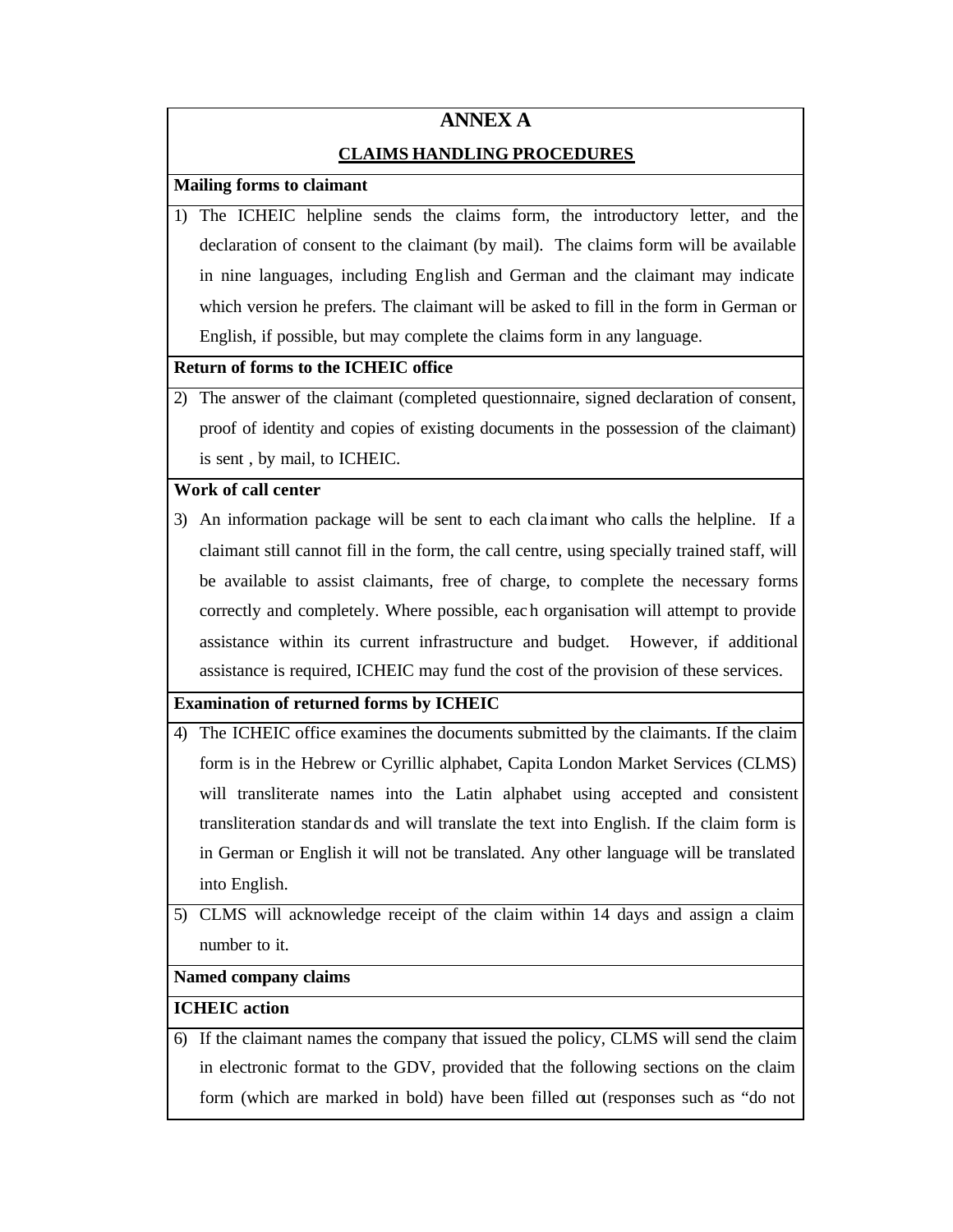# ANNEX A

## CLAIMS HANDLING PROCEDURES

**Mailing forms to claimant**

1) The ICHEIC helpline sends the claims form, the introductory letter, and the declaration of consent to the claimant (by mail). The claims form will be available in nine languages, including English and German and the claimant may indicate which version he prefers. The claimant will be asked to fill in the form in German or English, if possible, but may complete the claims form in any language.

**Return of forms to the ICHEIC office**

2) The answer of the claimant (completed questionnaire, signed declaration of consent, proof of identity and copies of existing documents in the possession of the claimant) is sent , by mail, to ICHEIC.

**Work of call center**

3) An information package will be sent to each claimant who calls the helpline. If a claimant still cannot fill in the form, the call centre, using specially trained staff, will be available to assist claimants, free of charge, to complete the necessary forms correctly and completely. Where possible, each organisation will attempt to provide assistance within its current infrastructure and budget. However, if additional assistance is required, ICHEIC may fund the cost of the provision of these services.

**Examination of returned forms by ICHEIC**

4) The ICHEIC office examines the documents submitted by the claimants. If the claim form is in the Hebrew or Cyrillic alphabet, Capita London Market Services (CLMS) will transliterate names into the Latin alphabet using accepted and consistent transliteration standards and will translate the text into English. If the claim form is in German or English it will not be translated. Any other language will be translated into English.

5) CLMS will acknowledge receipt of the claim within 14 days and assign a claim number to it.

**Named company claims**

**ICHEIC action**

6) If the claimant names the company that issued the policy, CLMS will send the claim in electronic format to the GDV, provided that the following sections on the claim form (which are marked in bold) have been filled out (responses such as "do not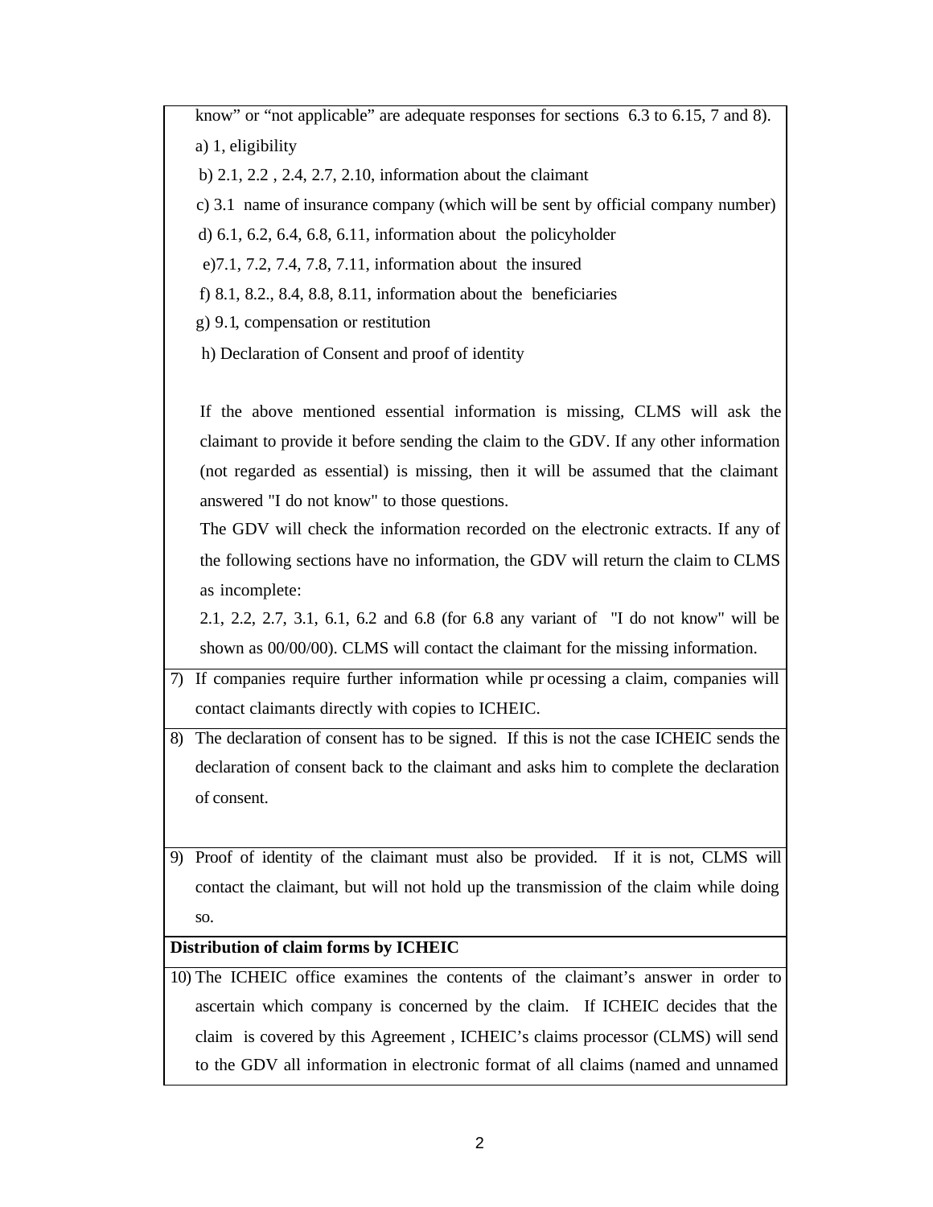know" or "not applicable" are adequate responses for sections 6.3 to 6.15, 7 and 8).

a) 1, eligibility

b) 2.1, 2.2 , 2.4, 2.7, 2.10, information about the claimant

c) 3.1 name of insurance company (which will be sent by official company number)

d) 6.1, 6.2, 6.4, 6.8, 6.11, information about the policyholder

e)7.1, 7.2, 7.4, 7.8, 7.11, information about the insured

f) 8.1, 8.2., 8.4, 8.8, 8.11, information about the beneficiaries

g) 9.1, compensation or restitution

h) Declaration of Consent and proof of identity

If the above mentioned essential information is missing, CLMS will ask the claimant to provide it before sending the claim to the GDV. If any other information (not regarded as essential) is missing, then it will be assumed that the claimant answered "I do not know" to those questions.

The GDV will check the information recorded on the electronic extracts. If any of the following sections have no information, the GDV will return the claim to CLMS as incomplete:

2.1, 2.2, 2.7, 3.1, 6.1, 6.2 and 6.8 (for 6.8 any variant of "I do not know" will be shown as 00/00/00). CLMS will contact the claimant for the missing information.

7) If companies require further information while processing a claim, companies will contact claimants directly with copies to ICHEIC.

8) The declaration of consent has to be signed. If this is not the case ICHEIC sends the declaration of consent back to the claimant and asks him to complete the declaration of consent.

9) Proof of identity of the claimant must also be provided. If it is not, CLMS will contact the claimant, but will not hold up the transmission of the claim while doing so.

**Distribution of claim forms by ICHEIC**

10) The ICHEIC office examines the contents of the claimant's answer in order to ascertain which company is concerned by the claim. If ICHEIC decides that the claim is covered by this Agreement , ICHEIC's claims processor (CLMS) will send to the GDV all information in electronic format of all claims (named and unnamed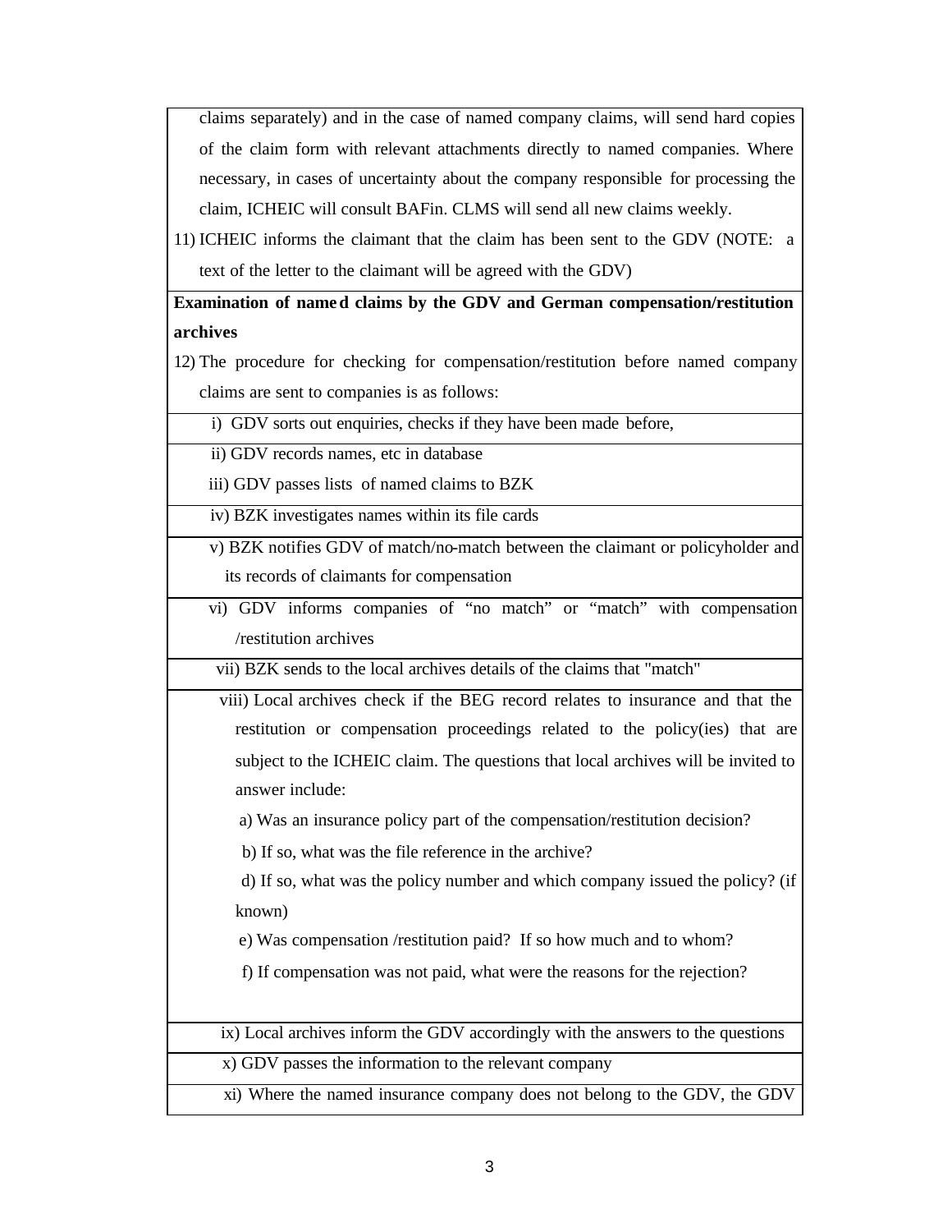claims separately) and in the case of named company claims, will send hard copies of the claim form with relevant attachments directly to named companies. Where necessary, in cases of uncertainty about the company responsible for processing the claim, ICHEIC will consult BAFin. CLMS will send all new claims weekly.

11) ICHEIC informs the claimant that the claim has been sent to the GDV (NOTE: a text of the letter to the claimant will be agreed with the GDV)

**Examination of named claims by the GDV and German compensation/restitution archives**

12) The procedure for checking for compensation/restitution before named company claims are sent to companies is as follows:

i) GDV sorts out enquiries, checks if they have been made before,

ii) GDV records names, etc in database

iii) GDV passes lists of named claims to BZK

iv) BZK investigates names within its file cards

v) BZK notifies GDV of match/no-match between the claimant or policyholder and its records of claimants for compensation

vi) GDV informs companies of "no match" or "match" with compensation /restitution archives

vii) BZK sends to the local archives details of the claims that "match"

viii) Local archives check if the BEG record relates to insurance and that the restitution or compensation proceedings related to the policy(ies) that are subject to the ICHEIC claim. The questions that local archives will be invited to answer include:

a) Was an insurance policy part of the compensation/restitution decision?

b) If so, what was the file reference in the archive?

d) If so, what was the policy number and which company issued the policy? (if known)

e) Was compensation /restitution paid? If so how much and to whom?

f) If compensation was not paid, what were the reasons for the rejection?

ix) Local archives inform the GDV accordingly with the answers to the questions

x) GDV passes the information to the relevant company

xi) Where the named insurance company does not belong to the GDV, the GDV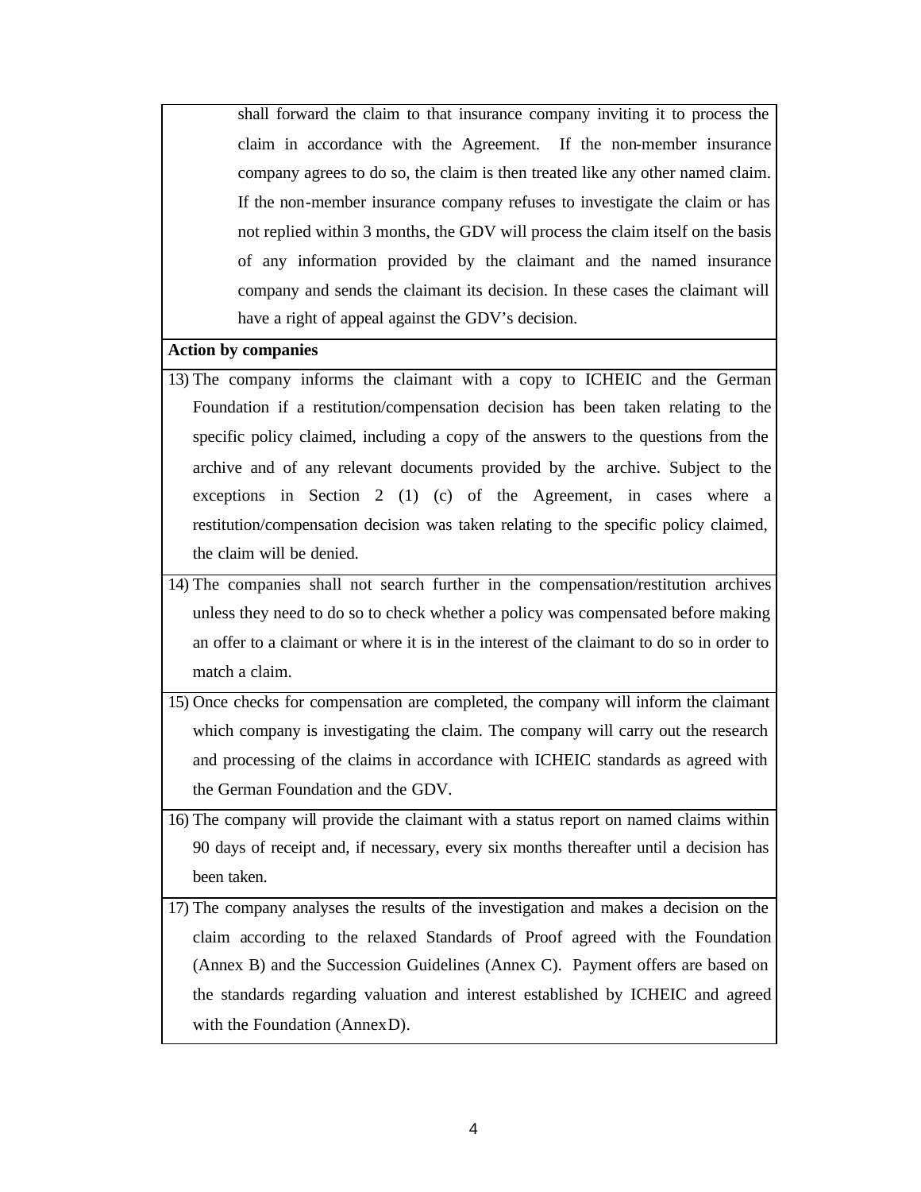shall forward the claim to that insurance company inviting it to process the claim in accordance with the Agreement. If the non-member insurance company agrees to do so, the claim is then treated like any other named claim. If the non-member insurance company refuses to investigate the claim or has not replied within 3 months, the GDV will process the claim itself on the basis of any information provided by the claimant and the named insurance company and sends the claimant its decision. In these cases the claimant will have a right of appeal against the GDV's decision.

**Action by companies**

13) The company informs the claimant with a copy to ICHEIC and the German Foundation if a restitution/compensation decision has been taken relating to the specific policy claimed, including a copy of the answers to the questions from the archive and of any relevant documents provided by the archive. Subject to the exceptions in Section 2 (1) (c) of the Agreement, in cases where a restitution/compensation decision was taken relating to the specific policy claimed, the claim will be denied.

14) The companies shall not search further in the compensation/restitution archives unless they need to do so to check whether a policy was compensated before making an offer to a claimant or where it is in the interest of the claimant to do so in order to match a claim.

15) Once checks for compensation are completed, the company will inform the claimant which company is investigating the claim. The company will carry out the research and processing of the claims in accordance with ICHEIC standards as agreed with the German Foundation and the GDV.

16) The company will provide the claimant with a status report on named claims within 90 days of receipt and, if necessary, every six months thereafter until a decision has been taken.

17) The company analyses the results of the investigation and makes a decision on the claim according to the relaxed Standards of Proof agreed with the Foundation (Annex B) and the Succession Guidelines (Annex C). Payment offers are based on the standards regarding valuation and interest established by ICHEIC and agreed with the Foundation (Annex D).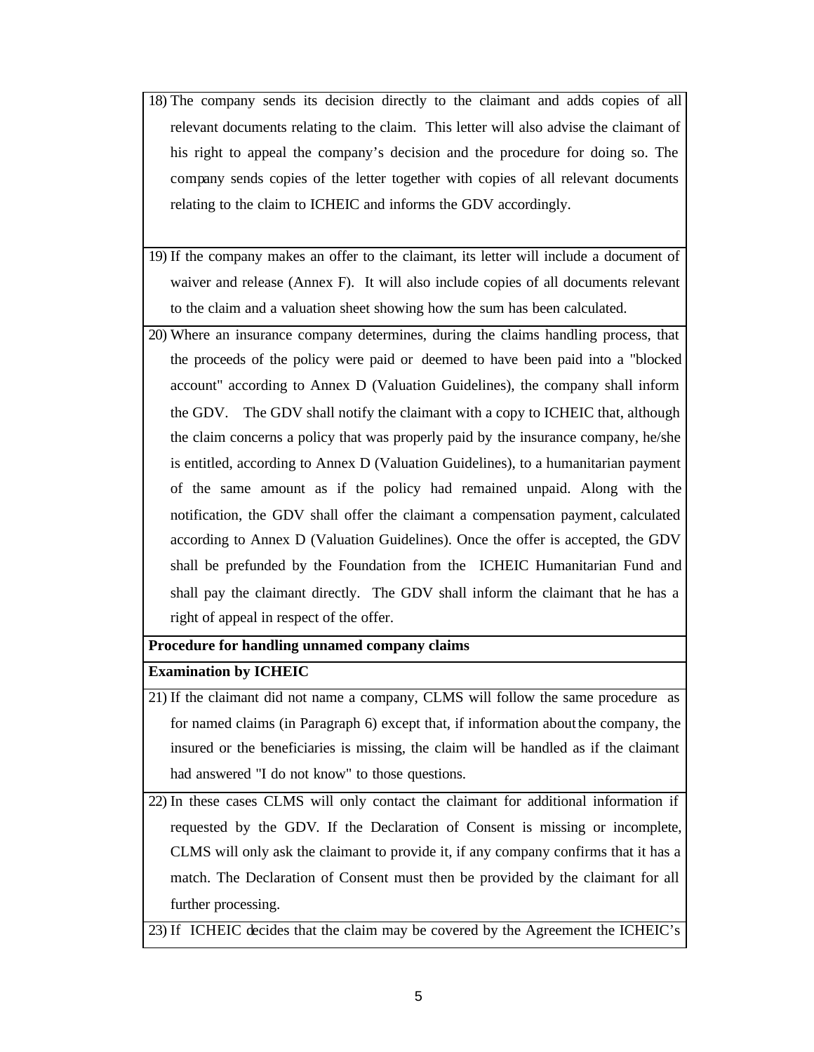18) The company sends its decision directly to the claimant and adds copies of all relevant documents relating to the claim. This letter will also advise the claimant of his right to appeal the company's decision and the procedure for doing so. The company sends copies of the letter together with copies of all relevant documents relating to the claim to ICHEIC and informs the GDV accordingly.

19) If the company makes an offer to the claimant, its letter will include a document of waiver and release (Annex F). It will also include copies of all documents relevant to the claim and a valuation sheet showing how the sum has been calculated.

20) Where an insurance company determines, during the claims handling process, that the proceeds of the policy were paid or deemed to have been paid into a "blocked account" according to Annex D (Valuation Guidelines), the company shall inform the GDV. The GDV shall notify the claimant with a copy to ICHEIC that, although the claim concerns a policy that was properly paid by the insurance company, he/she is entitled, according to Annex D (Valuation Guidelines), to a humanitarian payment of the same amount as if the policy had remained unpaid. Along with the notification, the GDV shall offer the claimant a compensation payment, calculated according to Annex D (Valuation Guidelines). Once the offer is accepted, the GDV shall be prefunded by the Foundation from the ICHEIC Humanitarian Fund and shall pay the claimant directly. The GDV shall inform the claimant that he has a right of appeal in respect of the offer.

**Procedure for handling unnamed company claims**

**Examination by ICHEIC**

21) If the claimant did not name a company, CLMS will follow the same procedure as for named claims (in Paragraph 6) except that, if information about the company, the insured or the beneficiaries is missing, the claim will be handled as if the claimant had answered "I do not know" to those questions.

22) In these cases CLMS will only contact the claimant for additional information if requested by the GDV. If the Declaration of Consent is missing or incomplete, CLMS will only ask the claimant to provide it, if any company confirms that it has a match. The Declaration of Consent must then be provided by the claimant for all further processing.

23) If ICHEIC decides that the claim may be covered by the Agreement the ICHEIC's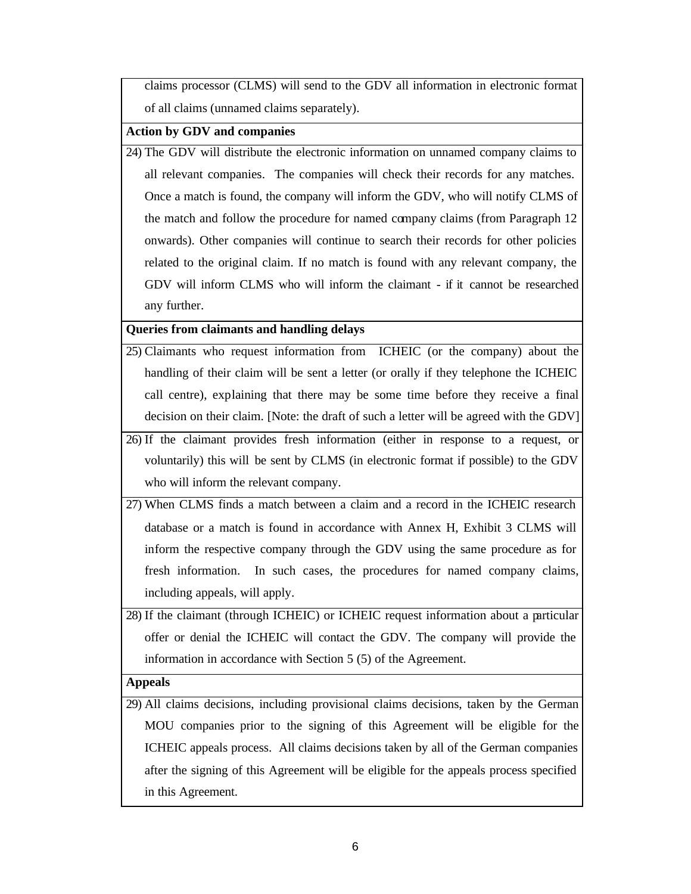claims processor (CLMS) will send to the GDV all information in electronic format of all claims (unnamed claims separately).

**Action by GDV and companies**

24) The GDV will distribute the electronic information on unnamed company claims to all relevant companies. The companies will check their records for any matches. Once a match is found, the company will inform the GDV, who will notify CLMS of the match and follow the procedure for named company claims (from Paragraph 12 onwards). Other companies will continue to search their records for other policies related to the original claim. If no match is found with any relevant company, the GDV will inform CLMS who will inform the claimant - if it cannot be researched any further.

**Queries from claimants and handling delays**

25) Claimants who request information from ICHEIC (or the company) about the handling of their claim will be sent a letter (or orally if they telephone the ICHEIC call centre), explaining that there may be some time before they receive a final decision on their claim. [Note: the draft of such a letter will be agreed with the GDV]

26) If the claimant provides fresh information (either in response to a request, or voluntarily) this will be sent by CLMS (in electronic format if possible) to the GDV who will inform the relevant company.

27) When CLMS finds a match between a claim and a record in the ICHEIC research database or a match is found in accordance with Annex H, Exhibit 3 CLMS will inform the respective company through the GDV using the same procedure as for fresh information. In such cases, the procedures for named company claims, including appeals, will apply.

28) If the claimant (through ICHEIC) or ICHEIC request information about a particular offer or denial the ICHEIC will contact the GDV. The company will provide the information in accordance with Section 5 (5) of the Agreement.

**Appeals**

29) All claims decisions, including provisional claims decisions, taken by the German MOU companies prior to the signing of this Agreement will be eligible for the ICHEIC appeals process. All claims decisions taken by all of the German companies after the signing of this Agreement will be eligible for the appeals process specified in this Agreement.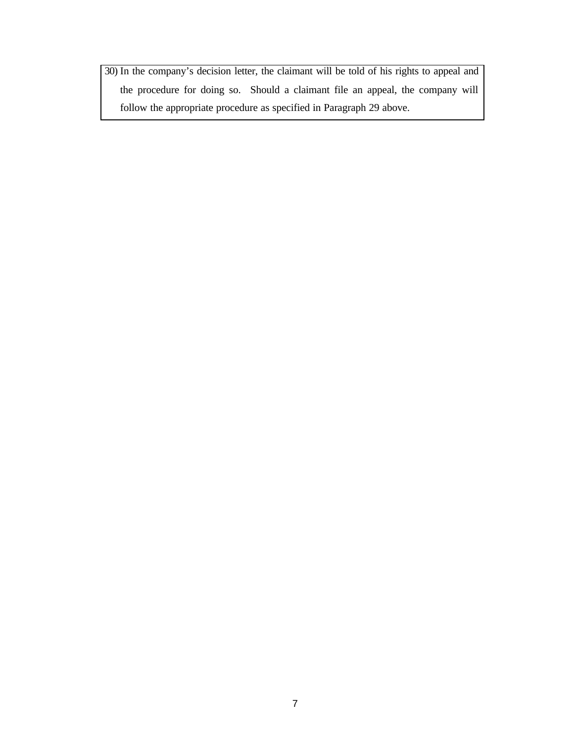30) In the company's decision letter, the claimant will be told of his rights to appeal and the procedure for doing so. Should a claimant file an appeal, the company will follow the appropriate procedure as specified in Paragraph 29 above.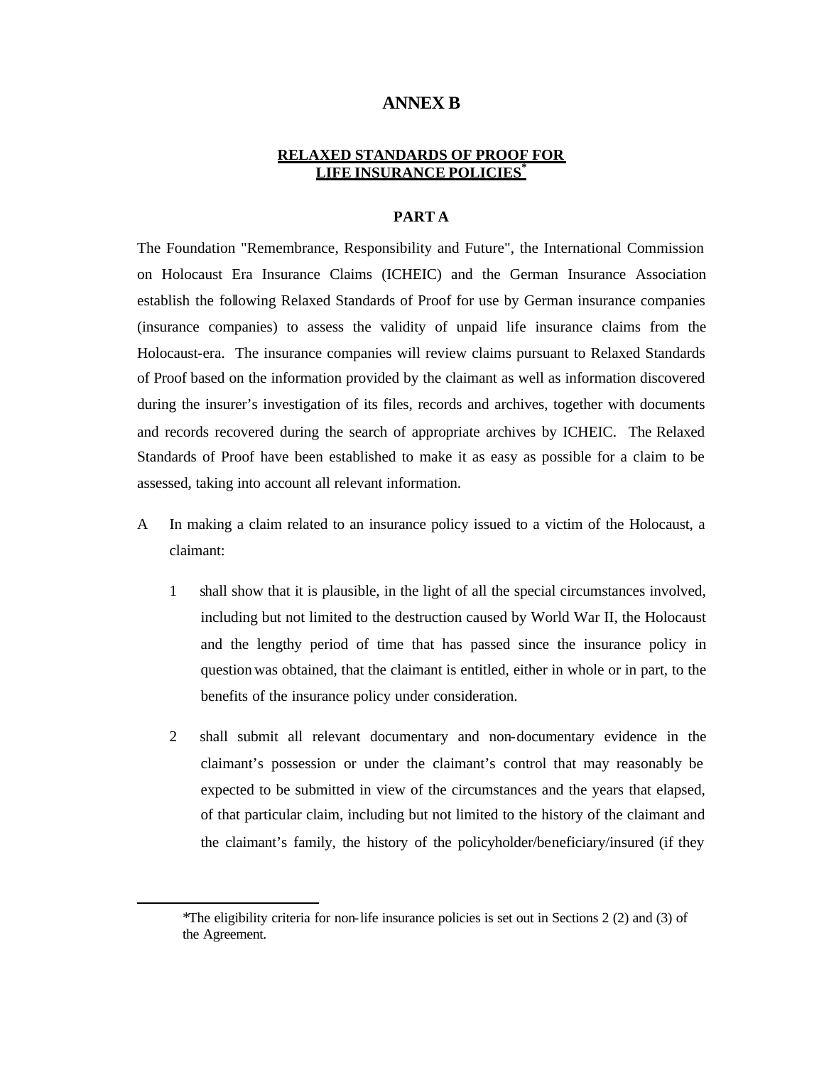# ANNEX B

## RELAXED STANDARDS OF PROOF FOR LIFE INSURANCE POLICIES*

### PART A

The Foundation "Remembrance, Responsibility and Future", the International Commission on Holocaust Era Insurance Claims (ICHEIC) and the German Insurance Association establish the following Relaxed Standards of Proof for use by German insurance companies (insurance companies) to assess the validity of unpaid life insurance claims from the Holocaust-era. The insurance companies will review claims pursuant to Relaxed Standards of Proof based on the information provided by the claimant as well as information discovered during the insurer's investigation of its files, records and archives, together with documents and records recovered during the search of appropriate archives by ICHEIC. The Relaxed Standards of Proof have been established to make it as easy as possible for a claim to be assessed, taking into account all relevant information.

A In making a claim related to an insurance policy issued to a victim of the Holocaust, a claimant:

   1 shall show that it is plausible, in the light of all the special circumstances involved, including but not limited to the destruction caused by World War II, the Holocaust and the lengthy period of time that has passed since the insurance policy in question was obtained, that the claimant is entitled, either in whole or in part, to the benefits of the insurance policy under consideration.

   2 shall submit all relevant documentary and non-documentary evidence in the claimant's possession or under the claimant's control that may reasonably be expected to be submitted in view of the circumstances and the years that elapsed, of that particular claim, including but not limited to the history of the claimant and the claimant's family, the history of the policyholder/beneficiary/insured (if they

*The eligibility criteria for non-life insurance policies is set out in Sections 2 (2) and (3) of the Agreement.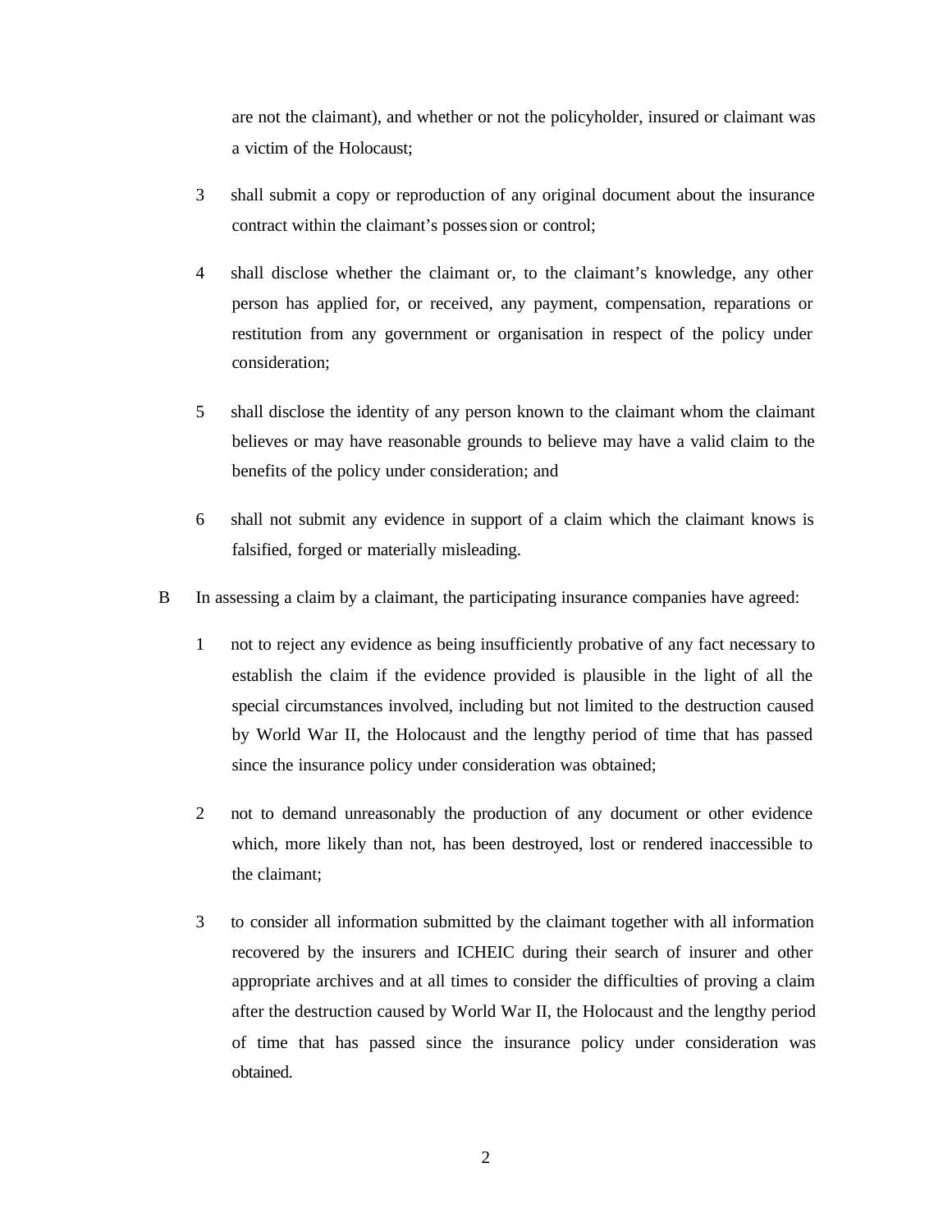are not the claimant), and whether or not the policyholder, insured or claimant was a victim of the Holocaust;

3 shall submit a copy or reproduction of any original document about the insurance contract within the claimant's possession or control;

4 shall disclose whether the claimant or, to the claimant's knowledge, any other person has applied for, or received, any payment, compensation, reparations or restitution from any government or organisation in respect of the policy under consideration;

5 shall disclose the identity of any person known to the claimant whom the claimant believes or may have reasonable grounds to believe may have a valid claim to the benefits of the policy under consideration; and

6 shall not submit any evidence in support of a claim which the claimant knows is falsified, forged or materially misleading.

B In assessing a claim by a claimant, the participating insurance companies have agreed:

1 not to reject any evidence as being insufficiently probative of any fact necessary to establish the claim if the evidence provided is plausible in the light of all the special circumstances involved, including but not limited to the destruction caused by World War II, the Holocaust and the lengthy period of time that has passed since the insurance policy under consideration was obtained;

2 not to demand unreasonably the production of any document or other evidence which, more likely than not, has been destroyed, lost or rendered inaccessible to the claimant;

3 to consider all information submitted by the claimant together with all information recovered by the insurers and ICHEIC during their search of insurer and other appropriate archives and at all times to consider the difficulties of proving a claim after the destruction caused by World War II, the Holocaust and the lengthy period of time that has passed since the insurance policy under consideration was obtained.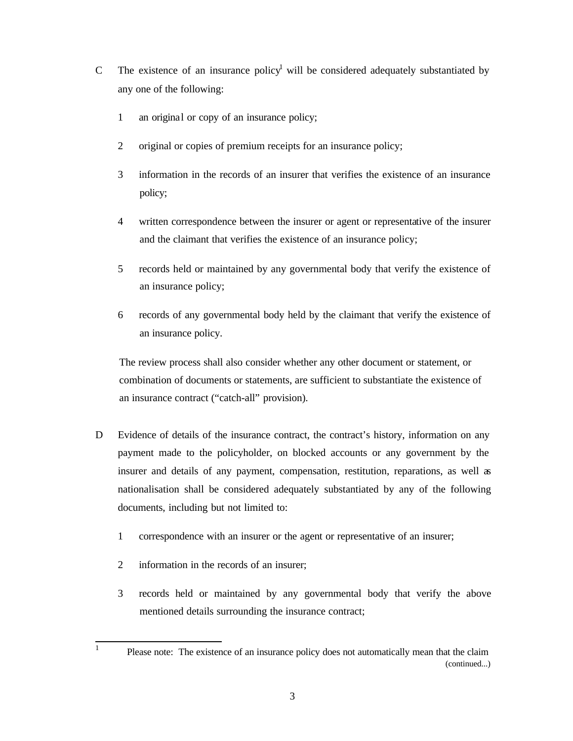C The existence of an insurance policy[1] will be considered adequately substantiated by any one of the following:

1. an original or copy of an insurance policy;

2. original or copies of premium receipts for an insurance policy;

3. information in the records of an insurer that verifies the existence of an insurance policy;

4. written correspondence between the insurer or agent or representative of the insurer and the claimant that verifies the existence of an insurance policy;

5. records held or maintained by any governmental body that verify the existence of an insurance policy;

6. records of any governmental body held by the claimant that verify the existence of an insurance policy.

The review process shall also consider whether any other document or statement, or combination of documents or statements, are sufficient to substantiate the existence of an insurance contract ("catch-all" provision).

D Evidence of details of the insurance contract, the contract's history, information on any payment made to the policyholder, on blocked accounts or any government by the insurer and details of any payment, compensation, restitution, reparations, as well as nationalisation shall be considered adequately substantiated by any of the following documents, including but not limited to:

1. correspondence with an insurer or the agent or representative of an insurer;

2. information in the records of an insurer;

3. records held or maintained by any governmental body that verify the above mentioned details surrounding the insurance contract;

---

[1] Please note: The existence of an insurance policy does not automatically mean that the claim (continued...)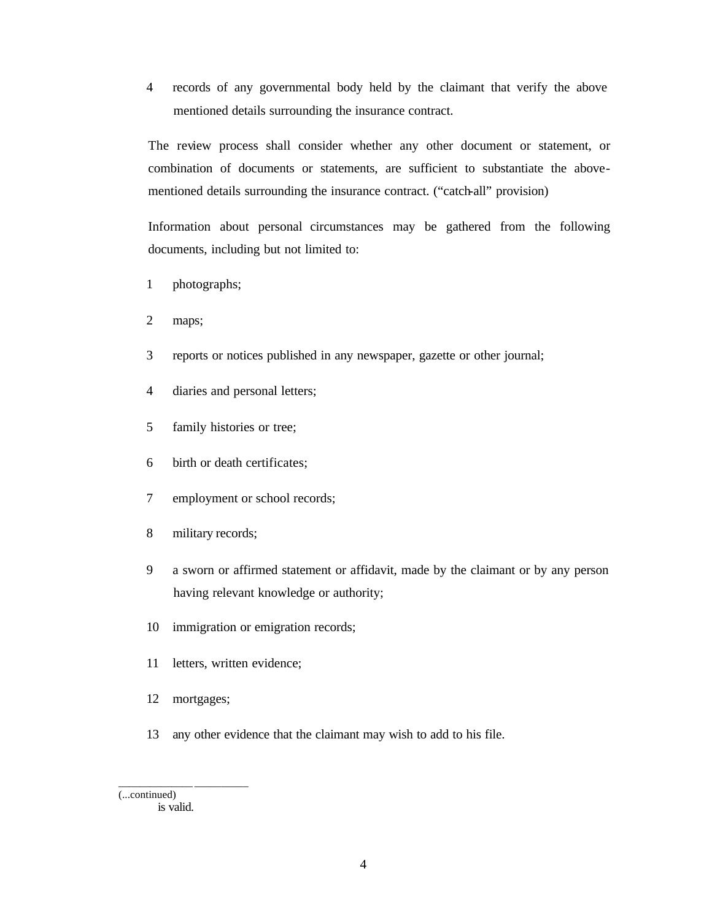4. records of any governmental body held by the claimant that verify the above mentioned details surrounding the insurance contract.

The review process shall consider whether any other document or statement, or combination of documents or statements, are sufficient to substantiate the above-mentioned details surrounding the insurance contract. ("catch-all" provision)

Information about personal circumstances may be gathered from the following documents, including but not limited to:

1. photographs;
2. maps;
3. reports or notices published in any newspaper, gazette or other journal;
4. diaries and personal letters;
5. family histories or tree;
6. birth or death certificates;
7. employment or school records;
8. military records;
9. a sworn or affirmed statement or affidavit, made by the claimant or by any person having relevant knowledge or authority;
10. immigration or emigration records;
11. letters, written evidence;
12. mortgages;
13. any other evidence that the claimant may wish to add to his file.

---

(...continued)
is valid.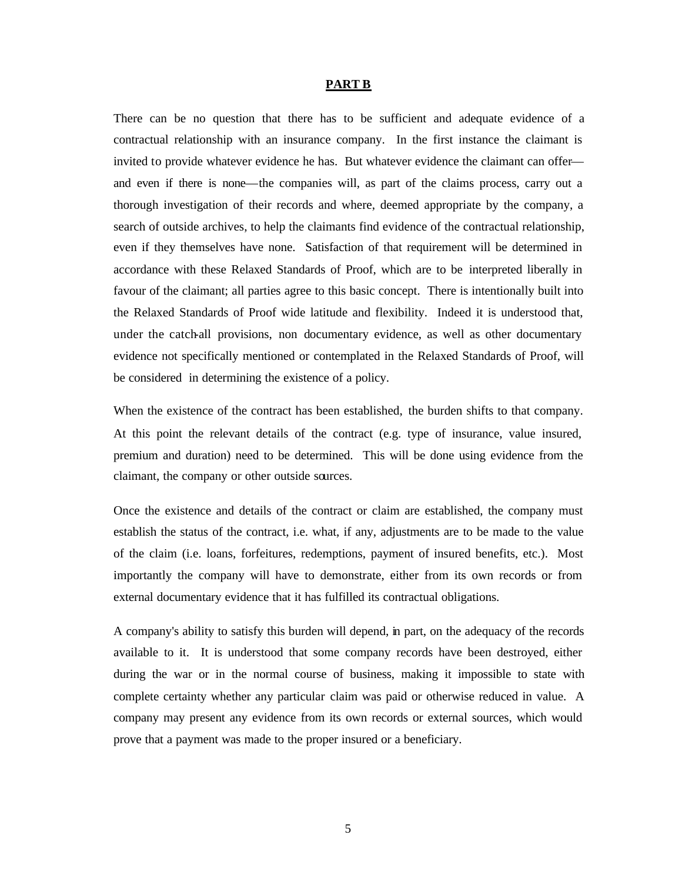## PART B

There can be no question that there has to be sufficient and adequate evidence of a contractual relationship with an insurance company. In the first instance the claimant is invited to provide whatever evidence he has. But whatever evidence the claimant can offer—and even if there is none—the companies will, as part of the claims process, carry out a thorough investigation of their records and where, deemed appropriate by the company, a search of outside archives, to help the claimants find evidence of the contractual relationship, even if they themselves have none. Satisfaction of that requirement will be determined in accordance with these Relaxed Standards of Proof, which are to be interpreted liberally in favour of the claimant; all parties agree to this basic concept. There is intentionally built into the Relaxed Standards of Proof wide latitude and flexibility. Indeed it is understood that, under the catch-all provisions, non documentary evidence, as well as other documentary evidence not specifically mentioned or contemplated in the Relaxed Standards of Proof, will be considered in determining the existence of a policy.

When the existence of the contract has been established, the burden shifts to that company. At this point the relevant details of the contract (e.g. type of insurance, value insured, premium and duration) need to be determined. This will be done using evidence from the claimant, the company or other outside sources.

Once the existence and details of the contract or claim are established, the company must establish the status of the contract, i.e. what, if any, adjustments are to be made to the value of the claim (i.e. loans, forfeitures, redemptions, payment of insured benefits, etc.). Most importantly the company will have to demonstrate, either from its own records or from external documentary evidence that it has fulfilled its contractual obligations.

A company's ability to satisfy this burden will depend, in part, on the adequacy of the records available to it. It is understood that some company records have been destroyed, either during the war or in the normal course of business, making it impossible to state with complete certainty whether any particular claim was paid or otherwise reduced in value. A company may present any evidence from its own records or external sources, which would prove that a payment was made to the proper insured or a beneficiary.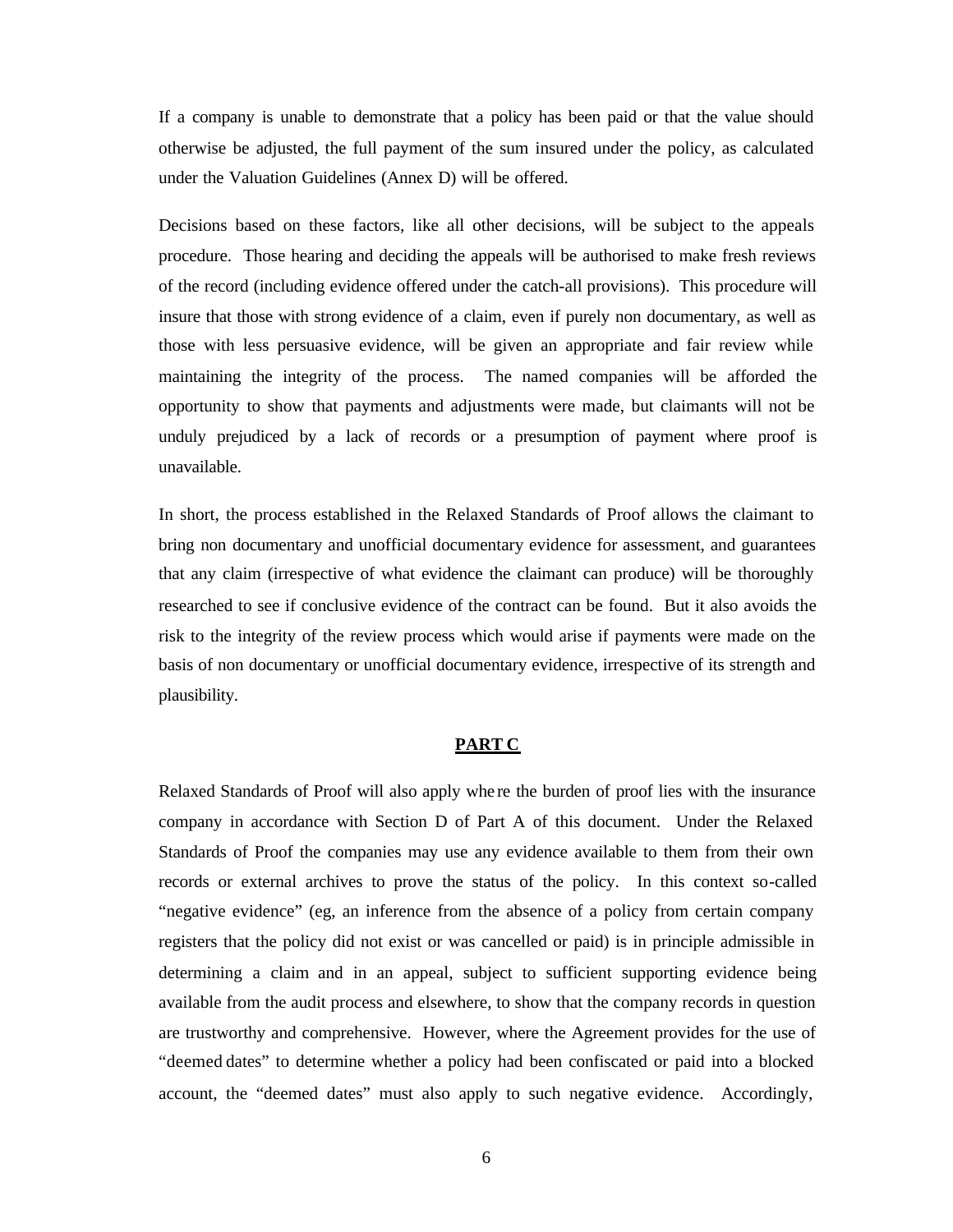If a company is unable to demonstrate that a policy has been paid or that the value should otherwise be adjusted, the full payment of the sum insured under the policy, as calculated under the Valuation Guidelines (Annex D) will be offered.

Decisions based on these factors, like all other decisions, will be subject to the appeals procedure. Those hearing and deciding the appeals will be authorised to make fresh reviews of the record (including evidence offered under the catch-all provisions). This procedure will insure that those with strong evidence of a claim, even if purely non documentary, as well as those with less persuasive evidence, will be given an appropriate and fair review while maintaining the integrity of the process. The named companies will be afforded the opportunity to show that payments and adjustments were made, but claimants will not be unduly prejudiced by a lack of records or a presumption of payment where proof is unavailable.

In short, the process established in the Relaxed Standards of Proof allows the claimant to bring non documentary and unofficial documentary evidence for assessment, and guarantees that any claim (irrespective of what evidence the claimant can produce) will be thoroughly researched to see if conclusive evidence of the contract can be found. But it also avoids the risk to the integrity of the review process which would arise if payments were made on the basis of non documentary or unofficial documentary evidence, irrespective of its strength and plausibility.

## PART C

Relaxed Standards of Proof will also apply where the burden of proof lies with the insurance company in accordance with Section D of Part A of this document. Under the Relaxed Standards of Proof the companies may use any evidence available to them from their own records or external archives to prove the status of the policy. In this context so-called "negative evidence" (eg, an inference from the absence of a policy from certain company registers that the policy did not exist or was cancelled or paid) is in principle admissible in determining a claim and in an appeal, subject to sufficient supporting evidence being available from the audit process and elsewhere, to show that the company records in question are trustworthy and comprehensive. However, where the Agreement provides for the use of "deemed dates" to determine whether a policy had been confiscated or paid into a blocked account, the "deemed dates" must also apply to such negative evidence. Accordingly,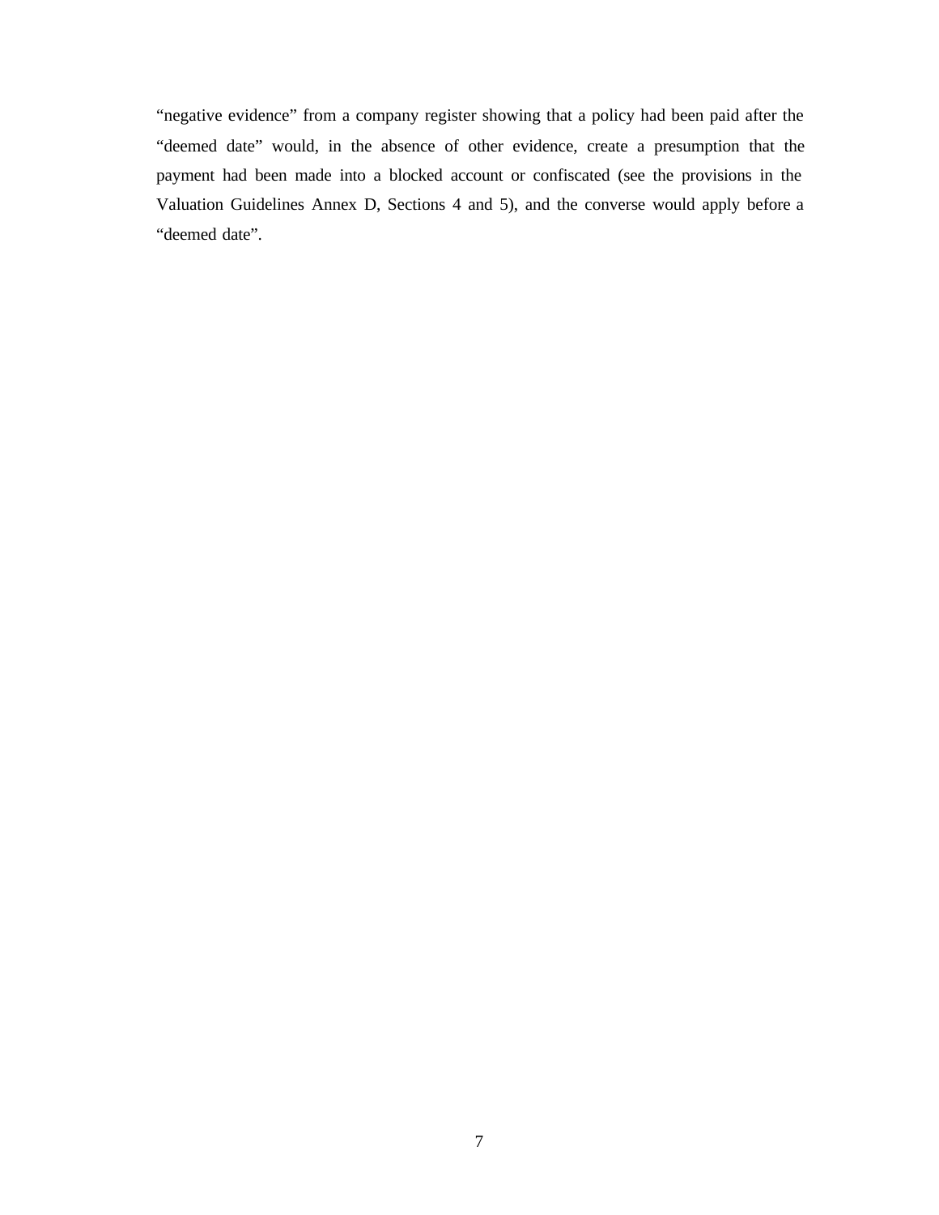"negative evidence" from a company register showing that a policy had been paid after the "deemed date" would, in the absence of other evidence, create a presumption that the payment had been made into a blocked account or confiscated (see the provisions in the Valuation Guidelines Annex D, Sections 4 and 5), and the converse would apply before a "deemed date".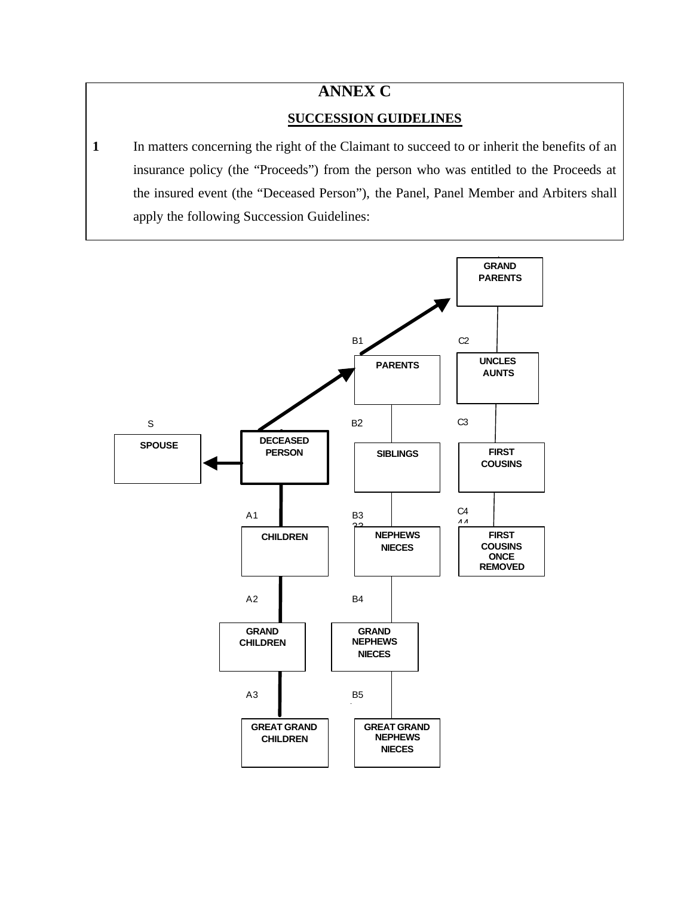# ANNEX C

## SUCCESSION GUIDELINES

**1** In matters concerning the right of the Claimant to succeed to or inherit the benefits of an insurance policy (the "Proceeds") from the person who was entitled to the Proceeds at the insured event (the "Deceased Person"), the Panel, Panel Member and Arbiters shall apply the following Succession Guidelines:

GRAND PARENTS

B1 C2

PARENTS

UNCLES AUNTS

S B2 C3

SPOUSE

DECEASED PERSON

SIBLINGS

FIRST COUSINS

A1 B3 C4

CHILDREN

NEPHEWS NIECES

FIRST COUSINS ONCE REMOVED

A2 B4

GRAND CHILDREN

GRAND NEPHEWS NIECES

A3 B5

GREAT GRAND CHILDREN

GREAT GRAND NEPHEWS NIECES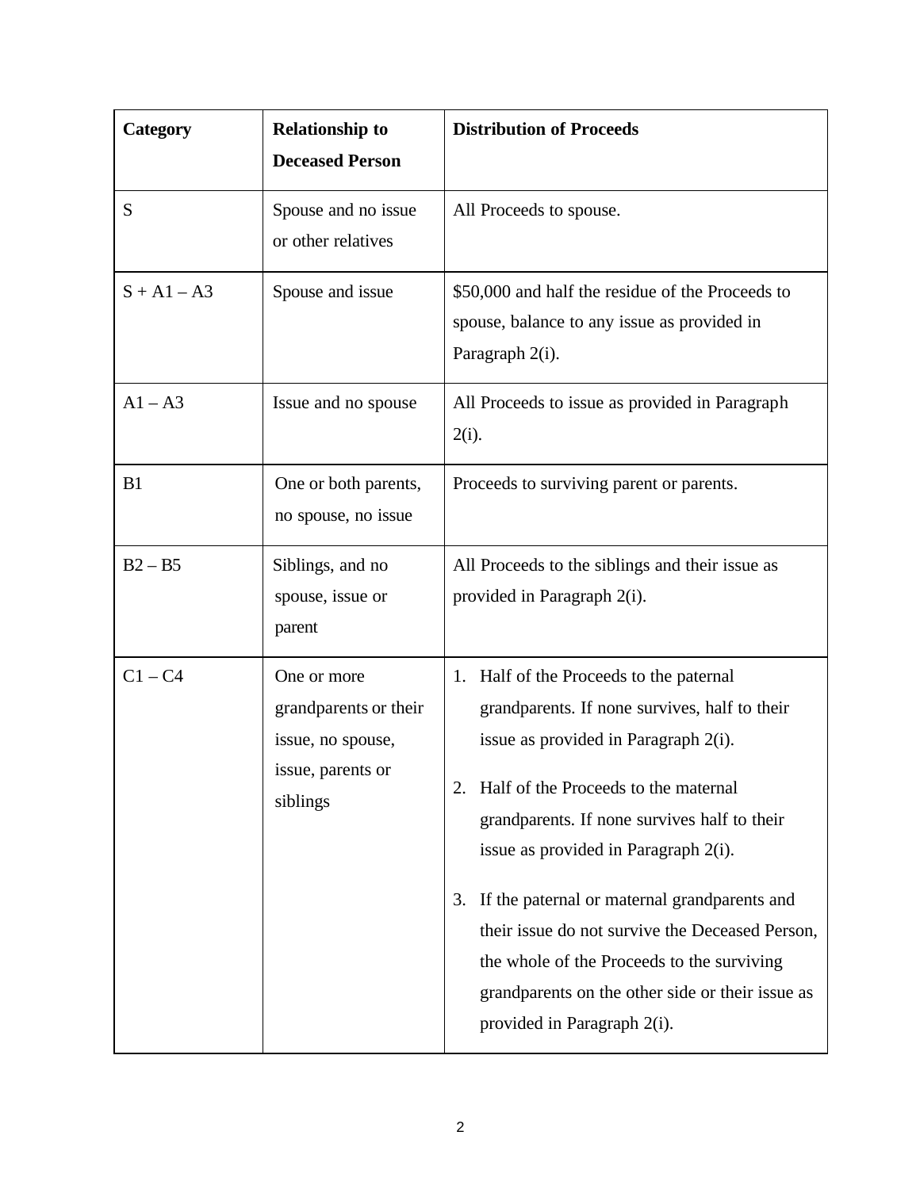| Category | Relationship to Deceased Person | Distribution of Proceeds |
| --- | --- | --- |
| S | Spouse and no issue or other relatives | All Proceeds to spouse. |
| S + A1 – A3 | Spouse and issue | $50,000 and half the residue of the Proceeds to spouse, balance to any issue as provided in Paragraph 2(i). |
| A1 – A3 | Issue and no spouse | All Proceeds to issue as provided in Paragraph 2(i). |
| B1 | One or both parents, no spouse, no issue | Proceeds to surviving parent or parents. |
| B2 – B5 | Siblings, and no spouse, issue or parent | All Proceeds to the siblings and their issue as provided in Paragraph 2(i). |
| C1 – C4 | One or more grandparents or their issue, no spouse, issue, parents or siblings | 1. Half of the Proceeds to the paternal grandparents. If none survives, half to their issue as provided in Paragraph 2(i).<br>2. Half of the Proceeds to the maternal grandparents. If none survives half to their issue as provided in Paragraph 2(i).<br>3. If the paternal or maternal grandparents and their issue do not survive the Deceased Person, the whole of the Proceeds to the surviving grandparents on the other side or their issue as provided in Paragraph 2(i). |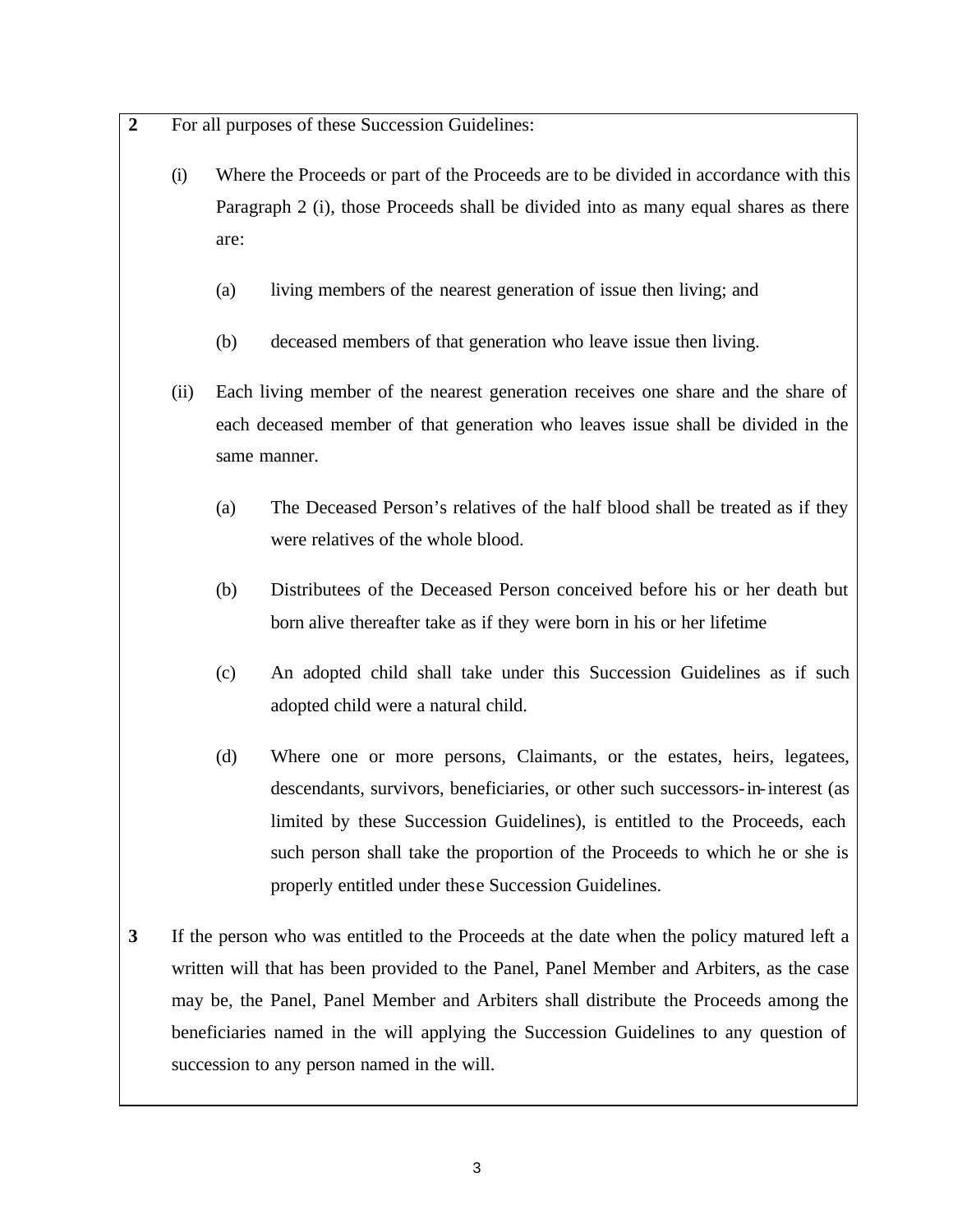**2** For all purposes of these Succession Guidelines:

(i) Where the Proceeds or part of the Proceeds are to be divided in accordance with this Paragraph 2 (i), those Proceeds shall be divided into as many equal shares as there are:

(a) living members of the nearest generation of issue then living; and

(b) deceased members of that generation who leave issue then living.

(ii) Each living member of the nearest generation receives one share and the share of each deceased member of that generation who leaves issue shall be divided in the same manner.

(a) The Deceased Person's relatives of the half blood shall be treated as if they were relatives of the whole blood.

(b) Distributees of the Deceased Person conceived before his or her death but born alive thereafter take as if they were born in his or her lifetime

(c) An adopted child shall take under this Succession Guidelines as if such adopted child were a natural child.

(d) Where one or more persons, Claimants, or the estates, heirs, legatees, descendants, survivors, beneficiaries, or other such successors-in-interest (as limited by these Succession Guidelines), is entitled to the Proceeds, each such person shall take the proportion of the Proceeds to which he or she is properly entitled under these Succession Guidelines.

**3** If the person who was entitled to the Proceeds at the date when the policy matured left a written will that has been provided to the Panel, Panel Member and Arbiters, as the case may be, the Panel, Panel Member and Arbiters shall distribute the Proceeds among the beneficiaries named in the will applying the Succession Guidelines to any question of succession to any person named in the will.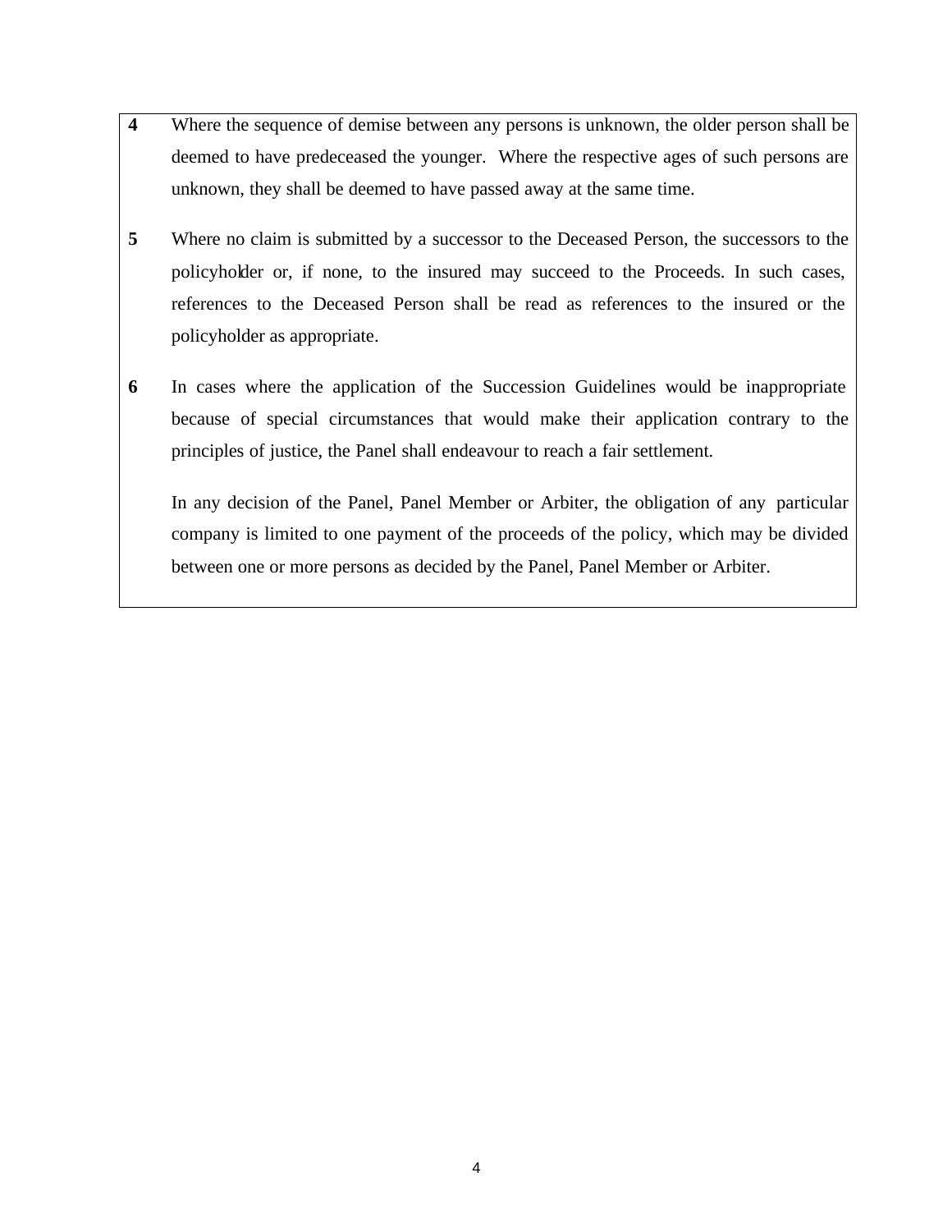**4** Where the sequence of demise between any persons is unknown, the older person shall be deemed to have predeceased the younger. Where the respective ages of such persons are unknown, they shall be deemed to have passed away at the same time.

**5** Where no claim is submitted by a successor to the Deceased Person, the successors to the policyholder or, if none, to the insured may succeed to the Proceeds. In such cases, references to the Deceased Person shall be read as references to the insured or the policyholder as appropriate.

**6** In cases where the application of the Succession Guidelines would be inappropriate because of special circumstances that would make their application contrary to the principles of justice, the Panel shall endeavour to reach a fair settlement.

In any decision of the Panel, Panel Member or Arbiter, the obligation of any particular company is limited to one payment of the proceeds of the policy, which may be divided between one or more persons as decided by the Panel, Panel Member or Arbiter.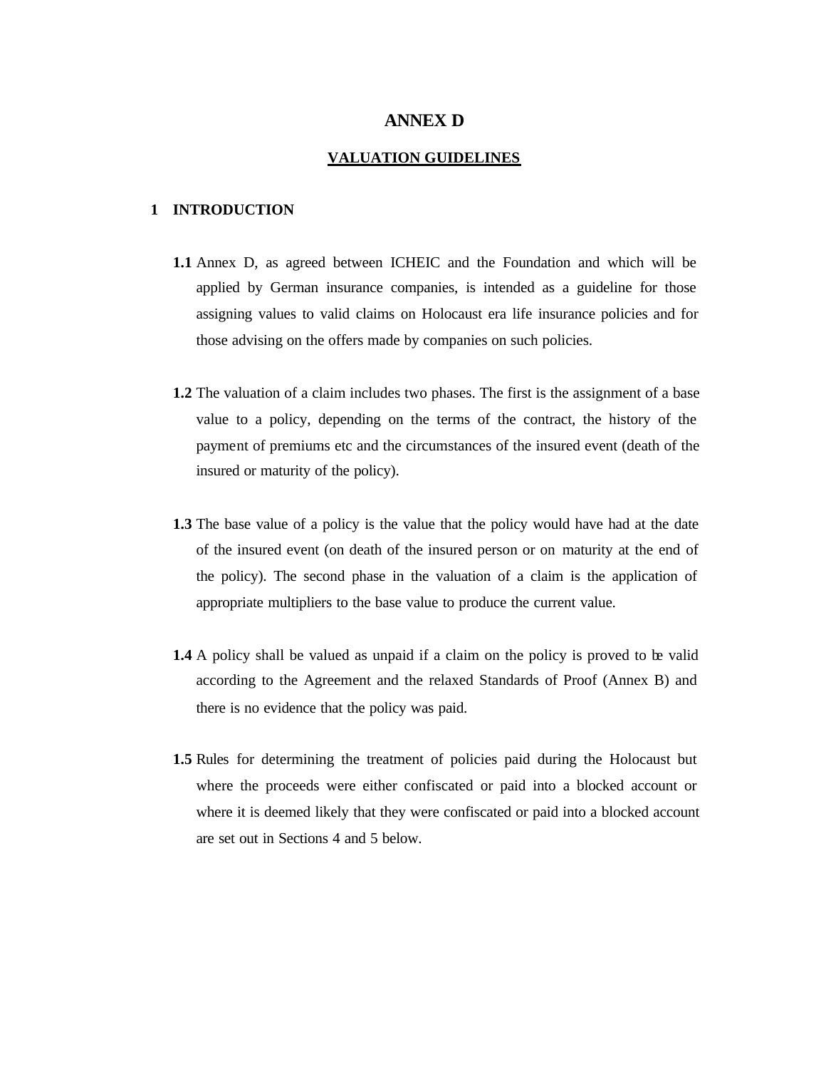# ANNEX D

## VALUATION GUIDELINES

### 1 INTRODUCTION

**1.1** Annex D, as agreed between ICHEIC and the Foundation and which will be applied by German insurance companies, is intended as a guideline for those assigning values to valid claims on Holocaust era life insurance policies and for those advising on the offers made by companies on such policies.

**1.2** The valuation of a claim includes two phases. The first is the assignment of a base value to a policy, depending on the terms of the contract, the history of the payment of premiums etc and the circumstances of the insured event (death of the insured or maturity of the policy).

**1.3** The base value of a policy is the value that the policy would have had at the date of the insured event (on death of the insured person or on maturity at the end of the policy). The second phase in the valuation of a claim is the application of appropriate multipliers to the base value to produce the current value.

**1.4** A policy shall be valued as unpaid if a claim on the policy is proved to be valid according to the Agreement and the relaxed Standards of Proof (Annex B) and there is no evidence that the policy was paid.

**1.5** Rules for determining the treatment of policies paid during the Holocaust but where the proceeds were either confiscated or paid into a blocked account or where it is deemed likely that they were confiscated or paid into a blocked account are set out in Sections 4 and 5 below.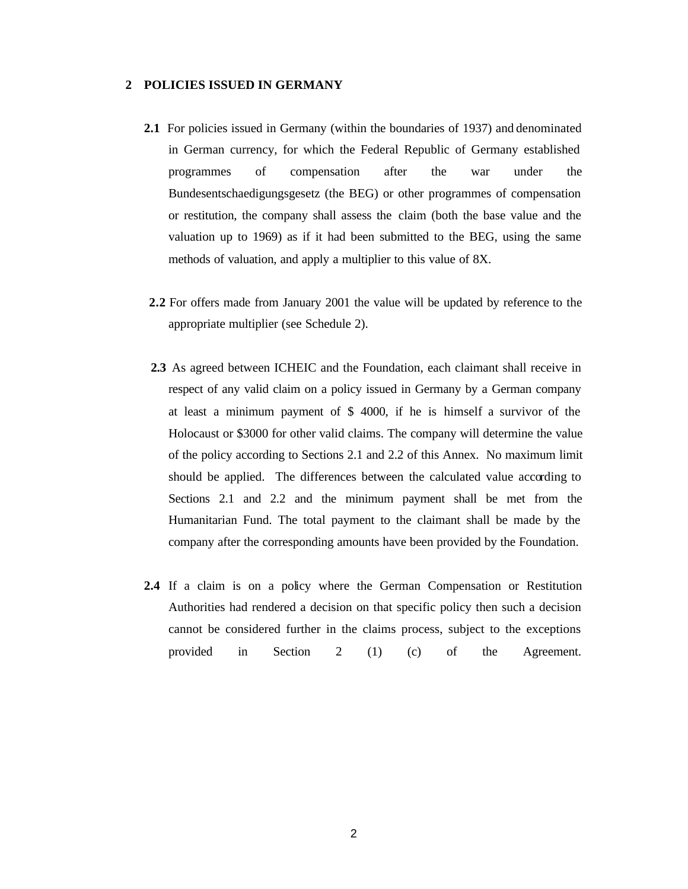## 2 POLICIES ISSUED IN GERMANY

**2.1** For policies issued in Germany (within the boundaries of 1937) and denominated in German currency, for which the Federal Republic of Germany established programmes of compensation after the war under the Bundesentschaedigungsgesetz (the BEG) or other programmes of compensation or restitution, the company shall assess the claim (both the base value and the valuation up to 1969) as if it had been submitted to the BEG, using the same methods of valuation, and apply a multiplier to this value of 8X.

**2.2** For offers made from January 2001 the value will be updated by reference to the appropriate multiplier (see Schedule 2).

**2.3** As agreed between ICHEIC and the Foundation, each claimant shall receive in respect of any valid claim on a policy issued in Germany by a German company at least a minimum payment of $ 4000, if he is himself a survivor of the Holocaust or $3000 for other valid claims. The company will determine the value of the policy according to Sections 2.1 and 2.2 of this Annex. No maximum limit should be applied. The differences between the calculated value according to Sections 2.1 and 2.2 and the minimum payment shall be met from the Humanitarian Fund. The total payment to the claimant shall be made by the company after the corresponding amounts have been provided by the Foundation.

**2.4** If a claim is on a policy where the German Compensation or Restitution Authorities had rendered a decision on that specific policy then such a decision cannot be considered further in the claims process, subject to the exceptions provided in Section 2 (1) (c) of the Agreement.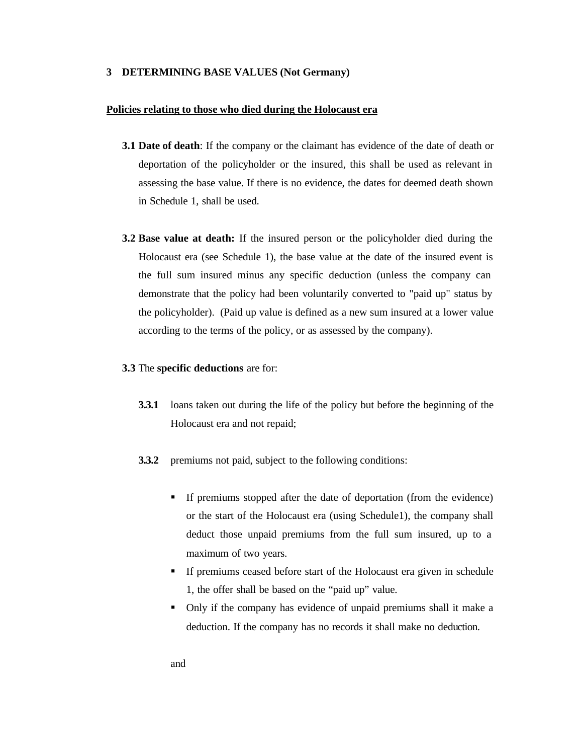## 3 DETERMINING BASE VALUES (Not Germany)

**Policies relating to those who died during the Holocaust era**

**3.1 Date of death**: If the company or the claimant has evidence of the date of death or deportation of the policyholder or the insured, this shall be used as relevant in assessing the base value. If there is no evidence, the dates for deemed death shown in Schedule 1, shall be used.

**3.2 Base value at death:** If the insured person or the policyholder died during the Holocaust era (see Schedule 1), the base value at the date of the insured event is the full sum insured minus any specific deduction (unless the company can demonstrate that the policy had been voluntarily converted to "paid up" status by the policyholder). (Paid up value is defined as a new sum insured at a lower value according to the terms of the policy, or as assessed by the company).

**3.3** The **specific deductions** are for:

**3.3.1** loans taken out during the life of the policy but before the beginning of the Holocaust era and not repaid;

**3.3.2** premiums not paid, subject to the following conditions:

- If premiums stopped after the date of deportation (from the evidence) or the start of the Holocaust era (using Schedule1), the company shall deduct those unpaid premiums from the full sum insured, up to a maximum of two years.
- If premiums ceased before start of the Holocaust era given in schedule 1, the offer shall be based on the “paid up” value.
- Only if the company has evidence of unpaid premiums shall it make a deduction. If the company has no records it shall make no deduction.

and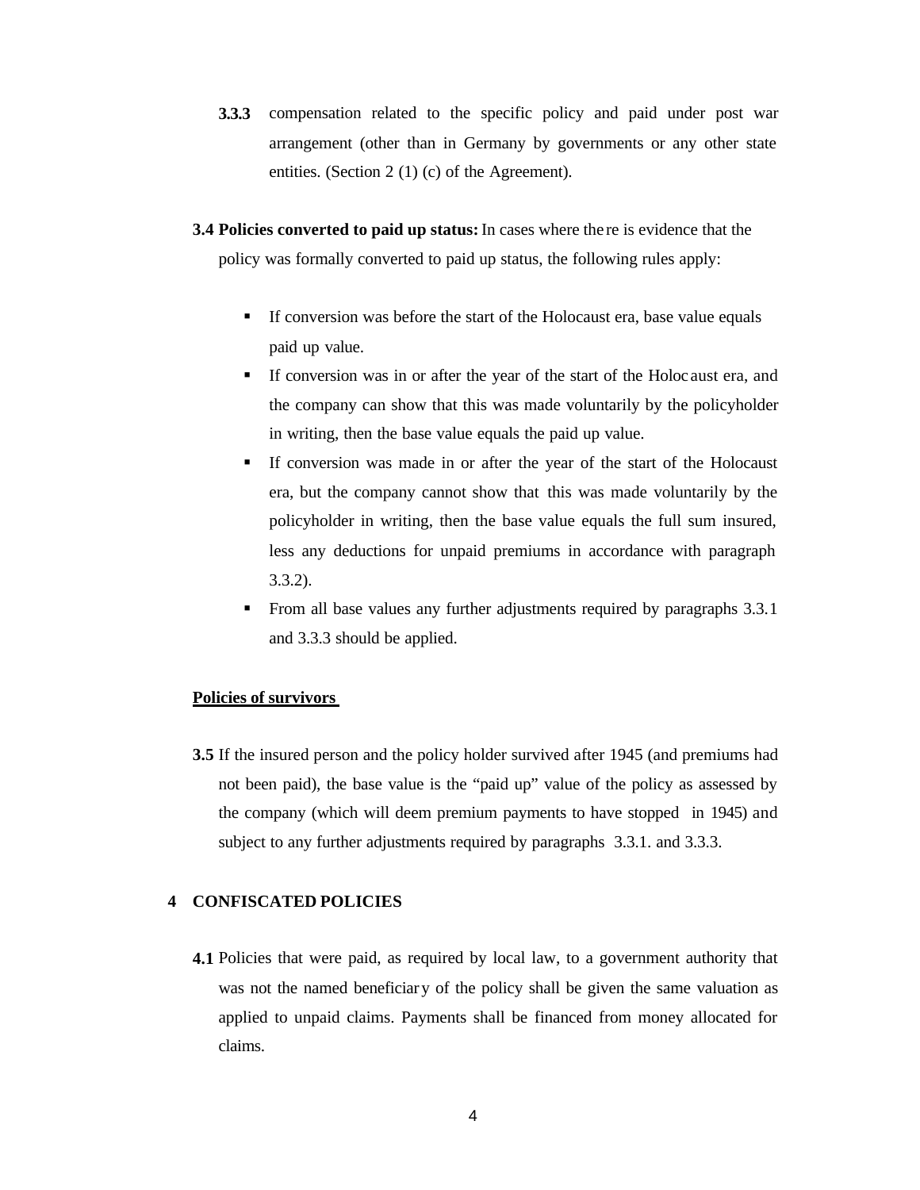**3.3.3** compensation related to the specific policy and paid under post war arrangement (other than in Germany by governments or any other state entities. (Section 2 (1) (c) of the Agreement).

**3.4 Policies converted to paid up status:** In cases where there is evidence that the policy was formally converted to paid up status, the following rules apply:

- If conversion was before the start of the Holocaust era, base value equals paid up value.
- If conversion was in or after the year of the start of the Holocaust era, and the company can show that this was made voluntarily by the policyholder in writing, then the base value equals the paid up value.
- If conversion was made in or after the year of the start of the Holocaust era, but the company cannot show that this was made voluntarily by the policyholder in writing, then the base value equals the full sum insured, less any deductions for unpaid premiums in accordance with paragraph 3.3.2).
- From all base values any further adjustments required by paragraphs 3.3.1 and 3.3.3 should be applied.

**Policies of survivors**

**3.5** If the insured person and the policy holder survived after 1945 (and premiums had not been paid), the base value is the "paid up" value of the policy as assessed by the company (which will deem premium payments to have stopped in 1945) and subject to any further adjustments required by paragraphs 3.3.1. and 3.3.3.

## 4 CONFISCATED POLICIES

**4.1** Policies that were paid, as required by local law, to a government authority that was not the named beneficiary of the policy shall be given the same valuation as applied to unpaid claims. Payments shall be financed from money allocated for claims.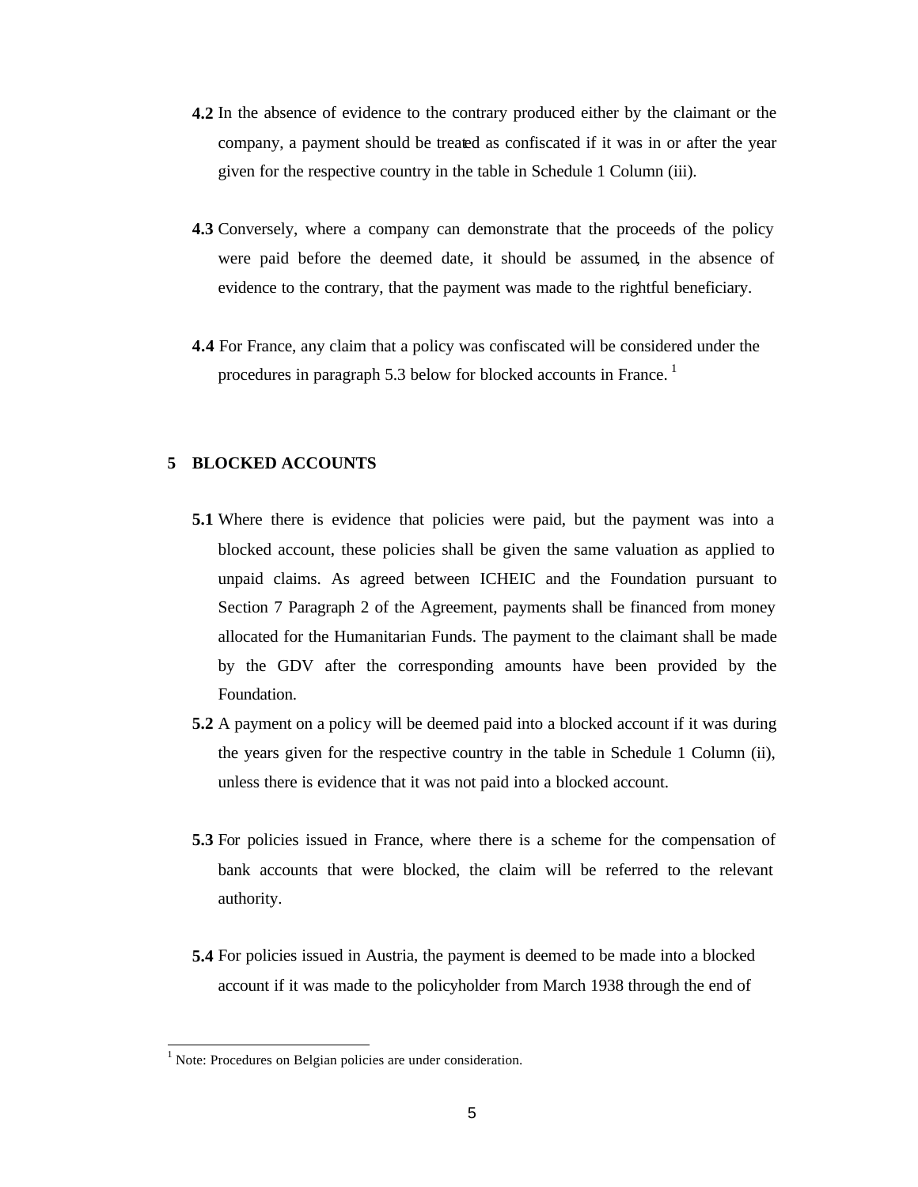**4.2** In the absence of evidence to the contrary produced either by the claimant or the company, a payment should be treated as confiscated if it was in or after the year given for the respective country in the table in Schedule 1 Column (iii).

**4.3** Conversely, where a company can demonstrate that the proceeds of the policy were paid before the deemed date, it should be assumed, in the absence of evidence to the contrary, that the payment was made to the rightful beneficiary.

**4.4** For France, any claim that a policy was confiscated will be considered under the procedures in paragraph 5.3 below for blocked accounts in France. [1]

## 5 BLOCKED ACCOUNTS

**5.1** Where there is evidence that policies were paid, but the payment was into a blocked account, these policies shall be given the same valuation as applied to unpaid claims. As agreed between ICHEIC and the Foundation pursuant to Section 7 Paragraph 2 of the Agreement, payments shall be financed from money allocated for the Humanitarian Funds. The payment to the claimant shall be made by the GDV after the corresponding amounts have been provided by the Foundation.

**5.2** A payment on a policy will be deemed paid into a blocked account if it was during the years given for the respective country in the table in Schedule 1 Column (ii), unless there is evidence that it was not paid into a blocked account.

**5.3** For policies issued in France, where there is a scheme for the compensation of bank accounts that were blocked, the claim will be referred to the relevant authority.

**5.4** For policies issued in Austria, the payment is deemed to be made into a blocked account if it was made to the policyholder from March 1938 through the end of

---

[1] Note: Procedures on Belgian policies are under consideration.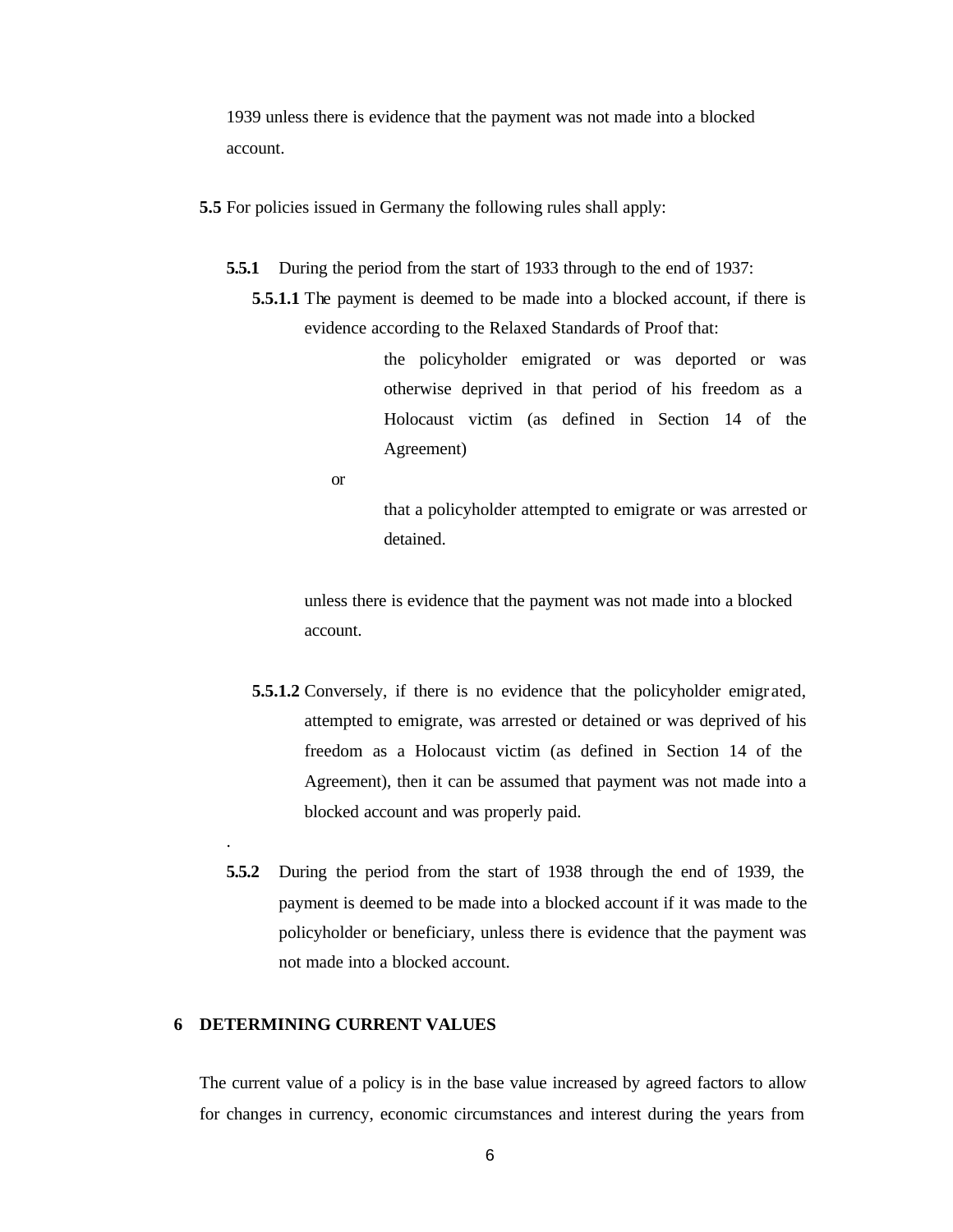1939 unless there is evidence that the payment was not made into a blocked account.

**5.5** For policies issued in Germany the following rules shall apply:

**5.5.1** During the period from the start of 1933 through to the end of 1937:

**5.5.1.1** The payment is deemed to be made into a blocked account, if there is evidence according to the Relaxed Standards of Proof that:

> the policyholder emigrated or was deported or was otherwise deprived in that period of his freedom as a Holocaust victim (as defined in Section 14 of the Agreement)

or

> that a policyholder attempted to emigrate or was arrested or detained.

unless there is evidence that the payment was not made into a blocked account.

**5.5.1.2** Conversely, if there is no evidence that the policyholder emigrated, attempted to emigrate, was arrested or detained or was deprived of his freedom as a Holocaust victim (as defined in Section 14 of the Agreement), then it can be assumed that payment was not made into a blocked account and was properly paid.

.

**5.5.2** During the period from the start of 1938 through the end of 1939, the payment is deemed to be made into a blocked account if it was made to the policyholder or beneficiary, unless there is evidence that the payment was not made into a blocked account.

## 6 DETERMINING CURRENT VALUES

The current value of a policy is in the base value increased by agreed factors to allow for changes in currency, economic circumstances and interest during the years from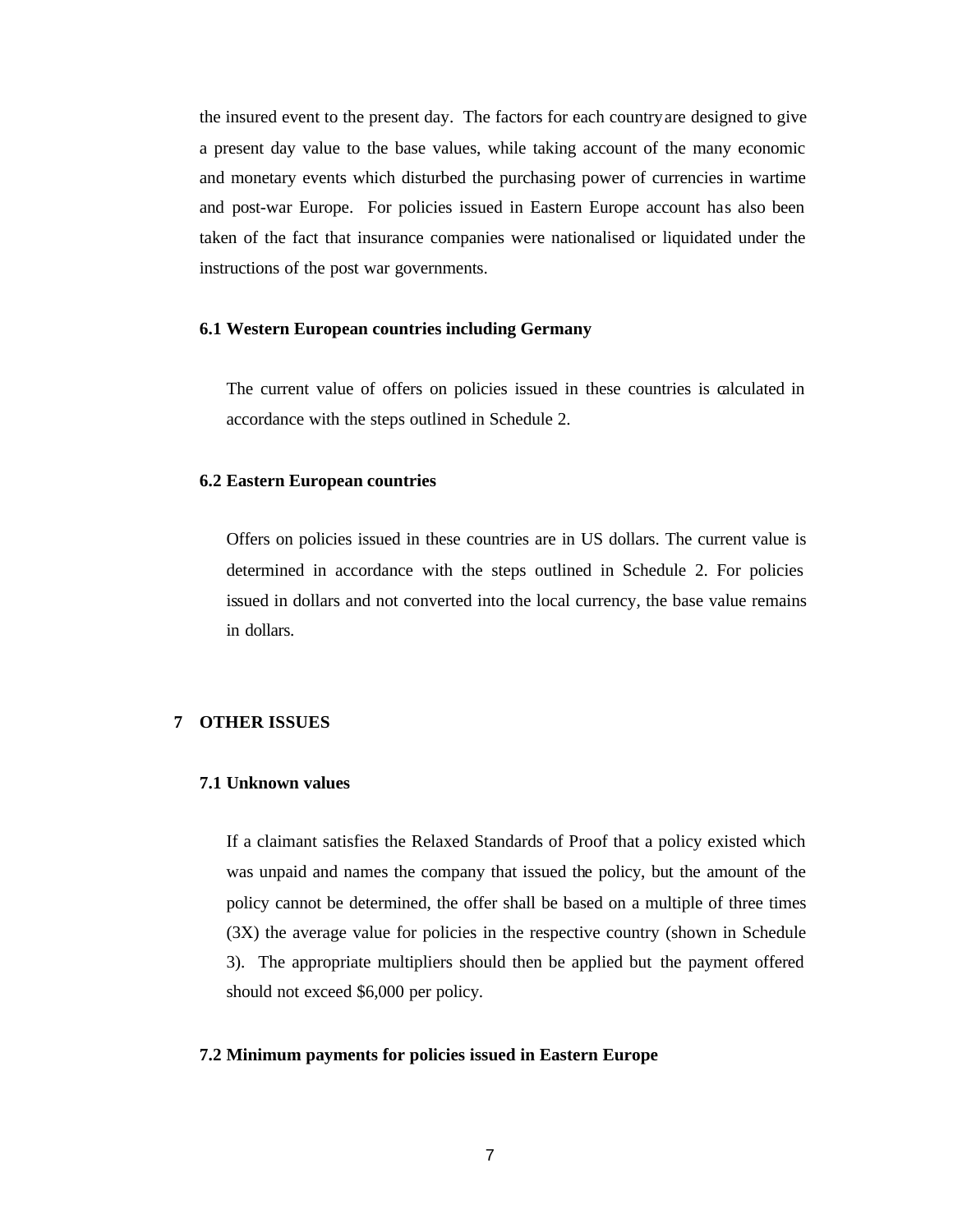the insured event to the present day. The factors for each country are designed to give a present day value to the base values, while taking account of the many economic and monetary events which disturbed the purchasing power of currencies in wartime and post-war Europe. For policies issued in Eastern Europe account has also been taken of the fact that insurance companies were nationalised or liquidated under the instructions of the post war governments.

### 6.1 Western European countries including Germany

The current value of offers on policies issued in these countries is calculated in accordance with the steps outlined in Schedule 2.

### 6.2 Eastern European countries

Offers on policies issued in these countries are in US dollars. The current value is determined in accordance with the steps outlined in Schedule 2. For policies issued in dollars and not converted into the local currency, the base value remains in dollars.

## 7 OTHER ISSUES

### 7.1 Unknown values

If a claimant satisfies the Relaxed Standards of Proof that a policy existed which was unpaid and names the company that issued the policy, but the amount of the policy cannot be determined, the offer shall be based on a multiple of three times (3X) the average value for policies in the respective country (shown in Schedule 3). The appropriate multipliers should then be applied but the payment offered should not exceed $6,000 per policy.

### 7.2 Minimum payments for policies issued in Eastern Europe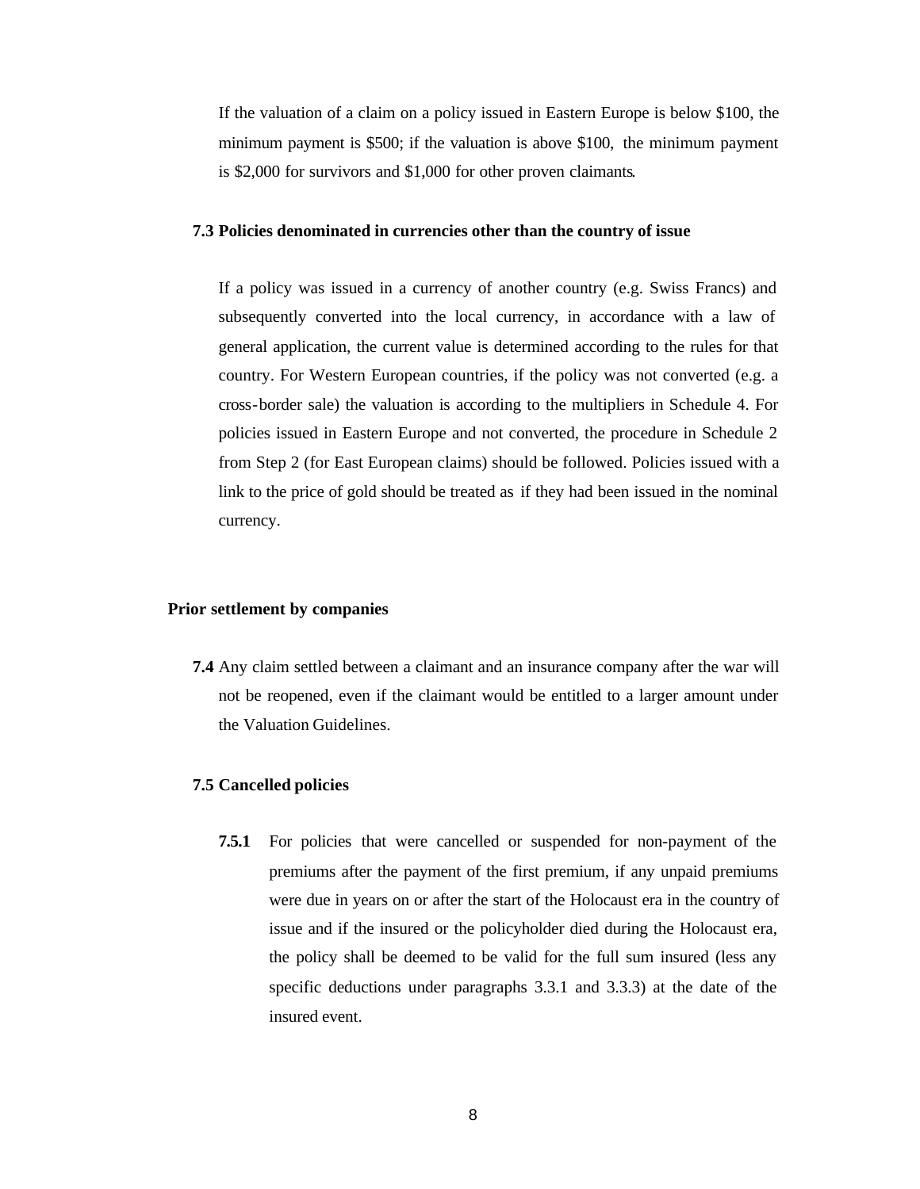If the valuation of a claim on a policy issued in Eastern Europe is below $100, the minimum payment is $500; if the valuation is above $100, the minimum payment is $2,000 for survivors and $1,000 for other proven claimants.

**7.3 Policies denominated in currencies other than the country of issue**

If a policy was issued in a currency of another country (e.g. Swiss Francs) and subsequently converted into the local currency, in accordance with a law of general application, the current value is determined according to the rules for that country. For Western European countries, if the policy was not converted (e.g. a cross-border sale) the valuation is according to the multipliers in Schedule 4. For policies issued in Eastern Europe and not converted, the procedure in Schedule 2 from Step 2 (for East European claims) should be followed. Policies issued with a link to the price of gold should be treated as if they had been issued in the nominal currency.

**Prior settlement by companies**

**7.4** Any claim settled between a claimant and an insurance company after the war will not be reopened, even if the claimant would be entitled to a larger amount under the Valuation Guidelines.

**7.5 Cancelled policies**

**7.5.1** For policies that were cancelled or suspended for non-payment of the premiums after the payment of the first premium, if any unpaid premiums were due in years on or after the start of the Holocaust era in the country of issue and if the insured or the policyholder died during the Holocaust era, the policy shall be deemed to be valid for the full sum insured (less any specific deductions under paragraphs 3.3.1 and 3.3.3) at the date of the insured event.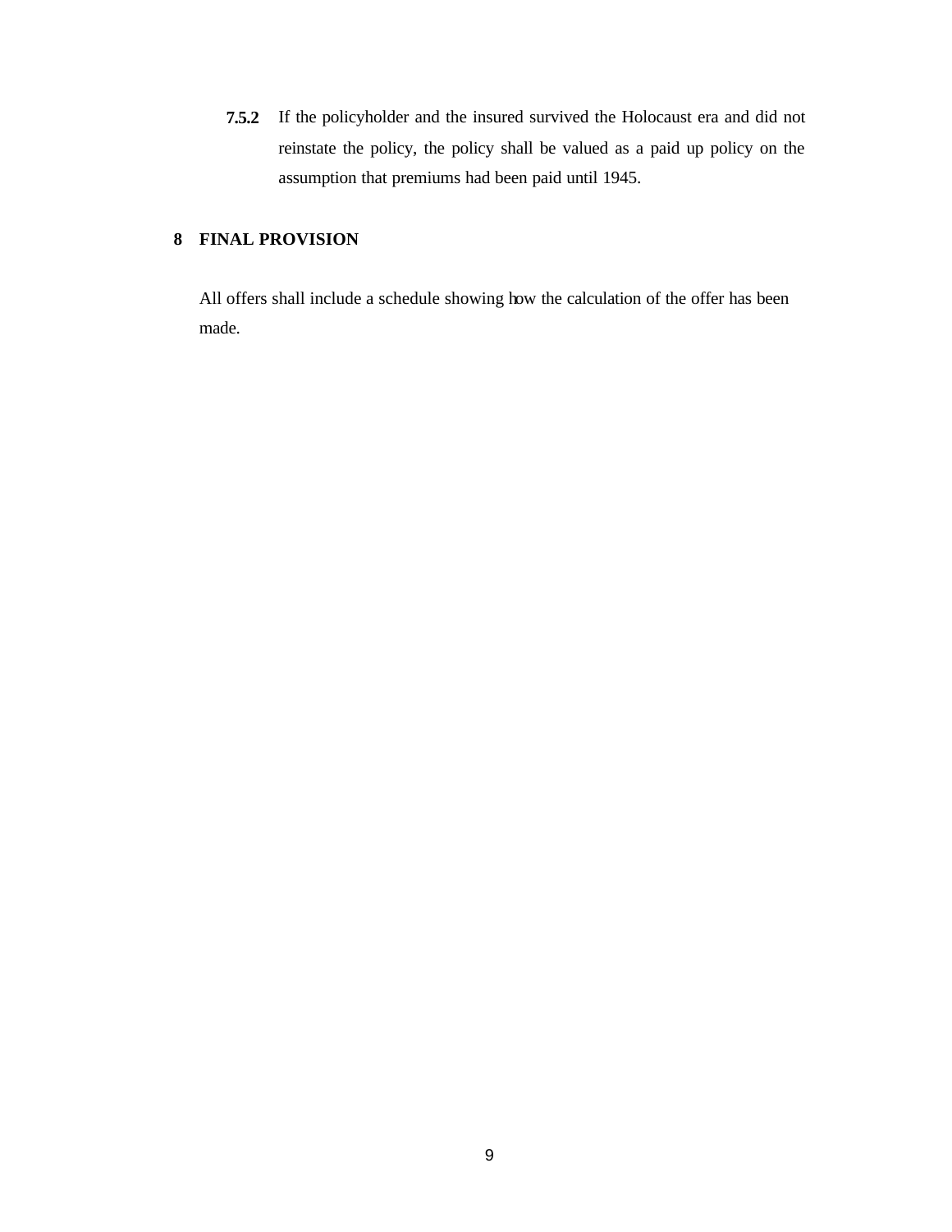**7.5.2** If the policyholder and the insured survived the Holocaust era and did not reinstate the policy, the policy shall be valued as a paid up policy on the assumption that premiums had been paid until 1945.

## 8 FINAL PROVISION

All offers shall include a schedule showing how the calculation of the offer has been made.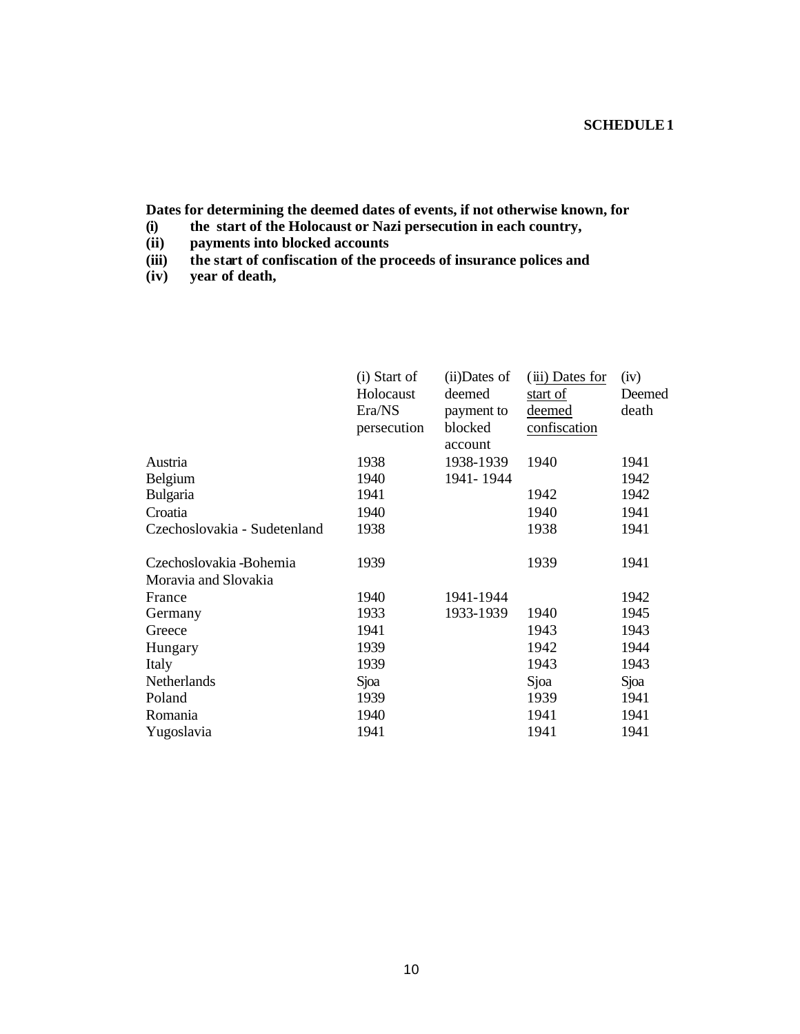**SCHEDULE 1**

**Dates for determining the deemed dates of events, if not otherwise known, for**

**(i) the start of the Holocaust or Nazi persecution in each country,**
**(ii) payments into blocked accounts**
**(iii) the start of confiscation of the proceeds of insurance polices and**
**(iv) year of death,**

| | (i) Start of Holocaust Era/NS persecution | (ii)Dates of deemed payment to blocked account | (iii) Dates for start of deemed confiscation | (iv) Deemed death |
|---|---|---|---|---|
| Austria | 1938 | 1938-1939 | 1940 | 1941 |
| Belgium | 1940 | 1941- 1944 | | 1942 |
| Bulgaria | 1941 | | 1942 | 1942 |
| Croatia | 1940 | | 1940 | 1941 |
| Czechoslovakia - Sudetenland | 1938 | | 1938 | 1941 |
| Czechoslovakia -Bohemia Moravia and Slovakia | 1939 | | 1939 | 1941 |
| France | 1940 | 1941-1944 | | 1942 |
| Germany | 1933 | 1933-1939 | 1940 | 1945 |
| Greece | 1941 | | 1943 | 1943 |
| Hungary | 1939 | | 1942 | 1944 |
| Italy | 1939 | | 1943 | 1943 |
| Netherlands | Sjoa | | Sjoa | Sjoa |
| Poland | 1939 | | 1939 | 1941 |
| Romania | 1940 | | 1941 | 1941 |
| Yugoslavia | 1941 | | 1941 | 1941 |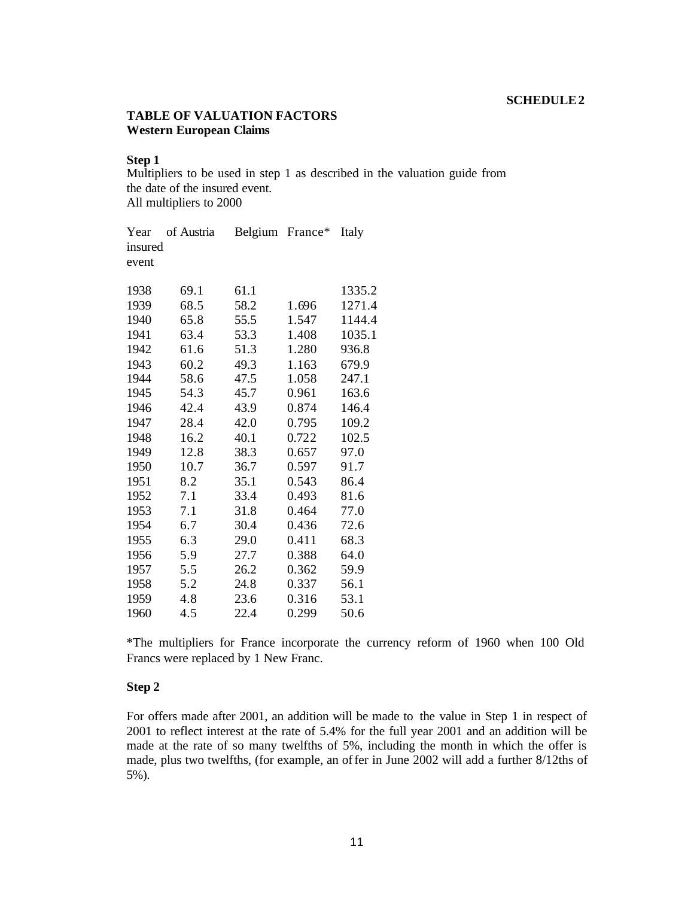**SCHEDULE 2**

## TABLE OF VALUATION FACTORS
**Western European Claims**

### Step 1

Multipliers to be used in step 1 as described in the valuation guide from the date of the insured event.
All multipliers to 2000

| Year of insured event | Austria | Belgium | France* | Italy |
|---|---|---|---|---|
| 1938 | 69.1 | 61.1 | | 1335.2 |
| 1939 | 68.5 | 58.2 | 1.696 | 1271.4 |
| 1940 | 65.8 | 55.5 | 1.547 | 1144.4 |
| 1941 | 63.4 | 53.3 | 1.408 | 1035.1 |
| 1942 | 61.6 | 51.3 | 1.280 | 936.8 |
| 1943 | 60.2 | 49.3 | 1.163 | 679.9 |
| 1944 | 58.6 | 47.5 | 1.058 | 247.1 |
| 1945 | 54.3 | 45.7 | 0.961 | 163.6 |
| 1946 | 42.4 | 43.9 | 0.874 | 146.4 |
| 1947 | 28.4 | 42.0 | 0.795 | 109.2 |
| 1948 | 16.2 | 40.1 | 0.722 | 102.5 |
| 1949 | 12.8 | 38.3 | 0.657 | 97.0 |
| 1950 | 10.7 | 36.7 | 0.597 | 91.7 |
| 1951 | 8.2 | 35.1 | 0.543 | 86.4 |
| 1952 | 7.1 | 33.4 | 0.493 | 81.6 |
| 1953 | 7.1 | 31.8 | 0.464 | 77.0 |
| 1954 | 6.7 | 30.4 | 0.436 | 72.6 |
| 1955 | 6.3 | 29.0 | 0.411 | 68.3 |
| 1956 | 5.9 | 27.7 | 0.388 | 64.0 |
| 1957 | 5.5 | 26.2 | 0.362 | 59.9 |
| 1958 | 5.2 | 24.8 | 0.337 | 56.1 |
| 1959 | 4.8 | 23.6 | 0.316 | 53.1 |
| 1960 | 4.5 | 22.4 | 0.299 | 50.6 |

*The multipliers for France incorporate the currency reform of 1960 when 100 Old Francs were replaced by 1 New Franc.

### Step 2

For offers made after 2001, an addition will be made to the value in Step 1 in respect of 2001 to reflect interest at the rate of 5.4% for the full year 2001 and an addition will be made at the rate of so many twelfths of 5%, including the month in which the offer is made, plus two twelfths, (for example, an offer in June 2002 will add a further 8/12ths of 5%).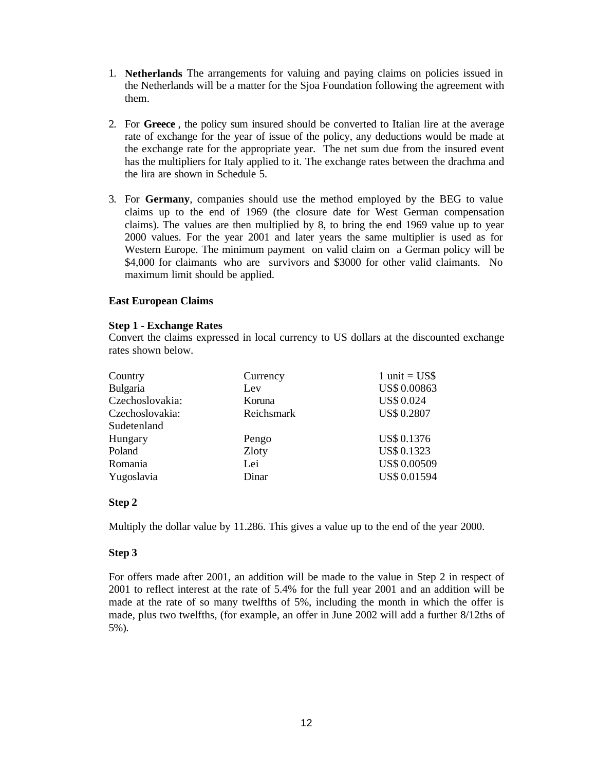1. **Netherlands** The arrangements for valuing and paying claims on policies issued in the Netherlands will be a matter for the Sjoa Foundation following the agreement with them.

2. For **Greece** , the policy sum insured should be converted to Italian lire at the average rate of exchange for the year of issue of the policy, any deductions would be made at the exchange rate for the appropriate year. The net sum due from the insured event has the multipliers for Italy applied to it. The exchange rates between the drachma and the lira are shown in Schedule 5.

3. For **Germany**, companies should use the method employed by the BEG to value claims up to the end of 1969 (the closure date for West German compensation claims). The values are then multiplied by 8, to bring the end 1969 value up to year 2000 values. For the year 2001 and later years the same multiplier is used as for Western Europe. The minimum payment on valid claim on a German policy will be $4,000 for claimants who are survivors and $3000 for other valid claimants. No maximum limit should be applied.

**East European Claims**

**Step 1 - Exchange Rates**
Convert the claims expressed in local currency to US dollars at the discounted exchange rates shown below.

| Country | Currency | 1 unit = US$ |
|---|---|---|
| Bulgaria | Lev | US$ 0.00863 |
| Czechoslovakia: | Koruna | US$ 0.024 |
| Czechoslovakia: Sudetenland | Reichsmark | US$ 0.2807 |
| Hungary | Pengo | US$ 0.1376 |
| Poland | Zloty | US$ 0.1323 |
| Romania | Lei | US$ 0.00509 |
| Yugoslavia | Dinar | US$ 0.01594 |

**Step 2**

Multiply the dollar value by 11.286. This gives a value up to the end of the year 2000.

**Step 3**

For offers made after 2001, an addition will be made to the value in Step 2 in respect of 2001 to reflect interest at the rate of 5.4% for the full year 2001 and an addition will be made at the rate of so many twelfths of 5%, including the month in which the offer is made, plus two twelfths, (for example, an offer in June 2002 will add a further 8/12ths of 5%).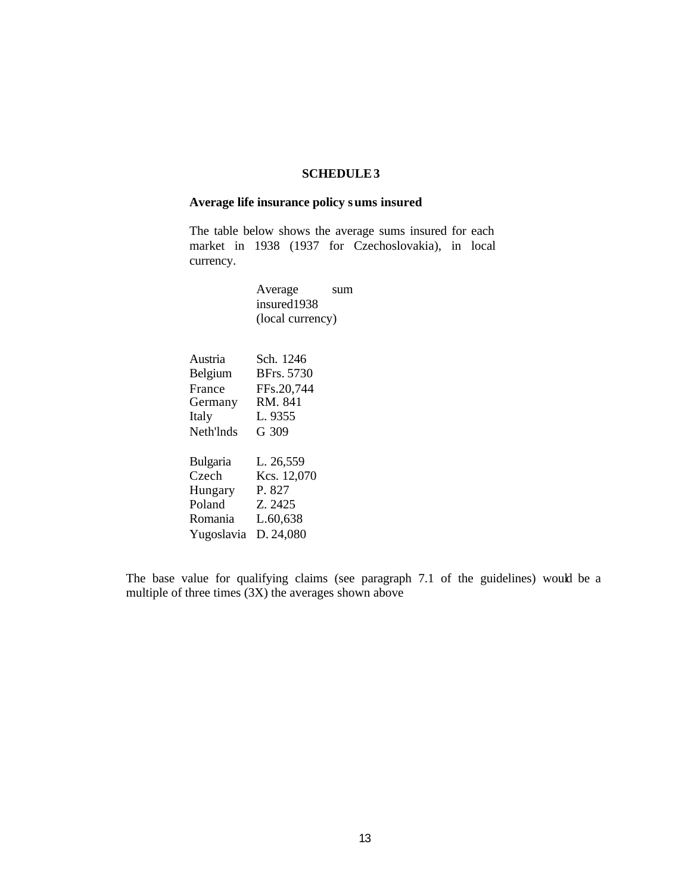## SCHEDULE 3

**Average life insurance policy sums insured**

The table below shows the average sums insured for each market in 1938 (1937 for Czechoslovakia), in local currency.

| | Average sum insured1938 (local currency) |
|---|---|
| Austria | Sch. 1246 |
| Belgium | BFrs. 5730 |
| France | FFs.20,744 |
| Germany | RM. 841 |
| Italy | L. 9355 |
| Neth'lnds | G 309 |
| | |
| Bulgaria | L. 26,559 |
| Czech | Kcs. 12,070 |
| Hungary | P. 827 |
| Poland | Z. 2425 |
| Romania | L.60,638 |
| Yugoslavia | D. 24,080 |

The base value for qualifying claims (see paragraph 7.1 of the guidelines) would be a multiple of three times (3X) the averages shown above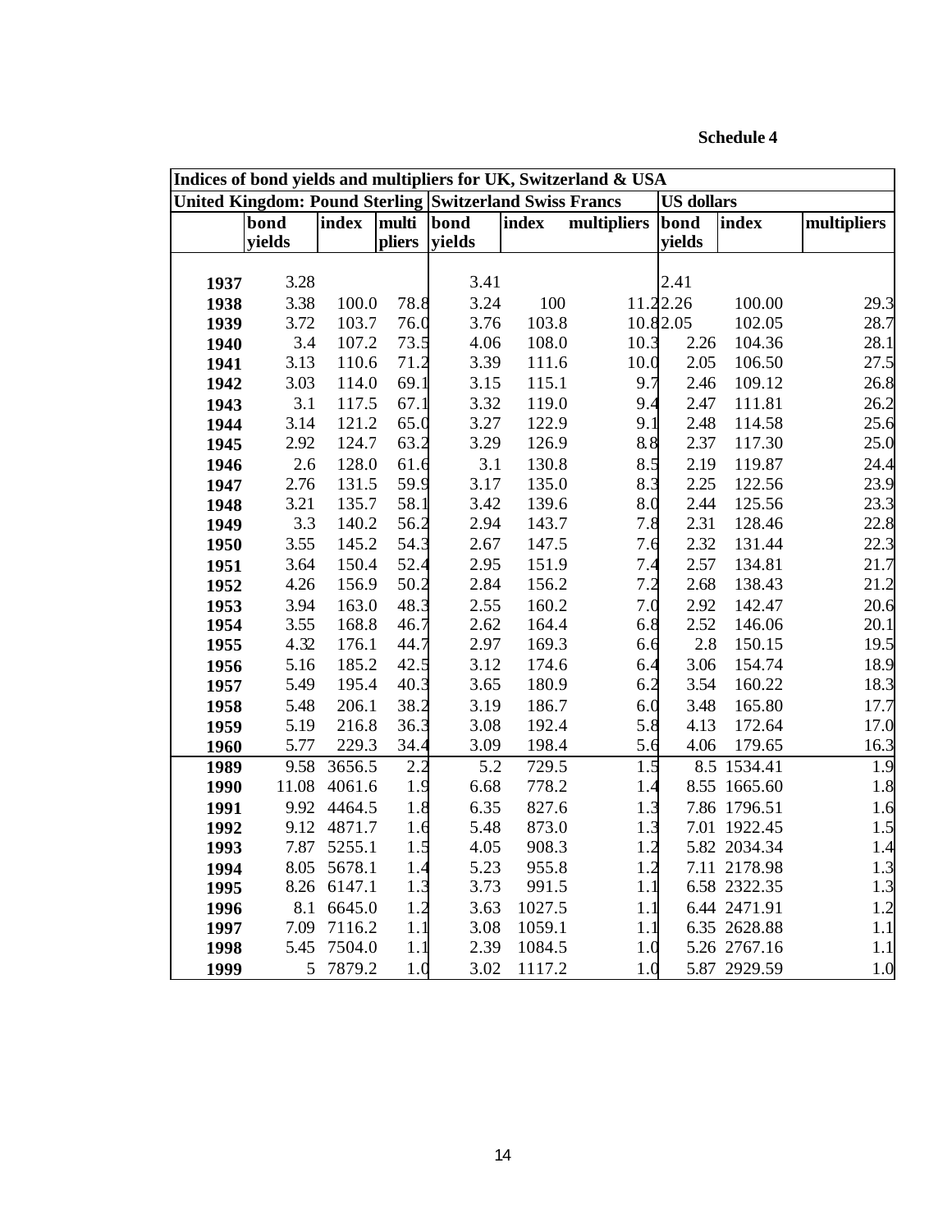**Schedule 4**

| Indices of bond yields and multipliers for UK, Switzerland & USA | | | | | | | | | |
|---|---|---|---|---|---|---|---|---|---|
| | United Kingdom: Pound Sterling | | | Switzerland Swiss Francs | | | US dollars | | |
| | bond yields | index | multipliers | bond yields | index | multipliers | bond yields | index | multipliers |
| 1937 | 3.28 | | | 3.41 | | | 2.41 | | |
| 1938 | 3.38 | 100.0 | 78.8 | 3.24 | 100 | 11.2 | 2.26 | 100.00 | 29.3 |
| 1939 | 3.72 | 103.7 | 76.0 | 3.76 | 103.8 | 10.8 | 2.05 | 102.05 | 28.7 |
| 1940 | 3.4 | 107.2 | 73.5 | 4.06 | 108.0 | 10.3 | 2.26 | 104.36 | 28.1 |
| 1941 | 3.13 | 110.6 | 71.2 | 3.39 | 111.6 | 10.0 | 2.05 | 106.50 | 27.5 |
| 1942 | 3.03 | 114.0 | 69.1 | 3.15 | 115.1 | 9.7 | 2.46 | 109.12 | 26.8 |
| 1943 | 3.1 | 117.5 | 67.1 | 3.32 | 119.0 | 9.4 | 2.47 | 111.81 | 26.2 |
| 1944 | 3.14 | 121.2 | 65.0 | 3.27 | 122.9 | 9.1 | 2.48 | 114.58 | 25.6 |
| 1945 | 2.92 | 124.7 | 63.2 | 3.29 | 126.9 | 8.8 | 2.37 | 117.30 | 25.0 |
| 1946 | 2.6 | 128.0 | 61.6 | 3.1 | 130.8 | 8.5 | 2.19 | 119.87 | 24.4 |
| 1947 | 2.76 | 131.5 | 59.9 | 3.17 | 135.0 | 8.3 | 2.25 | 122.56 | 23.9 |
| 1948 | 3.21 | 135.7 | 58.1 | 3.42 | 139.6 | 8.0 | 2.44 | 125.56 | 23.3 |
| 1949 | 3.3 | 140.2 | 56.2 | 2.94 | 143.7 | 7.8 | 2.31 | 128.46 | 22.8 |
| 1950 | 3.55 | 145.2 | 54.3 | 2.67 | 147.5 | 7.6 | 2.32 | 131.44 | 22.3 |
| 1951 | 3.64 | 150.4 | 52.4 | 2.95 | 151.9 | 7.4 | 2.57 | 134.81 | 21.7 |
| 1952 | 4.26 | 156.9 | 50.2 | 2.84 | 156.2 | 7.2 | 2.68 | 138.43 | 21.2 |
| 1953 | 3.94 | 163.0 | 48.3 | 2.55 | 160.2 | 7.0 | 2.92 | 142.47 | 20.6 |
| 1954 | 3.55 | 168.8 | 46.7 | 2.62 | 164.4 | 6.8 | 2.52 | 146.06 | 20.1 |
| 1955 | 4.32 | 176.1 | 44.7 | 2.97 | 169.3 | 6.6 | 2.8 | 150.15 | 19.5 |
| 1956 | 5.16 | 185.2 | 42.5 | 3.12 | 174.6 | 6.4 | 3.06 | 154.74 | 18.9 |
| 1957 | 5.49 | 195.4 | 40.3 | 3.65 | 180.9 | 6.2 | 3.54 | 160.22 | 18.3 |
| 1958 | 5.48 | 206.1 | 38.2 | 3.19 | 186.7 | 6.0 | 3.48 | 165.80 | 17.7 |
| 1959 | 5.19 | 216.8 | 36.3 | 3.08 | 192.4 | 5.8 | 4.13 | 172.64 | 17.0 |
| 1960 | 5.77 | 229.3 | 34.4 | 3.09 | 198.4 | 5.6 | 4.06 | 179.65 | 16.3 |
| 1989 | 9.58 | 3656.5 | 2.2 | 5.2 | 729.5 | 1.5 | 8.5 | 1534.41 | 1.9 |
| 1990 | 11.08 | 4061.6 | 1.9 | 6.68 | 778.2 | 1.4 | 8.55 | 1665.60 | 1.8 |
| 1991 | 9.92 | 4464.5 | 1.8 | 6.35 | 827.6 | 1.3 | 7.86 | 1796.51 | 1.6 |
| 1992 | 9.12 | 4871.7 | 1.6 | 5.48 | 873.0 | 1.3 | 7.01 | 1922.45 | 1.5 |
| 1993 | 7.87 | 5255.1 | 1.5 | 4.05 | 908.3 | 1.2 | 5.82 | 2034.34 | 1.4 |
| 1994 | 8.05 | 5678.1 | 1.4 | 5.23 | 955.8 | 1.2 | 7.11 | 2178.98 | 1.3 |
| 1995 | 8.26 | 6147.1 | 1.3 | 3.73 | 991.5 | 1.1 | 6.58 | 2322.35 | 1.3 |
| 1996 | 8.1 | 6645.0 | 1.2 | 3.63 | 1027.5 | 1.1 | 6.44 | 2471.91 | 1.2 |
| 1997 | 7.09 | 7116.2 | 1.1 | 3.08 | 1059.1 | 1.1 | 6.35 | 2628.88 | 1.1 |
| 1998 | 5.45 | 7504.0 | 1.1 | 2.39 | 1084.5 | 1.0 | 5.26 | 2767.16 | 1.1 |
| 1999 | 5 | 7879.2 | 1.0 | 3.02 | 1117.2 | 1.0 | 5.87 | 2929.59 | 1.0 |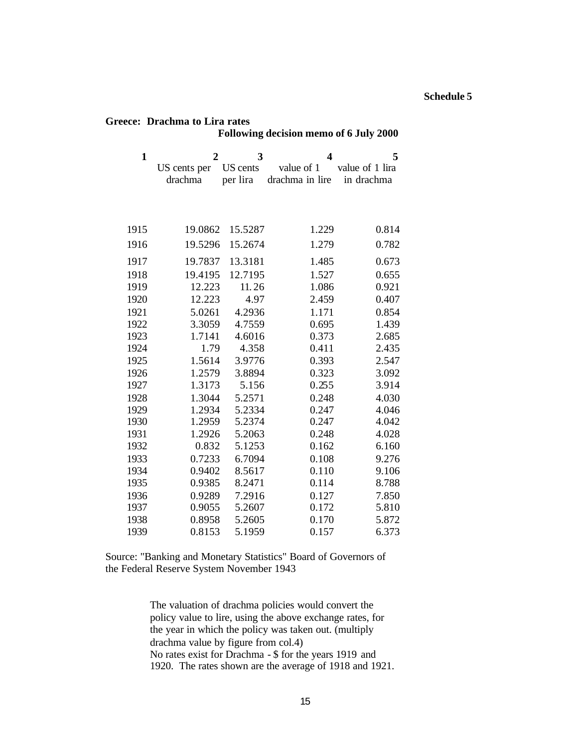**Schedule 5**

**Greece: Drachma to Lira rates**

**Following decision memo of 6 July 2000**

| 1 | 2 | 3 | 4 | 5 |
|---|---|---|---|---|
| | US cents per drachma | US cents per lira | value of 1 drachma in lire | value of 1 lira in drachma |
| 1915 | 19.0862 | 15.5287 | 1.229 | 0.814 |
| 1916 | 19.5296 | 15.2674 | 1.279 | 0.782 |
| 1917 | 19.7837 | 13.3181 | 1.485 | 0.673 |
| 1918 | 19.4195 | 12.7195 | 1.527 | 0.655 |
| 1919 | 12.223 | 11.26 | 1.086 | 0.921 |
| 1920 | 12.223 | 4.97 | 2.459 | 0.407 |
| 1921 | 5.0261 | 4.2936 | 1.171 | 0.854 |
| 1922 | 3.3059 | 4.7559 | 0.695 | 1.439 |
| 1923 | 1.7141 | 4.6016 | 0.373 | 2.685 |
| 1924 | 1.79 | 4.358 | 0.411 | 2.435 |
| 1925 | 1.5614 | 3.9776 | 0.393 | 2.547 |
| 1926 | 1.2579 | 3.8894 | 0.323 | 3.092 |
| 1927 | 1.3173 | 5.156 | 0.255 | 3.914 |
| 1928 | 1.3044 | 5.2571 | 0.248 | 4.030 |
| 1929 | 1.2934 | 5.2334 | 0.247 | 4.046 |
| 1930 | 1.2959 | 5.2374 | 0.247 | 4.042 |
| 1931 | 1.2926 | 5.2063 | 0.248 | 4.028 |
| 1932 | 0.832 | 5.1253 | 0.162 | 6.160 |
| 1933 | 0.7233 | 6.7094 | 0.108 | 9.276 |
| 1934 | 0.9402 | 8.5617 | 0.110 | 9.106 |
| 1935 | 0.9385 | 8.2471 | 0.114 | 8.788 |
| 1936 | 0.9289 | 7.2916 | 0.127 | 7.850 |
| 1937 | 0.9055 | 5.2607 | 0.172 | 5.810 |
| 1938 | 0.8958 | 5.2605 | 0.170 | 5.872 |
| 1939 | 0.8153 | 5.1959 | 0.157 | 6.373 |

Source: "Banking and Monetary Statistics" Board of Governors of the Federal Reserve System November 1943

The valuation of drachma policies would convert the policy value to lire, using the above exchange rates, for the year in which the policy was taken out. (multiply drachma value by figure from col.4)
No rates exist for Drachma - $ for the years 1919 and 1920. The rates shown are the average of 1918 and 1921.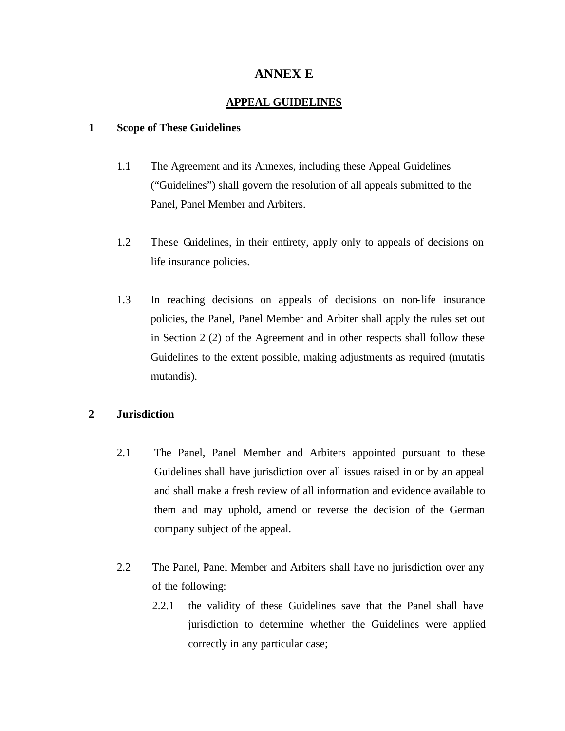# ANNEX E

## APPEAL GUIDELINES

### 1 Scope of These Guidelines

1.1 The Agreement and its Annexes, including these Appeal Guidelines ("Guidelines") shall govern the resolution of all appeals submitted to the Panel, Panel Member and Arbiters.

1.2 These Guidelines, in their entirety, apply only to appeals of decisions on life insurance policies.

1.3 In reaching decisions on appeals of decisions on non-life insurance policies, the Panel, Panel Member and Arbiter shall apply the rules set out in Section 2 (2) of the Agreement and in other respects shall follow these Guidelines to the extent possible, making adjustments as required (mutatis mutandis).

### 2 Jurisdiction

2.1 The Panel, Panel Member and Arbiters appointed pursuant to these Guidelines shall have jurisdiction over all issues raised in or by an appeal and shall make a fresh review of all information and evidence available to them and may uphold, amend or reverse the decision of the German company subject of the appeal.

2.2 The Panel, Panel Member and Arbiters shall have no jurisdiction over any of the following:

2.2.1 the validity of these Guidelines save that the Panel shall have jurisdiction to determine whether the Guidelines were applied correctly in any particular case;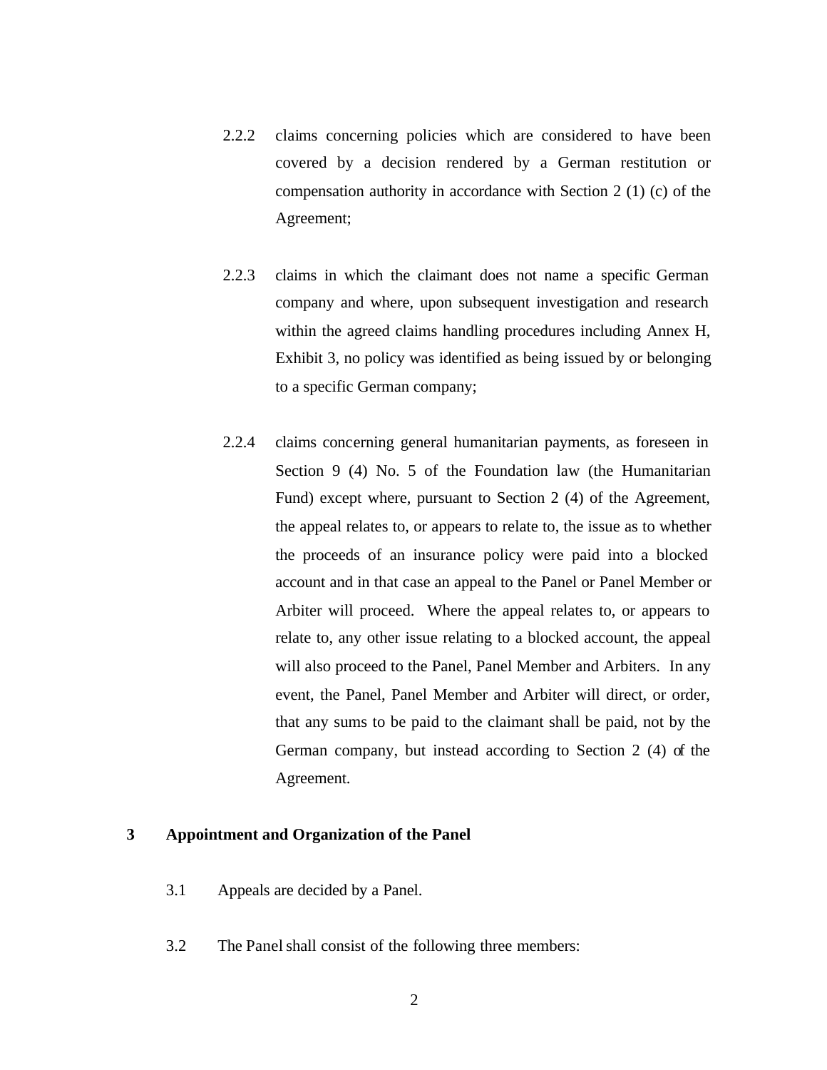2.2.2 claims concerning policies which are considered to have been covered by a decision rendered by a German restitution or compensation authority in accordance with Section 2 (1) (c) of the Agreement;

2.2.3 claims in which the claimant does not name a specific German company and where, upon subsequent investigation and research within the agreed claims handling procedures including Annex H, Exhibit 3, no policy was identified as being issued by or belonging to a specific German company;

2.2.4 claims concerning general humanitarian payments, as foreseen in Section 9 (4) No. 5 of the Foundation law (the Humanitarian Fund) except where, pursuant to Section 2 (4) of the Agreement, the appeal relates to, or appears to relate to, the issue as to whether the proceeds of an insurance policy were paid into a blocked account and in that case an appeal to the Panel or Panel Member or Arbiter will proceed. Where the appeal relates to, or appears to relate to, any other issue relating to a blocked account, the appeal will also proceed to the Panel, Panel Member and Arbiters. In any event, the Panel, Panel Member and Arbiter will direct, or order, that any sums to be paid to the claimant shall be paid, not by the German company, but instead according to Section 2 (4) of the Agreement.

## 3 Appointment and Organization of the Panel

3.1 Appeals are decided by a Panel.

3.2 The Panel shall consist of the following three members: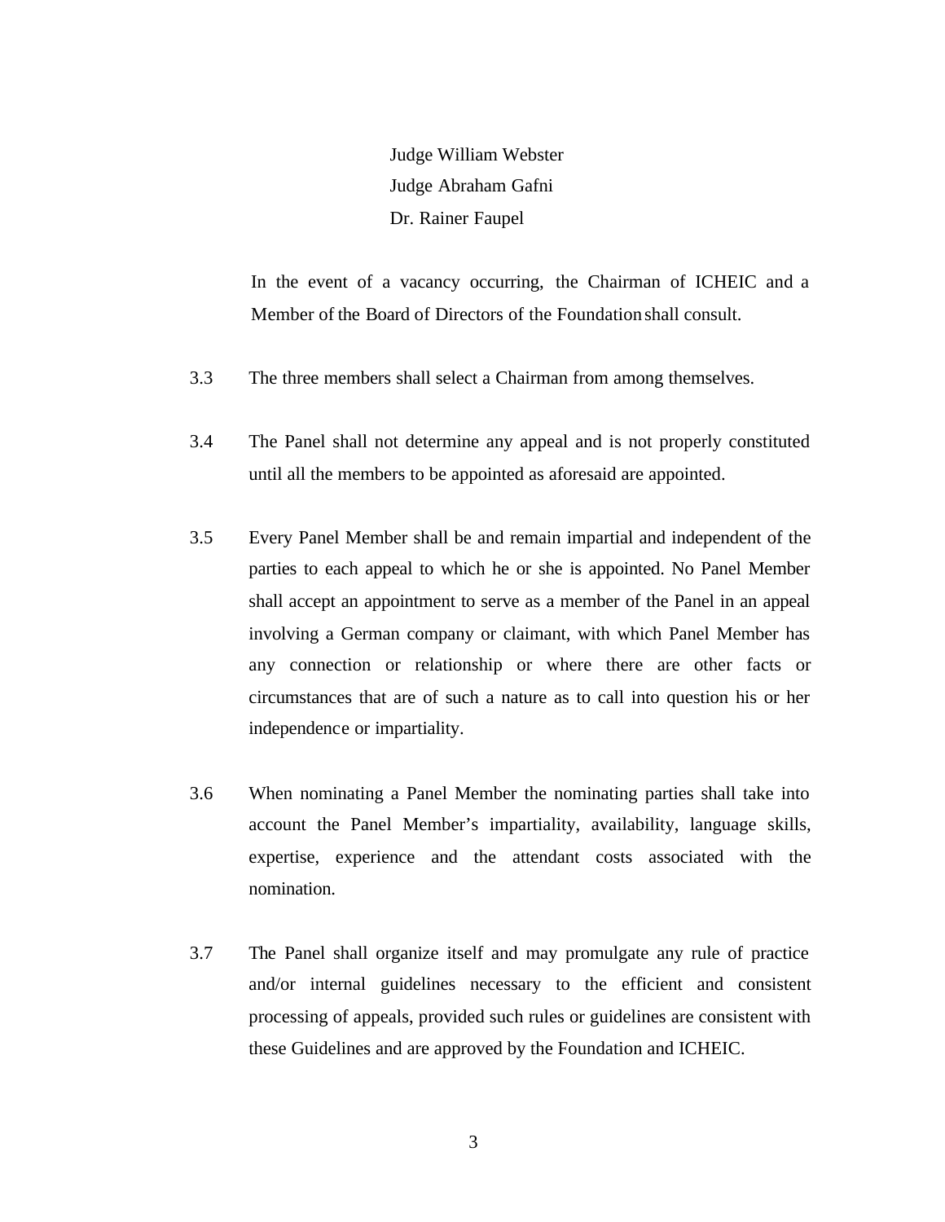Judge William Webster
Judge Abraham Gafni
Dr. Rainer Faupel

In the event of a vacancy occurring, the Chairman of ICHEIC and a Member of the Board of Directors of the Foundation shall consult.

3.3 The three members shall select a Chairman from among themselves.

3.4 The Panel shall not determine any appeal and is not properly constituted until all the members to be appointed as aforesaid are appointed.

3.5 Every Panel Member shall be and remain impartial and independent of the parties to each appeal to which he or she is appointed. No Panel Member shall accept an appointment to serve as a member of the Panel in an appeal involving a German company or claimant, with which Panel Member has any connection or relationship or where there are other facts or circumstances that are of such a nature as to call into question his or her independence or impartiality.

3.6 When nominating a Panel Member the nominating parties shall take into account the Panel Member's impartiality, availability, language skills, expertise, experience and the attendant costs associated with the nomination.

3.7 The Panel shall organize itself and may promulgate any rule of practice and/or internal guidelines necessary to the efficient and consistent processing of appeals, provided such rules or guidelines are consistent with these Guidelines and are approved by the Foundation and ICHEIC.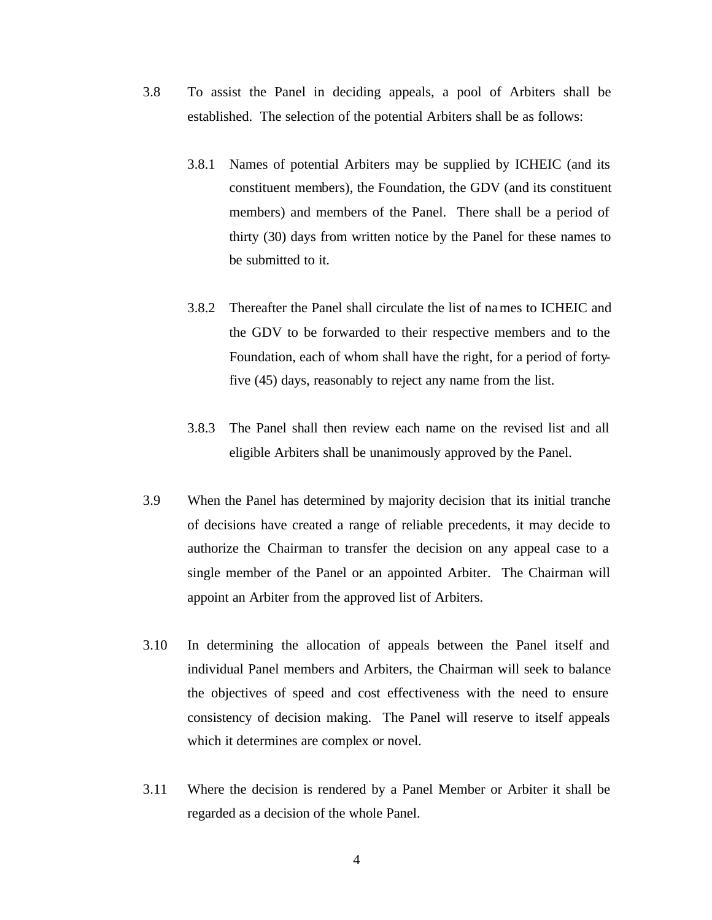3.8 To assist the Panel in deciding appeals, a pool of Arbiters shall be established. The selection of the potential Arbiters shall be as follows:

3.8.1 Names of potential Arbiters may be supplied by ICHEIC (and its constituent members), the Foundation, the GDV (and its constituent members) and members of the Panel. There shall be a period of thirty (30) days from written notice by the Panel for these names to be submitted to it.

3.8.2 Thereafter the Panel shall circulate the list of names to ICHEIC and the GDV to be forwarded to their respective members and to the Foundation, each of whom shall have the right, for a period of forty-five (45) days, reasonably to reject any name from the list.

3.8.3 The Panel shall then review each name on the revised list and all eligible Arbiters shall be unanimously approved by the Panel.

3.9 When the Panel has determined by majority decision that its initial tranche of decisions have created a range of reliable precedents, it may decide to authorize the Chairman to transfer the decision on any appeal case to a single member of the Panel or an appointed Arbiter. The Chairman will appoint an Arbiter from the approved list of Arbiters.

3.10 In determining the allocation of appeals between the Panel itself and individual Panel members and Arbiters, the Chairman will seek to balance the objectives of speed and cost effectiveness with the need to ensure consistency of decision making. The Panel will reserve to itself appeals which it determines are complex or novel.

3.11 Where the decision is rendered by a Panel Member or Arbiter it shall be regarded as a decision of the whole Panel.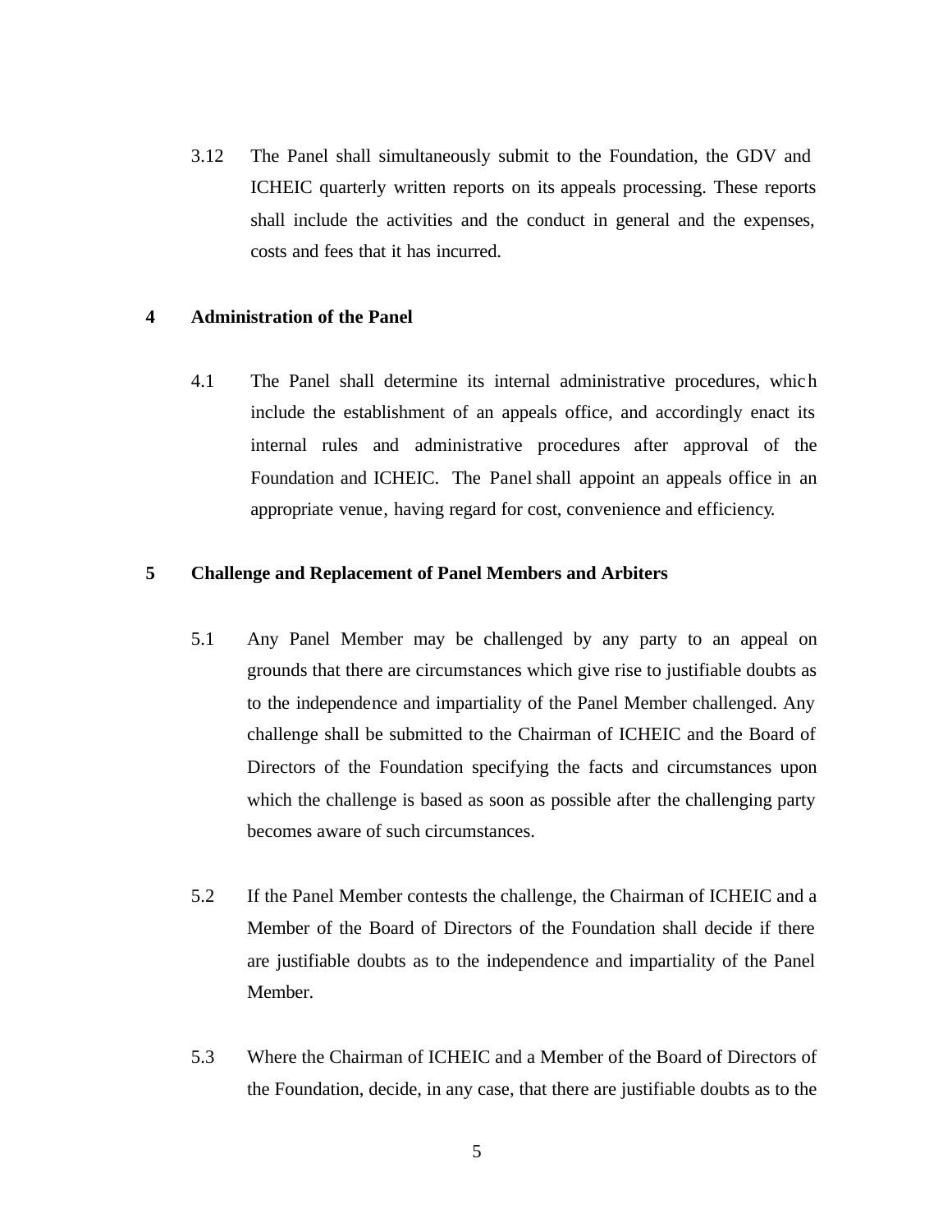3.12 The Panel shall simultaneously submit to the Foundation, the GDV and ICHEIC quarterly written reports on its appeals processing. These reports shall include the activities and the conduct in general and the expenses, costs and fees that it has incurred.

## 4 Administration of the Panel

4.1 The Panel shall determine its internal administrative procedures, which include the establishment of an appeals office, and accordingly enact its internal rules and administrative procedures after approval of the Foundation and ICHEIC. The Panel shall appoint an appeals office in an appropriate venue, having regard for cost, convenience and efficiency.

## 5 Challenge and Replacement of Panel Members and Arbiters

5.1 Any Panel Member may be challenged by any party to an appeal on grounds that there are circumstances which give rise to justifiable doubts as to the independence and impartiality of the Panel Member challenged. Any challenge shall be submitted to the Chairman of ICHEIC and the Board of Directors of the Foundation specifying the facts and circumstances upon which the challenge is based as soon as possible after the challenging party becomes aware of such circumstances.

5.2 If the Panel Member contests the challenge, the Chairman of ICHEIC and a Member of the Board of Directors of the Foundation shall decide if there are justifiable doubts as to the independence and impartiality of the Panel Member.

5.3 Where the Chairman of ICHEIC and a Member of the Board of Directors of the Foundation, decide, in any case, that there are justifiable doubts as to the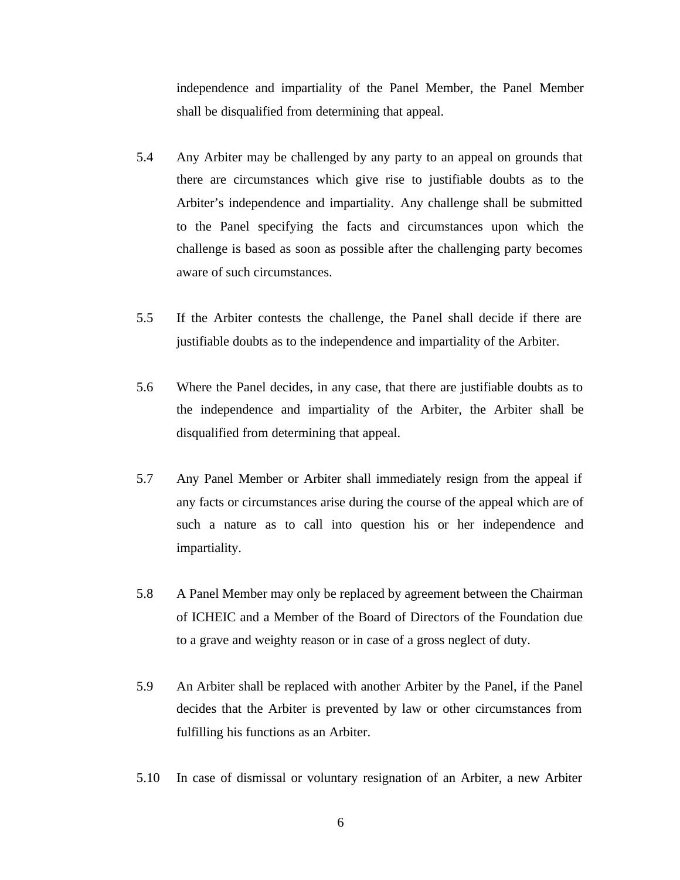independence and impartiality of the Panel Member, the Panel Member shall be disqualified from determining that appeal.

5.4 Any Arbiter may be challenged by any party to an appeal on grounds that there are circumstances which give rise to justifiable doubts as to the Arbiter's independence and impartiality. Any challenge shall be submitted to the Panel specifying the facts and circumstances upon which the challenge is based as soon as possible after the challenging party becomes aware of such circumstances.

5.5 If the Arbiter contests the challenge, the Panel shall decide if there are justifiable doubts as to the independence and impartiality of the Arbiter.

5.6 Where the Panel decides, in any case, that there are justifiable doubts as to the independence and impartiality of the Arbiter, the Arbiter shall be disqualified from determining that appeal.

5.7 Any Panel Member or Arbiter shall immediately resign from the appeal if any facts or circumstances arise during the course of the appeal which are of such a nature as to call into question his or her independence and impartiality.

5.8 A Panel Member may only be replaced by agreement between the Chairman of ICHEIC and a Member of the Board of Directors of the Foundation due to a grave and weighty reason or in case of a gross neglect of duty.

5.9 An Arbiter shall be replaced with another Arbiter by the Panel, if the Panel decides that the Arbiter is prevented by law or other circumstances from fulfilling his functions as an Arbiter.

5.10 In case of dismissal or voluntary resignation of an Arbiter, a new Arbiter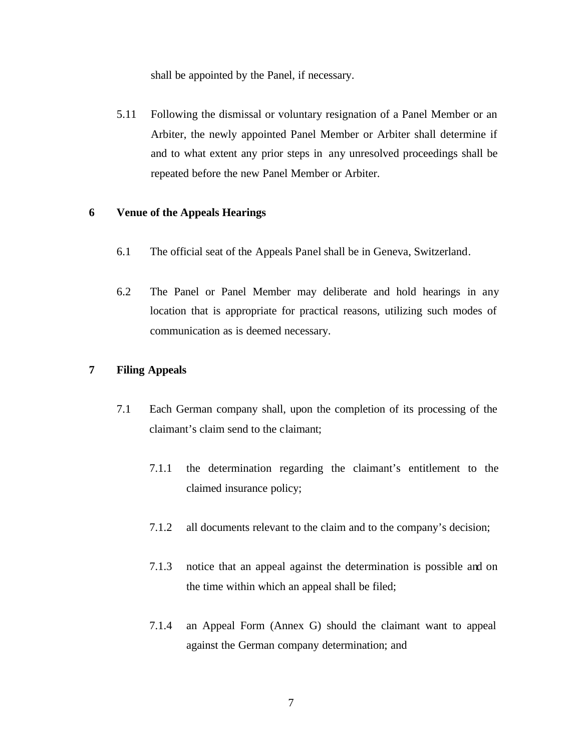shall be appointed by the Panel, if necessary.

5.11 Following the dismissal or voluntary resignation of a Panel Member or an Arbiter, the newly appointed Panel Member or Arbiter shall determine if and to what extent any prior steps in any unresolved proceedings shall be repeated before the new Panel Member or Arbiter.

## 6 Venue of the Appeals Hearings

6.1 The official seat of the Appeals Panel shall be in Geneva, Switzerland.

6.2 The Panel or Panel Member may deliberate and hold hearings in any location that is appropriate for practical reasons, utilizing such modes of communication as is deemed necessary.

## 7 Filing Appeals

7.1 Each German company shall, upon the completion of its processing of the claimant's claim send to the claimant;

7.1.1 the determination regarding the claimant's entitlement to the claimed insurance policy;

7.1.2 all documents relevant to the claim and to the company's decision;

7.1.3 notice that an appeal against the determination is possible and on the time within which an appeal shall be filed;

7.1.4 an Appeal Form (Annex G) should the claimant want to appeal against the German company determination; and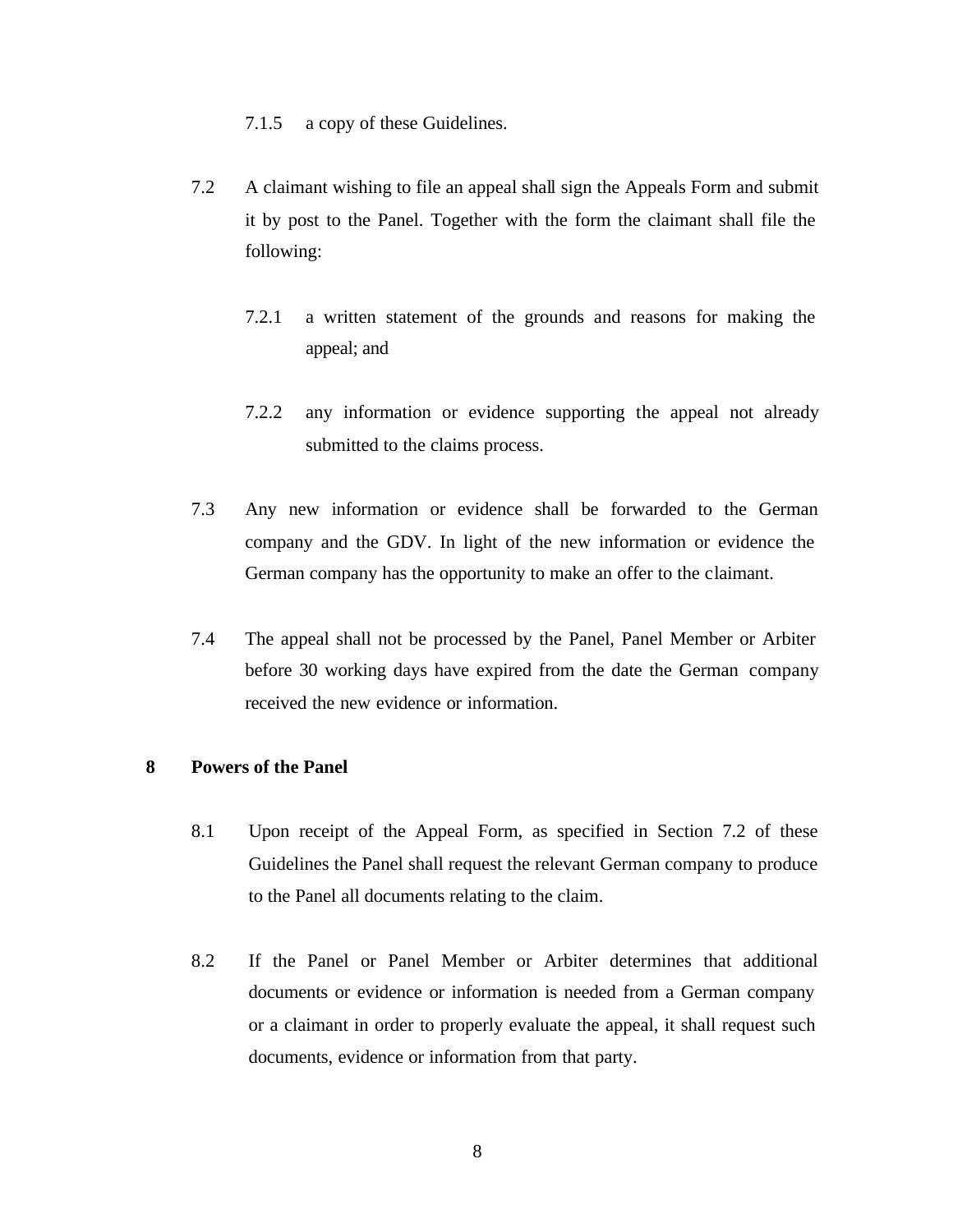7.1.5 a copy of these Guidelines.

7.2 A claimant wishing to file an appeal shall sign the Appeals Form and submit it by post to the Panel. Together with the form the claimant shall file the following:

7.2.1 a written statement of the grounds and reasons for making the appeal; and

7.2.2 any information or evidence supporting the appeal not already submitted to the claims process.

7.3 Any new information or evidence shall be forwarded to the German company and the GDV. In light of the new information or evidence the German company has the opportunity to make an offer to the claimant.

7.4 The appeal shall not be processed by the Panel, Panel Member or Arbiter before 30 working days have expired from the date the German company received the new evidence or information.

## 8 Powers of the Panel

8.1 Upon receipt of the Appeal Form, as specified in Section 7.2 of these Guidelines the Panel shall request the relevant German company to produce to the Panel all documents relating to the claim.

8.2 If the Panel or Panel Member or Arbiter determines that additional documents or evidence or information is needed from a German company or a claimant in order to properly evaluate the appeal, it shall request such documents, evidence or information from that party.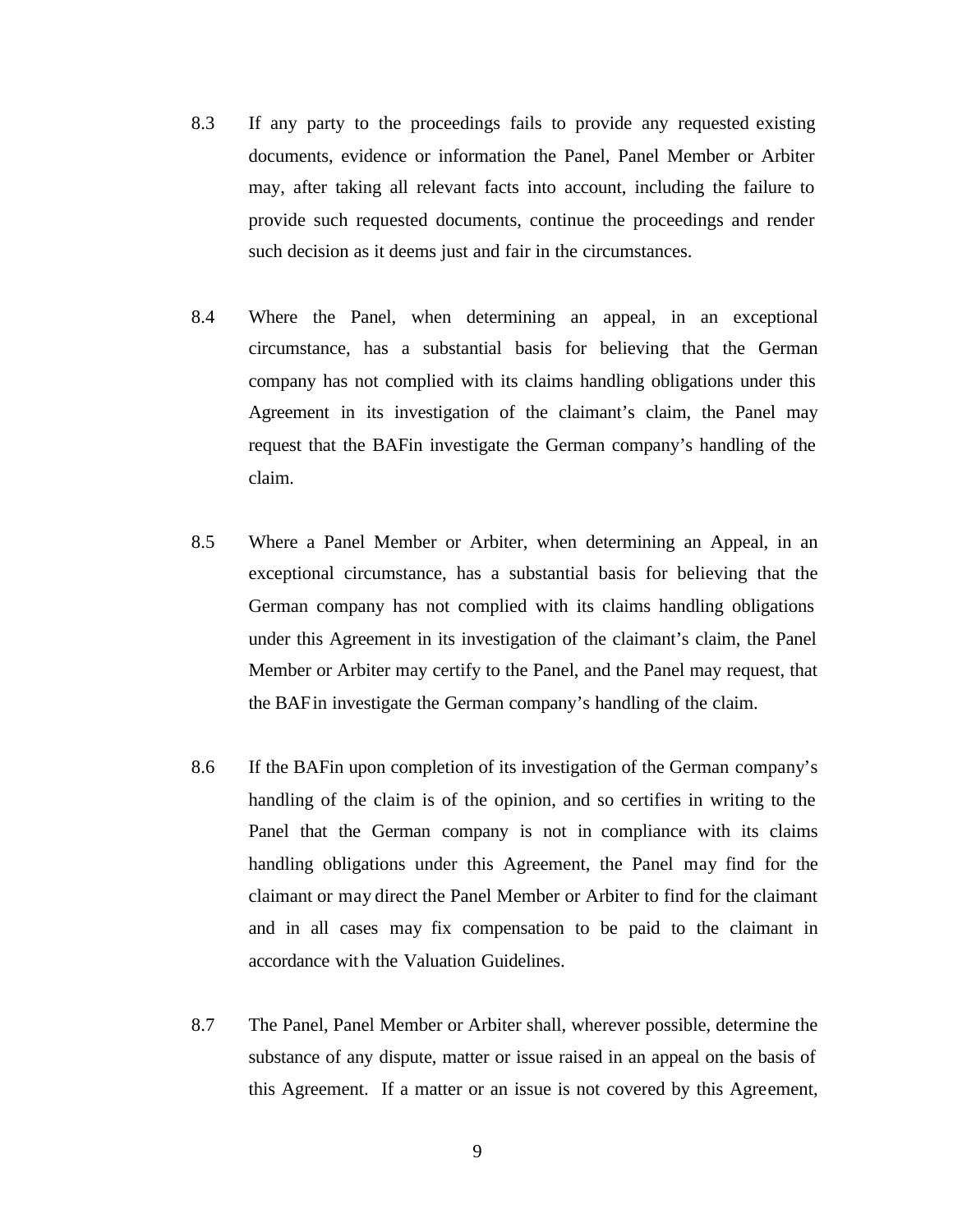8.3 If any party to the proceedings fails to provide any requested existing documents, evidence or information the Panel, Panel Member or Arbiter may, after taking all relevant facts into account, including the failure to provide such requested documents, continue the proceedings and render such decision as it deems just and fair in the circumstances.

8.4 Where the Panel, when determining an appeal, in an exceptional circumstance, has a substantial basis for believing that the German company has not complied with its claims handling obligations under this Agreement in its investigation of the claimant's claim, the Panel may request that the BAFin investigate the German company's handling of the claim.

8.5 Where a Panel Member or Arbiter, when determining an Appeal, in an exceptional circumstance, has a substantial basis for believing that the German company has not complied with its claims handling obligations under this Agreement in its investigation of the claimant's claim, the Panel Member or Arbiter may certify to the Panel, and the Panel may request, that the BAFin investigate the German company's handling of the claim.

8.6 If the BAFin upon completion of its investigation of the German company's handling of the claim is of the opinion, and so certifies in writing to the Panel that the German company is not in compliance with its claims handling obligations under this Agreement, the Panel may find for the claimant or may direct the Panel Member or Arbiter to find for the claimant and in all cases may fix compensation to be paid to the claimant in accordance with the Valuation Guidelines.

8.7 The Panel, Panel Member or Arbiter shall, wherever possible, determine the substance of any dispute, matter or issue raised in an appeal on the basis of this Agreement. If a matter or an issue is not covered by this Agreement,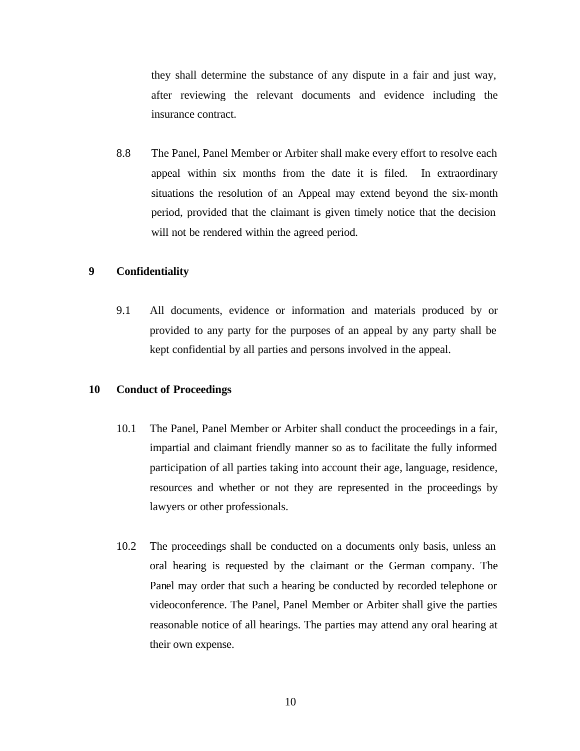they shall determine the substance of any dispute in a fair and just way, after reviewing the relevant documents and evidence including the insurance contract.

8.8 The Panel, Panel Member or Arbiter shall make every effort to resolve each appeal within six months from the date it is filed. In extraordinary situations the resolution of an Appeal may extend beyond the six-month period, provided that the claimant is given timely notice that the decision will not be rendered within the agreed period.

## 9 Confidentiality

9.1 All documents, evidence or information and materials produced by or provided to any party for the purposes of an appeal by any party shall be kept confidential by all parties and persons involved in the appeal.

## 10 Conduct of Proceedings

10.1 The Panel, Panel Member or Arbiter shall conduct the proceedings in a fair, impartial and claimant friendly manner so as to facilitate the fully informed participation of all parties taking into account their age, language, residence, resources and whether or not they are represented in the proceedings by lawyers or other professionals.

10.2 The proceedings shall be conducted on a documents only basis, unless an oral hearing is requested by the claimant or the German company. The Panel may order that such a hearing be conducted by recorded telephone or videoconference. The Panel, Panel Member or Arbiter shall give the parties reasonable notice of all hearings. The parties may attend any oral hearing at their own expense.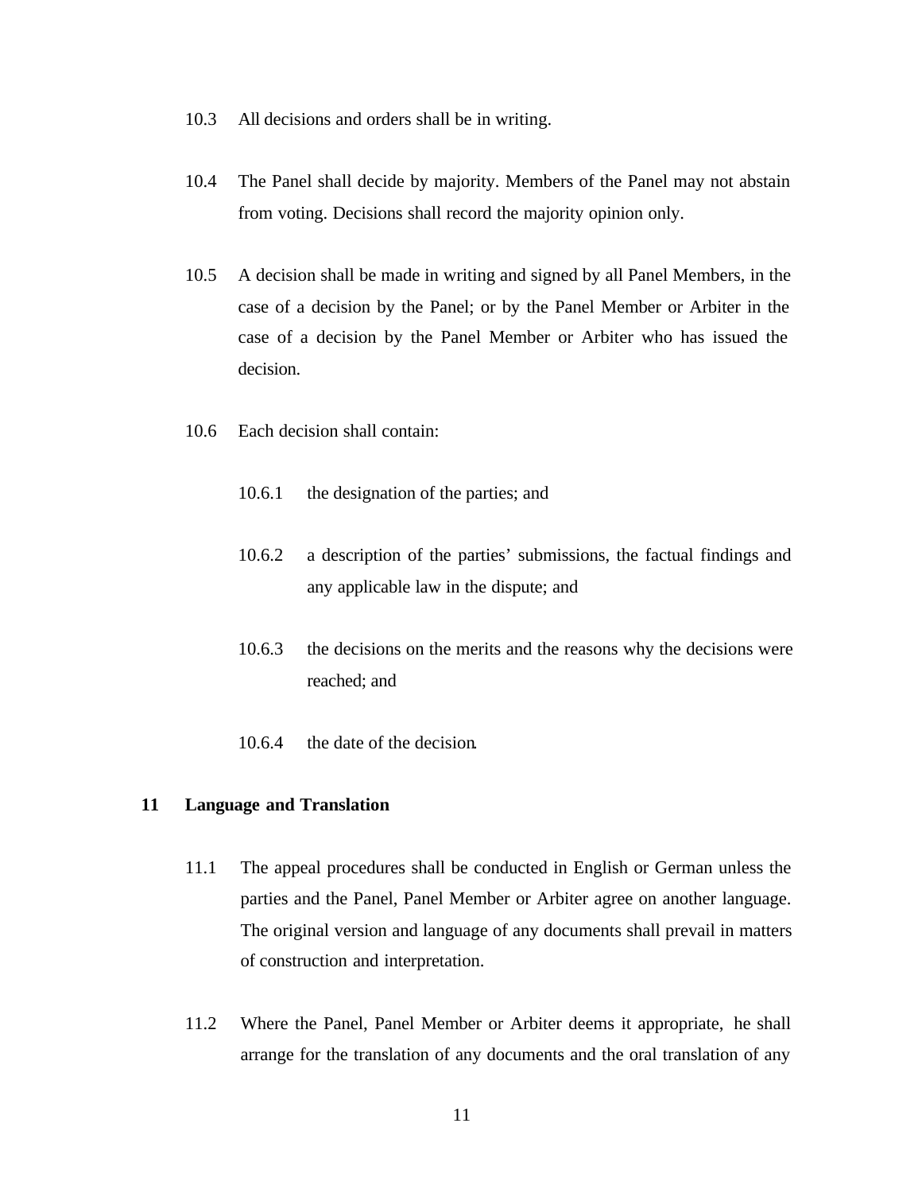10.3 All decisions and orders shall be in writing.

10.4 The Panel shall decide by majority. Members of the Panel may not abstain from voting. Decisions shall record the majority opinion only.

10.5 A decision shall be made in writing and signed by all Panel Members, in the case of a decision by the Panel; or by the Panel Member or Arbiter in the case of a decision by the Panel Member or Arbiter who has issued the decision.

10.6 Each decision shall contain:

10.6.1 the designation of the parties; and

10.6.2 a description of the parties' submissions, the factual findings and any applicable law in the dispute; and

10.6.3 the decisions on the merits and the reasons why the decisions were reached; and

10.6.4 the date of the decision.

## 11 Language and Translation

11.1 The appeal procedures shall be conducted in English or German unless the parties and the Panel, Panel Member or Arbiter agree on another language. The original version and language of any documents shall prevail in matters of construction and interpretation.

11.2 Where the Panel, Panel Member or Arbiter deems it appropriate, he shall arrange for the translation of any documents and the oral translation of any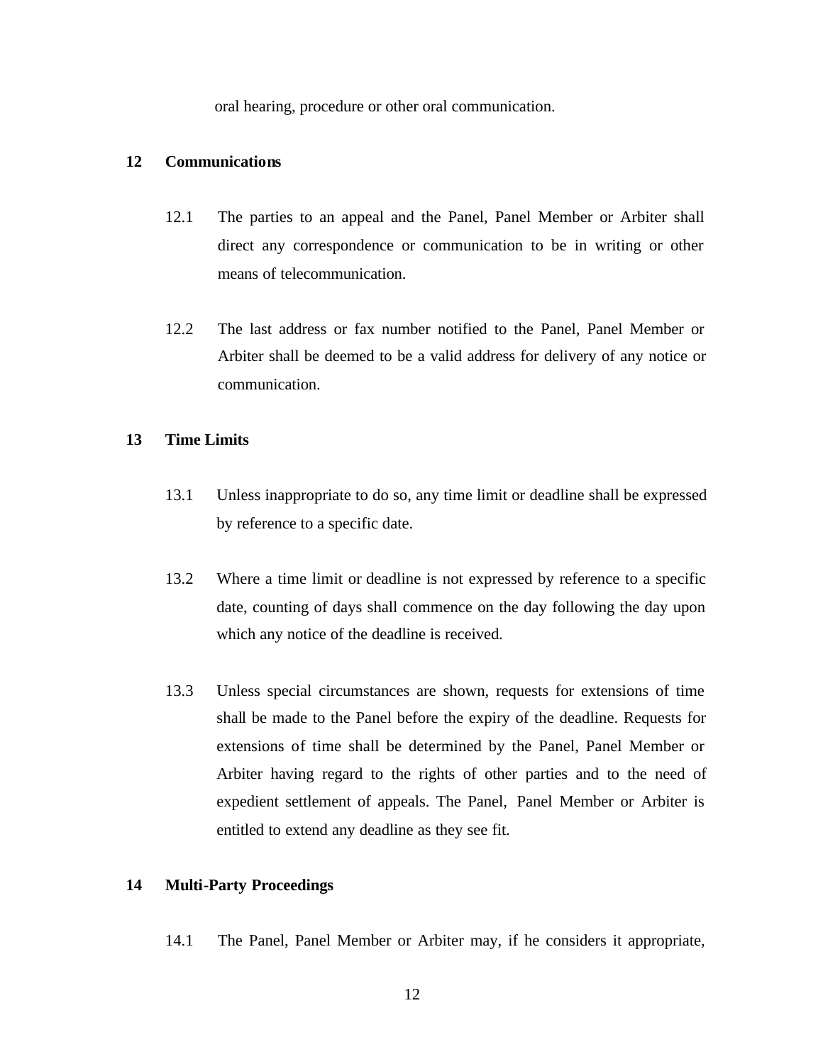oral hearing, procedure or other oral communication.

## 12 Communications

12.1 The parties to an appeal and the Panel, Panel Member or Arbiter shall direct any correspondence or communication to be in writing or other means of telecommunication.

12.2 The last address or fax number notified to the Panel, Panel Member or Arbiter shall be deemed to be a valid address for delivery of any notice or communication.

## 13 Time Limits

13.1 Unless inappropriate to do so, any time limit or deadline shall be expressed by reference to a specific date.

13.2 Where a time limit or deadline is not expressed by reference to a specific date, counting of days shall commence on the day following the day upon which any notice of the deadline is received.

13.3 Unless special circumstances are shown, requests for extensions of time shall be made to the Panel before the expiry of the deadline. Requests for extensions of time shall be determined by the Panel, Panel Member or Arbiter having regard to the rights of other parties and to the need of expedient settlement of appeals. The Panel, Panel Member or Arbiter is entitled to extend any deadline as they see fit.

## 14 Multi-Party Proceedings

14.1 The Panel, Panel Member or Arbiter may, if he considers it appropriate,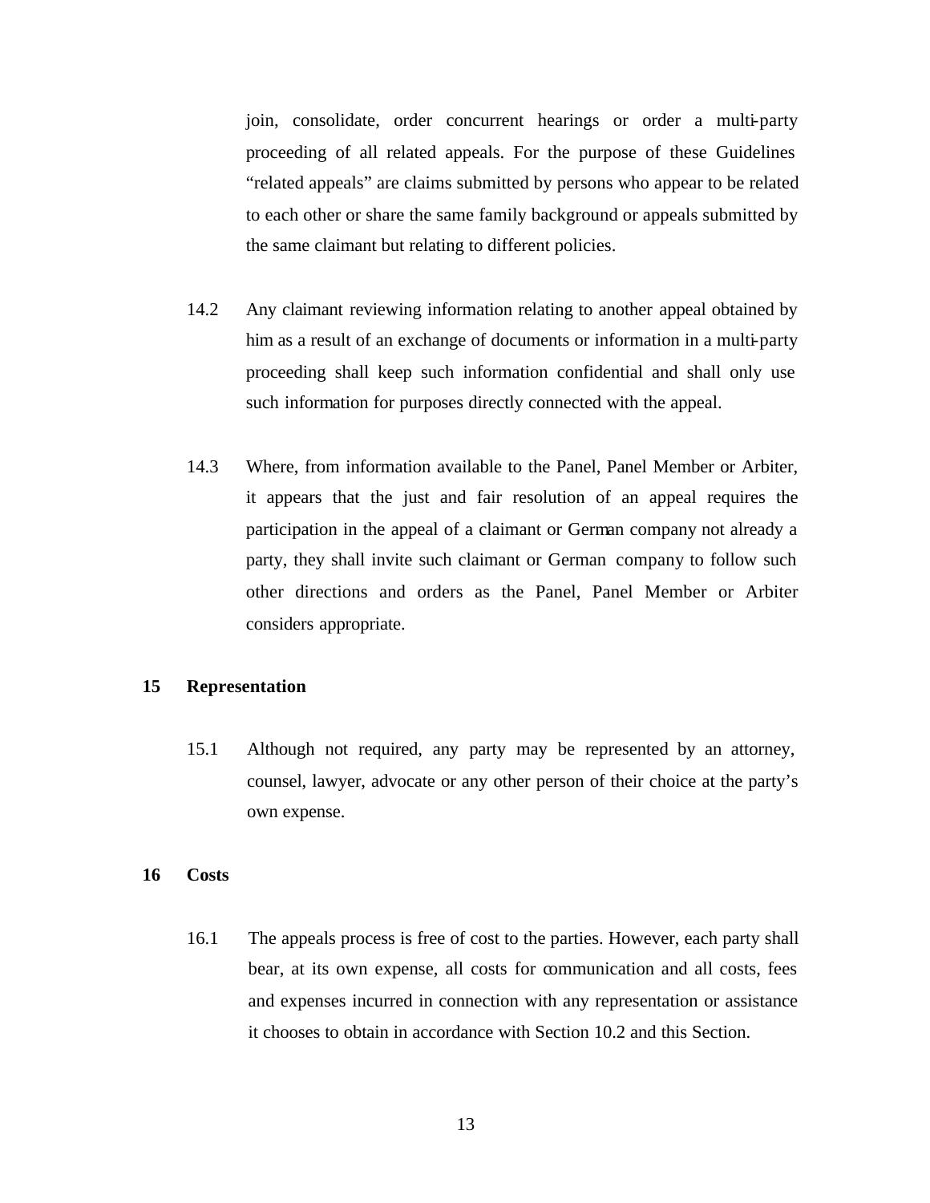join, consolidate, order concurrent hearings or order a multi-party proceeding of all related appeals. For the purpose of these Guidelines "related appeals" are claims submitted by persons who appear to be related to each other or share the same family background or appeals submitted by the same claimant but relating to different policies.

14.2 Any claimant reviewing information relating to another appeal obtained by him as a result of an exchange of documents or information in a multi-party proceeding shall keep such information confidential and shall only use such information for purposes directly connected with the appeal.

14.3 Where, from information available to the Panel, Panel Member or Arbiter, it appears that the just and fair resolution of an appeal requires the participation in the appeal of a claimant or German company not already a party, they shall invite such claimant or German company to follow such other directions and orders as the Panel, Panel Member or Arbiter considers appropriate.

## 15 Representation

15.1 Although not required, any party may be represented by an attorney, counsel, lawyer, advocate or any other person of their choice at the party's own expense.

## 16 Costs

16.1 The appeals process is free of cost to the parties. However, each party shall bear, at its own expense, all costs for communication and all costs, fees and expenses incurred in connection with any representation or assistance it chooses to obtain in accordance with Section 10.2 and this Section.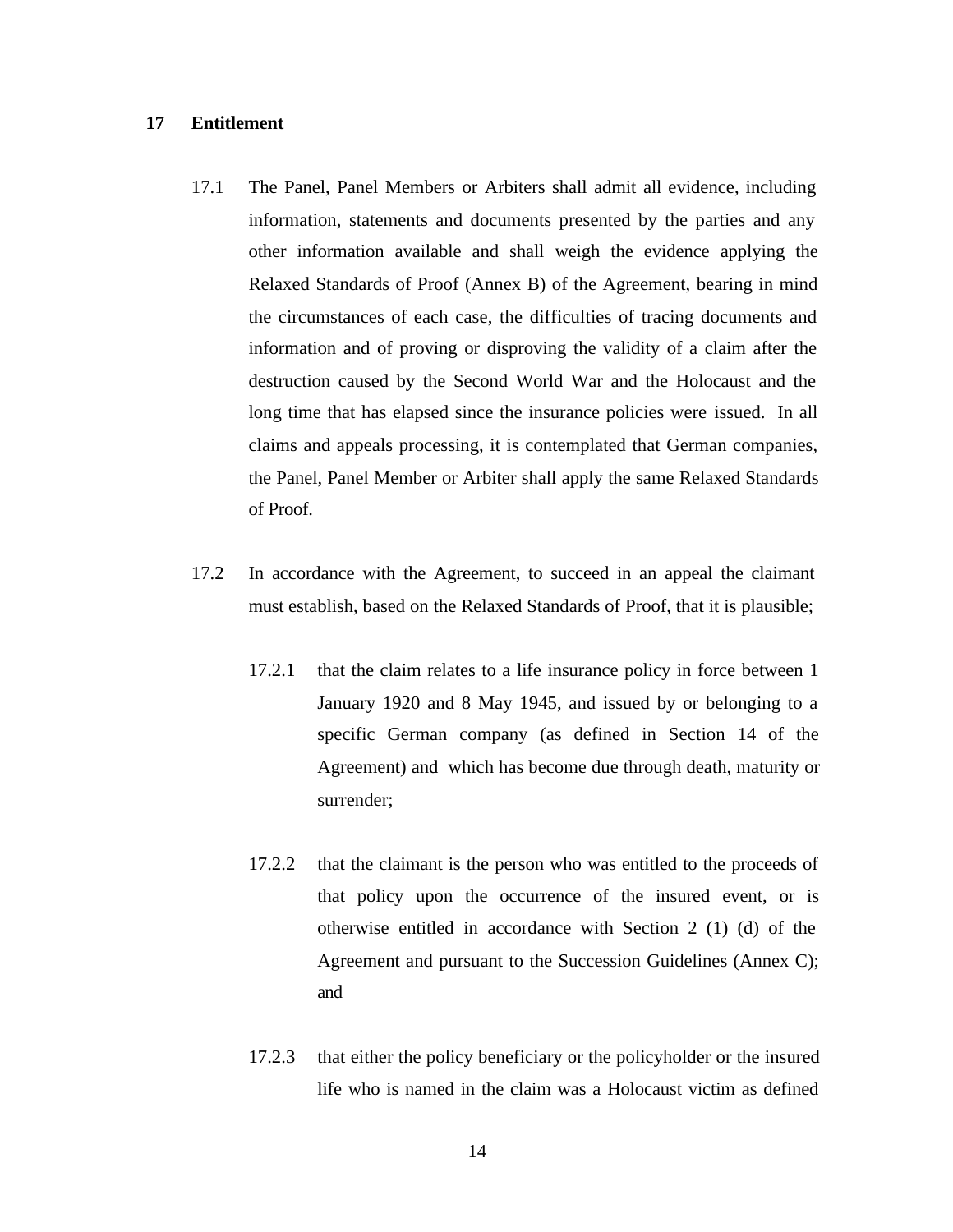## 17 Entitlement

17.1 The Panel, Panel Members or Arbiters shall admit all evidence, including information, statements and documents presented by the parties and any other information available and shall weigh the evidence applying the Relaxed Standards of Proof (Annex B) of the Agreement, bearing in mind the circumstances of each case, the difficulties of tracing documents and information and of proving or disproving the validity of a claim after the destruction caused by the Second World War and the Holocaust and the long time that has elapsed since the insurance policies were issued. In all claims and appeals processing, it is contemplated that German companies, the Panel, Panel Member or Arbiter shall apply the same Relaxed Standards of Proof.

17.2 In accordance with the Agreement, to succeed in an appeal the claimant must establish, based on the Relaxed Standards of Proof, that it is plausible;

17.2.1 that the claim relates to a life insurance policy in force between 1 January 1920 and 8 May 1945, and issued by or belonging to a specific German company (as defined in Section 14 of the Agreement) and which has become due through death, maturity or surrender;

17.2.2 that the claimant is the person who was entitled to the proceeds of that policy upon the occurrence of the insured event, or is otherwise entitled in accordance with Section 2 (1) (d) of the Agreement and pursuant to the Succession Guidelines (Annex C); and

17.2.3 that either the policy beneficiary or the policyholder or the insured life who is named in the claim was a Holocaust victim as defined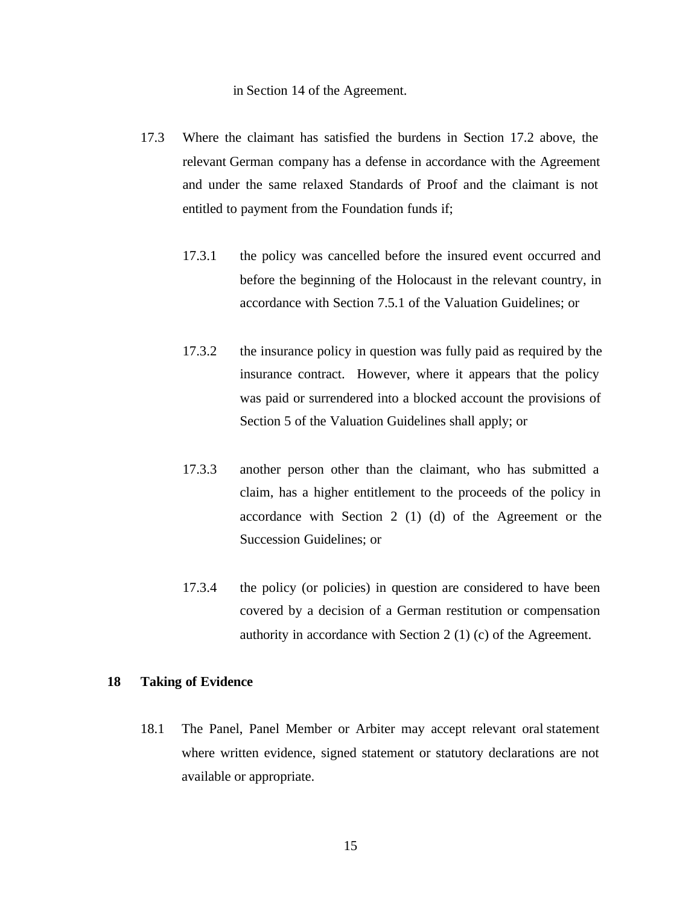in Section 14 of the Agreement.

17.3 Where the claimant has satisfied the burdens in Section 17.2 above, the relevant German company has a defense in accordance with the Agreement and under the same relaxed Standards of Proof and the claimant is not entitled to payment from the Foundation funds if;

17.3.1 the policy was cancelled before the insured event occurred and before the beginning of the Holocaust in the relevant country, in accordance with Section 7.5.1 of the Valuation Guidelines; or

17.3.2 the insurance policy in question was fully paid as required by the insurance contract. However, where it appears that the policy was paid or surrendered into a blocked account the provisions of Section 5 of the Valuation Guidelines shall apply; or

17.3.3 another person other than the claimant, who has submitted a claim, has a higher entitlement to the proceeds of the policy in accordance with Section 2 (1) (d) of the Agreement or the Succession Guidelines; or

17.3.4 the policy (or policies) in question are considered to have been covered by a decision of a German restitution or compensation authority in accordance with Section 2 (1) (c) of the Agreement.

## 18 Taking of Evidence

18.1 The Panel, Panel Member or Arbiter may accept relevant oral statement where written evidence, signed statement or statutory declarations are not available or appropriate.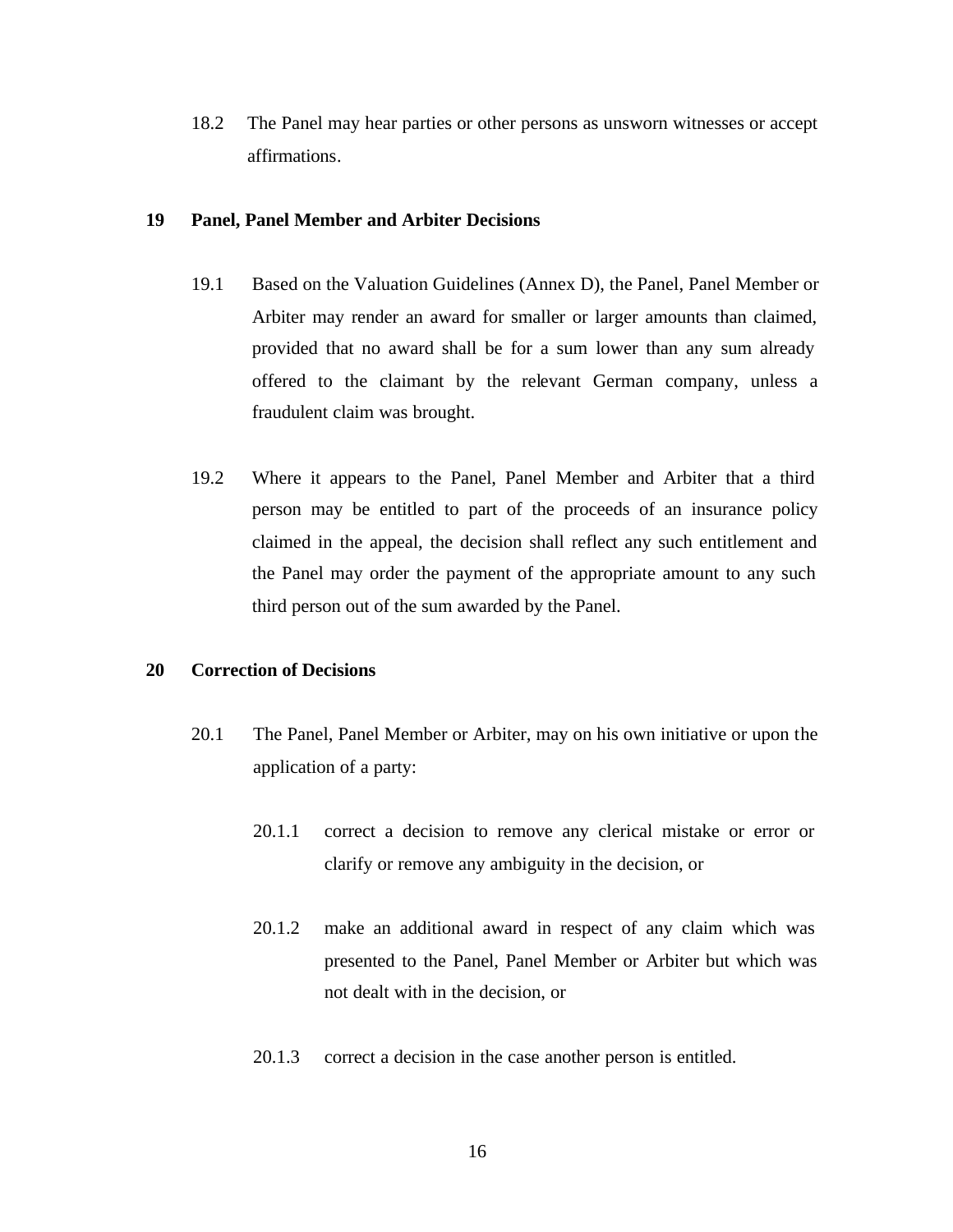18.2 The Panel may hear parties or other persons as unsworn witnesses or accept affirmations.

## 19 Panel, Panel Member and Arbiter Decisions

19.1 Based on the Valuation Guidelines (Annex D), the Panel, Panel Member or Arbiter may render an award for smaller or larger amounts than claimed, provided that no award shall be for a sum lower than any sum already offered to the claimant by the relevant German company, unless a fraudulent claim was brought.

19.2 Where it appears to the Panel, Panel Member and Arbiter that a third person may be entitled to part of the proceeds of an insurance policy claimed in the appeal, the decision shall reflect any such entitlement and the Panel may order the payment of the appropriate amount to any such third person out of the sum awarded by the Panel.

## 20 Correction of Decisions

20.1 The Panel, Panel Member or Arbiter, may on his own initiative or upon the application of a party:

20.1.1 correct a decision to remove any clerical mistake or error or clarify or remove any ambiguity in the decision, or

20.1.2 make an additional award in respect of any claim which was presented to the Panel, Panel Member or Arbiter but which was not dealt with in the decision, or

20.1.3 correct a decision in the case another person is entitled.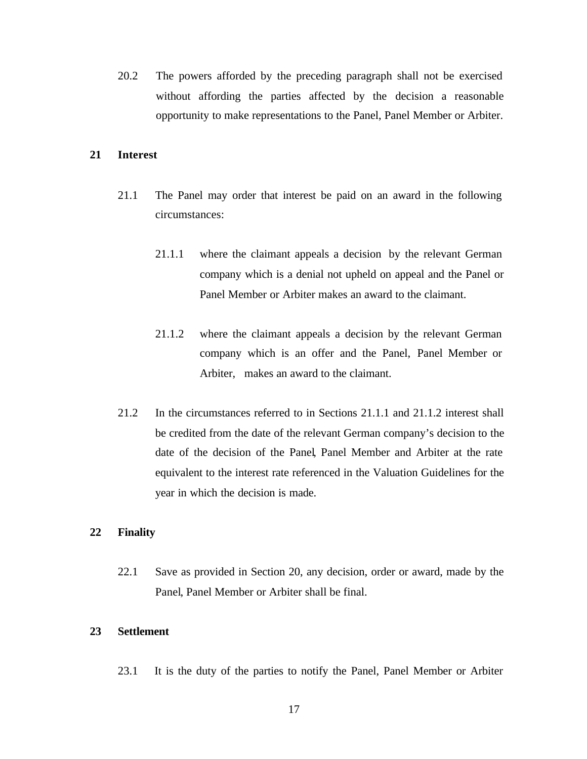20.2 The powers afforded by the preceding paragraph shall not be exercised without affording the parties affected by the decision a reasonable opportunity to make representations to the Panel, Panel Member or Arbiter.

## 21 Interest

21.1 The Panel may order that interest be paid on an award in the following circumstances:

21.1.1 where the claimant appeals a decision by the relevant German company which is a denial not upheld on appeal and the Panel or Panel Member or Arbiter makes an award to the claimant.

21.1.2 where the claimant appeals a decision by the relevant German company which is an offer and the Panel, Panel Member or Arbiter, makes an award to the claimant.

21.2 In the circumstances referred to in Sections 21.1.1 and 21.1.2 interest shall be credited from the date of the relevant German company's decision to the date of the decision of the Panel, Panel Member and Arbiter at the rate equivalent to the interest rate referenced in the Valuation Guidelines for the year in which the decision is made.

## 22 Finality

22.1 Save as provided in Section 20, any decision, order or award, made by the Panel, Panel Member or Arbiter shall be final.

## 23 Settlement

23.1 It is the duty of the parties to notify the Panel, Panel Member or Arbiter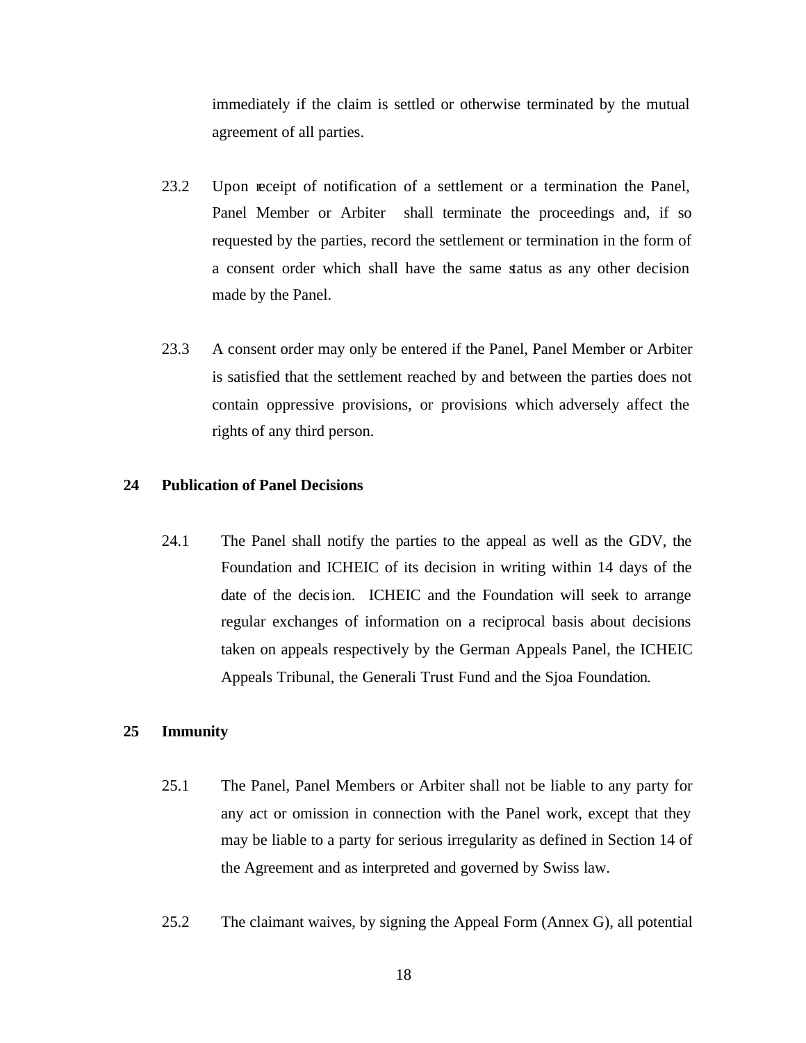immediately if the claim is settled or otherwise terminated by the mutual agreement of all parties.

23.2 Upon receipt of notification of a settlement or a termination the Panel, Panel Member or Arbiter shall terminate the proceedings and, if so requested by the parties, record the settlement or termination in the form of a consent order which shall have the same status as any other decision made by the Panel.

23.3 A consent order may only be entered if the Panel, Panel Member or Arbiter is satisfied that the settlement reached by and between the parties does not contain oppressive provisions, or provisions which adversely affect the rights of any third person.

## 24 Publication of Panel Decisions

24.1 The Panel shall notify the parties to the appeal as well as the GDV, the Foundation and ICHEIC of its decision in writing within 14 days of the date of the decision. ICHEIC and the Foundation will seek to arrange regular exchanges of information on a reciprocal basis about decisions taken on appeals respectively by the German Appeals Panel, the ICHEIC Appeals Tribunal, the Generali Trust Fund and the Sjoa Foundation.

## 25 Immunity

25.1 The Panel, Panel Members or Arbiter shall not be liable to any party for any act or omission in connection with the Panel work, except that they may be liable to a party for serious irregularity as defined in Section 14 of the Agreement and as interpreted and governed by Swiss law.

25.2 The claimant waives, by signing the Appeal Form (Annex G), all potential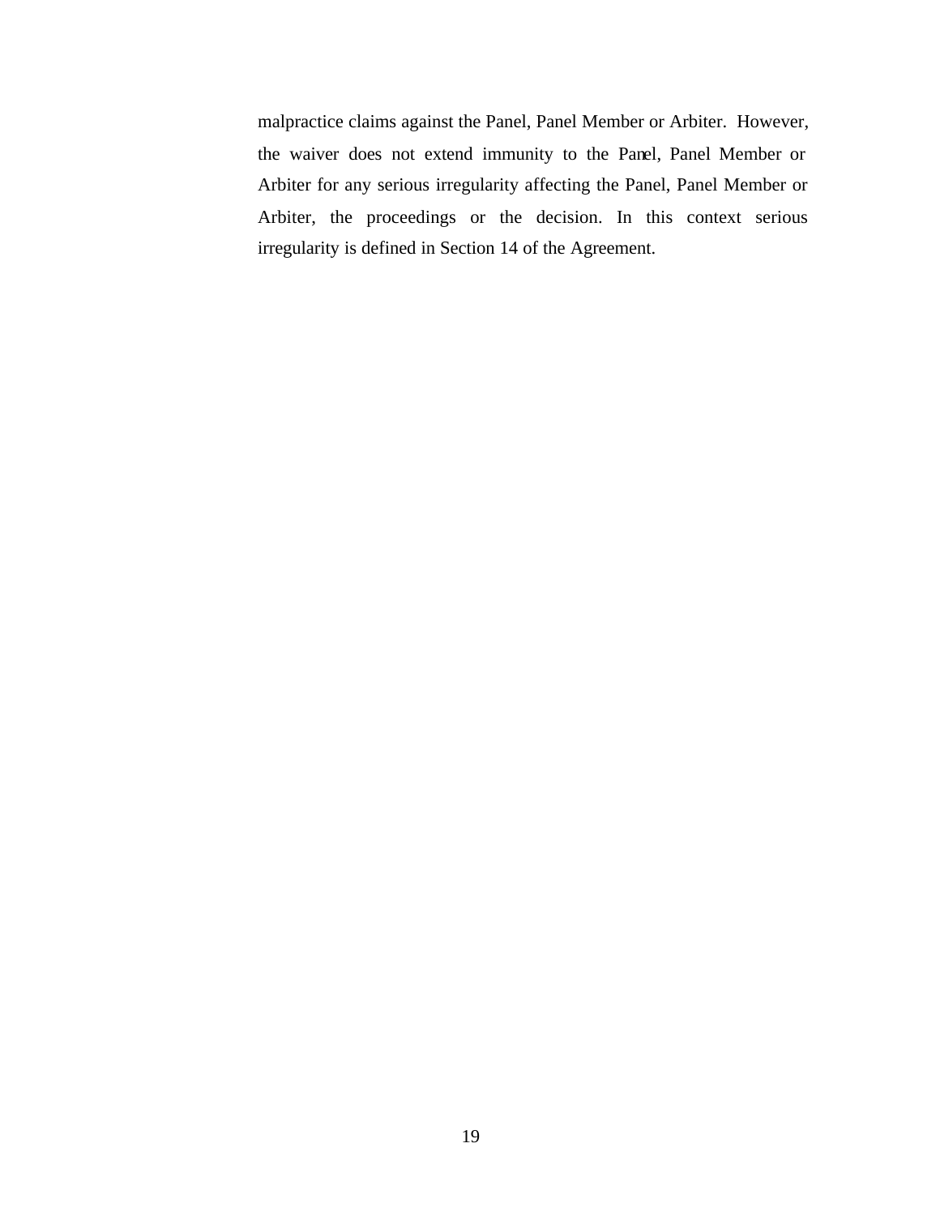malpractice claims against the Panel, Panel Member or Arbiter. However, the waiver does not extend immunity to the Panel, Panel Member or Arbiter for any serious irregularity affecting the Panel, Panel Member or Arbiter, the proceedings or the decision. In this context serious irregularity is defined in Section 14 of the Agreement.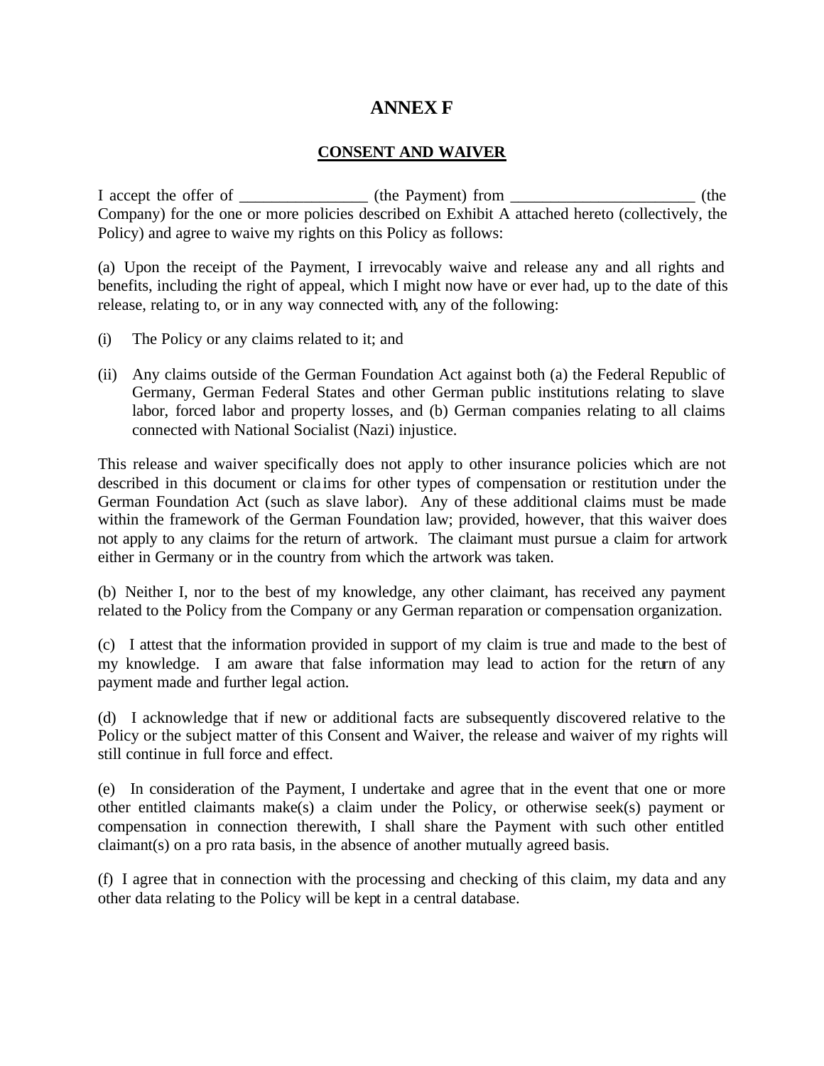# ANNEX F

## <u>CONSENT AND WAIVER</u>

I accept the offer of ________________ (the Payment) from _______________________ (the Company) for the one or more policies described on Exhibit A attached hereto (collectively, the Policy) and agree to waive my rights on this Policy as follows:

(a) Upon the receipt of the Payment, I irrevocably waive and release any and all rights and benefits, including the right of appeal, which I might now have or ever had, up to the date of this release, relating to, or in any way connected with, any of the following:

(i) The Policy or any claims related to it; and

(ii) Any claims outside of the German Foundation Act against both (a) the Federal Republic of Germany, German Federal States and other German public institutions relating to slave labor, forced labor and property losses, and (b) German companies relating to all claims connected with National Socialist (Nazi) injustice.

This release and waiver specifically does not apply to other insurance policies which are not described in this document or claims for other types of compensation or restitution under the German Foundation Act (such as slave labor). Any of these additional claims must be made within the framework of the German Foundation law; provided, however, that this waiver does not apply to any claims for the return of artwork. The claimant must pursue a claim for artwork either in Germany or in the country from which the artwork was taken.

(b) Neither I, nor to the best of my knowledge, any other claimant, has received any payment related to the Policy from the Company or any German reparation or compensation organization.

(c) I attest that the information provided in support of my claim is true and made to the best of my knowledge. I am aware that false information may lead to action for the return of any payment made and further legal action.

(d) I acknowledge that if new or additional facts are subsequently discovered relative to the Policy or the subject matter of this Consent and Waiver, the release and waiver of my rights will still continue in full force and effect.

(e) In consideration of the Payment, I undertake and agree that in the event that one or more other entitled claimants make(s) a claim under the Policy, or otherwise seek(s) payment or compensation in connection therewith, I shall share the Payment with such other entitled claimant(s) on a pro rata basis, in the absence of another mutually agreed basis.

(f) I agree that in connection with the processing and checking of this claim, my data and any other data relating to the Policy will be kept in a central database.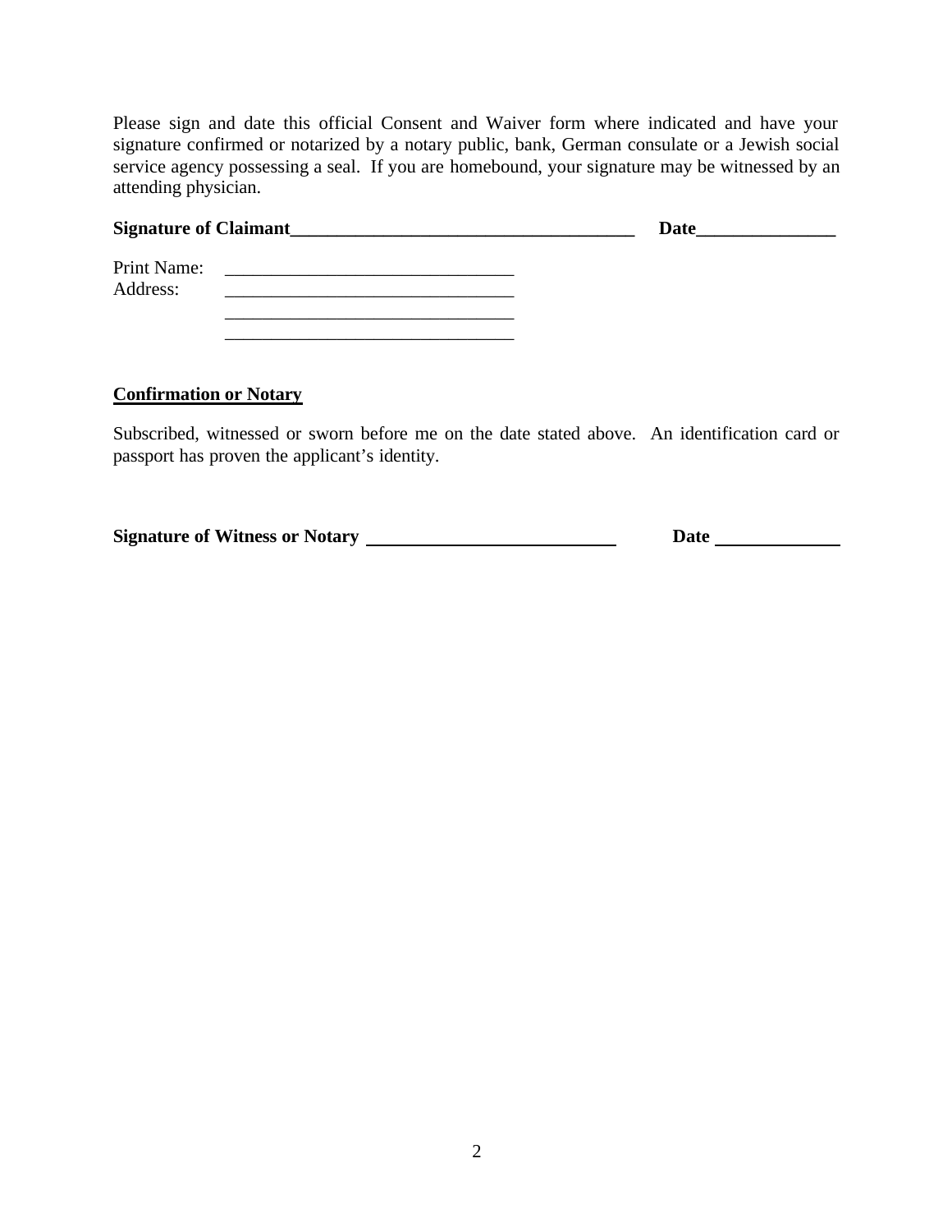Please sign and date this official Consent and Waiver form where indicated and have your signature confirmed or notarized by a notary public, bank, German consulate or a Jewish social service agency possessing a seal. If you are homebound, your signature may be witnessed by an attending physician.

**Signature of Claimant**_____________________________________ **Date**_______________

Print Name: _______________________________
Address: _______________________________
_______________________________
_______________________________

**Confirmation or Notary**

Subscribed, witnessed or sworn before me on the date stated above. An identification card or passport has proven the applicant's identity.

**Signature of Witness or Notary** ____________________________ **Date** ______________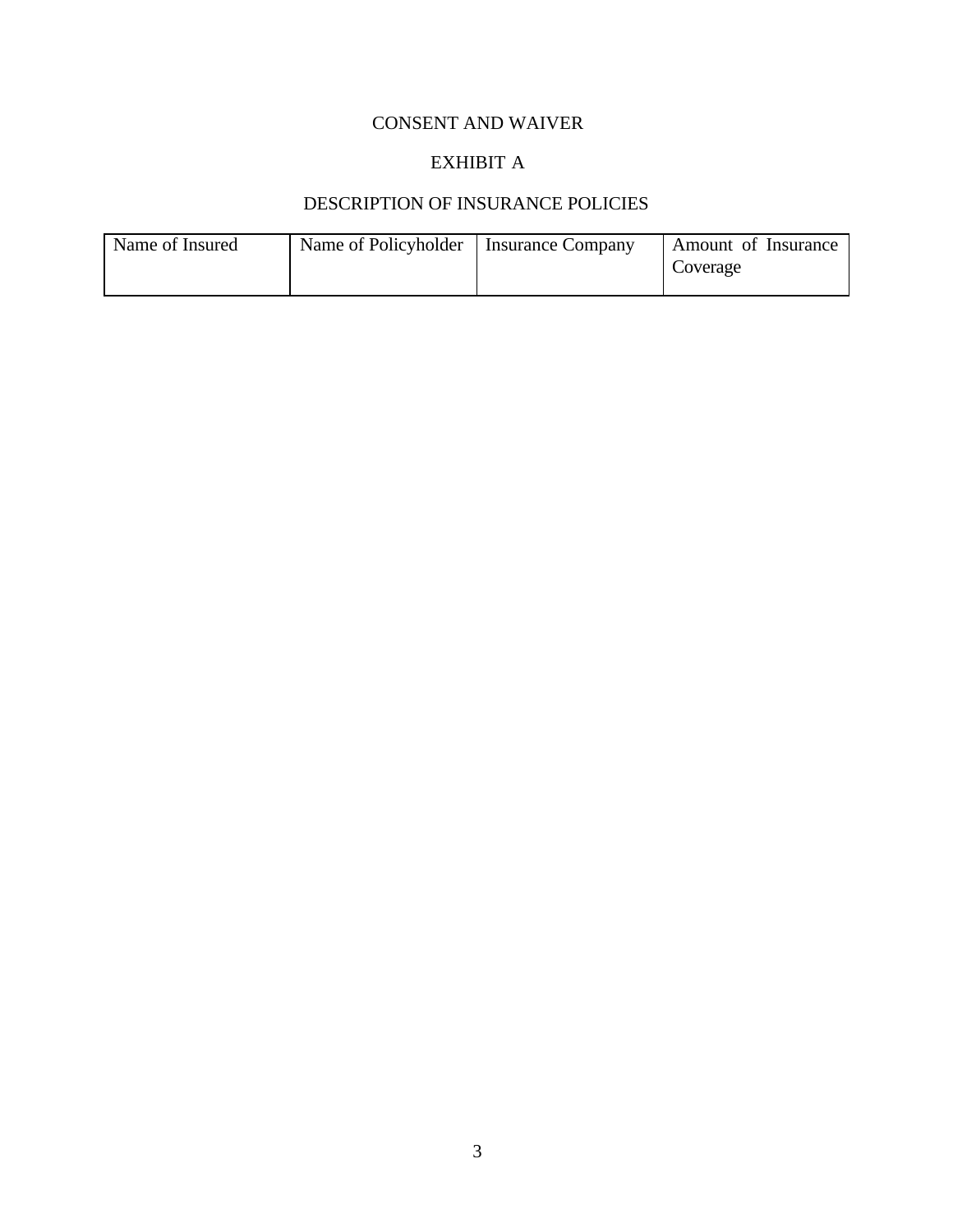CONSENT AND WAIVER

EXHIBIT A

DESCRIPTION OF INSURANCE POLICIES

| Name of Insured | Name of Policyholder | Insurance Company | Amount of Insurance Coverage |
|---|---|---|---|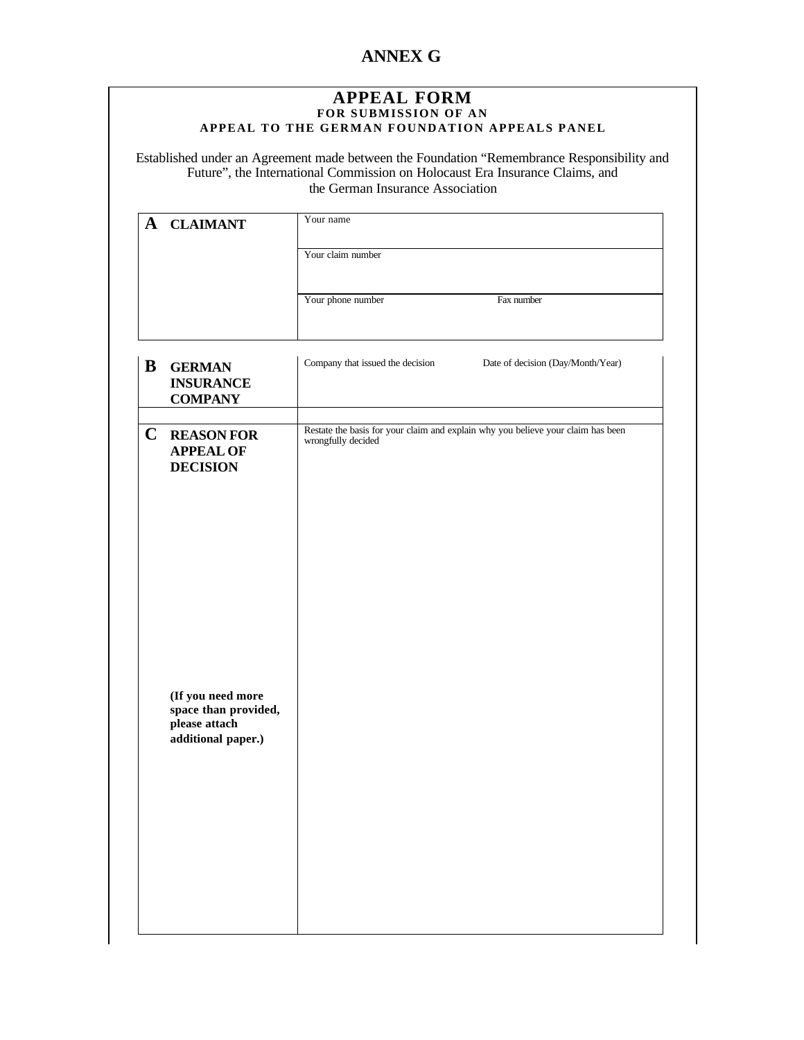# ANNEX G

## APPEAL FORM

**FOR SUBMISSION OF AN**

**APPEAL TO THE GERMAN FOUNDATION APPEALS PANEL**

Established under an Agreement made between the Foundation "Remembrance Responsibility and Future", the International Commission on Holocaust Era Insurance Claims, and the German Insurance Association

| | | |
|---|---|---|
| **A CLAIMANT** | Your name | |
| | Your claim number | |
| | Your phone number | Fax number |

| | | |
|---|---|---|
| **B GERMAN INSURANCE COMPANY** | Company that issued the decision | Date of decision (Day/Month/Year) |

| | |
|---|---|
| **C REASON FOR APPEAL OF DECISION**<br><br>**(If you need more space than provided, please attach additional paper.)** | Restate the basis for your claim and explain why you believe your claim has been wrongfully decided |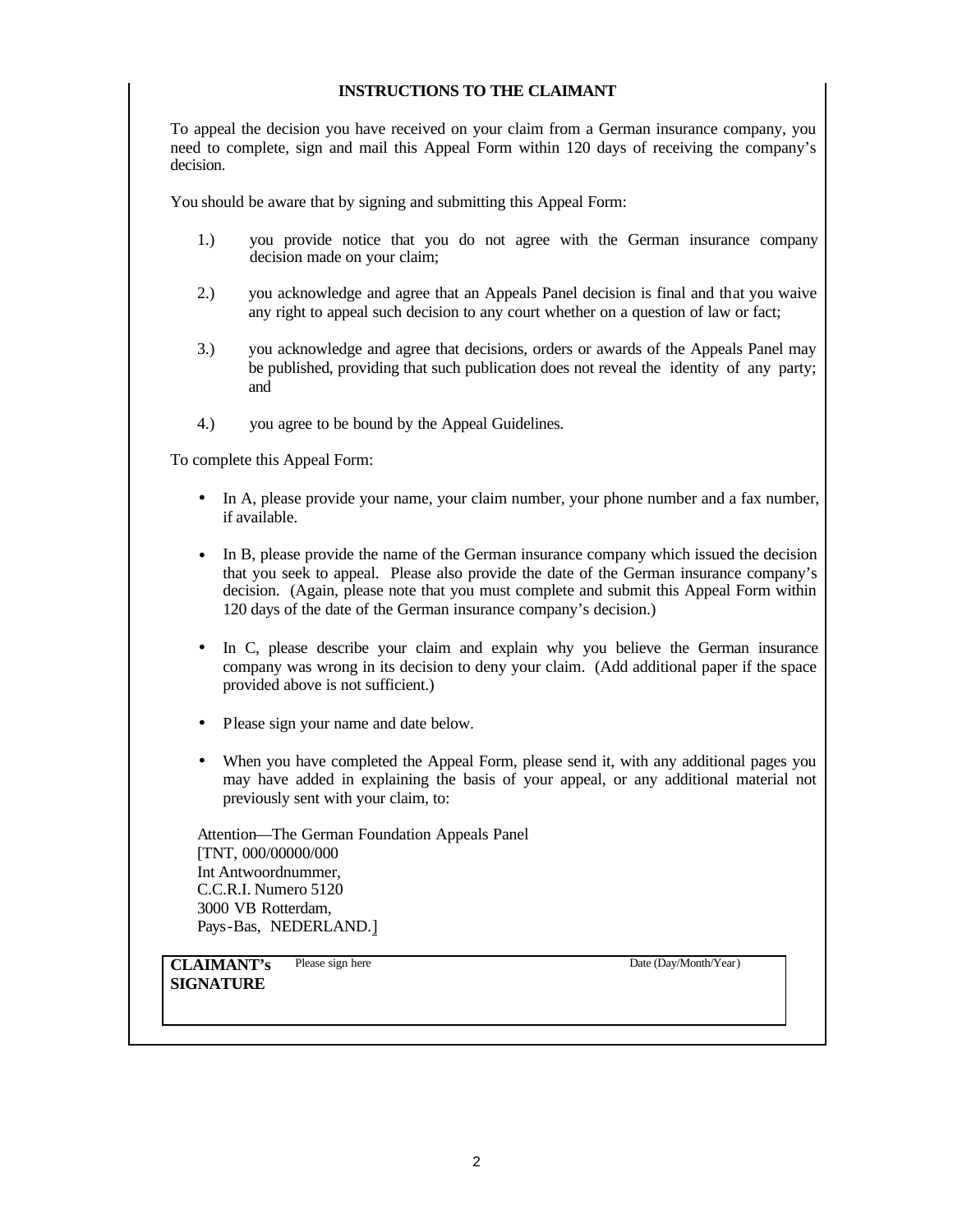### INSTRUCTIONS TO THE CLAIMANT

To appeal the decision you have received on your claim from a German insurance company, you need to complete, sign and mail this Appeal Form within 120 days of receiving the company's decision.

You should be aware that by signing and submitting this Appeal Form:

1.) you provide notice that you do not agree with the German insurance company decision made on your claim;

2.) you acknowledge and agree that an Appeals Panel decision is final and that you waive any right to appeal such decision to any court whether on a question of law or fact;

3.) you acknowledge and agree that decisions, orders or awards of the Appeals Panel may be published, providing that such publication does not reveal the identity of any party; and

4.) you agree to be bound by the Appeal Guidelines.

To complete this Appeal Form:

- In A, please provide your name, your claim number, your phone number and a fax number, if available.
- In B, please provide the name of the German insurance company which issued the decision that you seek to appeal. Please also provide the date of the German insurance company's decision. (Again, please note that you must complete and submit this Appeal Form within 120 days of the date of the German insurance company's decision.)
- In C, please describe your claim and explain why you believe the German insurance company was wrong in its decision to deny your claim. (Add additional paper if the space provided above is not sufficient.)
- Please sign your name and date below.
- When you have completed the Appeal Form, please send it, with any additional pages you may have added in explaining the basis of your appeal, or any additional material not previously sent with your claim, to:

Attention—The German Foundation Appeals Panel
[TNT, 000/00000/000
Int Antwoordnummer,
C.C.R.I. Numero 5120
3000 VB Rotterdam,
Pays-Bas, NEDERLAND.]

| **CLAIMANT's SIGNATURE** | Please sign here | Date (Day/Month/Year) |
|---|---|---|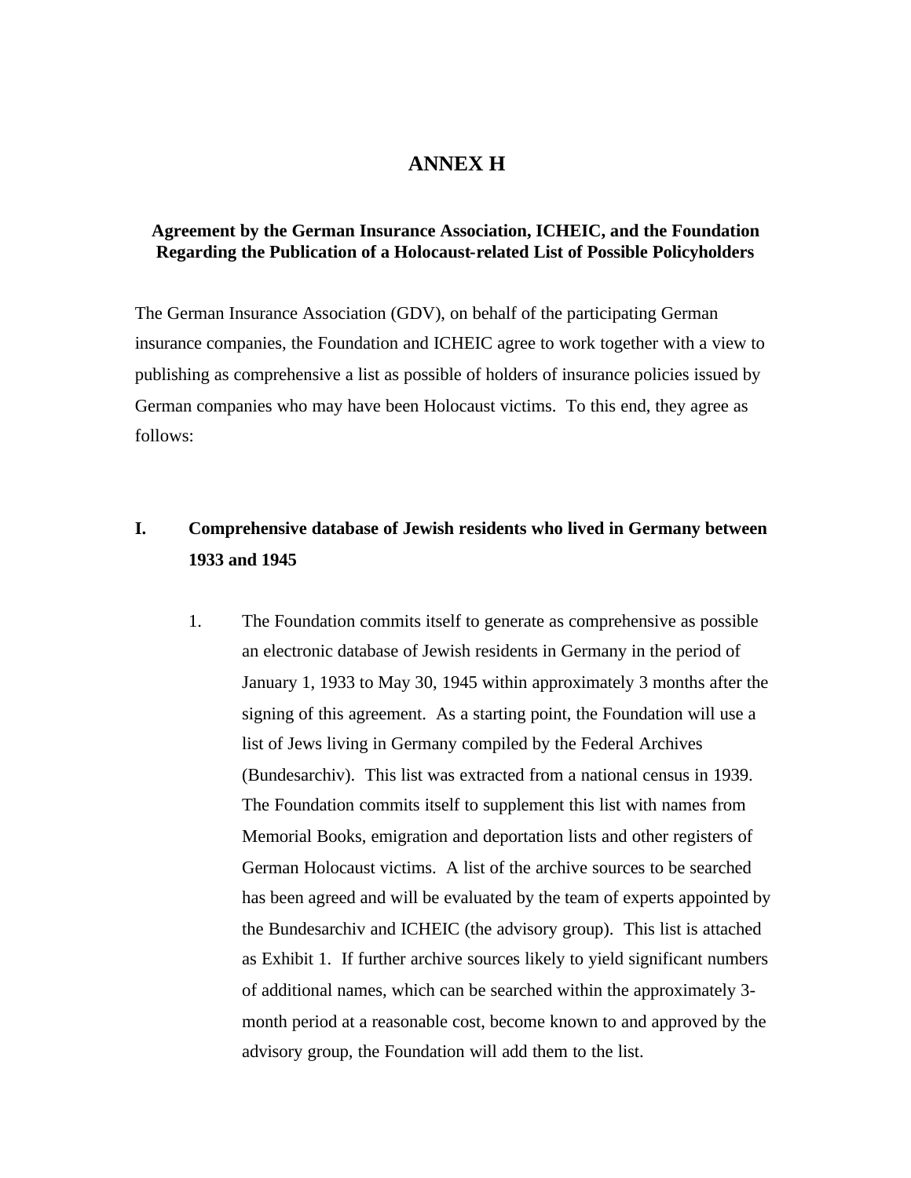# ANNEX H

**Agreement by the German Insurance Association, ICHEIC, and the Foundation Regarding the Publication of a Holocaust-related List of Possible Policyholders**

The German Insurance Association (GDV), on behalf of the participating German insurance companies, the Foundation and ICHEIC agree to work together with a view to publishing as comprehensive a list as possible of holders of insurance policies issued by German companies who may have been Holocaust victims. To this end, they agree as follows:

## I. Comprehensive database of Jewish residents who lived in Germany between 1933 and 1945

1. The Foundation commits itself to generate as comprehensive as possible an electronic database of Jewish residents in Germany in the period of January 1, 1933 to May 30, 1945 within approximately 3 months after the signing of this agreement. As a starting point, the Foundation will use a list of Jews living in Germany compiled by the Federal Archives (Bundesarchiv). This list was extracted from a national census in 1939. The Foundation commits itself to supplement this list with names from Memorial Books, emigration and deportation lists and other registers of German Holocaust victims. A list of the archive sources to be searched has been agreed and will be evaluated by the team of experts appointed by the Bundesarchiv and ICHEIC (the advisory group). This list is attached as Exhibit 1. If further archive sources likely to yield significant numbers of additional names, which can be searched within the approximately 3-month period at a reasonable cost, become known to and approved by the advisory group, the Foundation will add them to the list.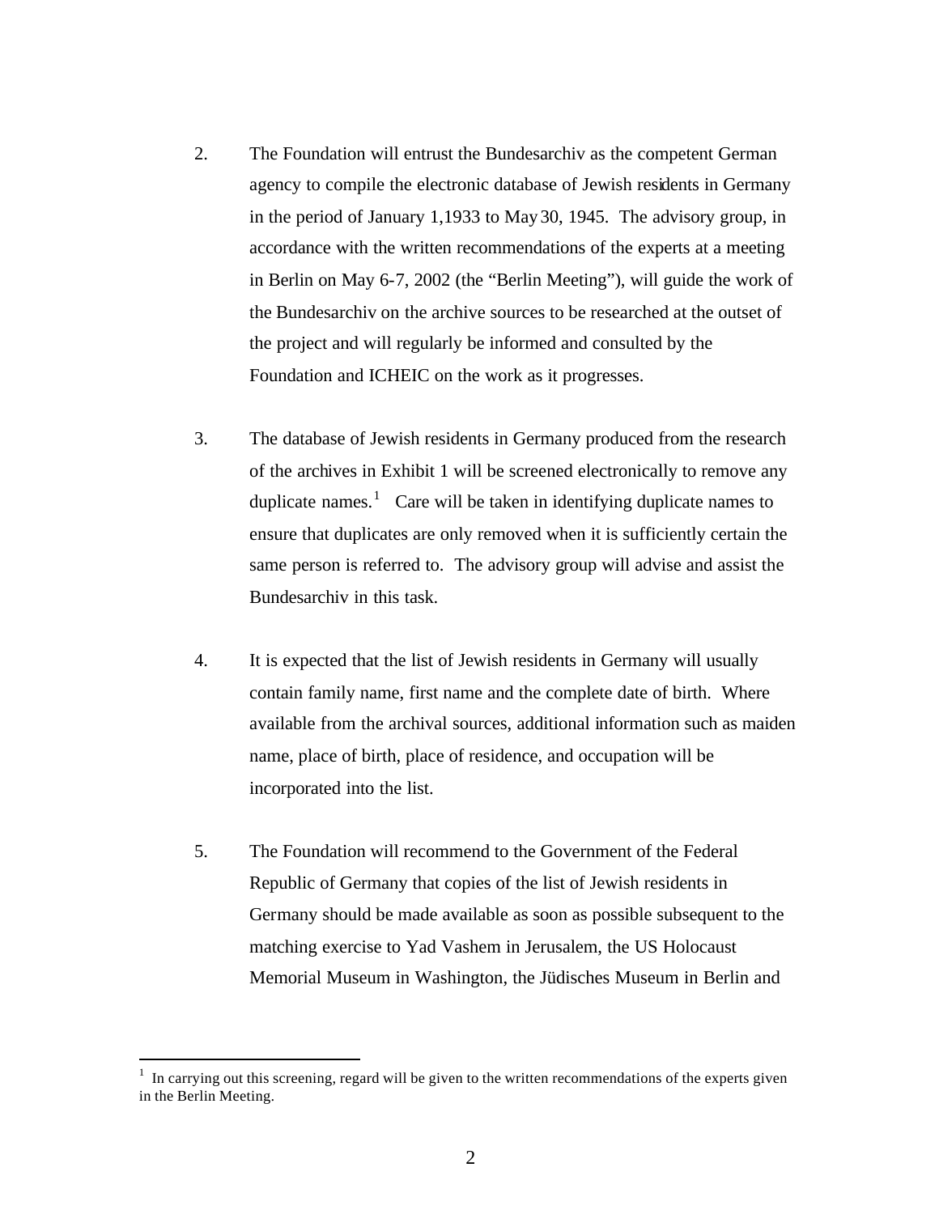2. The Foundation will entrust the Bundesarchiv as the competent German agency to compile the electronic database of Jewish residents in Germany in the period of January 1,1933 to May 30, 1945. The advisory group, in accordance with the written recommendations of the experts at a meeting in Berlin on May 6-7, 2002 (the "Berlin Meeting"), will guide the work of the Bundesarchiv on the archive sources to be researched at the outset of the project and will regularly be informed and consulted by the Foundation and ICHEIC on the work as it progresses.

3. The database of Jewish residents in Germany produced from the research of the archives in Exhibit 1 will be screened electronically to remove any duplicate names.[1] Care will be taken in identifying duplicate names to ensure that duplicates are only removed when it is sufficiently certain the same person is referred to. The advisory group will advise and assist the Bundesarchiv in this task.

4. It is expected that the list of Jewish residents in Germany will usually contain family name, first name and the complete date of birth. Where available from the archival sources, additional information such as maiden name, place of birth, place of residence, and occupation will be incorporated into the list.

5. The Foundation will recommend to the Government of the Federal Republic of Germany that copies of the list of Jewish residents in Germany should be made available as soon as possible subsequent to the matching exercise to Yad Vashem in Jerusalem, the US Holocaust Memorial Museum in Washington, the Jüdisches Museum in Berlin and

---

[1] In carrying out this screening, regard will be given to the written recommendations of the experts given in the Berlin Meeting.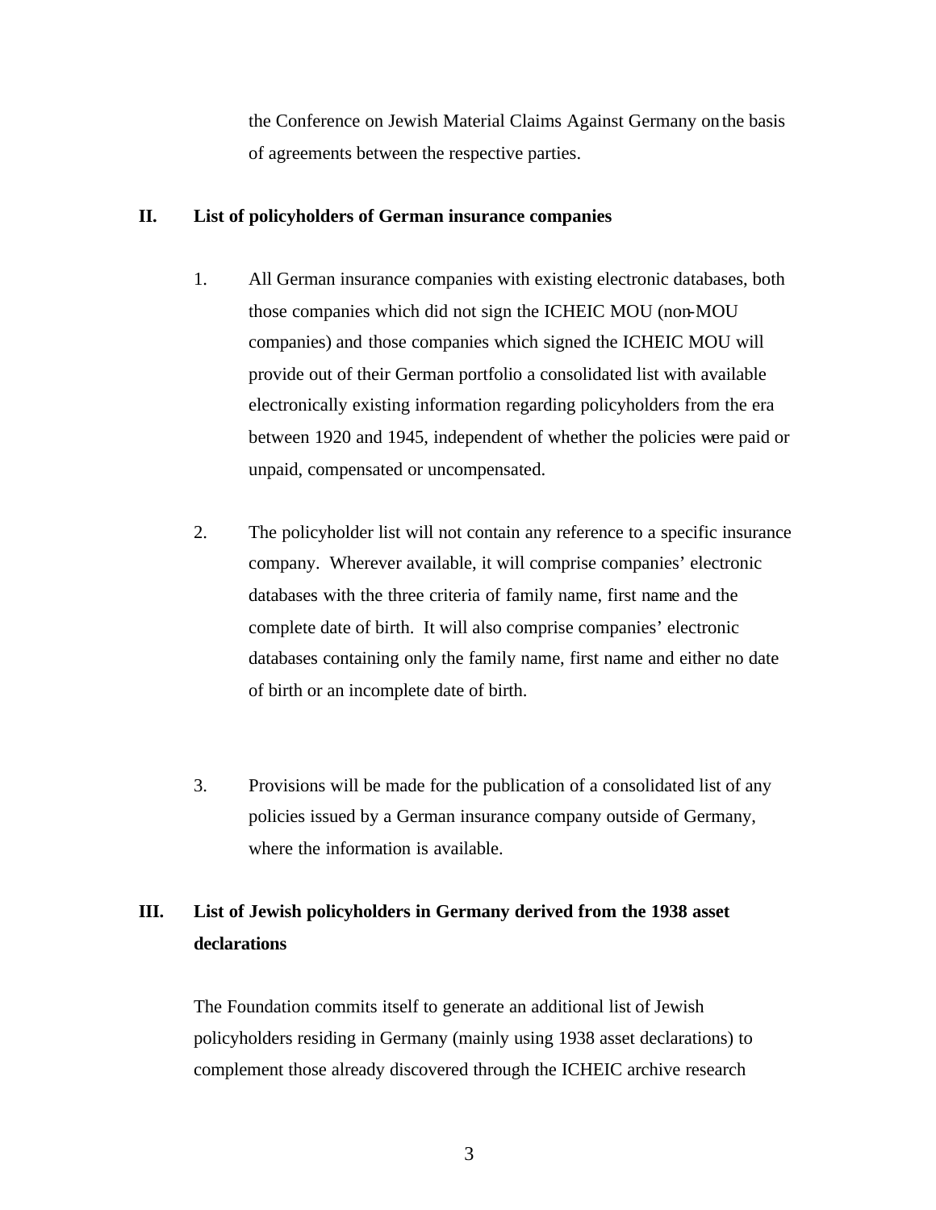the Conference on Jewish Material Claims Against Germany on the basis of agreements between the respective parties.

## II. List of policyholders of German insurance companies

1. All German insurance companies with existing electronic databases, both those companies which did not sign the ICHEIC MOU (non-MOU companies) and those companies which signed the ICHEIC MOU will provide out of their German portfolio a consolidated list with available electronically existing information regarding policyholders from the era between 1920 and 1945, independent of whether the policies were paid or unpaid, compensated or uncompensated.

2. The policyholder list will not contain any reference to a specific insurance company. Wherever available, it will comprise companies' electronic databases with the three criteria of family name, first name and the complete date of birth. It will also comprise companies' electronic databases containing only the family name, first name and either no date of birth or an incomplete date of birth.

3. Provisions will be made for the publication of a consolidated list of any policies issued by a German insurance company outside of Germany, where the information is available.

## III. List of Jewish policyholders in Germany derived from the 1938 asset declarations

The Foundation commits itself to generate an additional list of Jewish policyholders residing in Germany (mainly using 1938 asset declarations) to complement those already discovered through the ICHEIC archive research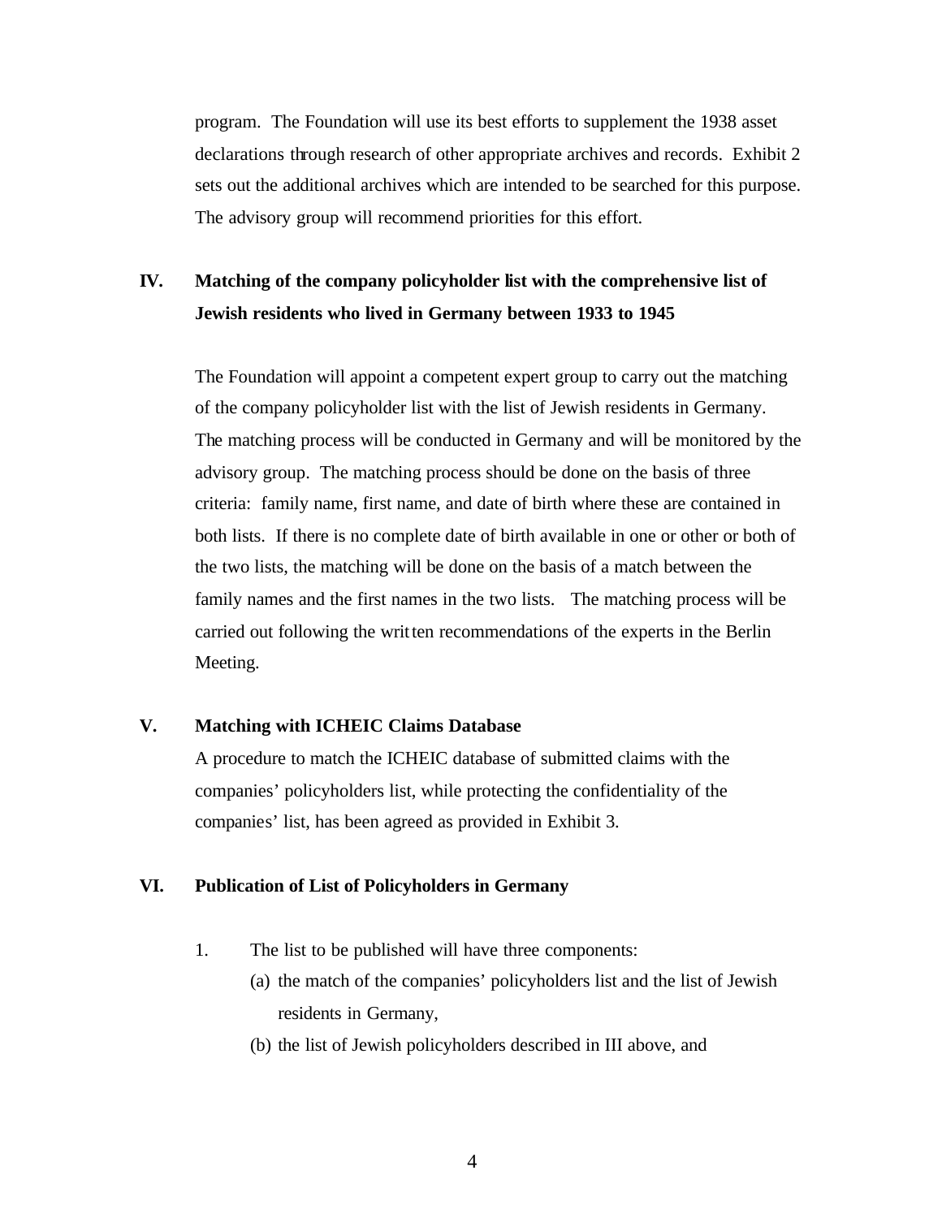program. The Foundation will use its best efforts to supplement the 1938 asset declarations through research of other appropriate archives and records. Exhibit 2 sets out the additional archives which are intended to be searched for this purpose. The advisory group will recommend priorities for this effort.

## IV. Matching of the company policyholder list with the comprehensive list of Jewish residents who lived in Germany between 1933 to 1945

The Foundation will appoint a competent expert group to carry out the matching of the company policyholder list with the list of Jewish residents in Germany. The matching process will be conducted in Germany and will be monitored by the advisory group. The matching process should be done on the basis of three criteria: family name, first name, and date of birth where these are contained in both lists. If there is no complete date of birth available in one or other or both of the two lists, the matching will be done on the basis of a match between the family names and the first names in the two lists. The matching process will be carried out following the written recommendations of the experts in the Berlin Meeting.

## V. Matching with ICHEIC Claims Database

A procedure to match the ICHEIC database of submitted claims with the companies' policyholders list, while protecting the confidentiality of the companies' list, has been agreed as provided in Exhibit 3.

## VI. Publication of List of Policyholders in Germany

1. The list to be published will have three components:
   - (a) the match of the companies' policyholders list and the list of Jewish residents in Germany,
   - (b) the list of Jewish policyholders described in III above, and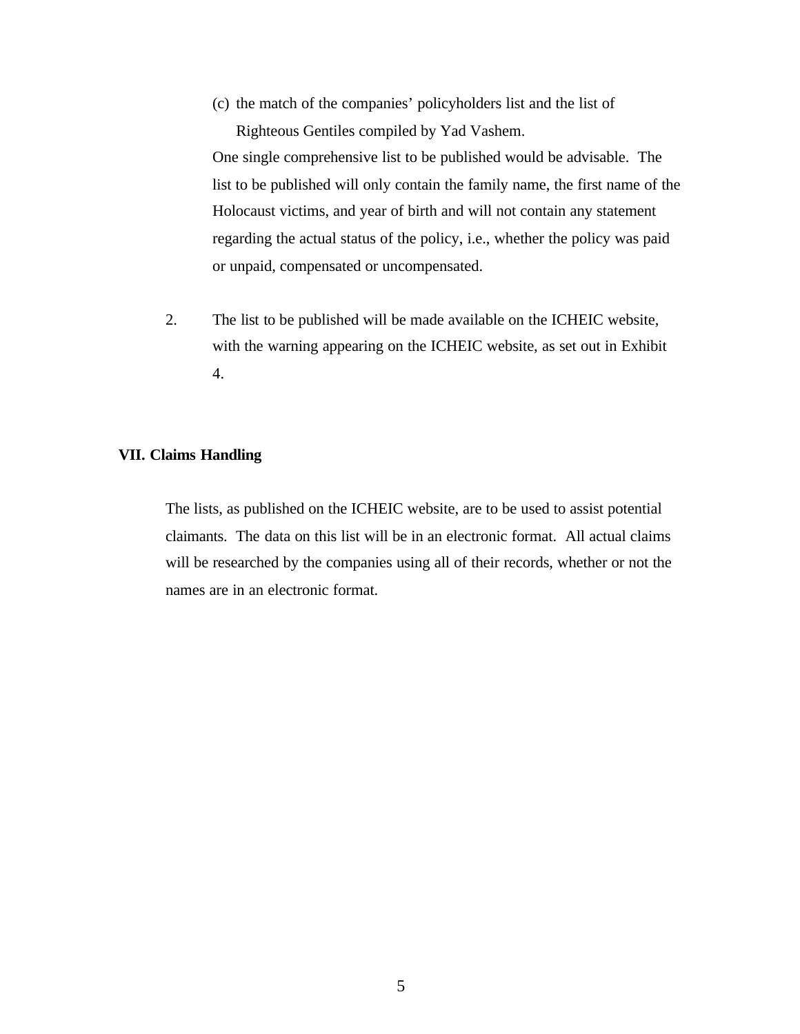(c) the match of the companies' policyholders list and the list of Righteous Gentiles compiled by Yad Vashem.

One single comprehensive list to be published would be advisable. The list to be published will only contain the family name, the first name of the Holocaust victims, and year of birth and will not contain any statement regarding the actual status of the policy, i.e., whether the policy was paid or unpaid, compensated or uncompensated.

2. The list to be published will be made available on the ICHEIC website, with the warning appearing on the ICHEIC website, as set out in Exhibit 4.

## VII. Claims Handling

The lists, as published on the ICHEIC website, are to be used to assist potential claimants. The data on this list will be in an electronic format. All actual claims will be researched by the companies using all of their records, whether or not the names are in an electronic format.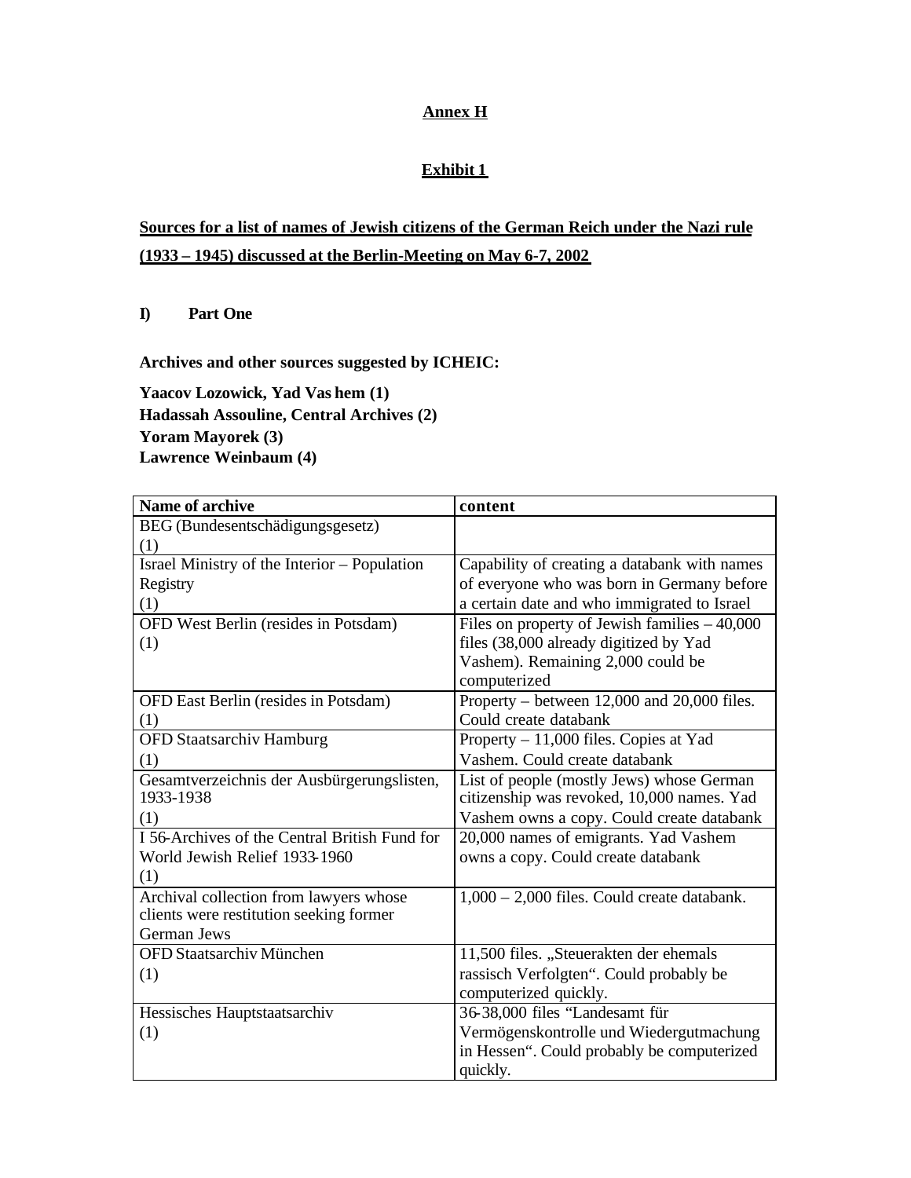**Annex H**

**Exhibit 1**

**Sources for a list of names of Jewish citizens of the German Reich under the Nazi rule (1933 – 1945) discussed at the Berlin-Meeting on May 6-7, 2002**

**I) Part One**

**Archives and other sources suggested by ICHEIC:**

**Yaacov Lozowick, Yad Vas hem (1)**
**Hadassah Assouline, Central Archives (2)**
**Yoram Mayorek (3)**
**Lawrence Weinbaum (4)**

| Name of archive | content |
|---|---|
| BEG (Bundesentschädigungsgesetz) (1) | |
| Israel Ministry of the Interior – Population Registry (1) | Capability of creating a databank with names of everyone who was born in Germany before a certain date and who immigrated to Israel |
| OFD West Berlin (resides in Potsdam) (1) | Files on property of Jewish families – 40,000 files (38,000 already digitized by Yad Vashem). Remaining 2,000 could be computerized |
| OFD East Berlin (resides in Potsdam) (1) | Property – between 12,000 and 20,000 files. Could create databank |
| OFD Staatsarchiv Hamburg (1) | Property – 11,000 files. Copies at Yad Vashem. Could create databank |
| Gesamtverzeichnis der Ausbürgerungslisten, 1933-1938 (1) | List of people (mostly Jews) whose German citizenship was revoked, 10,000 names. Yad Vashem owns a copy. Could create databank |
| I 56-Archives of the Central British Fund for World Jewish Relief 1933-1960 (1) | 20,000 names of emigrants. Yad Vashem owns a copy. Could create databank |
| Archival collection from lawyers whose clients were restitution seeking former German Jews | 1,000 – 2,000 files. Could create databank. |
| OFD Staatsarchiv München (1) | 11,500 files. „Steuerakten der ehemals rassisch Verfolgten“. Could probably be computerized quickly. |
| Hessisches Hauptstaatsarchiv (1) | 36-38,000 files “Landesamt für Vermögenskontrolle und Wiedergutmachung in Hessen“. Could probably be computerized quickly. |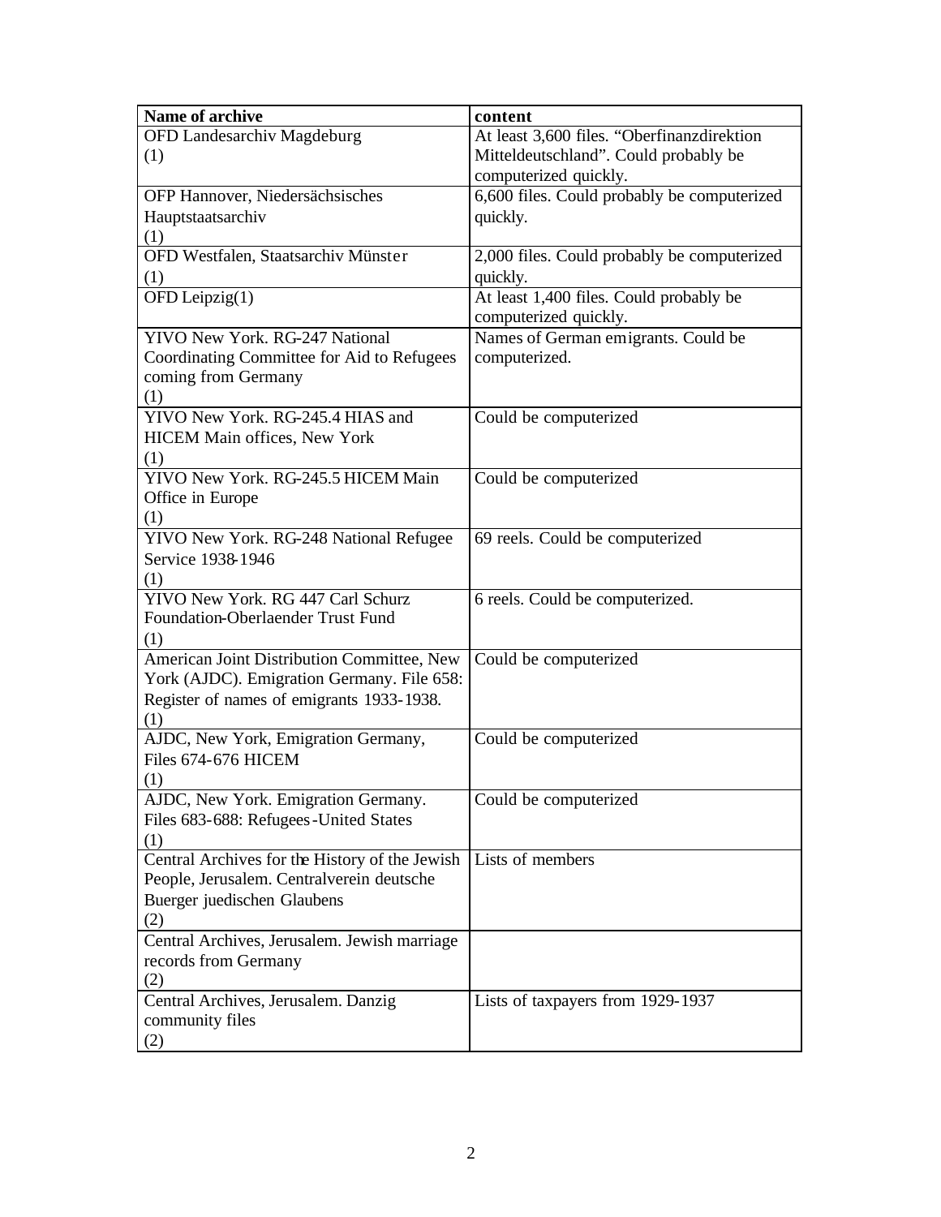| Name of archive | content |
|---|---|
| OFD Landesarchiv Magdeburg (1) | At least 3,600 files. "Oberfinanzdirektion Mitteldeutschland". Could probably be computerized quickly. |
| OFP Hannover, Niedersächsisches Hauptstaatsarchiv (1) | 6,600 files. Could probably be computerized quickly. |
| OFD Westfalen, Staatsarchiv Münster (1) | 2,000 files. Could probably be computerized quickly. |
| OFD Leipzig(1) | At least 1,400 files. Could probably be computerized quickly. |
| YIVO New York. RG-247 National Coordinating Committee for Aid to Refugees coming from Germany (1) | Names of German emigrants. Could be computerized. |
| YIVO New York. RG-245.4 HIAS and HICEM Main offices, New York (1) | Could be computerized |
| YIVO New York. RG-245.5 HICEM Main Office in Europe (1) | Could be computerized |
| YIVO New York. RG-248 National Refugee Service 1938-1946 (1) | 69 reels. Could be computerized |
| YIVO New York. RG 447 Carl Schurz Foundation-Oberlaender Trust Fund (1) | 6 reels. Could be computerized. |
| American Joint Distribution Committee, New York (AJDC). Emigration Germany. File 658: Register of names of emigrants 1933-1938. (1) | Could be computerized |
| AJDC, New York, Emigration Germany, Files 674-676 HICEM (1) | Could be computerized |
| AJDC, New York. Emigration Germany. Files 683-688: Refugees-United States (1) | Could be computerized |
| Central Archives for the History of the Jewish People, Jerusalem. Centralverein deutsche Buerger juedischen Glaubens (2) | Lists of members |
| Central Archives, Jerusalem. Jewish marriage records from Germany (2) | |
| Central Archives, Jerusalem. Danzig community files (2) | Lists of taxpayers from 1929-1937 |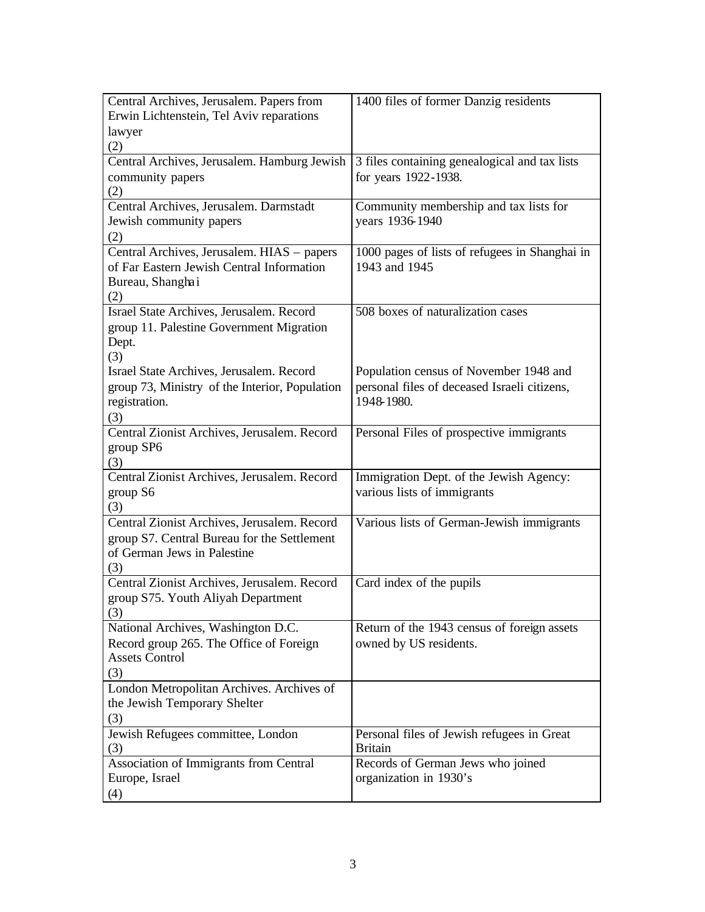| | |
|---|---|
| Central Archives, Jerusalem. Papers from Erwin Lichtenstein, Tel Aviv reparations lawyer (2) | 1400 files of former Danzig residents |
| Central Archives, Jerusalem. Hamburg Jewish community papers (2) | 3 files containing genealogical and tax lists for years 1922-1938. |
| Central Archives, Jerusalem. Darmstadt Jewish community papers (2) | Community membership and tax lists for years 1936-1940 |
| Central Archives, Jerusalem. HIAS – papers of Far Eastern Jewish Central Information Bureau, Shanghai (2) | 1000 pages of lists of refugees in Shanghai in 1943 and 1945 |
| Israel State Archives, Jerusalem. Record group 11. Palestine Government Migration Dept. (3) | 508 boxes of naturalization cases |
| Israel State Archives, Jerusalem. Record group 73, Ministry of the Interior, Population registration. (3) | Population census of November 1948 and personal files of deceased Israeli citizens, 1948-1980. |
| Central Zionist Archives, Jerusalem. Record group SP6 (3) | Personal Files of prospective immigrants |
| Central Zionist Archives, Jerusalem. Record group S6 (3) | Immigration Dept. of the Jewish Agency: various lists of immigrants |
| Central Zionist Archives, Jerusalem. Record group S7. Central Bureau for the Settlement of German Jews in Palestine (3) | Various lists of German-Jewish immigrants |
| Central Zionist Archives, Jerusalem. Record group S75. Youth Aliyah Department (3) | Card index of the pupils |
| National Archives, Washington D.C. Record group 265. The Office of Foreign Assets Control (3) | Return of the 1943 census of foreign assets owned by US residents. |
| London Metropolitan Archives. Archives of the Jewish Temporary Shelter (3) | |
| Jewish Refugees committee, London (3) | Personal files of Jewish refugees in Great Britain |
| Association of Immigrants from Central Europe, Israel (4) | Records of German Jews who joined organization in 1930's |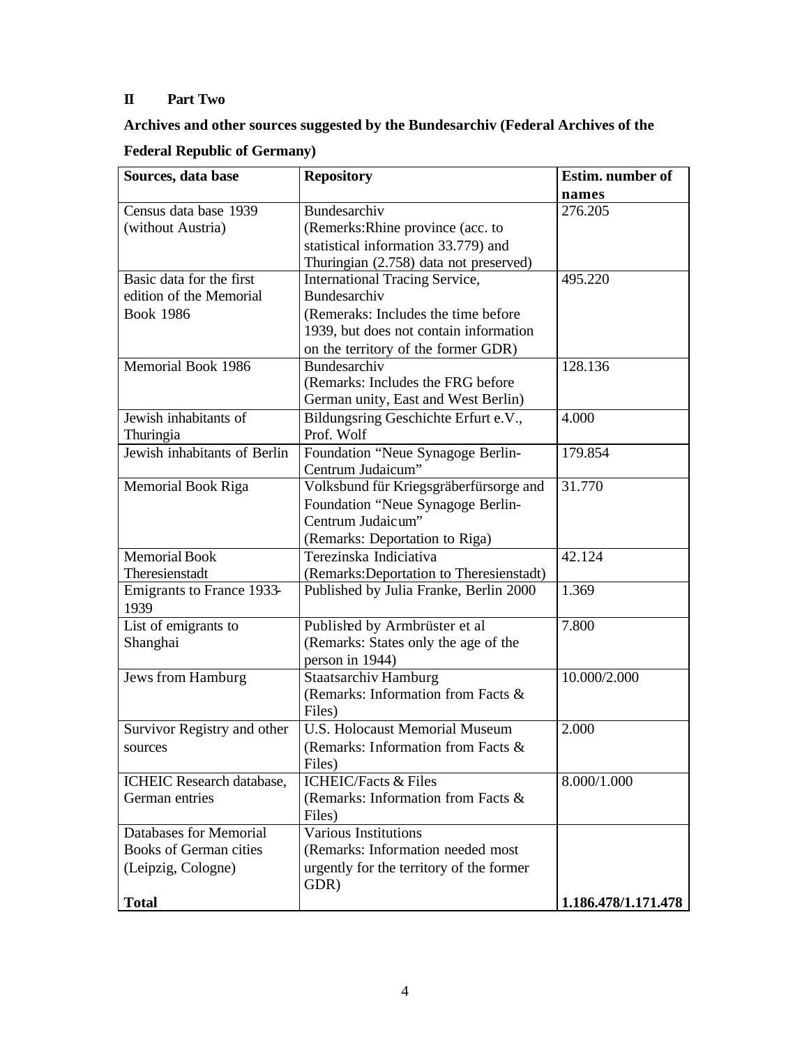## II Part Two

### Archives and other sources suggested by the Bundesarchiv (Federal Archives of the Federal Republic of Germany)

| Sources, data base | Repository | Estim. number of names |
|---|---|---|
| Census data base 1939 (without Austria) | Bundesarchiv (Remerks:Rhine province (acc. to statistical information 33.779) and Thuringian (2.758) data not preserved) | 276.205 |
| Basic data for the first edition of the Memorial Book 1986 | International Tracing Service, Bundesarchiv (Remeraks: Includes the time before 1939, but does not contain information on the territory of the former GDR) | 495.220 |
| Memorial Book 1986 | Bundesarchiv (Remarks: Includes the FRG before German unity, East and West Berlin) | 128.136 |
| Jewish inhabitants of Thuringia | Bildungsring Geschichte Erfurt e.V., Prof. Wolf | 4.000 |
| Jewish inhabitants of Berlin | Foundation "Neue Synagoge Berlin-Centrum Judaicum" | 179.854 |
| Memorial Book Riga | Volksbund für Kriegsgräberfürsorge and Foundation "Neue Synagoge Berlin-Centrum Judaicum" (Remarks: Deportation to Riga) | 31.770 |
| Memorial Book Theresienstadt | Terezinska Indiciativa (Remarks:Deportation to Theresienstadt) | 42.124 |
| Emigrants to France 1933-1939 | Published by Julia Franke, Berlin 2000 | 1.369 |
| List of emigrants to Shanghai | Published by Armbrüster et al (Remarks: States only the age of the person in 1944) | 7.800 |
| Jews from Hamburg | Staatsarchiv Hamburg (Remarks: Information from Facts & Files) | 10.000/2.000 |
| Survivor Registry and other sources | U.S. Holocaust Memorial Museum (Remarks: Information from Facts & Files) | 2.000 |
| ICHEIC Research database, German entries | ICHEIC/Facts & Files (Remarks: Information from Facts & Files) | 8.000/1.000 |
| Databases for Memorial Books of German cities (Leipzig, Cologne) | Various Institutions (Remarks: Information needed most urgently for the territory of the former GDR) | |
| **Total** | | **1.186.478/1.171.478** |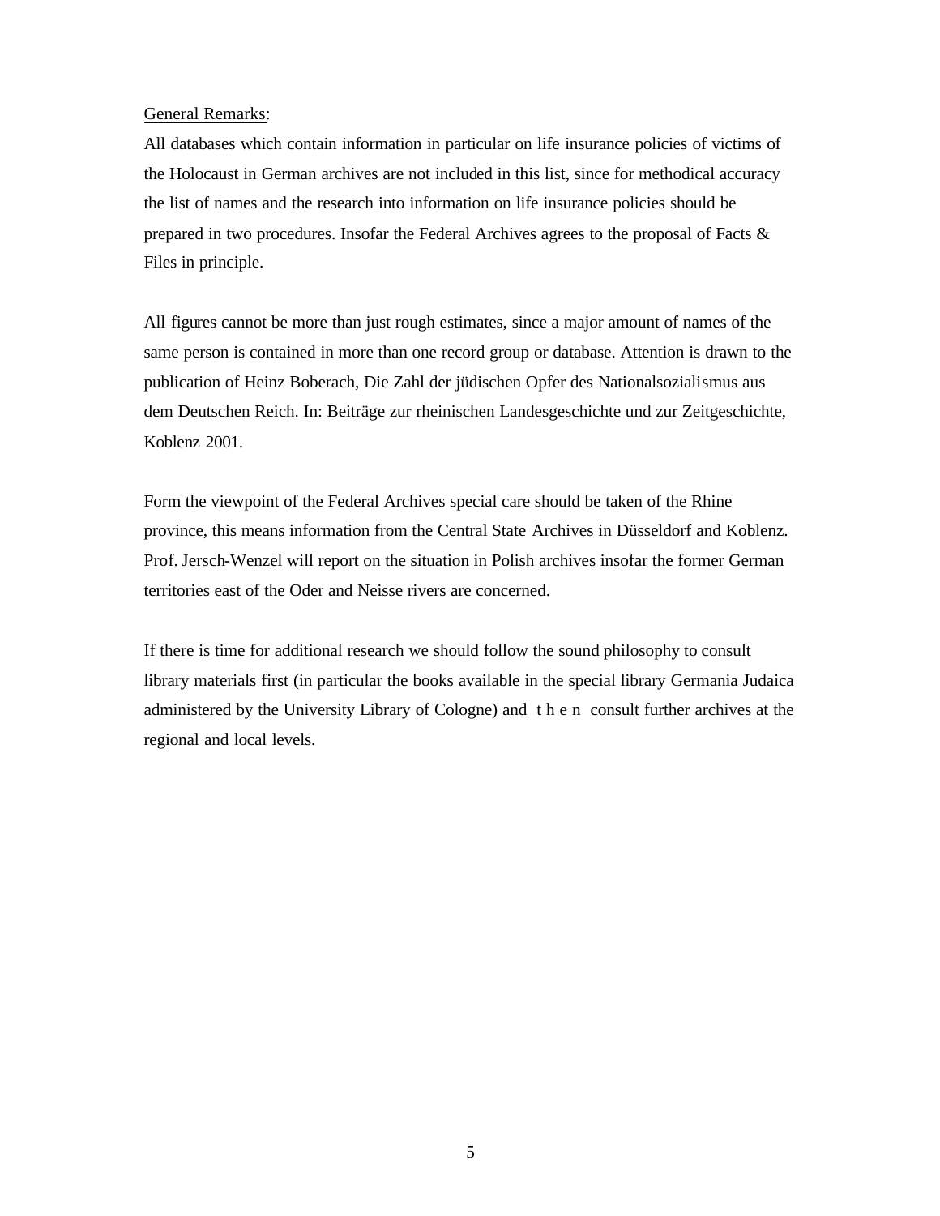<u>General Remarks</u>:

All databases which contain information in particular on life insurance policies of victims of the Holocaust in German archives are not included in this list, since for methodical accuracy the list of names and the research into information on life insurance policies should be prepared in two procedures. Insofar the Federal Archives agrees to the proposal of Facts & Files in principle.

All figures cannot be more than just rough estimates, since a major amount of names of the same person is contained in more than one record group or database. Attention is drawn to the publication of Heinz Boberach, Die Zahl der jüdischen Opfer des Nationalsozialismus aus dem Deutschen Reich. In: Beiträge zur rheinischen Landesgeschichte und zur Zeitgeschichte, Koblenz 2001.

Form the viewpoint of the Federal Archives special care should be taken of the Rhine province, this means information from the Central State Archives in Düsseldorf and Koblenz. Prof. Jersch-Wenzel will report on the situation in Polish archives insofar the former German territories east of the Oder and Neisse rivers are concerned.

If there is time for additional research we should follow the sound philosophy to consult library materials first (in particular the books available in the special library Germania Judaica administered by the University Library of Cologne) and t h e n consult further archives at the regional and local levels.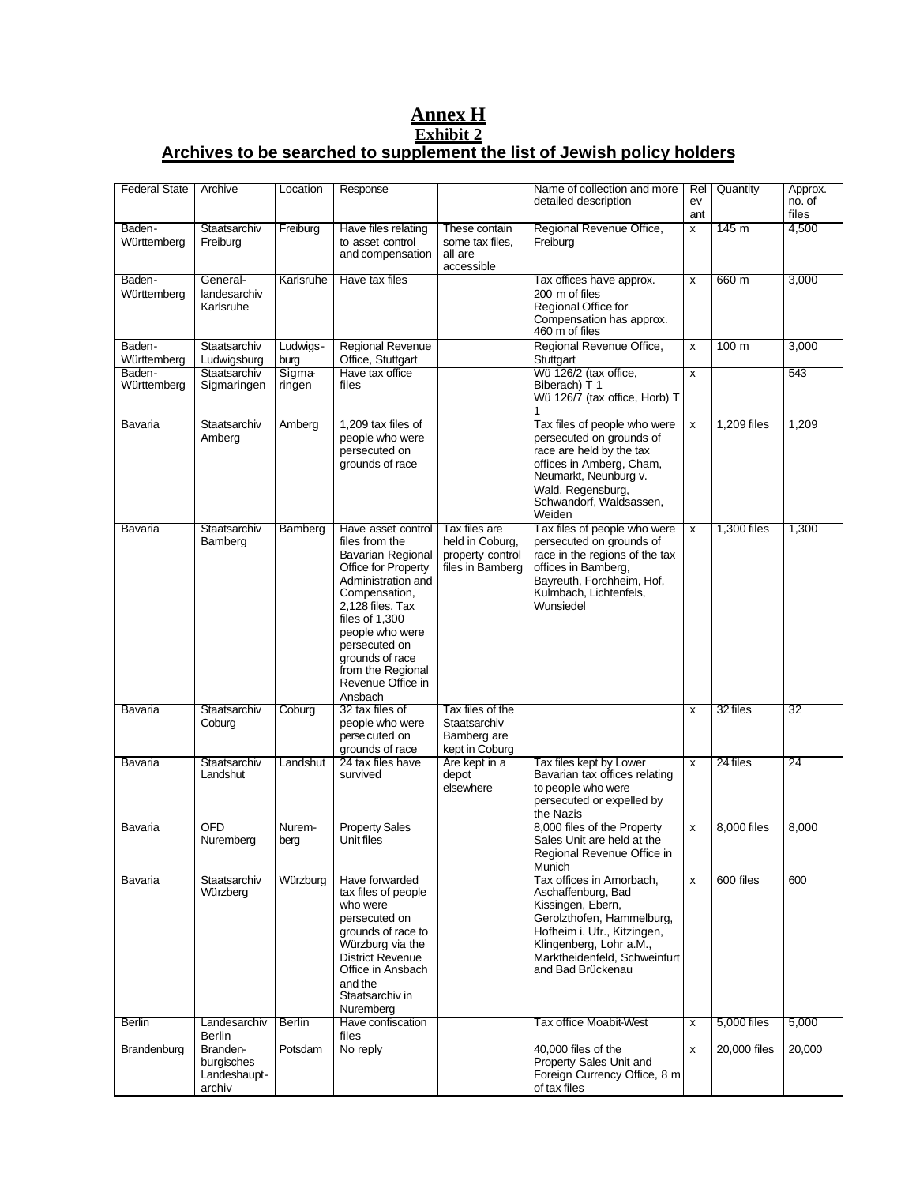# Annex H

## Exhibit 2

## Archives to be searched to supplement the list of Jewish policy holders

| Federal State | Archive | Location | Response | | Name of collection and more detailed description | Relevant | Quantity | Approx. no. of files |
|---|---|---|---|---|---|---|---|---|
| Baden-Württemberg | Staatsarchiv Freiburg | Freiburg | Have files relating to asset control and compensation | These contain some tax files, all are accessible | Regional Revenue Office, Freiburg | x | 145 m | 4,500 |
| Baden-Württemberg | General-landesarchiv Karlsruhe | Karlsruhe | Have tax files | | Tax offices have approx. 200 m of files Regional Office for Compensation has approx. 460 m of files | x | 660 m | 3,000 |
| Baden-Württemberg | Staatsarchiv Ludwigsburg | Ludwigs-burg | Regional Revenue Office, Stuttgart | | Regional Revenue Office, Stuttgart | x | 100 m | 3,000 |
| Baden-Württemberg | Staatsarchiv Sigmaringen | Sigma-ringen | Have tax office files | | Wü 126/2 (tax office, Biberach) T 1 Wü 126/7 (tax office, Horb) T 1 | x | | 543 |
| Bavaria | Staatsarchiv Amberg | Amberg | 1,209 tax files of people who were persecuted on grounds of race | | Tax files of people who were persecuted on grounds of race are held by the tax offices in Amberg, Cham, Neumarkt, Neunburg v. Wald, Regensburg, Schwandorf, Waldsassen, Weiden | x | 1,209 files | 1,209 |
| Bavaria | Staatsarchiv Bamberg | Bamberg | Have asset control files from the Bavarian Regional Office for Property Administration and Compensation, 2,128 files. Tax files of 1,300 people who were persecuted on grounds of race from the Regional Revenue Office in Ansbach | Tax files are held in Coburg, property control files in Bamberg | Tax files of people who were persecuted on grounds of race in the regions of the tax offices in Bamberg, Bayreuth, Forchheim, Hof, Kulmbach, Lichtenfels, Wunsiedel | x | 1,300 files | 1,300 |
| Bavaria | Staatsarchiv Coburg | Coburg | 32 tax files of people who were persecuted on grounds of race | Tax files of the Staatsarchiv Bamberg are kept in Coburg | | x | 32 files | 32 |
| Bavaria | Staatsarchiv Landshut | Landshut | 24 tax files have survived | Are kept in a depot elsewhere | Tax files kept by Lower Bavarian tax offices relating to people who were persecuted or expelled by the Nazis | x | 24 files | 24 |
| Bavaria | OFD Nuremberg | Nurem-berg | Property Sales Unit files | | 8,000 files of the Property Sales Unit are held at the Regional Revenue Office in Munich | x | 8,000 files | 8,000 |
| Bavaria | Staatsarchiv Würzberg | Würzburg | Have forwarded tax files of people who were persecuted on grounds of race to Würzburg via the District Revenue Office in Ansbach and the Staatsarchiv in Nuremberg | | Tax offices in Amorbach, Aschaffenburg, Bad Kissingen, Ebern, Gerolzthofen, Hammelburg, Hofheim i. Ufr., Kitzingen, Klingenberg, Lohr a.M., Marktheidenfeld, Schweinfurt and Bad Brückenau | x | 600 files | 600 |
| Berlin | Landesarchiv Berlin | Berlin | Have confiscation files | | Tax office Moabit-West | x | 5,000 files | 5,000 |
| Brandenburg | Branden-burgisches Landeshaupt-archiv | Potsdam | No reply | | 40,000 files of the Property Sales Unit and Foreign Currency Office, 8 m of tax files | x | 20,000 files | 20,000 |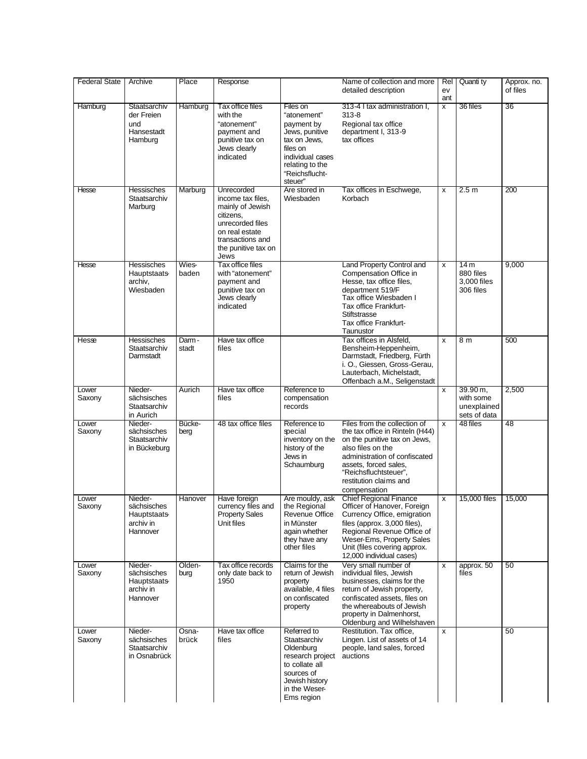| Federal State | Archive | Place | Response | | Name of collection and more detailed description | Relev ant | Quantity | Approx. no. of files |
|---|---|---|---|---|---|---|---|---|
| Hamburg | Staatsarchiv der Freien und Hansestadt Hamburg | Hamburg | Tax office files with the "atonement" payment and punitive tax on Jews clearly indicated | Files on "atonement" payment by Jews, punitive tax on Jews, files on individual cases relating to the "Reichsflucht-steuer" | 313-4 I tax administration I, 313-8 Regional tax office department I, 313-9 tax offices | x | 36 files | 36 |
| Hesse | Hessisches Staatsarchiv Marburg | Marburg | Unrecorded income tax files, mainly of Jewish citizens, unrecorded files on real estate transactions and the punitive tax on Jews | Are stored in Wiesbaden | Tax offices in Eschwege, Korbach | x | 2.5 m | 200 |
| Hesse | Hessisches Hauptstaats-archiv, Wiesbaden | Wies-baden | Tax office files with "atonement" payment and punitive tax on Jews clearly indicated | | Land Property Control and Compensation Office in Hesse, tax office files, department 519/F Tax office Wiesbaden I Tax office Frankfurt-Stiftstrasse Tax office Frankfurt-Taunustor | x | 14 m 880 files 3,000 files 306 files | 9,000 |
| Hesse | Hessisches Staatsarchiv Darmstadt | Darm-stadt | Have tax office files | | Tax offices in Alsfeld, Bensheim-Heppenheim, Darmstadt, Friedberg, Fürth i. O., Giessen, Gross-Gerau, Lauterbach, Michelstadt, Offenbach a.M., Seligenstadt | x | 8 m | 500 |
| Lower Saxony | Nieder-sächsisches Staatsarchiv in Aurich | Aurich | Have tax office files | Reference to compensation records | | x | 39.90 m, with some unexplained sets of data | 2,500 |
| Lower Saxony | Nieder-sächsisches Staatsarchiv in Bückeburg | Bücke-berg | 48 tax office files | Reference to special inventory on the history of the Jews in Schaumburg | Files from the collection of the tax office in Rinteln (H44) on the punitive tax on Jews, also files on the administration of confiscated assets, forced sales, "Reichsfluchtsteuer", restitution claims and compensation | x | 48 files | 48 |
| Lower Saxony | Nieder-sächsisches Hauptstaats-archiv in Hannover | Hanover | Have foreign currency files and Property Sales Unit files | Are mouldy, ask the Regional Revenue Office in Münster again whether they have any other files | Chief Regional Finance Officer of Hanover, Foreign Currency Office, emigration files (approx. 3,000 files), Regional Revenue Office of Weser-Ems, Property Sales Unit (files covering approx. 12,000 individual cases) | x | 15,000 files | 15,000 |
| Lower Saxony | Nieder-sächsisches Hauptstaats-archiv in Hannover | Olden-burg | Tax office records only date back to 1950 | Claims for the return of Jewish property available, 4 files on confiscated property | Very small number of individual files, Jewish businesses, claims for the return of Jewish property, confiscated assets, files on the whereabouts of Jewish property in Dalmenhorst, Oldenburg and Wilhelshaven | x | approx. 50 files | 50 |
| Lower Saxony | Nieder-sächsisches Staatsarchiv in Osnabrück | Osna-brück | Have tax office files | Referred to Staatsarchiv Oldenburg research project to collate all sources of Jewish history in the Weser-Ems region | Restitution. Tax office, Lingen. List of assets of 14 people, land sales, forced auctions | x | | 50 |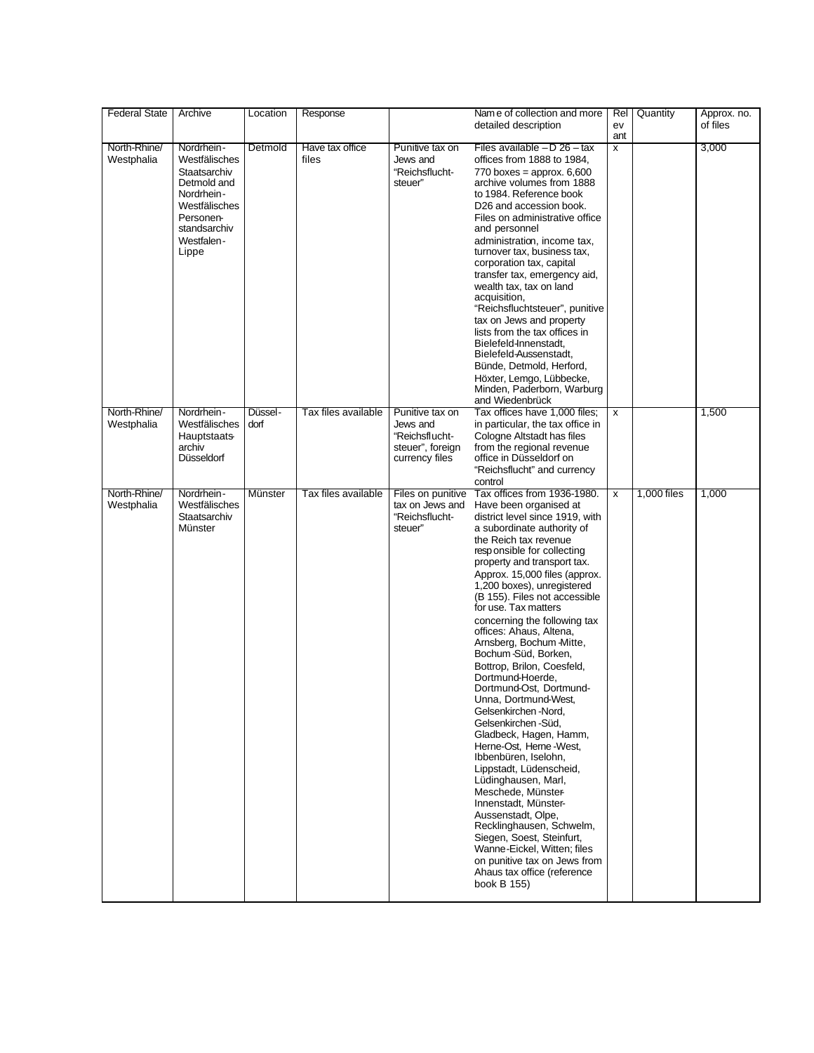| Federal State | Archive | Location | Response | | Name of collection and more detailed description | Relevant | Quantity | Approx. no. of files |
|---|---|---|---|---|---|---|---|---|
| North-Rhine/ Westphalia | Nordrhein-Westfälisches Staatsarchiv Detmold and Nordrhein-Westfälisches Personen-standsarchiv Westfalen-Lippe | Detmold | Have tax office files | Punitive tax on Jews and "Reichsflucht-steuer" | Files available – D 26 – tax offices from 1888 to 1984, 770 boxes = approx. 6,600 archive volumes from 1888 to 1984. Reference book D26 and accession book. Files on administrative office and personnel administration, income tax, turnover tax, business tax, corporation tax, capital transfer tax, emergency aid, wealth tax, tax on land acquisition, "Reichsfluchtsteuer", punitive tax on Jews and property lists from the tax offices in Bielefeld-Innenstadt, Bielefeld-Aussenstadt, Bünde, Detmold, Herford, Höxter, Lemgo, Lübbecke, Minden, Paderborn, Warburg and Wiedenbrück | x | | 3,000 |
| North-Rhine/ Westphalia | Nordrhein-Westfälisches Hauptstaats-archiv Düsseldorf | Düssel-dorf | Tax files available | Punitive tax on Jews and "Reichsflucht-steuer", foreign currency files | Tax offices have 1,000 files; in particular, the tax office in Cologne Altstadt has files from the regional revenue office in Düsseldorf on "Reichsflucht" and currency control | x | | 1,500 |
| North-Rhine/ Westphalia | Nordrhein-Westfälisches Staatsarchiv Münster | Münster | Tax files available | Files on punitive tax on Jews and "Reichsflucht-steuer" | Tax offices from 1936-1980. Have been organised at district level since 1919, with a subordinate authority of the Reich tax revenue responsible for collecting property and transport tax. Approx. 15,000 files (approx. 1,200 boxes), unregistered (B 155). Files not accessible for use. Tax matters concerning the following tax offices: Ahaus, Altena, Arnsberg, Bochum-Mitte, Bochum-Süd, Borken, Bottrop, Brilon, Coesfeld, Dortmund-Hoerde, Dortmund-Ost, Dortmund-Unna, Dortmund-West, Gelsenkirchen-Nord, Gelsenkirchen-Süd, Gladbeck, Hagen, Hamm, Herne-Ost, Herne-West, Ibbenbüren, Iselohn, Lippstadt, Lüdenscheid, Lüdinghausen, Marl, Meschede, Münster-Innenstadt, Münster-Aussenstadt, Olpe, Recklinghausen, Schwelm, Siegen, Soest, Steinfurt, Wanne-Eickel, Witten; files on punitive tax on Jews from Ahaus tax office (reference book B 155) | x | 1,000 files | 1,000 |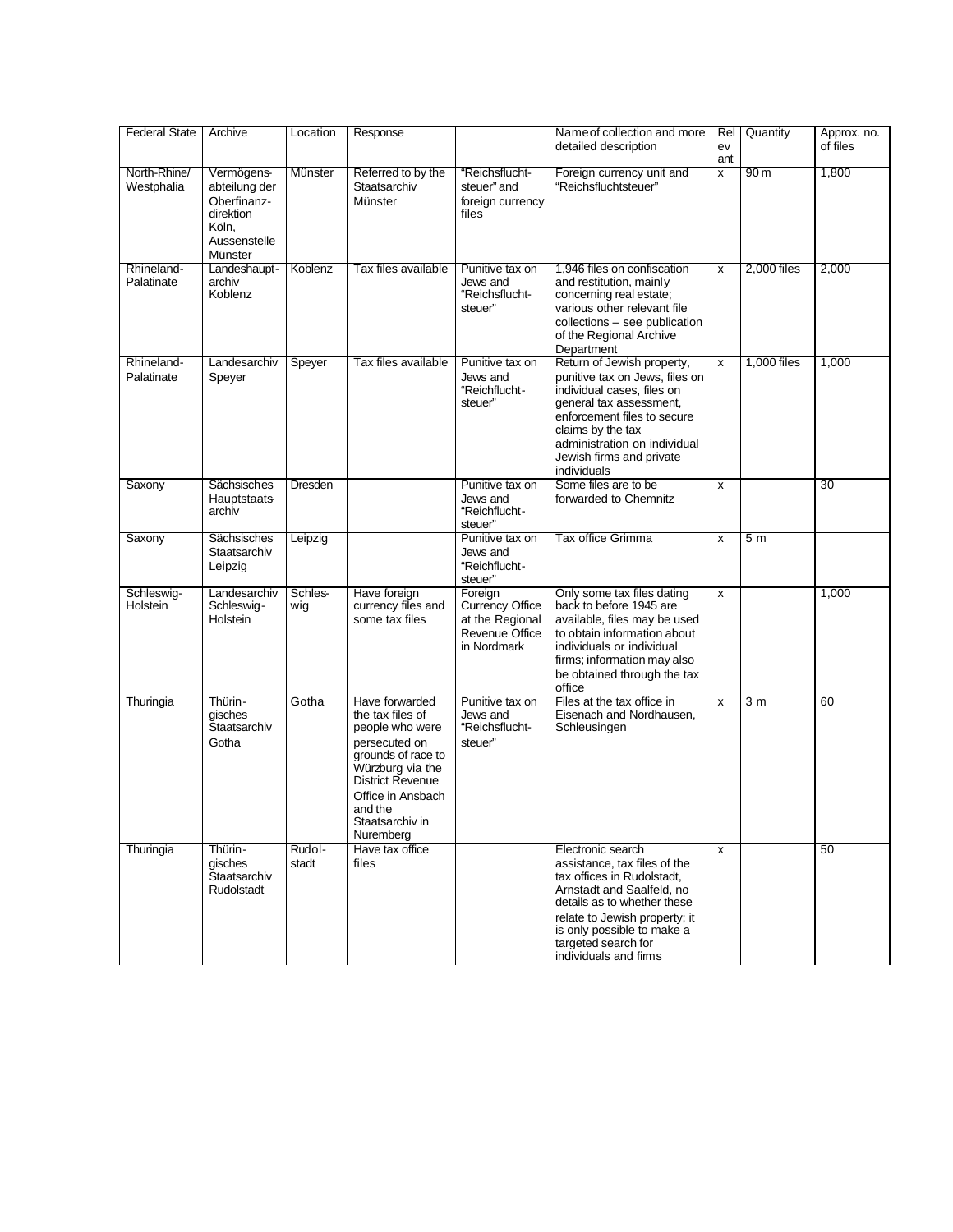| Federal State | Archive | Location | Response | | Name of collection and more detailed description | Relevant | Quantity | Approx. no. of files |
|---|---|---|---|---|---|---|---|---|
| North-Rhine/ Westphalia | Vermögens-abteilung der Oberfinanz-direktion Köln, Aussenstelle Münster | Münster | Referred to by the Staatsarchiv Münster | "Reichsflucht-steuer" and foreign currency files | Foreign currency unit and "Reichsfluchtsteuer" | x | 90 m | 1,800 |
| Rhineland-Palatinate | Landeshaupt-archiv Koblenz | Koblenz | Tax files available | Punitive tax on Jews and "Reichsflucht-steuer" | 1,946 files on confiscation and restitution, mainly concerning real estate; various other relevant file collections – see publication of the Regional Archive Department | x | 2,000 files | 2,000 |
| Rhineland-Palatinate | Landesarchiv Speyer | Speyer | Tax files available | Punitive tax on Jews and "Reichflucht-steuer" | Return of Jewish property, punitive tax on Jews, files on individual cases, files on general tax assessment, enforcement files to secure claims by the tax administration on individual Jewish firms and private individuals | x | 1,000 files | 1,000 |
| Saxony | Sächsisches Hauptstaats-archiv | Dresden | | Punitive tax on Jews and "Reichflucht-steuer" | Some files are to be forwarded to Chemnitz | x | | 30 |
| Saxony | Sächsisches Staatsarchiv Leipzig | Leipzig | | Punitive tax on Jews and "Reichflucht-steuer" | Tax office Grimma | x | 5 m | |
| Schleswig-Holstein | Landesarchiv Schleswig-Holstein | Schles-wig | Have foreign currency files and some tax files | Foreign Currency Office at the Regional Revenue Office in Nordmark | Only some tax files dating back to before 1945 are available, files may be used to obtain information about individuals or individual firms; information may also be obtained through the tax office | x | | 1,000 |
| Thuringia | Thürin-gisches Staatsarchiv Gotha | Gotha | Have forwarded the tax files of people who were persecuted on grounds of race to Würzburg via the District Revenue Office in Ansbach and the Staatsarchiv in Nuremberg | Punitive tax on Jews and "Reichsflucht-steuer" | Files at the tax office in Eisenach and Nordhausen, Schleusingen | x | 3 m | 60 |
| Thuringia | Thürin-gisches Staatsarchiv Rudolstadt | Rudol-stadt | Have tax office files | | Electronic search assistance, tax files of the tax offices in Rudolstadt, Arnstadt and Saalfeld, no details as to whether these relate to Jewish property; it is only possible to make a targeted search for individuals and firms | x | | 50 |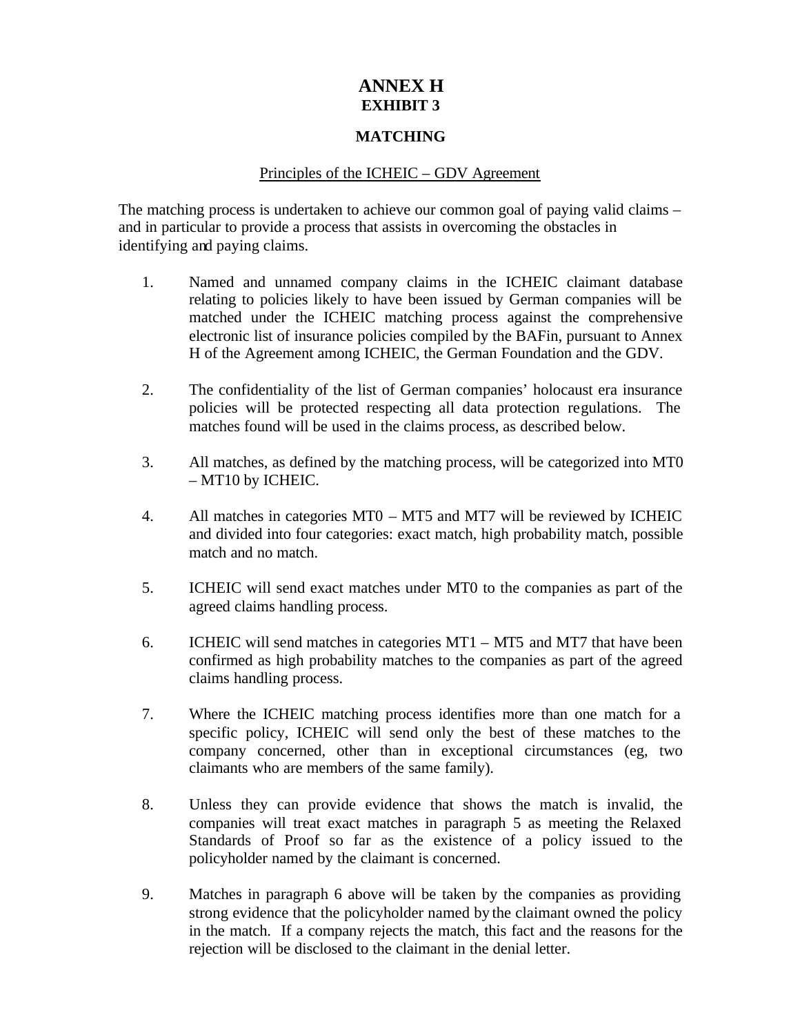# ANNEX H
## EXHIBIT 3

## MATCHING

Principles of the ICHEIC – GDV Agreement

The matching process is undertaken to achieve our common goal of paying valid claims – and in particular to provide a process that assists in overcoming the obstacles in identifying and paying claims.

1. Named and unnamed company claims in the ICHEIC claimant database relating to policies likely to have been issued by German companies will be matched under the ICHEIC matching process against the comprehensive electronic list of insurance policies compiled by the BAFin, pursuant to Annex H of the Agreement among ICHEIC, the German Foundation and the GDV.

2. The confidentiality of the list of German companies' holocaust era insurance policies will be protected respecting all data protection regulations. The matches found will be used in the claims process, as described below.

3. All matches, as defined by the matching process, will be categorized into MT0 – MT10 by ICHEIC.

4. All matches in categories MT0 – MT5 and MT7 will be reviewed by ICHEIC and divided into four categories: exact match, high probability match, possible match and no match.

5. ICHEIC will send exact matches under MT0 to the companies as part of the agreed claims handling process.

6. ICHEIC will send matches in categories MT1 – MT5 and MT7 that have been confirmed as high probability matches to the companies as part of the agreed claims handling process.

7. Where the ICHEIC matching process identifies more than one match for a specific policy, ICHEIC will send only the best of these matches to the company concerned, other than in exceptional circumstances (eg, two claimants who are members of the same family).

8. Unless they can provide evidence that shows the match is invalid, the companies will treat exact matches in paragraph 5 as meeting the Relaxed Standards of Proof so far as the existence of a policy issued to the policyholder named by the claimant is concerned.

9. Matches in paragraph 6 above will be taken by the companies as providing strong evidence that the policyholder named by the claimant owned the policy in the match. If a company rejects the match, this fact and the reasons for the rejection will be disclosed to the claimant in the denial letter.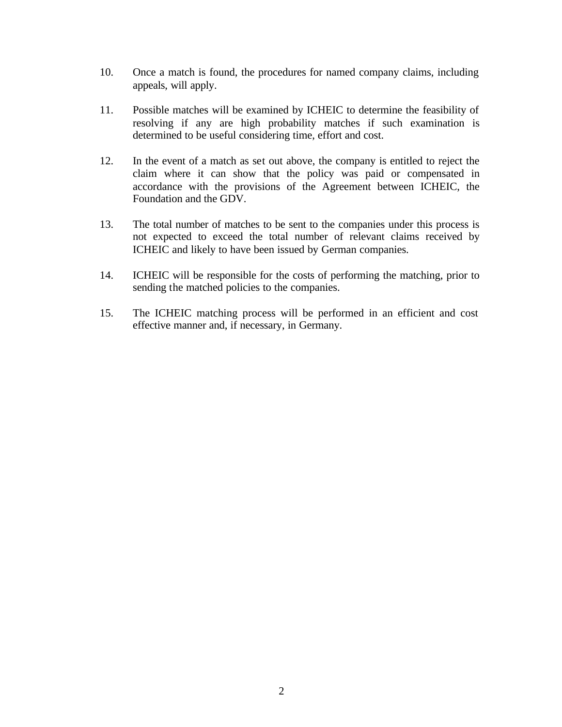10. Once a match is found, the procedures for named company claims, including appeals, will apply.

11. Possible matches will be examined by ICHEIC to determine the feasibility of resolving if any are high probability matches if such examination is determined to be useful considering time, effort and cost.

12. In the event of a match as set out above, the company is entitled to reject the claim where it can show that the policy was paid or compensated in accordance with the provisions of the Agreement between ICHEIC, the Foundation and the GDV.

13. The total number of matches to be sent to the companies under this process is not expected to exceed the total number of relevant claims received by ICHEIC and likely to have been issued by German companies.

14. ICHEIC will be responsible for the costs of performing the matching, prior to sending the matched policies to the companies.

15. The ICHEIC matching process will be performed in an efficient and cost effective manner and, if necessary, in Germany.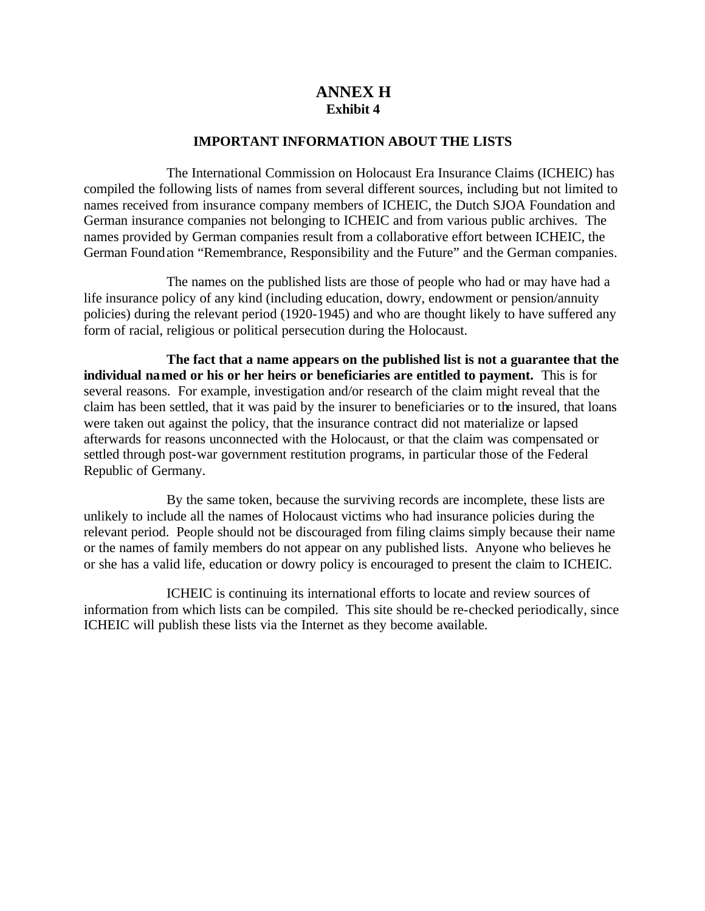# ANNEX H
**Exhibit 4**

## IMPORTANT INFORMATION ABOUT THE LISTS

The International Commission on Holocaust Era Insurance Claims (ICHEIC) has compiled the following lists of names from several different sources, including but not limited to names received from insurance company members of ICHEIC, the Dutch SJOA Foundation and German insurance companies not belonging to ICHEIC and from various public archives. The names provided by German companies result from a collaborative effort between ICHEIC, the German Foundation "Remembrance, Responsibility and the Future" and the German companies.

The names on the published lists are those of people who had or may have had a life insurance policy of any kind (including education, dowry, endowment or pension/annuity policies) during the relevant period (1920-1945) and who are thought likely to have suffered any form of racial, religious or political persecution during the Holocaust.

**The fact that a name appears on the published list is not a guarantee that the individual named or his or her heirs or beneficiaries are entitled to payment.** This is for several reasons. For example, investigation and/or research of the claim might reveal that the claim has been settled, that it was paid by the insurer to beneficiaries or to the insured, that loans were taken out against the policy, that the insurance contract did not materialize or lapsed afterwards for reasons unconnected with the Holocaust, or that the claim was compensated or settled through post-war government restitution programs, in particular those of the Federal Republic of Germany.

By the same token, because the surviving records are incomplete, these lists are unlikely to include all the names of Holocaust victims who had insurance policies during the relevant period. People should not be discouraged from filing claims simply because their name or the names of family members do not appear on any published lists. Anyone who believes he or she has a valid life, education or dowry policy is encouraged to present the claim to ICHEIC.

ICHEIC is continuing its international efforts to locate and review sources of information from which lists can be compiled. This site should be re-checked periodically, since ICHEIC will publish these lists via the Internet as they become available.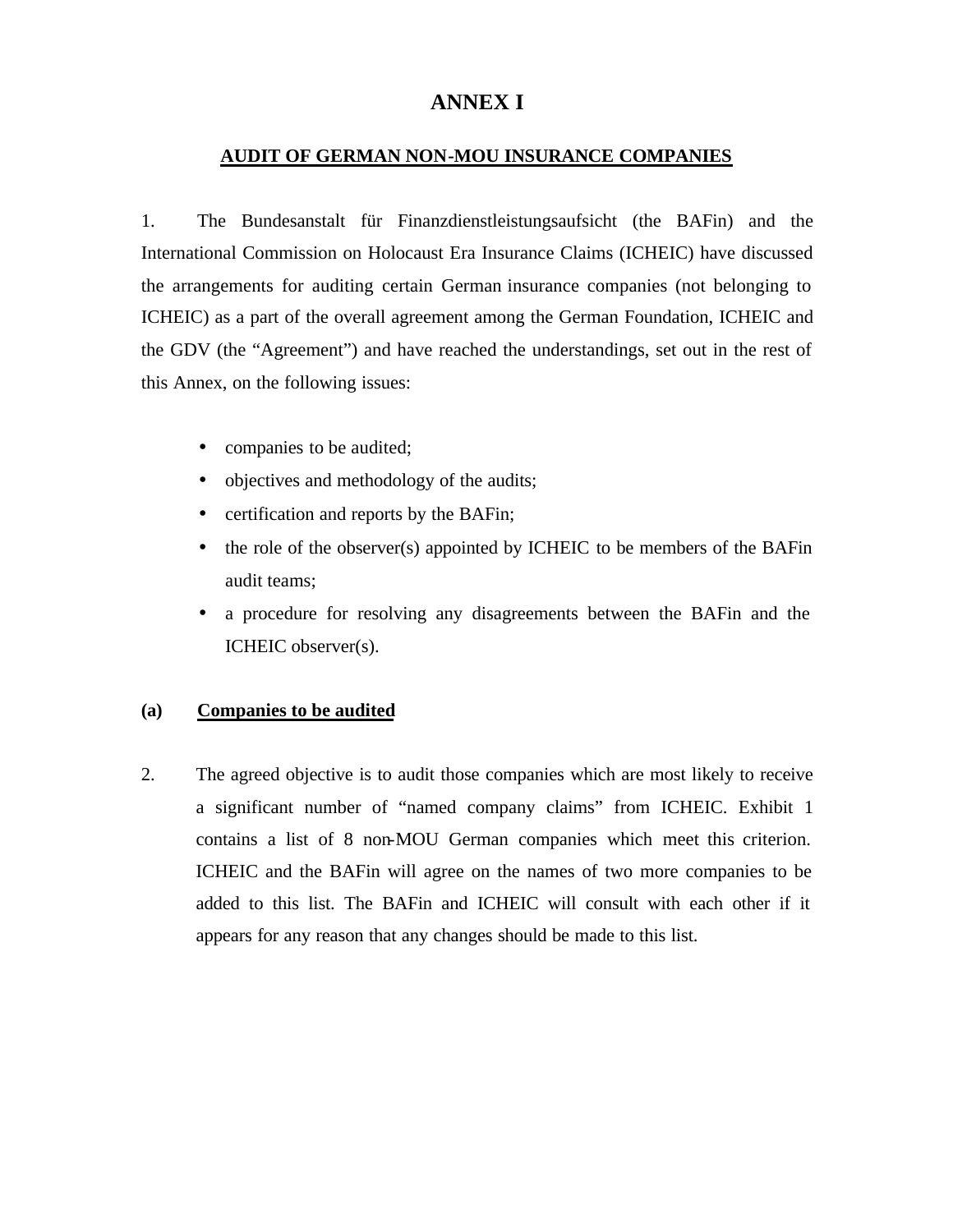# ANNEX I

## AUDIT OF GERMAN NON-MOU INSURANCE COMPANIES

1. The Bundesanstalt für Finanzdienstleistungsaufsicht (the BAFin) and the International Commission on Holocaust Era Insurance Claims (ICHEIC) have discussed the arrangements for auditing certain German insurance companies (not belonging to ICHEIC) as a part of the overall agreement among the German Foundation, ICHEIC and the GDV (the "Agreement") and have reached the understandings, set out in the rest of this Annex, on the following issues:

- companies to be audited;
- objectives and methodology of the audits;
- certification and reports by the BAFin;
- the role of the observer(s) appointed by ICHEIC to be members of the BAFin audit teams;
- a procedure for resolving any disagreements between the BAFin and the ICHEIC observer(s).

### (a) Companies to be audited

2. The agreed objective is to audit those companies which are most likely to receive a significant number of "named company claims" from ICHEIC. Exhibit 1 contains a list of 8 non-MOU German companies which meet this criterion. ICHEIC and the BAFin will agree on the names of two more companies to be added to this list. The BAFin and ICHEIC will consult with each other if it appears for any reason that any changes should be made to this list.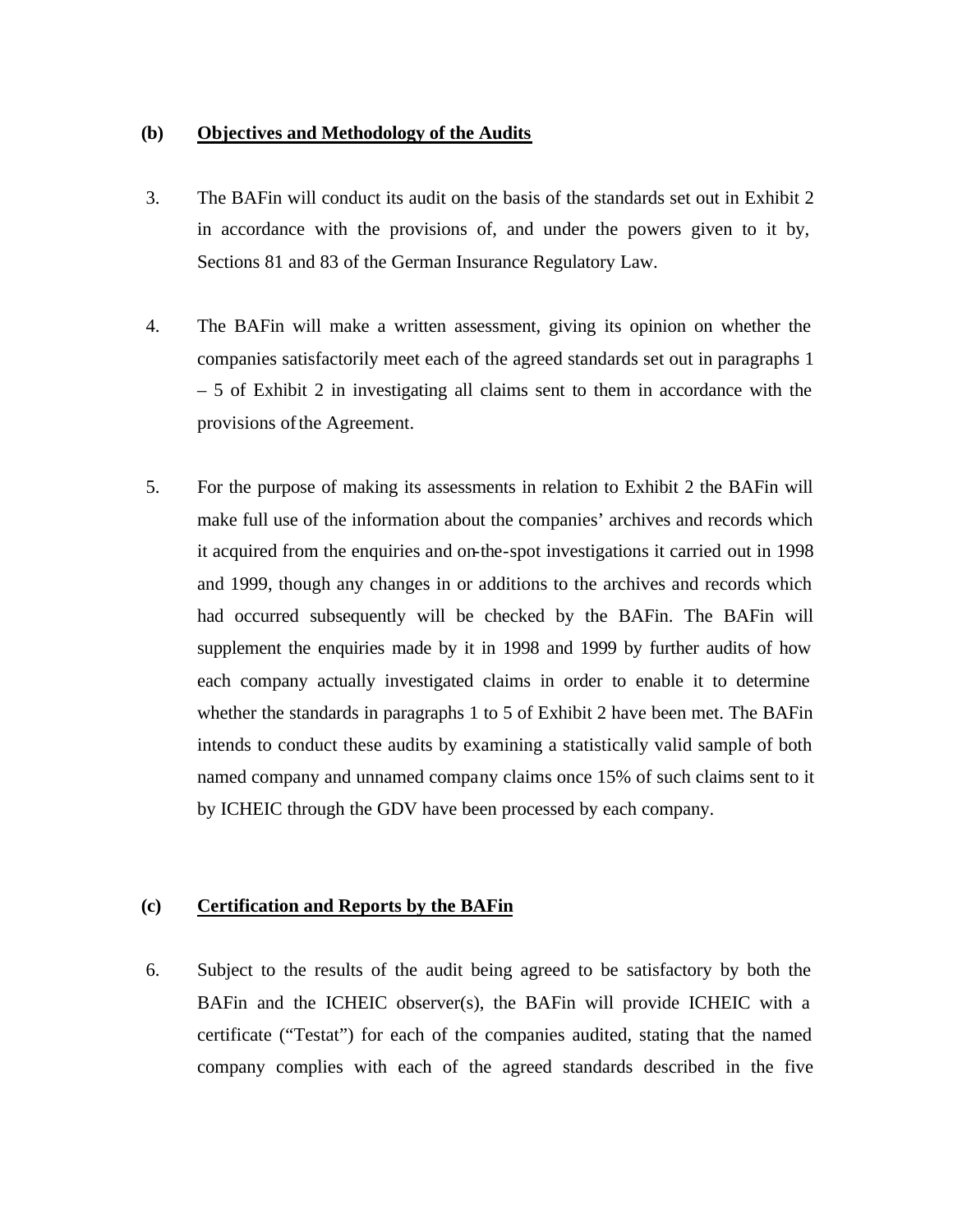**(b) Objectives and Methodology of the Audits**

3. The BAFin will conduct its audit on the basis of the standards set out in Exhibit 2 in accordance with the provisions of, and under the powers given to it by, Sections 81 and 83 of the German Insurance Regulatory Law.

4. The BAFin will make a written assessment, giving its opinion on whether the companies satisfactorily meet each of the agreed standards set out in paragraphs 1 – 5 of Exhibit 2 in investigating all claims sent to them in accordance with the provisions of the Agreement.

5. For the purpose of making its assessments in relation to Exhibit 2 the BAFin will make full use of the information about the companies' archives and records which it acquired from the enquiries and on-the-spot investigations it carried out in 1998 and 1999, though any changes in or additions to the archives and records which had occurred subsequently will be checked by the BAFin. The BAFin will supplement the enquiries made by it in 1998 and 1999 by further audits of how each company actually investigated claims in order to enable it to determine whether the standards in paragraphs 1 to 5 of Exhibit 2 have been met. The BAFin intends to conduct these audits by examining a statistically valid sample of both named company and unnamed company claims once 15% of such claims sent to it by ICHEIC through the GDV have been processed by each company.

**(c) Certification and Reports by the BAFin**

6. Subject to the results of the audit being agreed to be satisfactory by both the BAFin and the ICHEIC observer(s), the BAFin will provide ICHEIC with a certificate ("Testat") for each of the companies audited, stating that the named company complies with each of the agreed standards described in the five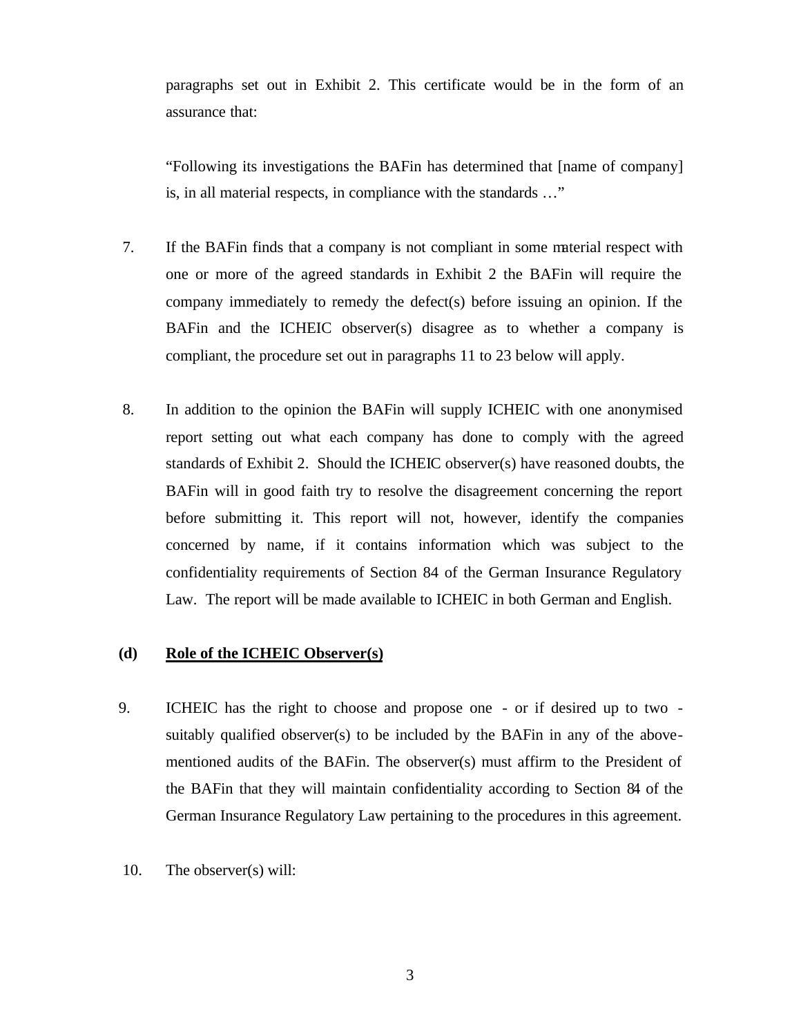paragraphs set out in Exhibit 2. This certificate would be in the form of an assurance that:

"Following its investigations the BAFin has determined that [name of company] is, in all material respects, in compliance with the standards …"

7. If the BAFin finds that a company is not compliant in some material respect with one or more of the agreed standards in Exhibit 2 the BAFin will require the company immediately to remedy the defect(s) before issuing an opinion. If the BAFin and the ICHEIC observer(s) disagree as to whether a company is compliant, the procedure set out in paragraphs 11 to 23 below will apply.

8. In addition to the opinion the BAFin will supply ICHEIC with one anonymised report setting out what each company has done to comply with the agreed standards of Exhibit 2. Should the ICHEIC observer(s) have reasoned doubts, the BAFin will in good faith try to resolve the disagreement concerning the report before submitting it. This report will not, however, identify the companies concerned by name, if it contains information which was subject to the confidentiality requirements of Section 84 of the German Insurance Regulatory Law. The report will be made available to ICHEIC in both German and English.

### (d) Role of the ICHEIC Observer(s)

9. ICHEIC has the right to choose and propose one - or if desired up to two - suitably qualified observer(s) to be included by the BAFin in any of the above-mentioned audits of the BAFin. The observer(s) must affirm to the President of the BAFin that they will maintain confidentiality according to Section 84 of the German Insurance Regulatory Law pertaining to the procedures in this agreement.

10. The observer(s) will: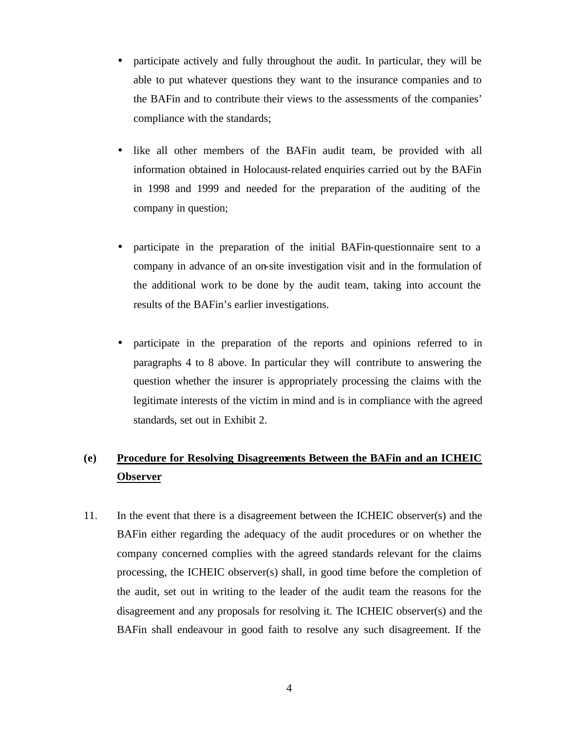- participate actively and fully throughout the audit. In particular, they will be able to put whatever questions they want to the insurance companies and to the BAFin and to contribute their views to the assessments of the companies' compliance with the standards;

- like all other members of the BAFin audit team, be provided with all information obtained in Holocaust-related enquiries carried out by the BAFin in 1998 and 1999 and needed for the preparation of the auditing of the company in question;

- participate in the preparation of the initial BAFin-questionnaire sent to a company in advance of an on-site investigation visit and in the formulation of the additional work to be done by the audit team, taking into account the results of the BAFin's earlier investigations.

- participate in the preparation of the reports and opinions referred to in paragraphs 4 to 8 above. In particular they will contribute to answering the question whether the insurer is appropriately processing the claims with the legitimate interests of the victim in mind and is in compliance with the agreed standards, set out in Exhibit 2.

**(e) Procedure for Resolving Disagreements Between the BAFin and an ICHEIC Observer**

11. In the event that there is a disagreement between the ICHEIC observer(s) and the BAFin either regarding the adequacy of the audit procedures or on whether the company concerned complies with the agreed standards relevant for the claims processing, the ICHEIC observer(s) shall, in good time before the completion of the audit, set out in writing to the leader of the audit team the reasons for the disagreement and any proposals for resolving it. The ICHEIC observer(s) and the BAFin shall endeavour in good faith to resolve any such disagreement. If the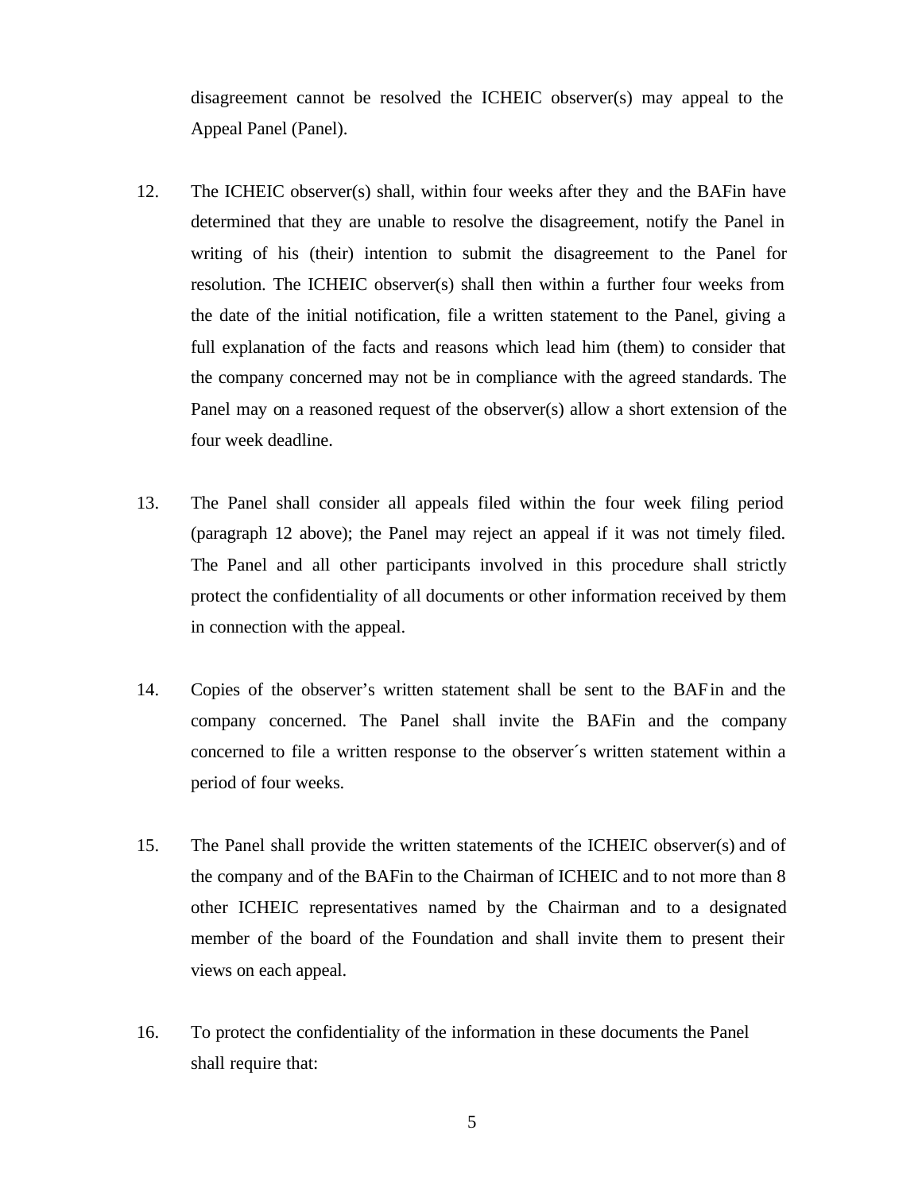disagreement cannot be resolved the ICHEIC observer(s) may appeal to the Appeal Panel (Panel).

12. The ICHEIC observer(s) shall, within four weeks after they and the BAFin have determined that they are unable to resolve the disagreement, notify the Panel in writing of his (their) intention to submit the disagreement to the Panel for resolution. The ICHEIC observer(s) shall then within a further four weeks from the date of the initial notification, file a written statement to the Panel, giving a full explanation of the facts and reasons which lead him (them) to consider that the company concerned may not be in compliance with the agreed standards. The Panel may on a reasoned request of the observer(s) allow a short extension of the four week deadline.

13. The Panel shall consider all appeals filed within the four week filing period (paragraph 12 above); the Panel may reject an appeal if it was not timely filed. The Panel and all other participants involved in this procedure shall strictly protect the confidentiality of all documents or other information received by them in connection with the appeal.

14. Copies of the observer's written statement shall be sent to the BAFin and the company concerned. The Panel shall invite the BAFin and the company concerned to file a written response to the observer´s written statement within a period of four weeks.

15. The Panel shall provide the written statements of the ICHEIC observer(s) and of the company and of the BAFin to the Chairman of ICHEIC and to not more than 8 other ICHEIC representatives named by the Chairman and to a designated member of the board of the Foundation and shall invite them to present their views on each appeal.

16. To protect the confidentiality of the information in these documents the Panel shall require that: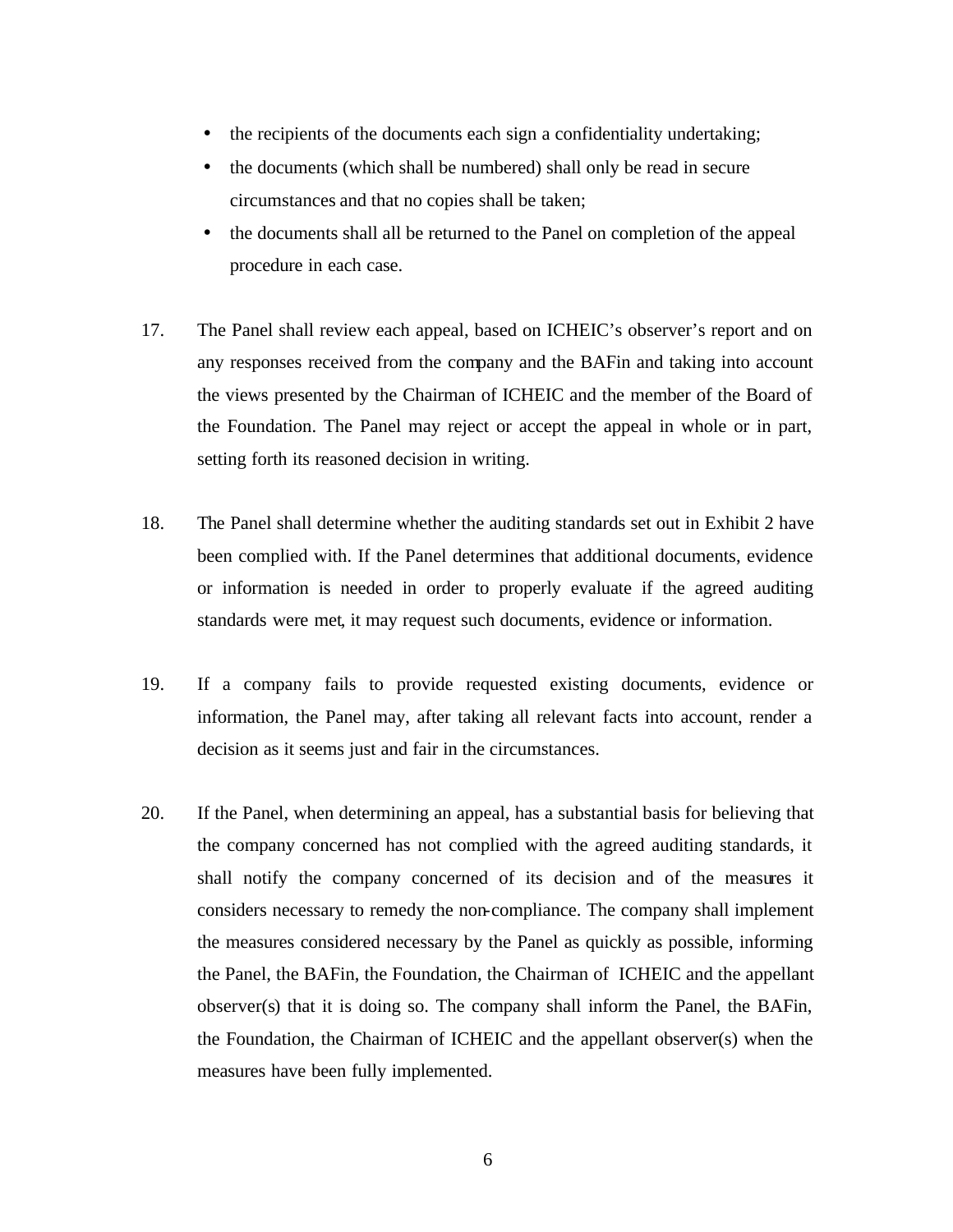- the recipients of the documents each sign a confidentiality undertaking;
- the documents (which shall be numbered) shall only be read in secure circumstances and that no copies shall be taken;
- the documents shall all be returned to the Panel on completion of the appeal procedure in each case.

17. The Panel shall review each appeal, based on ICHEIC's observer's report and on any responses received from the company and the BAFin and taking into account the views presented by the Chairman of ICHEIC and the member of the Board of the Foundation. The Panel may reject or accept the appeal in whole or in part, setting forth its reasoned decision in writing.

18. The Panel shall determine whether the auditing standards set out in Exhibit 2 have been complied with. If the Panel determines that additional documents, evidence or information is needed in order to properly evaluate if the agreed auditing standards were met, it may request such documents, evidence or information.

19. If a company fails to provide requested existing documents, evidence or information, the Panel may, after taking all relevant facts into account, render a decision as it seems just and fair in the circumstances.

20. If the Panel, when determining an appeal, has a substantial basis for believing that the company concerned has not complied with the agreed auditing standards, it shall notify the company concerned of its decision and of the measures it considers necessary to remedy the non-compliance. The company shall implement the measures considered necessary by the Panel as quickly as possible, informing the Panel, the BAFin, the Foundation, the Chairman of ICHEIC and the appellant observer(s) that it is doing so. The company shall inform the Panel, the BAFin, the Foundation, the Chairman of ICHEIC and the appellant observer(s) when the measures have been fully implemented.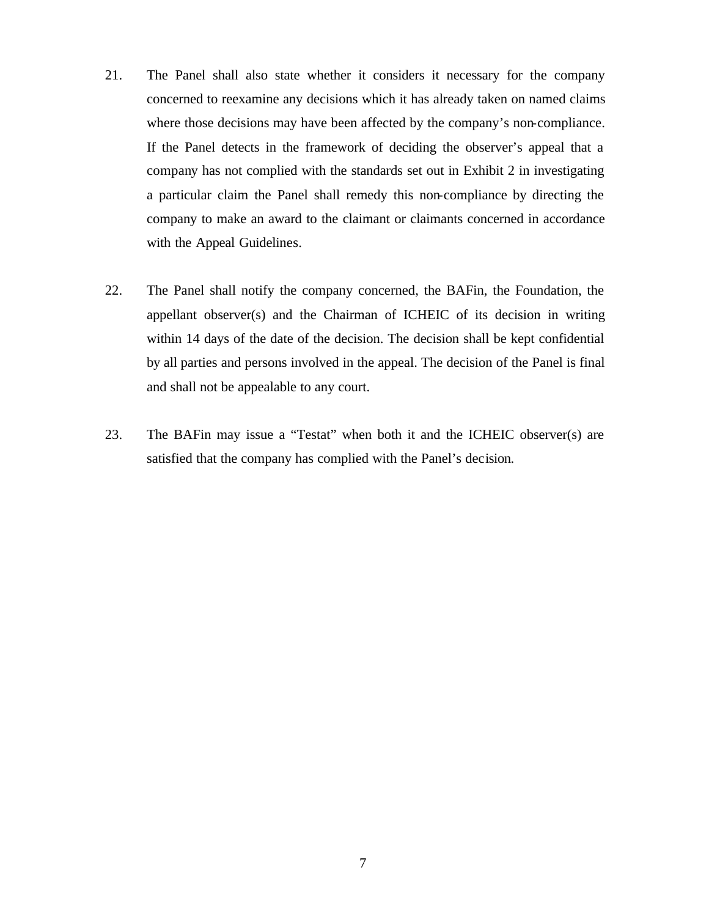21. The Panel shall also state whether it considers it necessary for the company concerned to reexamine any decisions which it has already taken on named claims where those decisions may have been affected by the company's non-compliance. If the Panel detects in the framework of deciding the observer's appeal that a company has not complied with the standards set out in Exhibit 2 in investigating a particular claim the Panel shall remedy this non-compliance by directing the company to make an award to the claimant or claimants concerned in accordance with the Appeal Guidelines.

22. The Panel shall notify the company concerned, the BAFin, the Foundation, the appellant observer(s) and the Chairman of ICHEIC of its decision in writing within 14 days of the date of the decision. The decision shall be kept confidential by all parties and persons involved in the appeal. The decision of the Panel is final and shall not be appealable to any court.

23. The BAFin may issue a "Testat" when both it and the ICHEIC observer(s) are satisfied that the company has complied with the Panel's decision.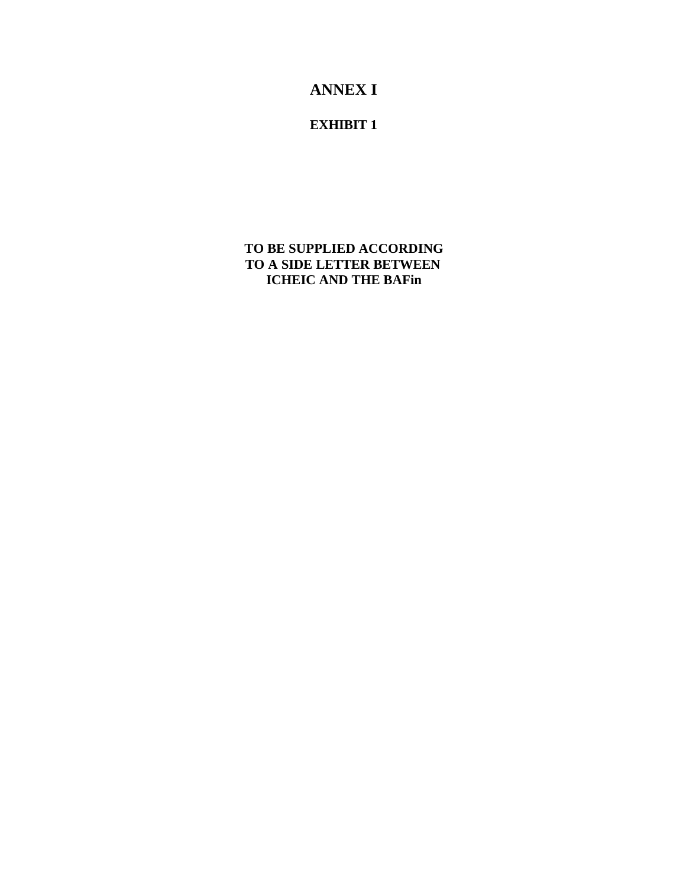# ANNEX I

## EXHIBIT 1

**TO BE SUPPLIED ACCORDING TO A SIDE LETTER BETWEEN ICHEIC AND THE BAFin**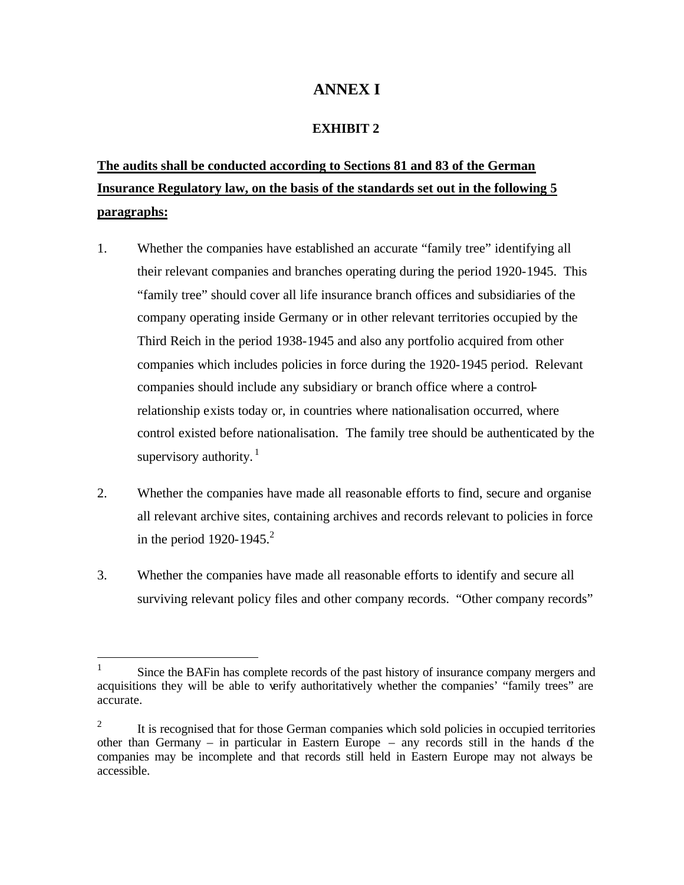# ANNEX I

## EXHIBIT 2

**<u>The audits shall be conducted according to Sections 81 and 83 of the German Insurance Regulatory law, on the basis of the standards set out in the following 5 paragraphs:</u>**

1. Whether the companies have established an accurate "family tree" identifying all their relevant companies and branches operating during the period 1920-1945. This "family tree" should cover all life insurance branch offices and subsidiaries of the company operating inside Germany or in other relevant territories occupied by the Third Reich in the period 1938-1945 and also any portfolio acquired from other companies which includes policies in force during the 1920-1945 period. Relevant companies should include any subsidiary or branch office where a control-relationship exists today or, in countries where nationalisation occurred, where control existed before nationalisation. The family tree should be authenticated by the supervisory authority.[1]

2. Whether the companies have made all reasonable efforts to find, secure and organise all relevant archive sites, containing archives and records relevant to policies in force in the period 1920-1945.[2]

3. Whether the companies have made all reasonable efforts to identify and secure all surviving relevant policy files and other company records. "Other company records"

---

[1] Since the BAFin has complete records of the past history of insurance company mergers and acquisitions they will be able to verify authoritatively whether the companies' "family trees" are accurate.

[2] It is recognised that for those German companies which sold policies in occupied territories other than Germany – in particular in Eastern Europe – any records still in the hands of the companies may be incomplete and that records still held in Eastern Europe may not always be accessible.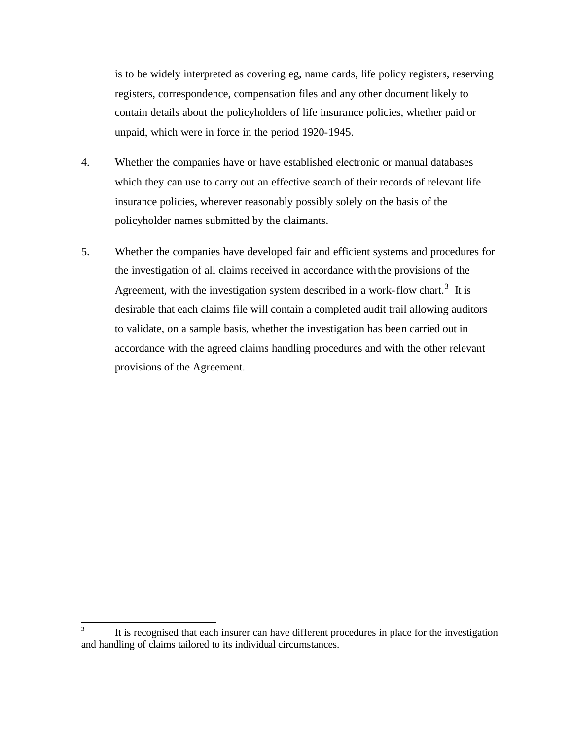is to be widely interpreted as covering eg, name cards, life policy registers, reserving registers, correspondence, compensation files and any other document likely to contain details about the policyholders of life insurance policies, whether paid or unpaid, which were in force in the period 1920-1945.

4. Whether the companies have or have established electronic or manual databases which they can use to carry out an effective search of their records of relevant life insurance policies, wherever reasonably possibly solely on the basis of the policyholder names submitted by the claimants.

5. Whether the companies have developed fair and efficient systems and procedures for the investigation of all claims received in accordance with the provisions of the Agreement, with the investigation system described in a work-flow chart.[3] It is desirable that each claims file will contain a completed audit trail allowing auditors to validate, on a sample basis, whether the investigation has been carried out in accordance with the agreed claims handling procedures and with the other relevant provisions of the Agreement.

---

[3] It is recognised that each insurer can have different procedures in place for the investigation and handling of claims tailored to its individual circumstances.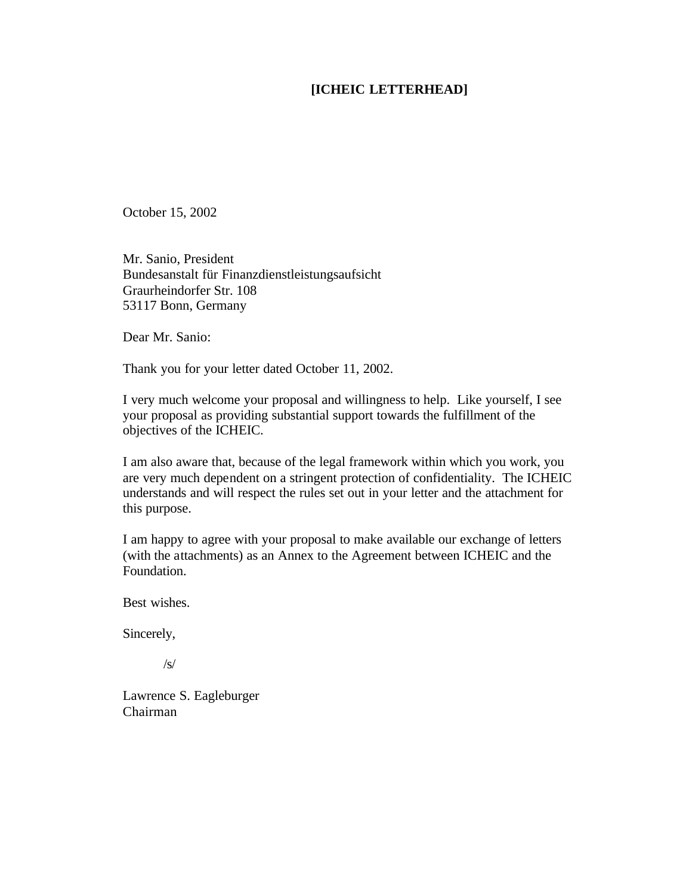**[ICHEIC LETTERHEAD]**

October 15, 2002

Mr. Sanio, President
Bundesanstalt für Finanzdienstleistungsaufsicht
Graurheindorfer Str. 108
53117 Bonn, Germany

Dear Mr. Sanio:

Thank you for your letter dated October 11, 2002.

I very much welcome your proposal and willingness to help. Like yourself, I see your proposal as providing substantial support towards the fulfillment of the objectives of the ICHEIC.

I am also aware that, because of the legal framework within which you work, you are very much dependent on a stringent protection of confidentiality. The ICHEIC understands and will respect the rules set out in your letter and the attachment for this purpose.

I am happy to agree with your proposal to make available our exchange of letters (with the attachments) as an Annex to the Agreement between ICHEIC and the Foundation.

Best wishes.

Sincerely,

/s/

Lawrence S. Eagleburger
Chairman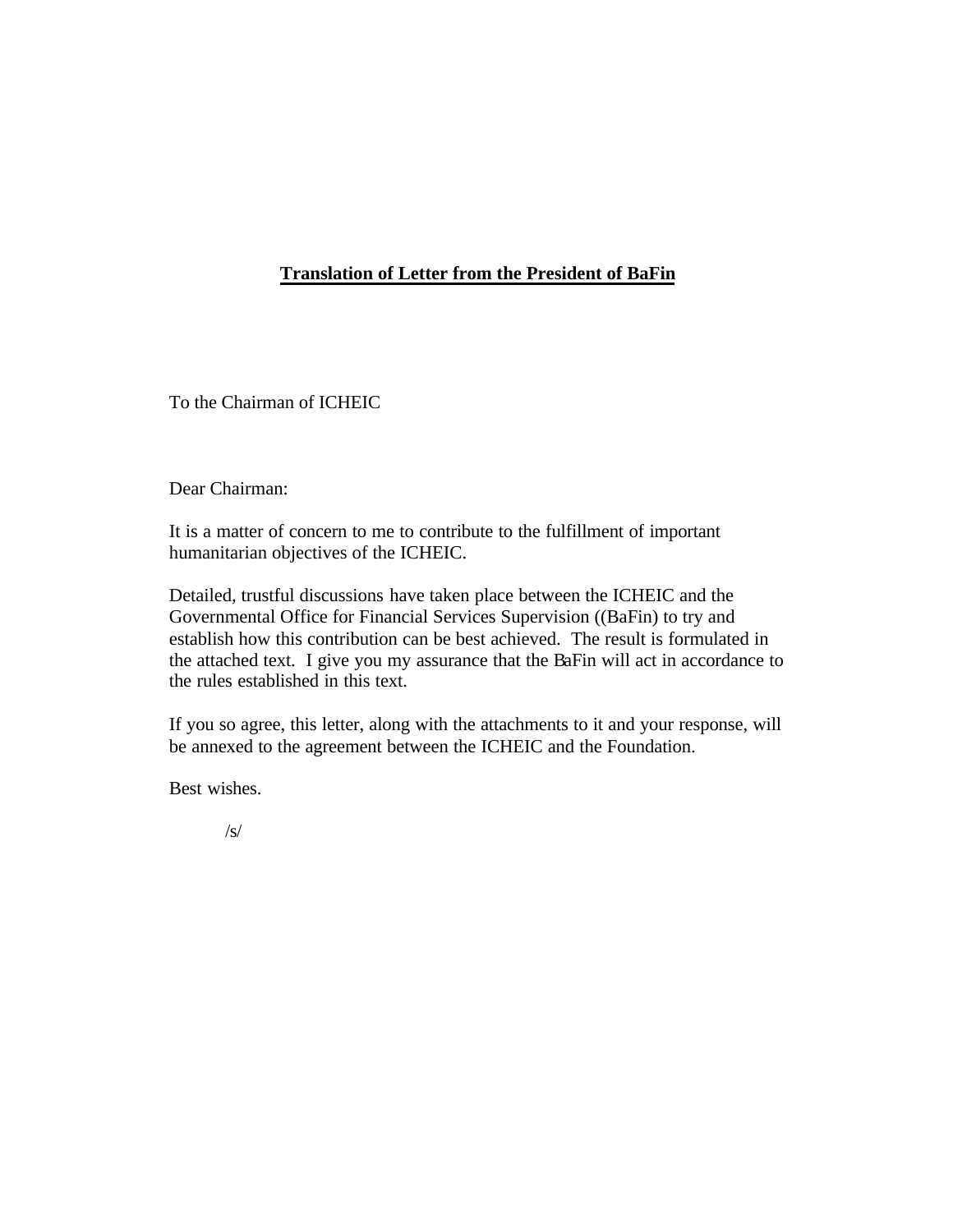**Translation of Letter from the President of BaFin**

To the Chairman of ICHEIC

Dear Chairman:

It is a matter of concern to me to contribute to the fulfillment of important humanitarian objectives of the ICHEIC.

Detailed, trustful discussions have taken place between the ICHEIC and the Governmental Office for Financial Services Supervision ((BaFin) to try and establish how this contribution can be best achieved. The result is formulated in the attached text. I give you my assurance that the BaFin will act in accordance to the rules established in this text.

If you so agree, this letter, along with the attachments to it and your response, will be annexed to the agreement between the ICHEIC and the Foundation.

Best wishes.

/s/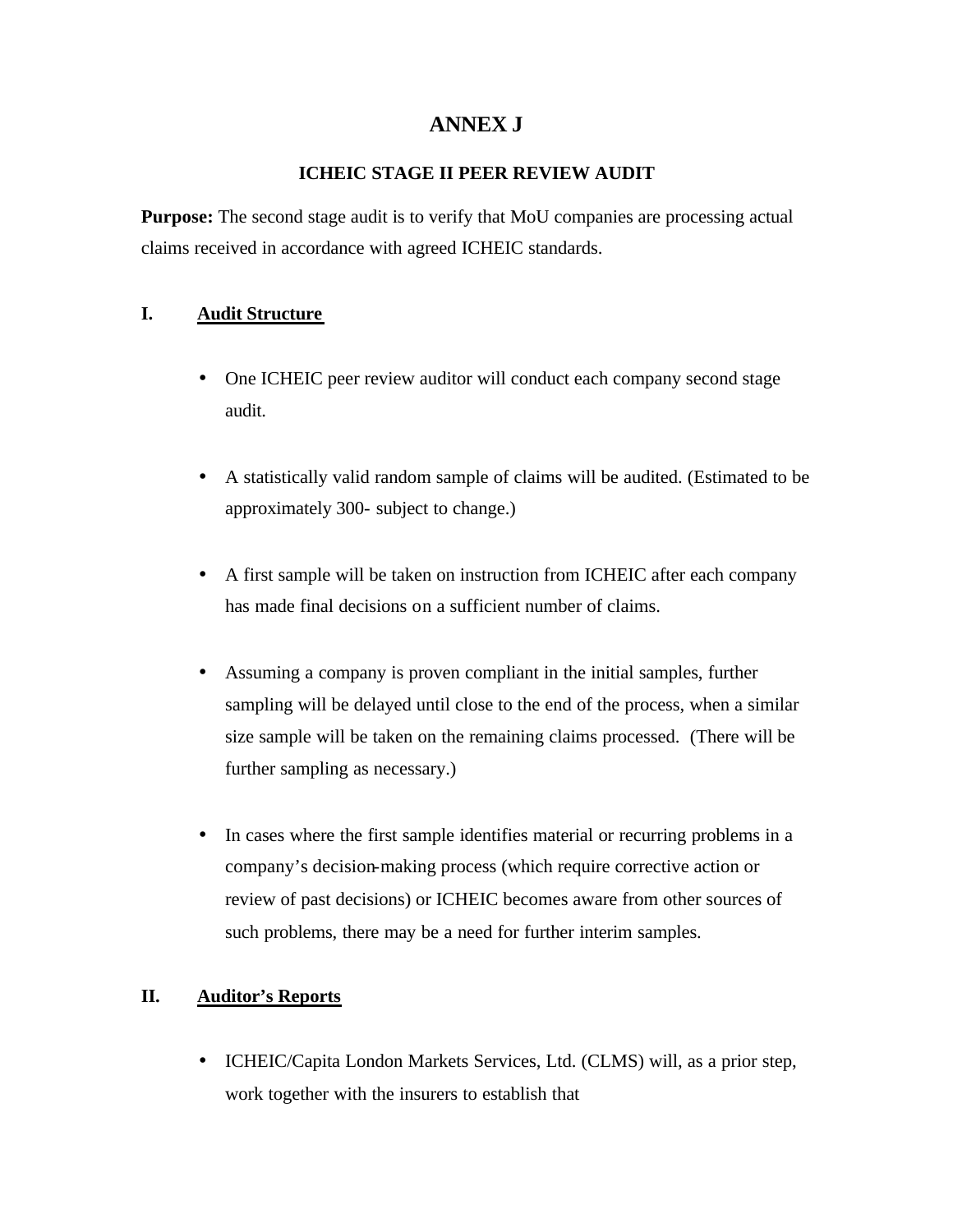# ANNEX J

## ICHEIC STAGE II PEER REVIEW AUDIT

**Purpose:** The second stage audit is to verify that MoU companies are processing actual claims received in accordance with agreed ICHEIC standards.

## I. Audit Structure

- One ICHEIC peer review auditor will conduct each company second stage audit.
- A statistically valid random sample of claims will be audited. (Estimated to be approximately 300- subject to change.)
- A first sample will be taken on instruction from ICHEIC after each company has made final decisions on a sufficient number of claims.
- Assuming a company is proven compliant in the initial samples, further sampling will be delayed until close to the end of the process, when a similar size sample will be taken on the remaining claims processed. (There will be further sampling as necessary.)
- In cases where the first sample identifies material or recurring problems in a company's decision-making process (which require corrective action or review of past decisions) or ICHEIC becomes aware from other sources of such problems, there may be a need for further interim samples.

## II. Auditor's Reports

- ICHEIC/Capita London Markets Services, Ltd. (CLMS) will, as a prior step, work together with the insurers to establish that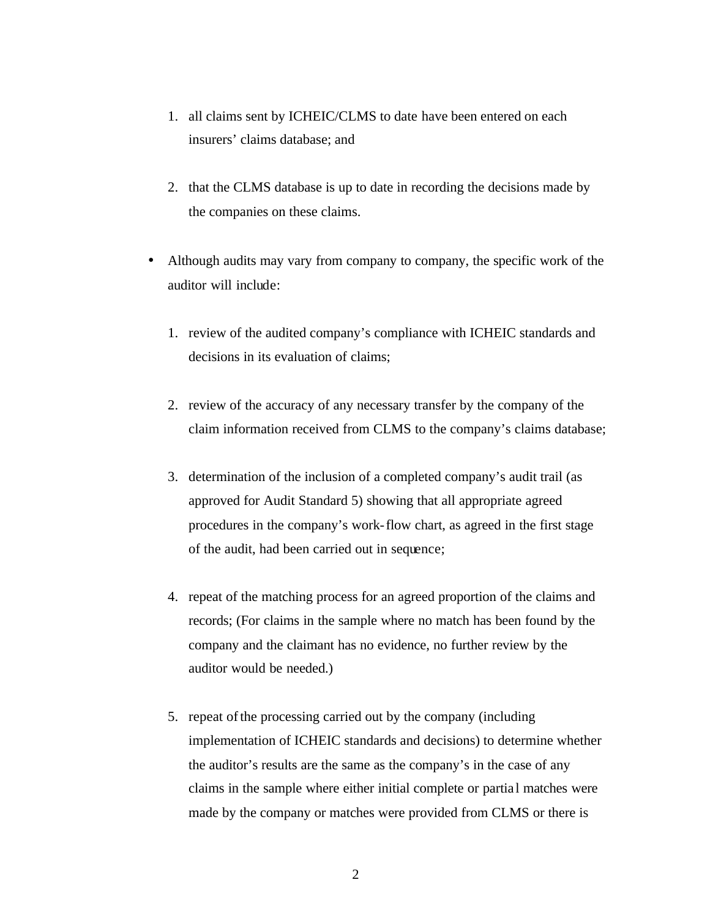1. all claims sent by ICHEIC/CLMS to date have been entered on each insurers' claims database; and

2. that the CLMS database is up to date in recording the decisions made by the companies on these claims.

- Although audits may vary from company to company, the specific work of the auditor will include:

1. review of the audited company's compliance with ICHEIC standards and decisions in its evaluation of claims;

2. review of the accuracy of any necessary transfer by the company of the claim information received from CLMS to the company's claims database;

3. determination of the inclusion of a completed company's audit trail (as approved for Audit Standard 5) showing that all appropriate agreed procedures in the company's work-flow chart, as agreed in the first stage of the audit, had been carried out in sequence;

4. repeat of the matching process for an agreed proportion of the claims and records; (For claims in the sample where no match has been found by the company and the claimant has no evidence, no further review by the auditor would be needed.)

5. repeat of the processing carried out by the company (including implementation of ICHEIC standards and decisions) to determine whether the auditor's results are the same as the company's in the case of any claims in the sample where either initial complete or partial matches were made by the company or matches were provided from CLMS or there is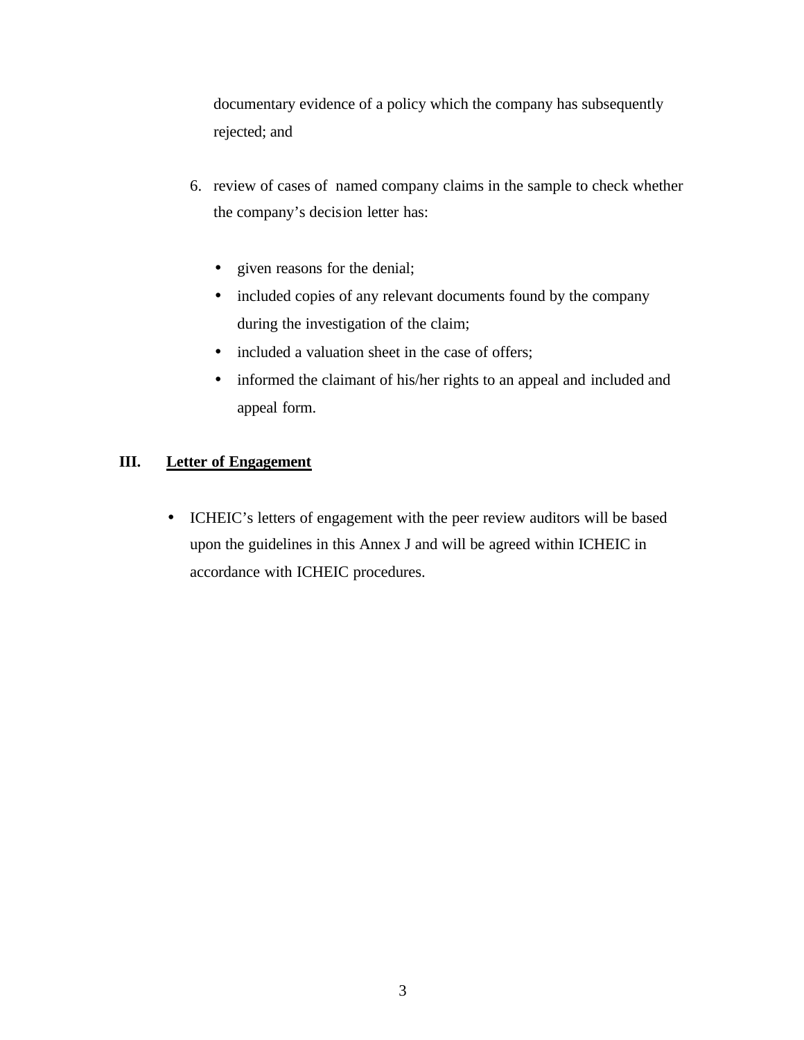documentary evidence of a policy which the company has subsequently rejected; and

6. review of cases of named company claims in the sample to check whether the company's decision letter has:

   - given reasons for the denial;
   - included copies of any relevant documents found by the company during the investigation of the claim;
   - included a valuation sheet in the case of offers;
   - informed the claimant of his/her rights to an appeal and included and appeal form.

## III. Letter of Engagement

- ICHEIC's letters of engagement with the peer review auditors will be based upon the guidelines in this Annex J and will be agreed within ICHEIC in accordance with ICHEIC procedures.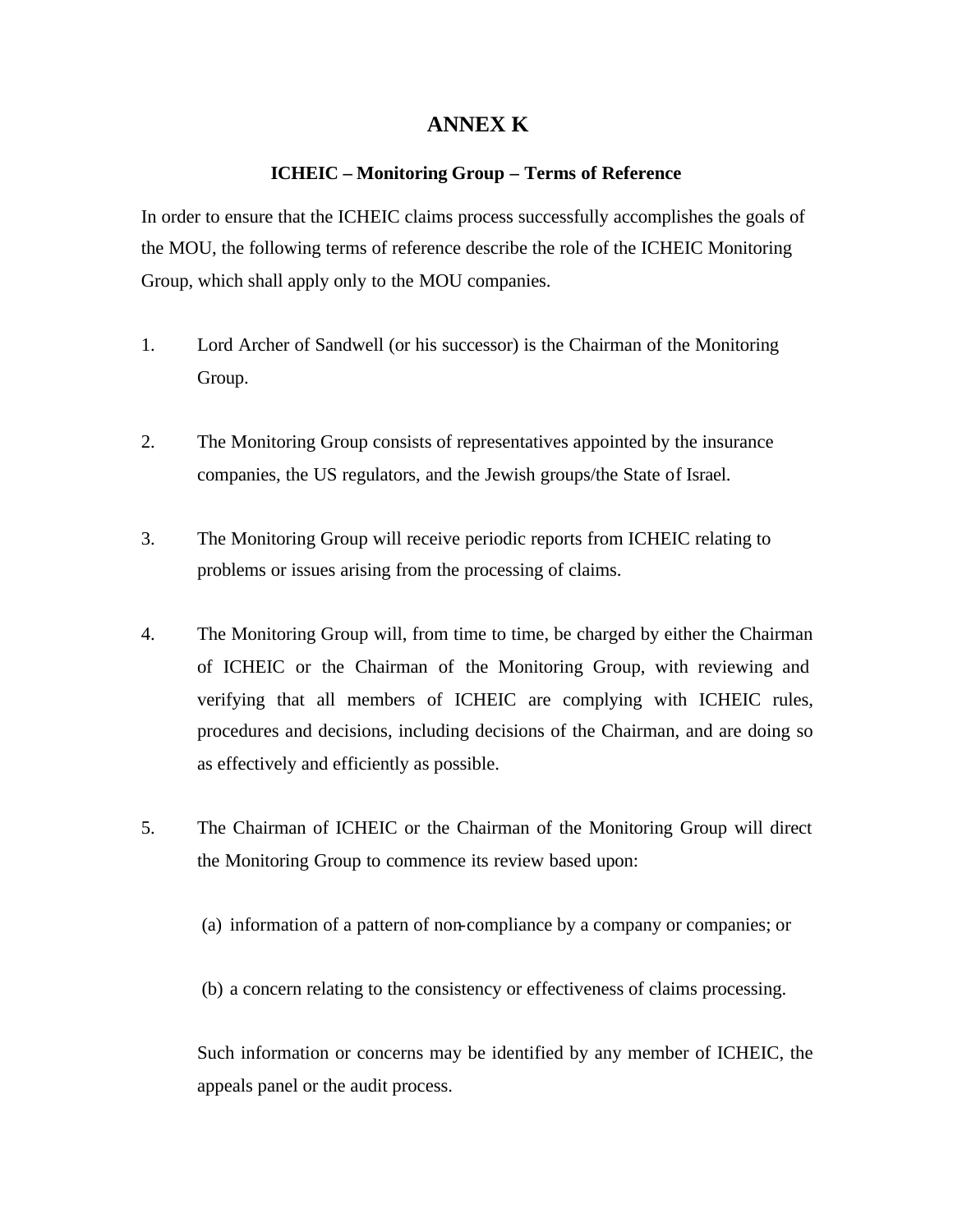# ANNEX K

## ICHEIC – Monitoring Group – Terms of Reference

In order to ensure that the ICHEIC claims process successfully accomplishes the goals of the MOU, the following terms of reference describe the role of the ICHEIC Monitoring Group, which shall apply only to the MOU companies.

1. Lord Archer of Sandwell (or his successor) is the Chairman of the Monitoring Group.

2. The Monitoring Group consists of representatives appointed by the insurance companies, the US regulators, and the Jewish groups/the State of Israel.

3. The Monitoring Group will receive periodic reports from ICHEIC relating to problems or issues arising from the processing of claims.

4. The Monitoring Group will, from time to time, be charged by either the Chairman of ICHEIC or the Chairman of the Monitoring Group, with reviewing and verifying that all members of ICHEIC are complying with ICHEIC rules, procedures and decisions, including decisions of the Chairman, and are doing so as effectively and efficiently as possible.

5. The Chairman of ICHEIC or the Chairman of the Monitoring Group will direct the Monitoring Group to commence its review based upon:

   (a) information of a pattern of non-compliance by a company or companies; or

   (b) a concern relating to the consistency or effectiveness of claims processing.

   Such information or concerns may be identified by any member of ICHEIC, the appeals panel or the audit process.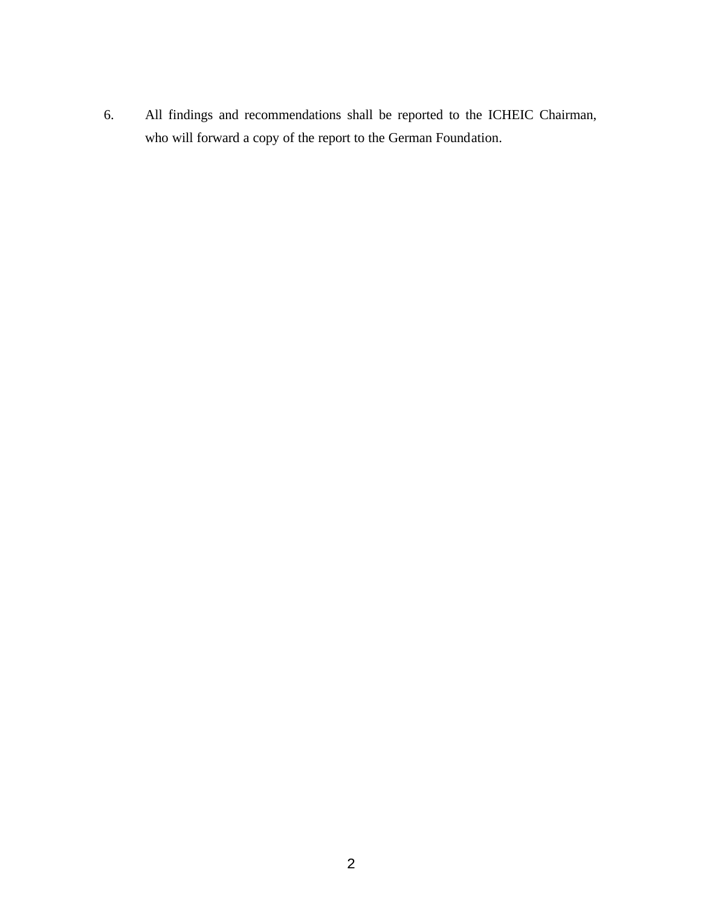6. All findings and recommendations shall be reported to the ICHEIC Chairman, who will forward a copy of the report to the German Foundation.